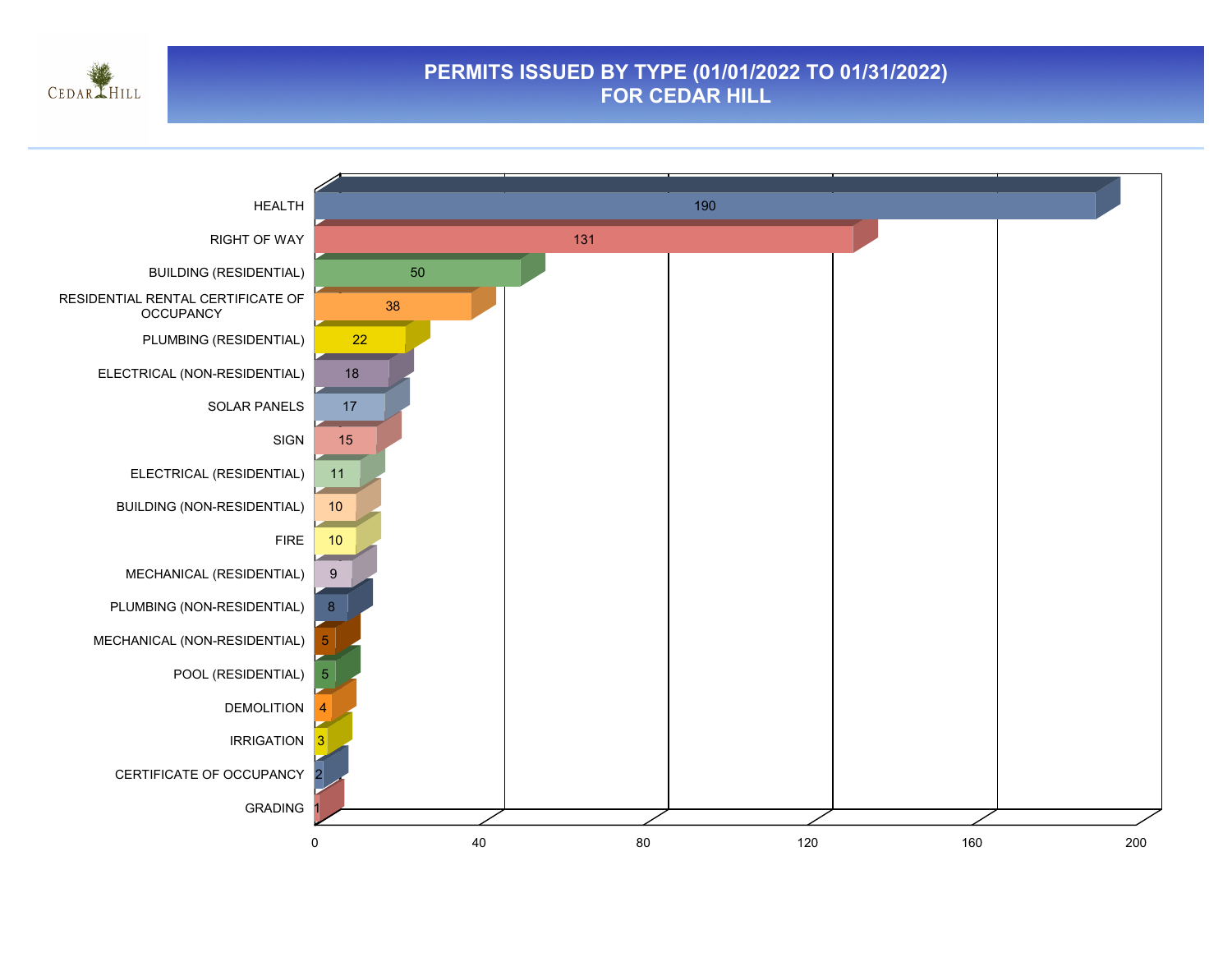# PERMITS ISSUED BY TYPE (01/01/2022 TO 01/31/2022) FOR CEDAR HILL

| Permit Type | Count |
|---|---|
| HEALTH | 190 |
| RIGHT OF WAY | 131 |
| BUILDING (RESIDENTIAL) | 50 |
| RESIDENTIAL RENTAL CERTIFICATE OF OCCUPANCY | 38 |
| PLUMBING (RESIDENTIAL) | 22 |
| ELECTRICAL (NON-RESIDENTIAL) | 18 |
| SOLAR PANELS | 17 |
| SIGN | 15 |
| ELECTRICAL (RESIDENTIAL) | 11 |
| BUILDING (NON-RESIDENTIAL) | 10 |
| FIRE | 10 |
| MECHANICAL (RESIDENTIAL) | 9 |
| PLUMBING (NON-RESIDENTIAL) | 8 |
| MECHANICAL (NON-RESIDENTIAL) | 5 |
| POOL (RESIDENTIAL) | 5 |
| DEMOLITION | 4 |
| IRRIGATION | 3 |
| CERTIFICATE OF OCCUPANCY | 2 |
| GRADING | 1 |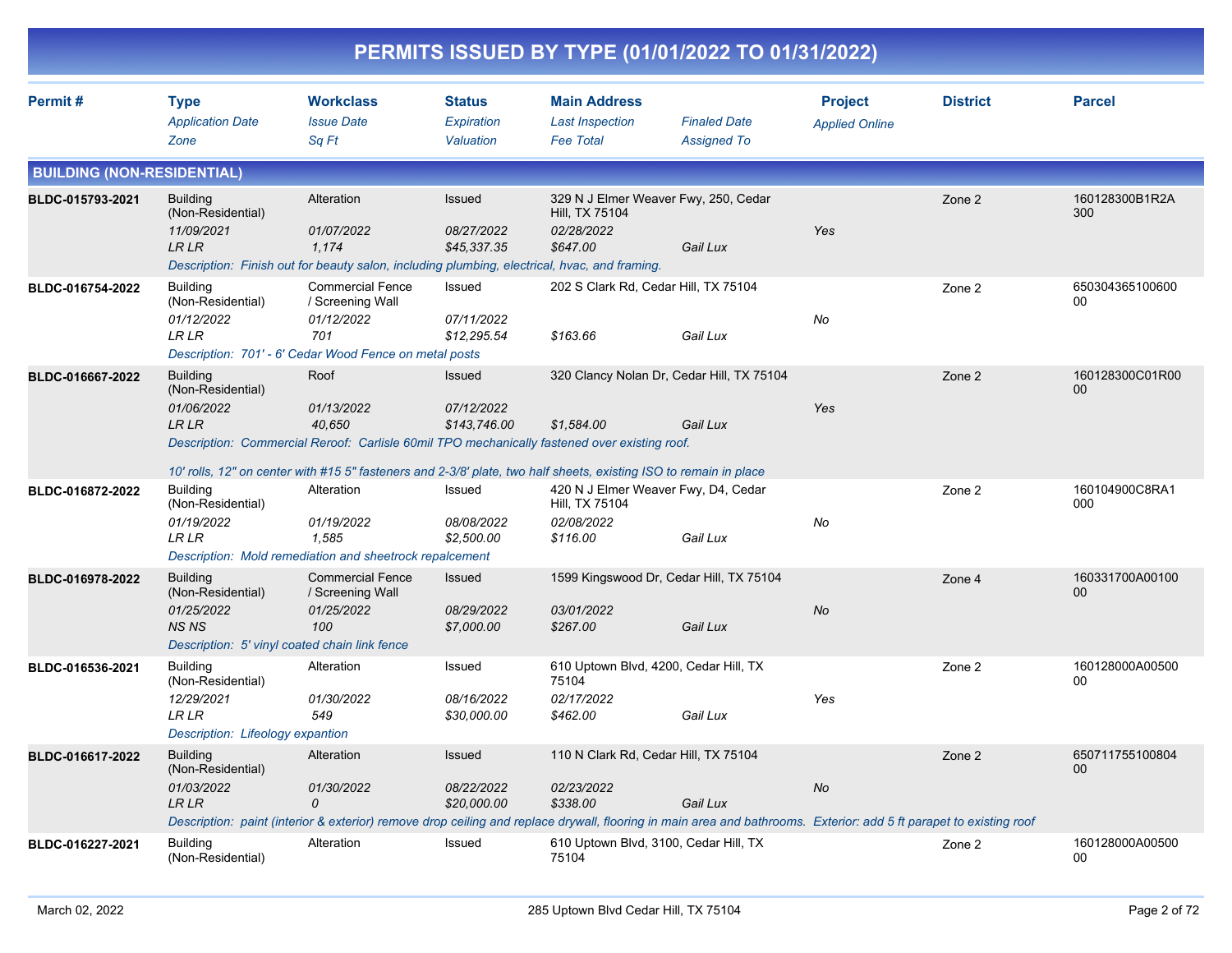# PERMITS ISSUED BY TYPE (01/01/2022 TO 01/31/2022)

| Permit # | Type / Application Date / Zone | Workclass / Issue Date / Sq Ft | Status / Expiration / Valuation | Main Address / Last Inspection / Fee Total | Finaled Date / Assigned To | Project / Applied Online | District | Parcel |
|---|---|---|---|---|---|---|---|---|

## BUILDING (NON-RESIDENTIAL)

| Permit # | Type / Application Date / Zone | Workclass / Issue Date / Sq Ft | Status / Expiration / Valuation | Main Address / Last Inspection / Fee Total | Finaled Date / Assigned To | Project / Applied Online | District | Parcel |
|---|---|---|---|---|---|---|---|---|
| BLDC-015793-2021 | Building (Non-Residential) / 11/09/2021 / LR LR | Alteration / 01/07/2022 / 1,174 | Issued / 08/27/2022 / $45,337.35 | 329 N J Elmer Weaver Fwy, 250, Cedar Hill, TX 75104 / 02/28/2022 / $647.00 | Gail Lux | Yes | Zone 2 | 160128300B1R2A300 |
| | Description: Finish out for beauty salon, including plumbing, electrical, hvac, and framing. | | | | | | | |
| BLDC-016754-2022 | Building (Non-Residential) / 01/12/2022 / LR LR | Commercial Fence / Screening Wall / 01/12/2022 / 701 | Issued / 07/11/2022 / $12,295.54 | 202 S Clark Rd, Cedar Hill, TX 75104 / / $163.66 | Gail Lux | No | Zone 2 | 65030436510060000 |
| | Description: 701' - 6' Cedar Wood Fence on metal posts | | | | | | | |
| BLDC-016667-2022 | Building (Non-Residential) / 01/06/2022 / LR LR | Roof / 01/13/2022 / 40,650 | Issued / 07/12/2022 / $143,746.00 | 320 Clancy Nolan Dr, Cedar Hill, TX 75104 / / $1,584.00 | Gail Lux | Yes | Zone 2 | 160128300C01R0000 |
| | Description: Commercial Reroof: Carlisle 60mil TPO mechanically fastened over existing roof. 10' rolls, 12" on center with #15 5" fasteners and 2-3/8' plate, two half sheets, existing ISO to remain in place | | | | | | | |
| BLDC-016872-2022 | Building (Non-Residential) / 01/19/2022 / LR LR | Alteration / 01/19/2022 / 1,585 | Issued / 08/08/2022 / $2,500.00 | 420 N J Elmer Weaver Fwy, D4, Cedar Hill, TX 75104 / 02/08/2022 / $116.00 | Gail Lux | No | Zone 2 | 160104900C8RA1000 |
| | Description: Mold remediation and sheetrock repalcement | | | | | | | |
| BLDC-016978-2022 | Building (Non-Residential) / 01/25/2022 / NS NS | Commercial Fence / Screening Wall / 01/25/2022 / 100 | Issued / 08/29/2022 / $7,000.00 | 1599 Kingswood Dr, Cedar Hill, TX 75104 / 03/01/2022 / $267.00 | Gail Lux | No | Zone 4 | 160331700A0010000 |
| | Description: 5' vinyl coated chain link fence | | | | | | | |
| BLDC-016536-2021 | Building (Non-Residential) / 12/29/2021 / LR LR | Alteration / 01/30/2022 / 549 | Issued / 08/16/2022 / $30,000.00 | 610 Uptown Blvd, 4200, Cedar Hill, TX 75104 / 02/17/2022 / $462.00 | Gail Lux | Yes | Zone 2 | 160128000A0050000 |
| | Description: Lifeology expantion | | | | | | | |
| BLDC-016617-2022 | Building (Non-Residential) / 01/03/2022 / LR LR | Alteration / 01/30/2022 / 0 | Issued / 08/22/2022 / $20,000.00 | 110 N Clark Rd, Cedar Hill, TX 75104 / 02/23/2022 / $338.00 | Gail Lux | No | Zone 2 | 65071175510080400 |
| | Description: paint (interior & exterior) remove drop ceiling and replace drywall, flooring in main area and bathrooms. Exterior: add 5 ft parapet to existing roof | | | | | | | |
| BLDC-016227-2021 | Building (Non-Residential) | Alteration | Issued | 610 Uptown Blvd, 3100, Cedar Hill, TX 75104 | | | Zone 2 | 160128000A0050000 |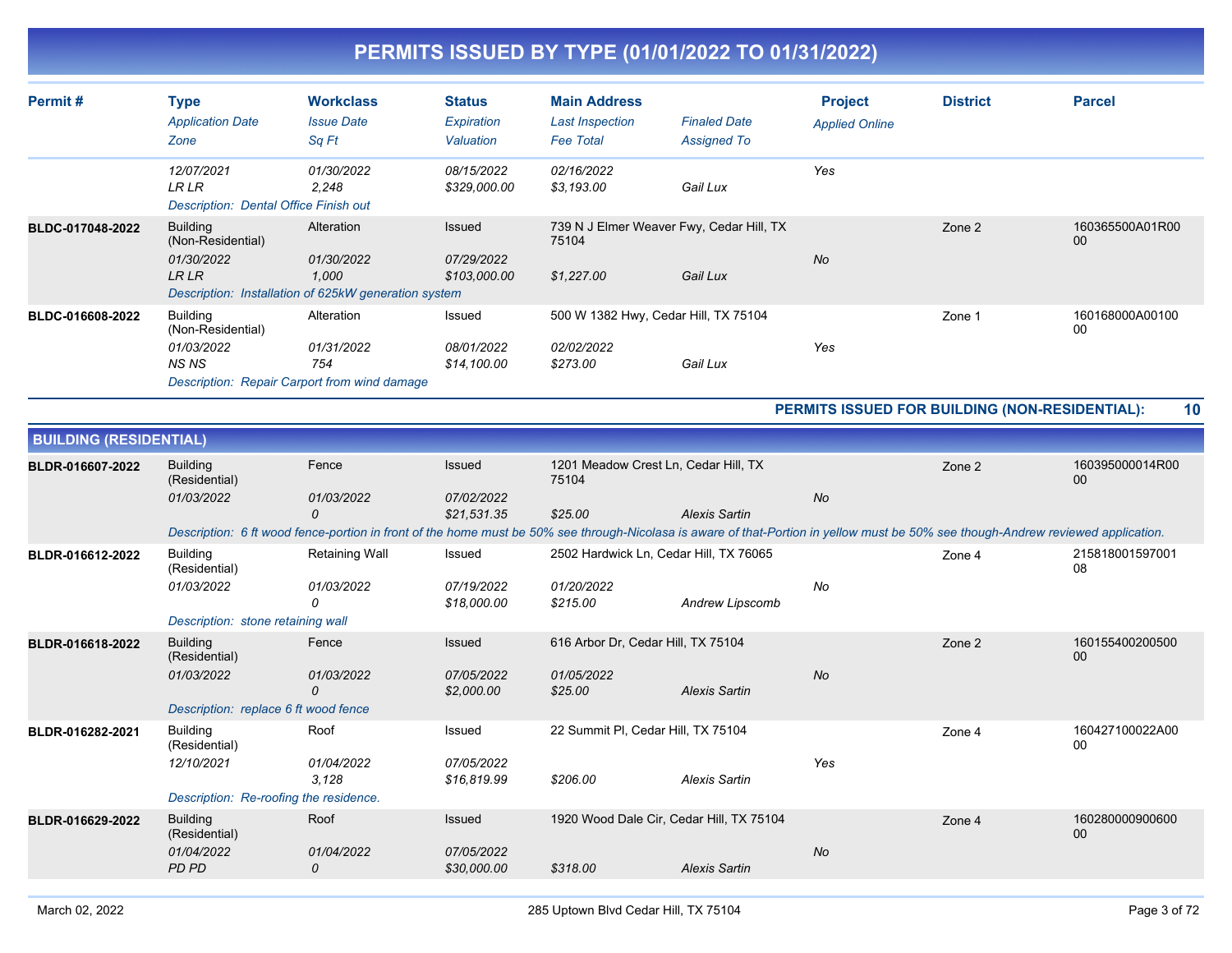# PERMITS ISSUED BY TYPE (01/01/2022 TO 01/31/2022)

| Permit # | Type / Application Date / Zone | Workclass / Issue Date / Sq Ft | Status / Expiration / Valuation | Main Address / Last Inspection / Fee Total | Finaled Date / Assigned To | Project / Applied Online | District | Parcel |
|---|---|---|---|---|---|---|---|---|
| | 12/07/2021 | 01/30/2022 | 08/15/2022 | 02/16/2022 | | Yes | | |
| | LR LR | 2,248 | $329,000.00 | $3,193.00 | Gail Lux | | | |
| | Description: Dental Office Finish out | | | | | | | |
| BLDC-017048-2022 | Building (Non-Residential) | Alteration | Issued | 739 N J Elmer Weaver Fwy, Cedar Hill, TX 75104 | | | Zone 2 | 160365500A01R0000 |
| | 01/30/2022 | 01/30/2022 | 07/29/2022 | | | No | | |
| | LR LR | 1,000 | $103,000.00 | $1,227.00 | Gail Lux | | | |
| | Description: Installation of 625kW generation system | | | | | | | |
| BLDC-016608-2022 | Building (Non-Residential) | Alteration | Issued | 500 W 1382 Hwy, Cedar Hill, TX 75104 | | | Zone 1 | 160168000A0010000 |
| | 01/03/2022 | 01/31/2022 | 08/01/2022 | 02/02/2022 | | Yes | | |
| | NS NS | 754 | $14,100.00 | $273.00 | Gail Lux | | | |
| | Description: Repair Carport from wind damage | | | | | | | |

**PERMITS ISSUED FOR BUILDING (NON-RESIDENTIAL): 10**

## BUILDING (RESIDENTIAL)

| Permit # | Type / Application Date / Zone | Workclass / Issue Date / Sq Ft | Status / Expiration / Valuation | Main Address / Last Inspection / Fee Total | Finaled Date / Assigned To | Project / Applied Online | District | Parcel |
|---|---|---|---|---|---|---|---|---|
| BLDR-016607-2022 | Building (Residential) | Fence | Issued | 1201 Meadow Crest Ln, Cedar Hill, TX 75104 | | | Zone 2 | 160395000014R0000 |
| | 01/03/2022 | 01/03/2022 | 07/02/2022 | | | No | | |
| | | 0 | $21,531.35 | $25.00 | Alexis Sartin | | | |
| | Description: 6 ft wood fence-portion in front of the home must be 50% see through-Nicolasa is aware of that-Portion in yellow must be 50% see though-Andrew reviewed application. | | | | | | | |
| BLDR-016612-2022 | Building (Residential) | Retaining Wall | Issued | 2502 Hardwick Ln, Cedar Hill, TX 76065 | | | Zone 4 | 21581800159700108 |
| | 01/03/2022 | 01/03/2022 | 07/19/2022 | 01/20/2022 | | No | | |
| | | 0 | $18,000.00 | $215.00 | Andrew Lipscomb | | | |
| | Description: stone retaining wall | | | | | | | |
| BLDR-016618-2022 | Building (Residential) | Fence | Issued | 616 Arbor Dr, Cedar Hill, TX 75104 | | | Zone 2 | 16015540020050000 |
| | 01/03/2022 | 01/03/2022 | 07/05/2022 | 01/05/2022 | | No | | |
| | | 0 | $2,000.00 | $25.00 | Alexis Sartin | | | |
| | Description: replace 6 ft wood fence | | | | | | | |
| BLDR-016282-2021 | Building (Residential) | Roof | Issued | 22 Summit Pl, Cedar Hill, TX 75104 | | | Zone 4 | 160427100022A0000 |
| | 12/10/2021 | 01/04/2022 | 07/05/2022 | | | Yes | | |
| | | 3,128 | $16,819.99 | $206.00 | Alexis Sartin | | | |
| | Description: Re-roofing the residence. | | | | | | | |
| BLDR-016629-2022 | Building (Residential) | Roof | Issued | 1920 Wood Dale Cir, Cedar Hill, TX 75104 | | | Zone 4 | 16028000090060000 |
| | 01/04/2022 | 01/04/2022 | 07/05/2022 | | | No | | |
| | PD PD | 0 | $30,000.00 | $318.00 | Alexis Sartin | | | |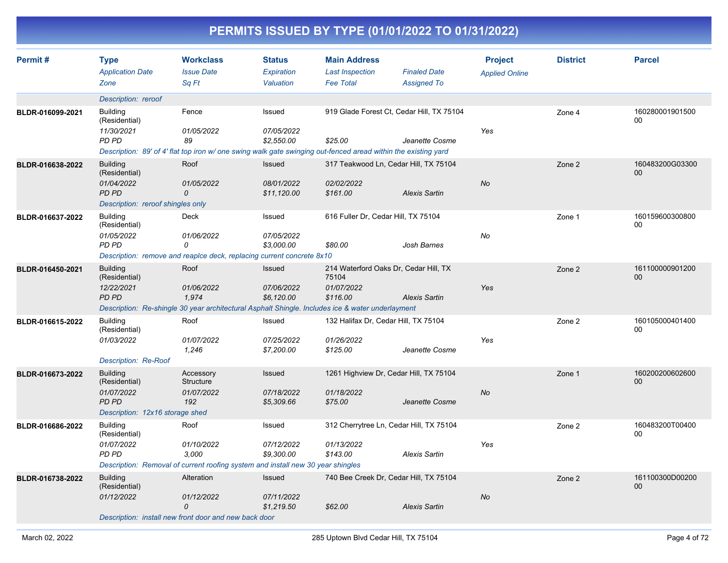# PERMITS ISSUED BY TYPE (01/01/2022 TO 01/31/2022)

| Permit # | Type / Application Date / Zone | Workclass / Issue Date / Sq Ft | Status / Expiration / Valuation | Main Address / Last Inspection / Fee Total | Finaled Date / Assigned To | Project / Applied Online | District | Parcel |
|---|---|---|---|---|---|---|---|---|
| | Description: reroof | | | | | | | |
| BLDR-016099-2021 | Building (Residential) | Fence | Issued | 919 Glade Forest Ct, Cedar Hill, TX 75104 | | | Zone 4 | 16028000190150000 |
| | 11/30/2021 | 01/05/2022 | 07/05/2022 | | | Yes | | |
| | PD PD | 89 | $2,550.00 | $25.00 | Jeanette Cosme | | | |
| | Description: 89' of 4' flat top iron w/ one swing walk gate swinging out-fenced aread within the existing yard | | | | | | | |
| BLDR-016638-2022 | Building (Residential) | Roof | Issued | 317 Teakwood Ln, Cedar Hill, TX 75104 | | | Zone 2 | 160483200G0330000 |
| | 01/04/2022 | 01/05/2022 | 08/01/2022 | 02/02/2022 | | No | | |
| | PD PD | 0 | $11,120.00 | $161.00 | Alexis Sartin | | | |
| | Description: reroof shingles only | | | | | | | |
| BLDR-016637-2022 | Building (Residential) | Deck | Issued | 616 Fuller Dr, Cedar Hill, TX 75104 | | | Zone 1 | 16015960030080000 |
| | 01/05/2022 | 01/06/2022 | 07/05/2022 | | | No | | |
| | PD PD | 0 | $3,000.00 | $80.00 | Josh Barnes | | | |
| | Description: remove and reaplce deck, replacing current concrete 8x10 | | | | | | | |
| BLDR-016450-2021 | Building (Residential) | Roof | Issued | 214 Waterford Oaks Dr, Cedar Hill, TX 75104 | | | Zone 2 | 16110000090120000 |
| | 12/22/2021 | 01/06/2022 | 07/06/2022 | 01/07/2022 | | Yes | | |
| | PD PD | 1,974 | $6,120.00 | $116.00 | Alexis Sartin | | | |
| | Description: Re-shingle 30 year architectural Asphalt Shingle. Includes ice & water underlayment | | | | | | | |
| BLDR-016615-2022 | Building (Residential) | Roof | Issued | 132 Halifax Dr, Cedar Hill, TX 75104 | | | Zone 2 | 16010500040140000 |
| | 01/03/2022 | 01/07/2022 | 07/25/2022 | 01/26/2022 | | Yes | | |
| | | 1,246 | $7,200.00 | $125.00 | Jeanette Cosme | | | |
| | Description: Re-Roof | | | | | | | |
| BLDR-016673-2022 | Building (Residential) | Accessory Structure | Issued | 1261 Highview Dr, Cedar Hill, TX 75104 | | | Zone 1 | 16020020060260000 |
| | 01/07/2022 | 01/07/2022 | 07/18/2022 | 01/18/2022 | | No | | |
| | PD PD | 192 | $5,309.66 | $75.00 | Jeanette Cosme | | | |
| | Description: 12x16 storage shed | | | | | | | |
| BLDR-016686-2022 | Building (Residential) | Roof | Issued | 312 Cherrytree Ln, Cedar Hill, TX 75104 | | | Zone 2 | 160483200T0040000 |
| | 01/07/2022 | 01/10/2022 | 07/12/2022 | 01/13/2022 | | Yes | | |
| | PD PD | 3,000 | $9,300.00 | $143.00 | Alexis Sartin | | | |
| | Description: Removal of current roofing system and install new 30 year shingles | | | | | | | |
| BLDR-016738-2022 | Building (Residential) | Alteration | Issued | 740 Bee Creek Dr, Cedar Hill, TX 75104 | | | Zone 2 | 161100300D0020000 |
| | 01/12/2022 | 01/12/2022 | 07/11/2022 | | | No | | |
| | | 0 | $1,219.50 | $62.00 | Alexis Sartin | | | |
| | Description: install new front door and new back door | | | | | | | |

March 02, 2022 — 285 Uptown Blvd Cedar Hill, TX 75104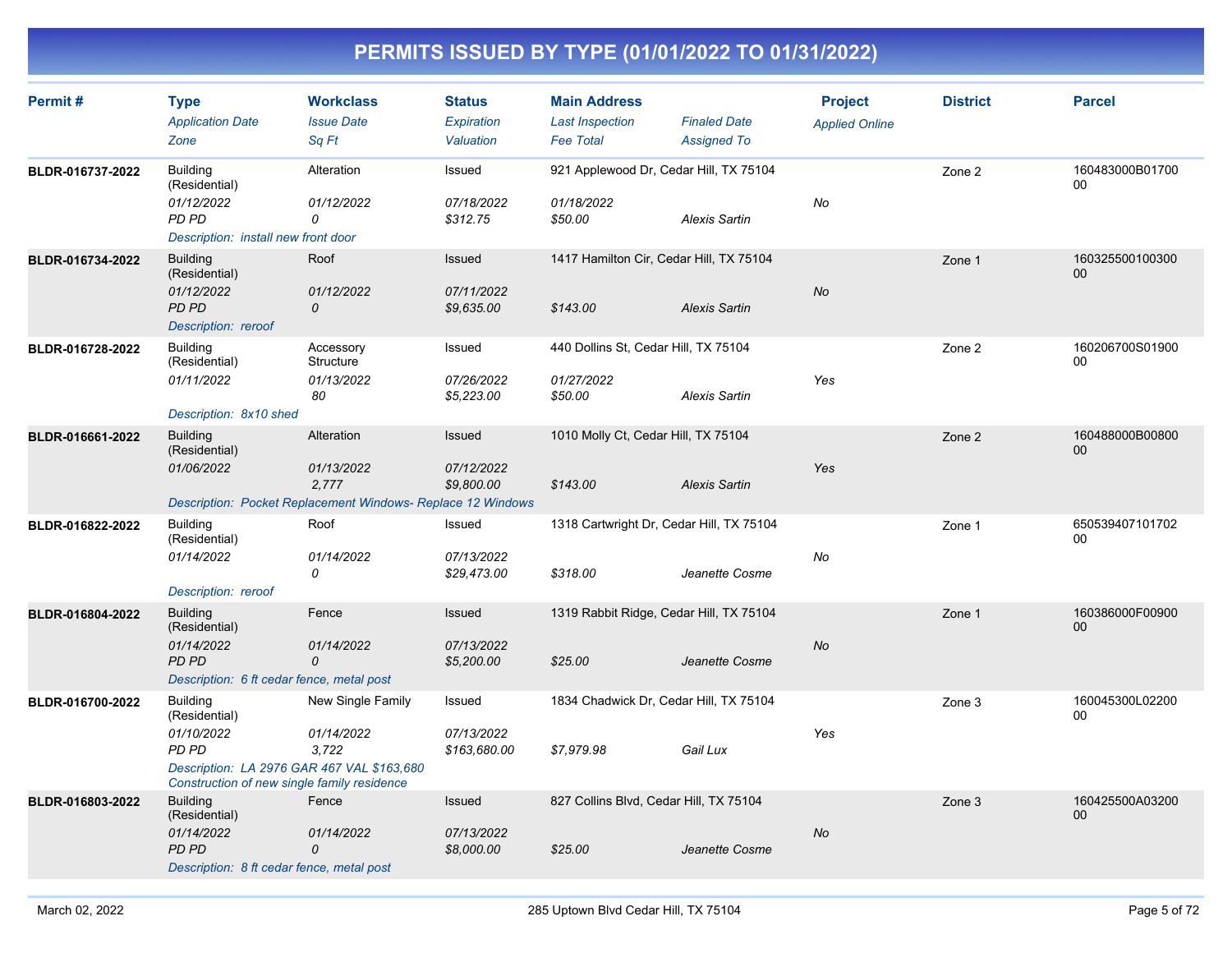# PERMITS ISSUED BY TYPE (01/01/2022 TO 01/31/2022)

| Permit # | Type / Application Date / Zone | Workclass / Issue Date / Sq Ft | Status / Expiration / Valuation | Main Address / Last Inspection / Fee Total | Finaled Date / Assigned To | Project / Applied Online | District | Parcel |
|---|---|---|---|---|---|---|---|---|
| BLDR-016737-2022 | Building (Residential) / 01/12/2022 / PD PD | Alteration / 01/12/2022 / 0 | Issued / 07/18/2022 / $312.75 | 921 Applewood Dr, Cedar Hill, TX 75104 / 01/18/2022 / $50.00 | Alexis Sartin | No | Zone 2 | 160483000B0170000 |
| | Description: install new front door | | | | | | | |
| BLDR-016734-2022 | Building (Residential) / 01/12/2022 / PD PD | Roof / 01/12/2022 / 0 | Issued / 07/11/2022 / $9,635.00 | 1417 Hamilton Cir, Cedar Hill, TX 75104 / / $143.00 | Alexis Sartin | No | Zone 1 | 16032550010030000 |
| | Description: reroof | | | | | | | |
| BLDR-016728-2022 | Building (Residential) / 01/11/2022 / | Accessory Structure / 01/13/2022 / 80 | Issued / 07/26/2022 / $5,223.00 | 440 Dollins St, Cedar Hill, TX 75104 / 01/27/2022 / $50.00 | Alexis Sartin | Yes | Zone 2 | 160206700S0190000 |
| | Description: 8x10 shed | | | | | | | |
| BLDR-016661-2022 | Building (Residential) / 01/06/2022 / | Alteration / 01/13/2022 / 2,777 | Issued / 07/12/2022 / $9,800.00 | 1010 Molly Ct, Cedar Hill, TX 75104 / / $143.00 | Alexis Sartin | Yes | Zone 2 | 160488000B0080000 |
| | Description: Pocket Replacement Windows- Replace 12 Windows | | | | | | | |
| BLDR-016822-2022 | Building (Residential) / 01/14/2022 / | Roof / 01/14/2022 / 0 | Issued / 07/13/2022 / $29,473.00 | 1318 Cartwright Dr, Cedar Hill, TX 75104 / / $318.00 | Jeanette Cosme | No | Zone 1 | 65053940710170200 |
| | Description: reroof | | | | | | | |
| BLDR-016804-2022 | Building (Residential) / 01/14/2022 / PD PD | Fence / 01/14/2022 / 0 | Issued / 07/13/2022 / $5,200.00 | 1319 Rabbit Ridge, Cedar Hill, TX 75104 / / $25.00 | Jeanette Cosme | No | Zone 1 | 160386000F0090000 |
| | Description: 6 ft cedar fence, metal post | | | | | | | |
| BLDR-016700-2022 | Building (Residential) / 01/10/2022 / PD PD | New Single Family / 01/14/2022 / 3,722 | Issued / 07/13/2022 / $163,680.00 | 1834 Chadwick Dr, Cedar Hill, TX 75104 / / $7,979.98 | Gail Lux | Yes | Zone 3 | 160045300L0220000 |
| | Description: LA 2976 GAR 467 VAL $163,680 Construction of new single family residence | | | | | | | |
| BLDR-016803-2022 | Building (Residential) / 01/14/2022 / PD PD | Fence / 01/14/2022 / 0 | Issued / 07/13/2022 / $8,000.00 | 827 Collins Blvd, Cedar Hill, TX 75104 / / $25.00 | Jeanette Cosme | No | Zone 3 | 160425500A0320000 |
| | Description: 8 ft cedar fence, metal post | | | | | | | |

March 02, 2022 — 285 Uptown Blvd Cedar Hill, TX 75104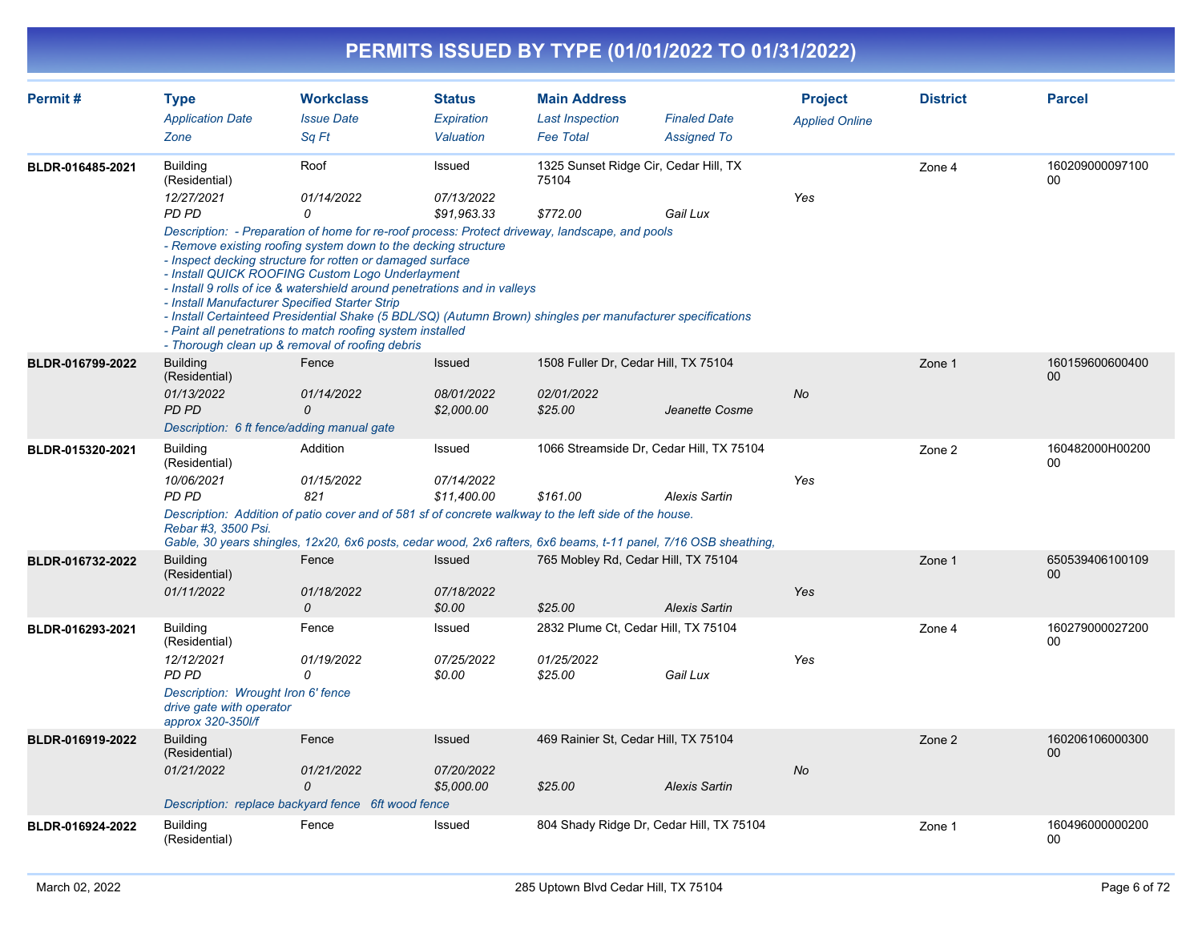# PERMITS ISSUED BY TYPE (01/01/2022 TO 01/31/2022)

| Permit # | Type | Workclass | Status | Main Address | | Project | District | Parcel |
|---|---|---|---|---|---|---|---|---|
| | *Application Date* | *Issue Date* | *Expiration* | *Last Inspection* | *Finaled Date* | *Applied Online* | | |
| | *Zone* | *Sq Ft* | *Valuation* | *Fee Total* | *Assigned To* | | | |
| **BLDR-016485-2021** | Building (Residential) | Roof | Issued | 1325 Sunset Ridge Cir, Cedar Hill, TX 75104 | | | Zone 4 | 16020900009710000 |
| | *12/27/2021* | *01/14/2022* | *07/13/2022* | | | *Yes* | | |
| | *PD PD* | *0* | *$91,963.33* | *$772.00* | *Gail Lux* | | | |
| | *Description: - Preparation of home for re-roof process: Protect driveway, landscape, and pools - Remove existing roofing system down to the decking structure - Inspect decking structure for rotten or damaged surface - Install QUICK ROOFING Custom Logo Underlayment - Install 9 rolls of ice & watershield around penetrations and in valleys - Install Manufacturer Specified Starter Strip - Install Certainteed Presidential Shake (5 BDL/SQ) (Autumn Brown) shingles per manufacturer specifications - Paint all penetrations to match roofing system installed - Thorough clean up & removal of roofing debris* | | | | | | | |
| **BLDR-016799-2022** | Building (Residential) | Fence | Issued | 1508 Fuller Dr, Cedar Hill, TX 75104 | | | Zone 1 | 16015960060040000 |
| | *01/13/2022* | *01/14/2022* | *08/01/2022* | *02/01/2022* | | *No* | | |
| | *PD PD* | *0* | *$2,000.00* | *$25.00* | *Jeanette Cosme* | | | |
| | *Description: 6 ft fence/adding manual gate* | | | | | | | |
| **BLDR-015320-2021** | Building (Residential) | Addition | Issued | 1066 Streamside Dr, Cedar Hill, TX 75104 | | | Zone 2 | 160482000H0020000 |
| | *10/06/2021* | *01/15/2022* | *07/14/2022* | | | *Yes* | | |
| | *PD PD* | *821* | *$11,400.00* | *$161.00* | *Alexis Sartin* | | | |
| | *Description: Addition of patio cover and of 581 sf of concrete walkway to the left side of the house. Rebar #3, 3500 Psi. Gable, 30 years shingles, 12x20, 6x6 posts, cedar wood, 2x6 rafters, 6x6 beams, t-11 panel, 7/16 OSB sheathing,* | | | | | | | |
| **BLDR-016732-2022** | Building (Residential) | Fence | Issued | 765 Mobley Rd, Cedar Hill, TX 75104 | | | Zone 1 | 65053940610010900 |
| | *01/11/2022* | *01/18/2022* | *07/18/2022* | | | *Yes* | | |
| | | *0* | *$0.00* | *$25.00* | *Alexis Sartin* | | | |
| **BLDR-016293-2021** | Building (Residential) | Fence | Issued | 2832 Plume Ct, Cedar Hill, TX 75104 | | | Zone 4 | 16027900002720000 |
| | *12/12/2021* | *01/19/2022* | *07/25/2022* | *01/25/2022* | | *Yes* | | |
| | *PD PD* | *0* | *$0.00* | *$25.00* | *Gail Lux* | | | |
| | *Description: Wrought Iron 6' fence drive gate with operator approx 320-350l/f* | | | | | | | |
| **BLDR-016919-2022** | Building (Residential) | Fence | Issued | 469 Rainier St, Cedar Hill, TX 75104 | | | Zone 2 | 16020610600030000 |
| | *01/21/2022* | *01/21/2022* | *07/20/2022* | | | *No* | | |
| | | *0* | *$5,000.00* | *$25.00* | *Alexis Sartin* | | | |
| | *Description: replace backyard fence 6ft wood fence* | | | | | | | |
| **BLDR-016924-2022** | Building (Residential) | Fence | Issued | 804 Shady Ridge Dr, Cedar Hill, TX 75104 | | | Zone 1 | 16049600000020000 |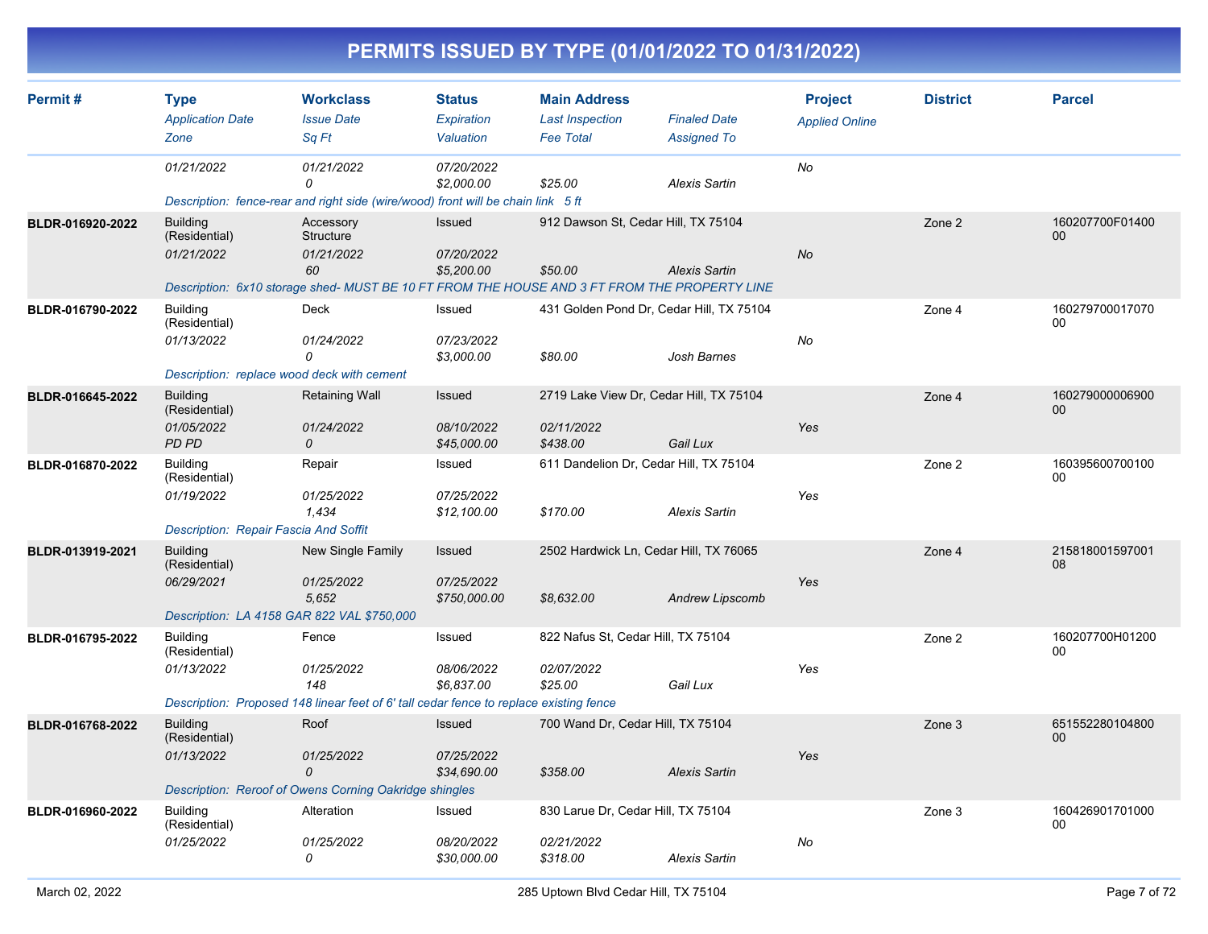# PERMITS ISSUED BY TYPE (01/01/2022 TO 01/31/2022)

| Permit # | Type | Workclass | Status | Main Address | | Project | District | Parcel |
|---|---|---|---|---|---|---|---|---|
| | *Application Date* | *Issue Date* | *Expiration* | *Last Inspection* | *Finaled Date* | *Applied Online* | | |
| | *Zone* | *Sq Ft* | *Valuation* | *Fee Total* | *Assigned To* | | | |
| | 01/21/2022 | 01/21/2022 | 07/20/2022 | | | No | | |
| | | 0 | $2,000.00 | $25.00 | Alexis Sartin | | | |
| | *Description: fence-rear and right side (wire/wood) front will be chain link 5 ft* | | | | | | | |
| **BLDR-016920-2022** | Building (Residential) | Accessory Structure | Issued | 912 Dawson St, Cedar Hill, TX 75104 | | | Zone 2 | 160207700F0140000 |
| | 01/21/2022 | 01/21/2022 | 07/20/2022 | | | No | | |
| | | 60 | $5,200.00 | $50.00 | Alexis Sartin | | | |
| | *Description: 6x10 storage shed- MUST BE 10 FT FROM THE HOUSE AND 3 FT FROM THE PROPERTY LINE* | | | | | | | |
| **BLDR-016790-2022** | Building (Residential) | Deck | Issued | 431 Golden Pond Dr, Cedar Hill, TX 75104 | | | Zone 4 | 16027970001707000 |
| | 01/13/2022 | 01/24/2022 | 07/23/2022 | | | No | | |
| | | 0 | $3,000.00 | $80.00 | Josh Barnes | | | |
| | *Description: replace wood deck with cement* | | | | | | | |
| **BLDR-016645-2022** | Building (Residential) | Retaining Wall | Issued | 2719 Lake View Dr, Cedar Hill, TX 75104 | | | Zone 4 | 16027900000690000 |
| | 01/05/2022 | 01/24/2022 | 08/10/2022 | 02/11/2022 | | Yes | | |
| | PD PD | 0 | $45,000.00 | $438.00 | Gail Lux | | | |
| **BLDR-016870-2022** | Building (Residential) | Repair | Issued | 611 Dandelion Dr, Cedar Hill, TX 75104 | | | Zone 2 | 16039560070010000 |
| | 01/19/2022 | 01/25/2022 | 07/25/2022 | | | Yes | | |
| | | 1,434 | $12,100.00 | $170.00 | Alexis Sartin | | | |
| | *Description: Repair Fascia And Soffit* | | | | | | | |
| **BLDR-013919-2021** | Building (Residential) | New Single Family | Issued | 2502 Hardwick Ln, Cedar Hill, TX 76065 | | | Zone 4 | 21581800159700108 |
| | 06/29/2021 | 01/25/2022 | 07/25/2022 | | | Yes | | |
| | | 5,652 | $750,000.00 | $8,632.00 | Andrew Lipscomb | | | |
| | *Description: LA 4158 GAR 822 VAL $750,000* | | | | | | | |
| **BLDR-016795-2022** | Building (Residential) | Fence | Issued | 822 Nafus St, Cedar Hill, TX 75104 | | | Zone 2 | 160207700H0120000 |
| | 01/13/2022 | 01/25/2022 | 08/06/2022 | 02/07/2022 | | Yes | | |
| | | 148 | $6,837.00 | $25.00 | Gail Lux | | | |
| | *Description: Proposed 148 linear feet of 6' tall cedar fence to replace existing fence* | | | | | | | |
| **BLDR-016768-2022** | Building (Residential) | Roof | Issued | 700 Wand Dr, Cedar Hill, TX 75104 | | | Zone 3 | 65155228010480000 |
| | 01/13/2022 | 01/25/2022 | 07/25/2022 | | | Yes | | |
| | | 0 | $34,690.00 | $358.00 | Alexis Sartin | | | |
| | *Description: Reroof of Owens Corning Oakridge shingles* | | | | | | | |
| **BLDR-016960-2022** | Building (Residential) | Alteration | Issued | 830 Larue Dr, Cedar Hill, TX 75104 | | | Zone 3 | 16042690170100000 |
| | 01/25/2022 | 01/25/2022 | 08/20/2022 | 02/21/2022 | | No | | |
| | | 0 | $30,000.00 | $318.00 | Alexis Sartin | | | |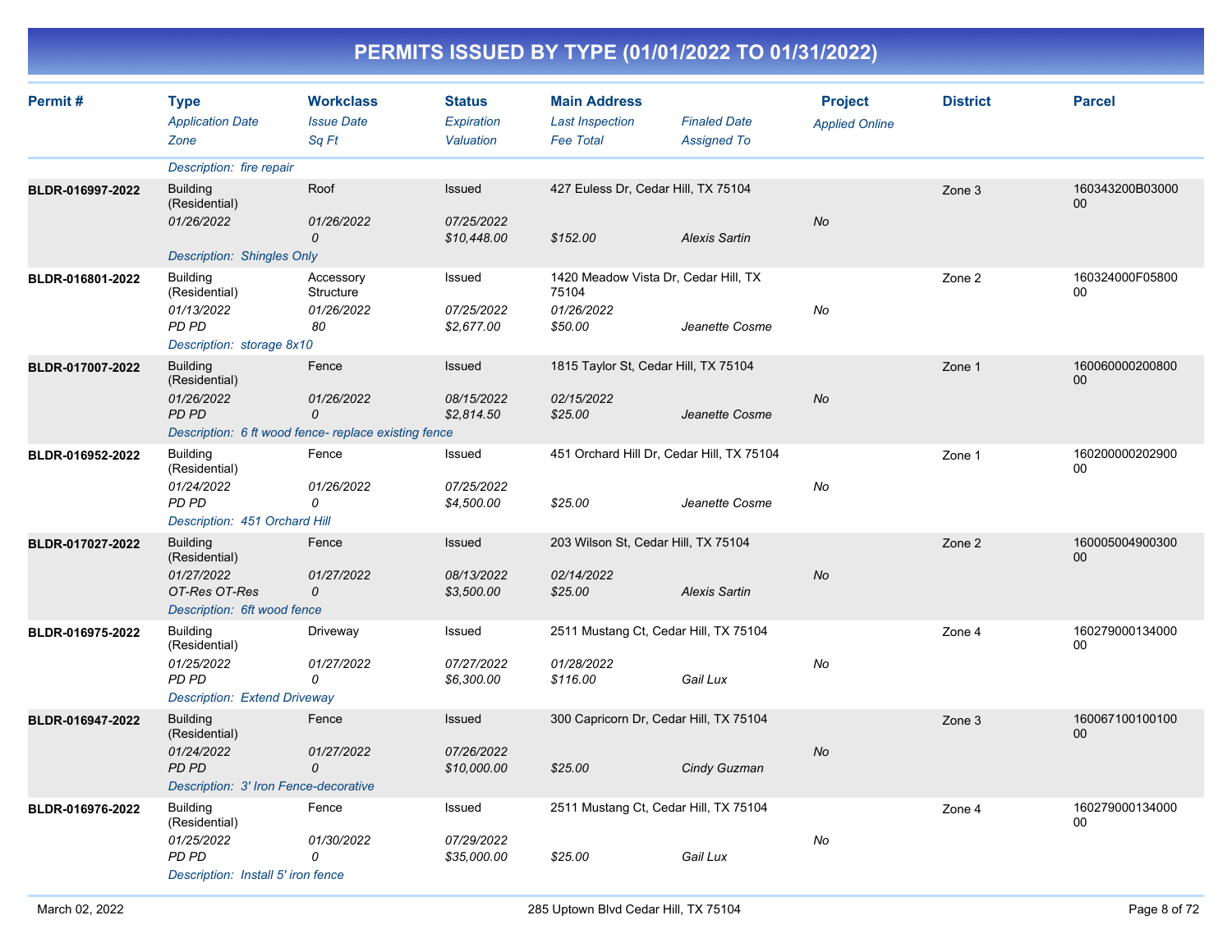# PERMITS ISSUED BY TYPE (01/01/2022 TO 01/31/2022)

| Permit # | Type / Application Date / Zone | Workclass / Issue Date / Sq Ft | Status / Expiration / Valuation | Main Address / Last Inspection / Fee Total | Finaled Date / Assigned To | Project / Applied Online | District | Parcel |
|---|---|---|---|---|---|---|---|---|
| | Description: fire repair | | | | | | | |
| BLDR-016997-2022 | Building (Residential) | Roof | Issued | 427 Euless Dr, Cedar Hill, TX 75104 | | | Zone 3 | 160343200B0300000 |
| | 01/26/2022 | 01/26/2022 | 07/25/2022 | | | No | | |
| | | 0 | $10,448.00 | $152.00 | Alexis Sartin | | | |
| | Description: Shingles Only | | | | | | | |
| BLDR-016801-2022 | Building (Residential) | Accessory Structure | Issued | 1420 Meadow Vista Dr, Cedar Hill, TX 75104 | | | Zone 2 | 160324000F0580000 |
| | 01/13/2022 | 01/26/2022 | 07/25/2022 | 01/26/2022 | | No | | |
| | PD PD | 80 | $2,677.00 | $50.00 | Jeanette Cosme | | | |
| | Description: storage 8x10 | | | | | | | |
| BLDR-017007-2022 | Building (Residential) | Fence | Issued | 1815 Taylor St, Cedar Hill, TX 75104 | | | Zone 1 | 16006000020080000 |
| | 01/26/2022 | 01/26/2022 | 08/15/2022 | 02/15/2022 | | No | | |
| | PD PD | 0 | $2,814.50 | $25.00 | Jeanette Cosme | | | |
| | Description: 6 ft wood fence- replace existing fence | | | | | | | |
| BLDR-016952-2022 | Building (Residential) | Fence | Issued | 451 Orchard Hill Dr, Cedar Hill, TX 75104 | | | Zone 1 | 16020000020290000 |
| | 01/24/2022 | 01/26/2022 | 07/25/2022 | | | No | | |
| | PD PD | 0 | $4,500.00 | $25.00 | Jeanette Cosme | | | |
| | Description: 451 Orchard Hill | | | | | | | |
| BLDR-017027-2022 | Building (Residential) | Fence | Issued | 203 Wilson St, Cedar Hill, TX 75104 | | | Zone 2 | 16000500490030000 |
| | 01/27/2022 | 01/27/2022 | 08/13/2022 | 02/14/2022 | | No | | |
| | OT-Res OT-Res | 0 | $3,500.00 | $25.00 | Alexis Sartin | | | |
| | Description: 6ft wood fence | | | | | | | |
| BLDR-016975-2022 | Building (Residential) | Driveway | Issued | 2511 Mustang Ct, Cedar Hill, TX 75104 | | | Zone 4 | 16027900013400000 |
| | 01/25/2022 | 01/27/2022 | 07/27/2022 | 01/28/2022 | | No | | |
| | PD PD | 0 | $6,300.00 | $116.00 | Gail Lux | | | |
| | Description: Extend Driveway | | | | | | | |
| BLDR-016947-2022 | Building (Residential) | Fence | Issued | 300 Capricorn Dr, Cedar Hill, TX 75104 | | | Zone 3 | 16006710010010000 |
| | 01/24/2022 | 01/27/2022 | 07/26/2022 | | | No | | |
| | PD PD | 0 | $10,000.00 | $25.00 | Cindy Guzman | | | |
| | Description: 3' Iron Fence-decorative | | | | | | | |
| BLDR-016976-2022 | Building (Residential) | Fence | Issued | 2511 Mustang Ct, Cedar Hill, TX 75104 | | | Zone 4 | 16027900013400000 |
| | 01/25/2022 | 01/30/2022 | 07/29/2022 | | | No | | |
| | PD PD | 0 | $35,000.00 | $25.00 | Gail Lux | | | |
| | Description: Install 5' iron fence | | | | | | | |

March 02, 2022 — 285 Uptown Blvd Cedar Hill, TX 75104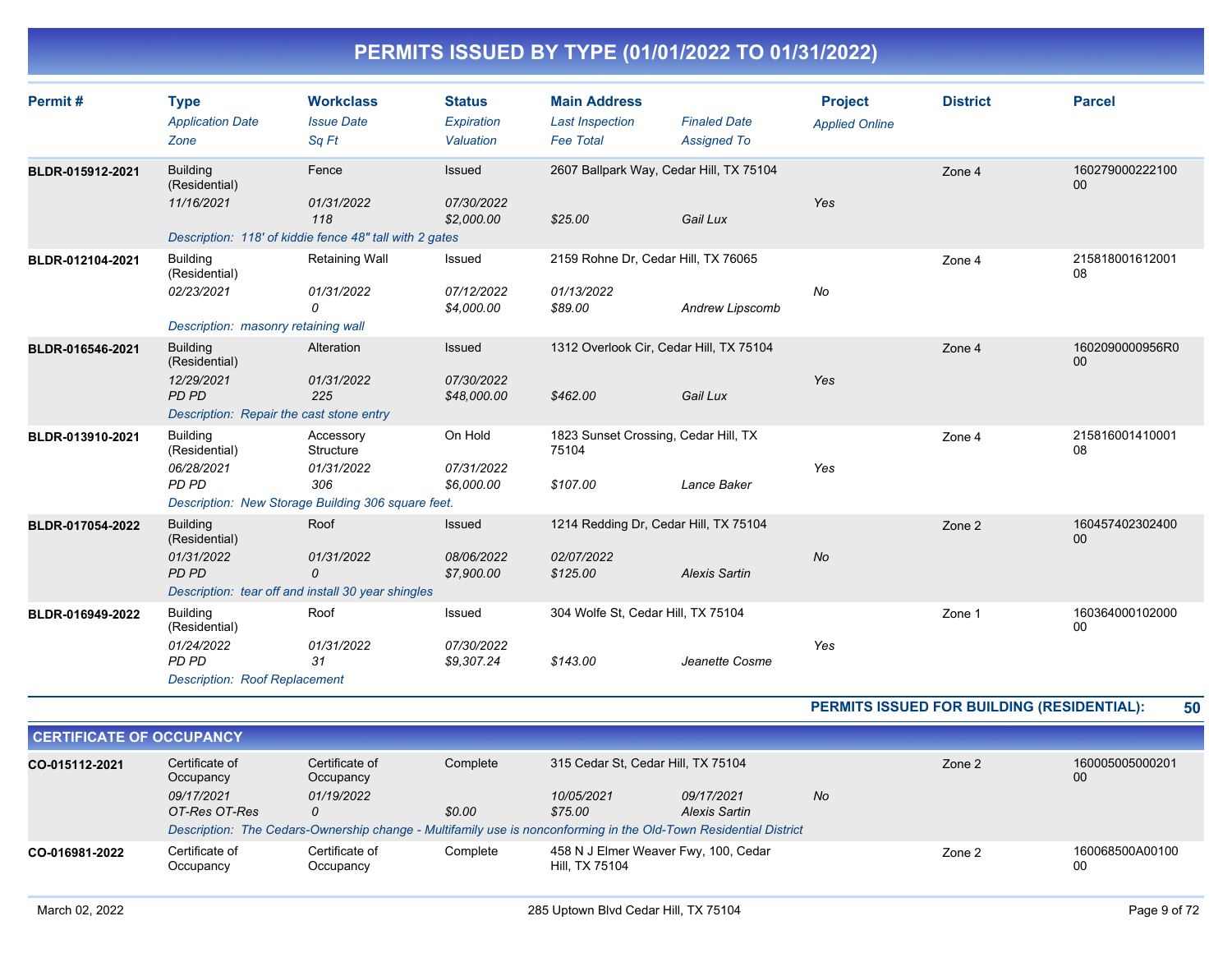# PERMITS ISSUED BY TYPE (01/01/2022 TO 01/31/2022)

| Permit # | Type / Application Date / Zone | Workclass / Issue Date / Sq Ft | Status / Expiration / Valuation | Main Address / Last Inspection / Fee Total | Finaled Date / Assigned To | Project / Applied Online | District | Parcel |
|---|---|---|---|---|---|---|---|---|
| BLDR-015912-2021 | Building (Residential) | Fence | Issued | 2607 Ballpark Way, Cedar Hill, TX 75104 | | | Zone 4 | 16027900022210000 |
| | *11/16/2021* | *01/31/2022* | *07/30/2022* | | | Yes | | |
| | | *118* | *$2,000.00* | *$25.00* | *Gail Lux* | | | |
| | *Description: 118' of kiddie fence 48" tall with 2 gates* | | | | | | | |
| BLDR-012104-2021 | Building (Residential) | Retaining Wall | Issued | 2159 Rohne Dr, Cedar Hill, TX 76065 | | | Zone 4 | 21581800161200108 |
| | *02/23/2021* | *01/31/2022* | *07/12/2022* | *01/13/2022* | | No | | |
| | | *0* | *$4,000.00* | *$89.00* | *Andrew Lipscomb* | | | |
| | *Description: masonry retaining wall* | | | | | | | |
| BLDR-016546-2021 | Building (Residential) | Alteration | Issued | 1312 Overlook Cir, Cedar Hill, TX 75104 | | | Zone 4 | 1602090000956R000 |
| | *12/29/2021* | *01/31/2022* | *07/30/2022* | | | Yes | | |
| | *PD PD* | *225* | *$48,000.00* | *$462.00* | *Gail Lux* | | | |
| | *Description: Repair the cast stone entry* | | | | | | | |
| BLDR-013910-2021 | Building (Residential) | Accessory Structure | On Hold | 1823 Sunset Crossing, Cedar Hill, TX 75104 | | | Zone 4 | 21581600141000108 |
| | *06/28/2021* | *01/31/2022* | *07/31/2022* | | | Yes | | |
| | *PD PD* | *306* | *$6,000.00* | *$107.00* | *Lance Baker* | | | |
| | *Description: New Storage Building 306 square feet.* | | | | | | | |
| BLDR-017054-2022 | Building (Residential) | Roof | Issued | 1214 Redding Dr, Cedar Hill, TX 75104 | | | Zone 2 | 16045740230240000 |
| | *01/31/2022* | *01/31/2022* | *08/06/2022* | *02/07/2022* | | No | | |
| | *PD PD* | *0* | *$7,900.00* | *$125.00* | *Alexis Sartin* | | | |
| | *Description: tear off and install 30 year shingles* | | | | | | | |
| BLDR-016949-2022 | Building (Residential) | Roof | Issued | 304 Wolfe St, Cedar Hill, TX 75104 | | | Zone 1 | 16036400010200000 |
| | *01/24/2022* | *01/31/2022* | *07/30/2022* | | | Yes | | |
| | *PD PD* | *31* | *$9,307.24* | *$143.00* | *Jeanette Cosme* | | | |
| | *Description: Roof Replacement* | | | | | | | |

**PERMITS ISSUED FOR BUILDING (RESIDENTIAL): 50**

## CERTIFICATE OF OCCUPANCY

| Permit # | Type / Application Date / Zone | Workclass / Issue Date / Sq Ft | Status / Expiration / Valuation | Main Address / Last Inspection / Fee Total | Finaled Date / Assigned To | Project / Applied Online | District | Parcel |
|---|---|---|---|---|---|---|---|---|
| CO-015112-2021 | Certificate of Occupancy | Certificate of Occupancy | Complete | 315 Cedar St, Cedar Hill, TX 75104 | | | Zone 2 | 16000500500020100 |
| | *09/17/2021* | *01/19/2022* | | *10/05/2021* | *09/17/2021* | No | | |
| | *OT-Res OT-Res* | *0* | *$0.00* | *$75.00* | *Alexis Sartin* | | | |
| | *Description: The Cedars-Ownership change - Multifamily use is nonconforming in the Old-Town Residential District* | | | | | | | |
| CO-016981-2022 | Certificate of Occupancy | Certificate of Occupancy | Complete | 458 N J Elmer Weaver Fwy, 100, Cedar Hill, TX 75104 | | | Zone 2 | 160068500A0010000 |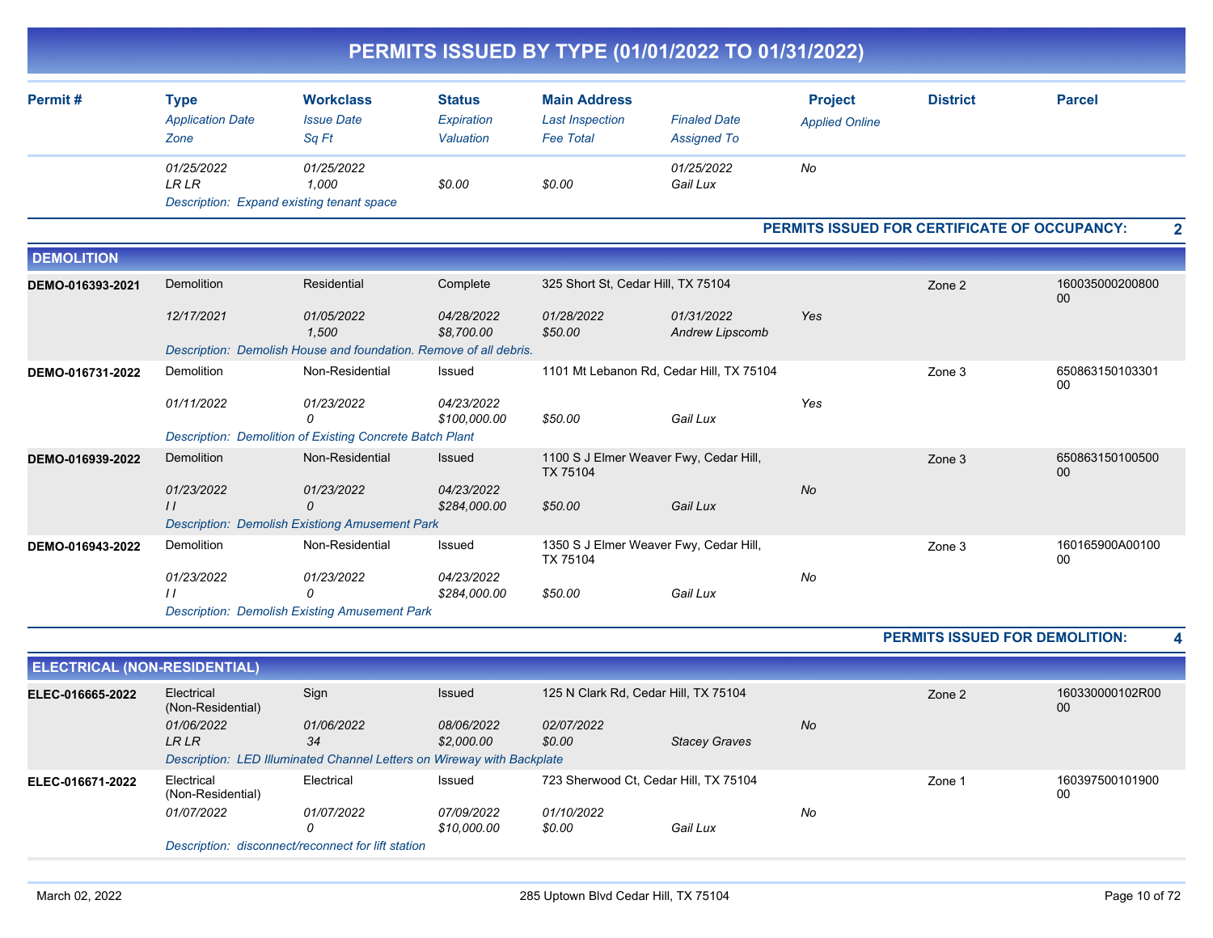# PERMITS ISSUED BY TYPE (01/01/2022 TO 01/31/2022)

| Permit # | Type | Workclass | Status | Main Address | | Project | District | Parcel |
|---|---|---|---|---|---|---|---|---|
| | *Application Date* | *Issue Date* | *Expiration* | *Last Inspection* | *Finaled Date* | *Applied Online* | | |
| | *Zone* | *Sq Ft* | *Valuation* | *Fee Total* | *Assigned To* | | | |
| | *01/25/2022* | *01/25/2022* | | | *01/25/2022* | *No* | | |
| | *LR LR* | *1,000* | *$0.00* | *$0.00* | *Gail Lux* | | | |
| | *Description: Expand existing tenant space* | | | | | | | |

**PERMITS ISSUED FOR CERTIFICATE OF OCCUPANCY: 2**

## DEMOLITION

| Permit # | Type | Workclass | Status | Main Address | | Project | District | Parcel |
|---|---|---|---|---|---|---|---|---|
| DEMO-016393-2021 | Demolition | Residential | Complete | 325 Short St, Cedar Hill, TX 75104 | | | Zone 2 | 16003500020080000 |
| | *12/17/2021* | *01/05/2022* | *04/28/2022* | *01/28/2022* | *01/31/2022* | *Yes* | | |
| | | *1,500* | *$8,700.00* | *$50.00* | *Andrew Lipscomb* | | | |
| | *Description: Demolish House and foundation. Remove of all debris.* | | | | | | | |
| DEMO-016731-2022 | Demolition | Non-Residential | Issued | 1101 Mt Lebanon Rd, Cedar Hill, TX 75104 | | | Zone 3 | 65086315010330100 |
| | *01/11/2022* | *01/23/2022* | *04/23/2022* | | | *Yes* | | |
| | | *0* | *$100,000.00* | *$50.00* | *Gail Lux* | | | |
| | *Description: Demolition of Existing Concrete Batch Plant* | | | | | | | |
| DEMO-016939-2022 | Demolition | Non-Residential | Issued | 1100 S J Elmer Weaver Fwy, Cedar Hill, TX 75104 | | | Zone 3 | 65086315010050000 |
| | *01/23/2022* | *01/23/2022* | *04/23/2022* | | | *No* | | |
| | *I I* | *0* | *$284,000.00* | *$50.00* | *Gail Lux* | | | |
| | *Description: Demolish Existiong Amusement Park* | | | | | | | |
| DEMO-016943-2022 | Demolition | Non-Residential | Issued | 1350 S J Elmer Weaver Fwy, Cedar Hill, TX 75104 | | | Zone 3 | 160165900A0010000 |
| | *01/23/2022* | *01/23/2022* | *04/23/2022* | | | *No* | | |
| | *I I* | *0* | *$284,000.00* | *$50.00* | *Gail Lux* | | | |
| | *Description: Demolish Existing Amusement Park* | | | | | | | |

**PERMITS ISSUED FOR DEMOLITION: 4**

## ELECTRICAL (NON-RESIDENTIAL)

| Permit # | Type | Workclass | Status | Main Address | | Project | District | Parcel |
|---|---|---|---|---|---|---|---|---|
| ELEC-016665-2022 | Electrical (Non-Residential) | Sign | Issued | 125 N Clark Rd, Cedar Hill, TX 75104 | | | Zone 2 | 160330000102R0000 |
| | *01/06/2022* | *01/06/2022* | *08/06/2022* | *02/07/2022* | | *No* | | |
| | *LR LR* | *34* | *$2,000.00* | *$0.00* | *Stacey Graves* | | | |
| | *Description: LED Illuminated Channel Letters on Wireway with Backplate* | | | | | | | |
| ELEC-016671-2022 | Electrical (Non-Residential) | Electrical | Issued | 723 Sherwood Ct, Cedar Hill, TX 75104 | | | Zone 1 | 16039750010190000 |
| | *01/07/2022* | *01/07/2022* | *07/09/2022* | *01/10/2022* | | *No* | | |
| | | *0* | *$10,000.00* | *$0.00* | *Gail Lux* | | | |
| | *Description: disconnect/reconnect for lift station* | | | | | | | |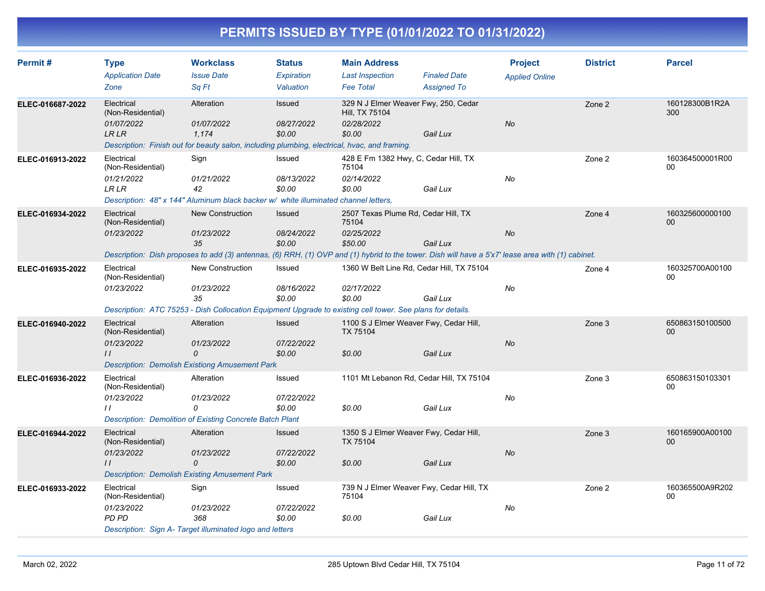# PERMITS ISSUED BY TYPE (01/01/2022 TO 01/31/2022)

| Permit # | Type | Workclass | Status | Main Address | | Project | District | Parcel |
|---|---|---|---|---|---|---|---|---|
| | *Application Date* | *Issue Date* | *Expiration* | *Last Inspection* | *Finaled Date* | *Applied Online* | | |
| | *Zone* | *Sq Ft* | *Valuation* | *Fee Total* | *Assigned To* | | | |
| **ELEC-016687-2022** | Electrical (Non-Residential) | Alteration | Issued | 329 N J Elmer Weaver Fwy, 250, Cedar Hill, TX 75104 | | | Zone 2 | 160128300B1R2A300 |
| | *01/07/2022* | *01/07/2022* | *08/27/2022* | *02/28/2022* | | *No* | | |
| | *LR LR* | *1,174* | *$0.00* | *$0.00* | *Gail Lux* | | | |
| | *Description: Finish out for beauty salon, including plumbing, electrical, hvac, and framing.* | | | | | | | |
| **ELEC-016913-2022** | Electrical (Non-Residential) | Sign | Issued | 428 E Fm 1382 Hwy, C, Cedar Hill, TX 75104 | | | Zone 2 | 160364500001R0000 |
| | *01/21/2022* | *01/21/2022* | *08/13/2022* | *02/14/2022* | | *No* | | |
| | *LR LR* | *42* | *$0.00* | *$0.00* | *Gail Lux* | | | |
| | *Description: 48" x 144" Aluminum black backer w/ white illuminated channel letters,* | | | | | | | |
| **ELEC-016934-2022** | Electrical (Non-Residential) | New Construction | Issued | 2507 Texas Plume Rd, Cedar Hill, TX 75104 | | | Zone 4 | 16032560000010000 |
| | *01/23/2022* | *01/23/2022* | *08/24/2022* | *02/25/2022* | | *No* | | |
| | | *35* | *$0.00* | *$50.00* | *Gail Lux* | | | |
| | *Description: Dish proposes to add (3) antennas, (6) RRH, (1) OVP and (1) hybrid to the tower. Dish will have a 5'x7' lease area with (1) cabinet.* | | | | | | | |
| **ELEC-016935-2022** | Electrical (Non-Residential) | New Construction | Issued | 1360 W Belt Line Rd, Cedar Hill, TX 75104 | | | Zone 4 | 160325700A0010000 |
| | *01/23/2022* | *01/23/2022* | *08/16/2022* | *02/17/2022* | | *No* | | |
| | | *35* | *$0.00* | *$0.00* | *Gail Lux* | | | |
| | *Description: ATC 75253 - Dish Collocation Equipment Upgrade to existing cell tower. See plans for details.* | | | | | | | |
| **ELEC-016940-2022** | Electrical (Non-Residential) | Alteration | Issued | 1100 S J Elmer Weaver Fwy, Cedar Hill, TX 75104 | | | Zone 3 | 65086315010050000 |
| | *01/23/2022* | *01/23/2022* | *07/22/2022* | | | *No* | | |
| | *I I* | *0* | *$0.00* | *$0.00* | *Gail Lux* | | | |
| | *Description: Demolish Existiong Amusement Park* | | | | | | | |
| **ELEC-016936-2022** | Electrical (Non-Residential) | Alteration | Issued | 1101 Mt Lebanon Rd, Cedar Hill, TX 75104 | | | Zone 3 | 65086315010330100 |
| | *01/23/2022* | *01/23/2022* | *07/22/2022* | | | *No* | | |
| | *I I* | *0* | *$0.00* | *$0.00* | *Gail Lux* | | | |
| | *Description: Demolition of Existing Concrete Batch Plant* | | | | | | | |
| **ELEC-016944-2022** | Electrical (Non-Residential) | Alteration | Issued | 1350 S J Elmer Weaver Fwy, Cedar Hill, TX 75104 | | | Zone 3 | 160165900A0010000 |
| | *01/23/2022* | *01/23/2022* | *07/22/2022* | | | *No* | | |
| | *I I* | *0* | *$0.00* | *$0.00* | *Gail Lux* | | | |
| | *Description: Demolish Existing Amusement Park* | | | | | | | |
| **ELEC-016933-2022** | Electrical (Non-Residential) | Sign | Issued | 739 N J Elmer Weaver Fwy, Cedar Hill, TX 75104 | | | Zone 2 | 160365500A9R20200 |
| | *01/23/2022* | *01/23/2022* | *07/22/2022* | | | *No* | | |
| | *PD PD* | *368* | *$0.00* | *$0.00* | *Gail Lux* | | | |
| | *Description: Sign A- Target illuminated logo and letters* | | | | | | | |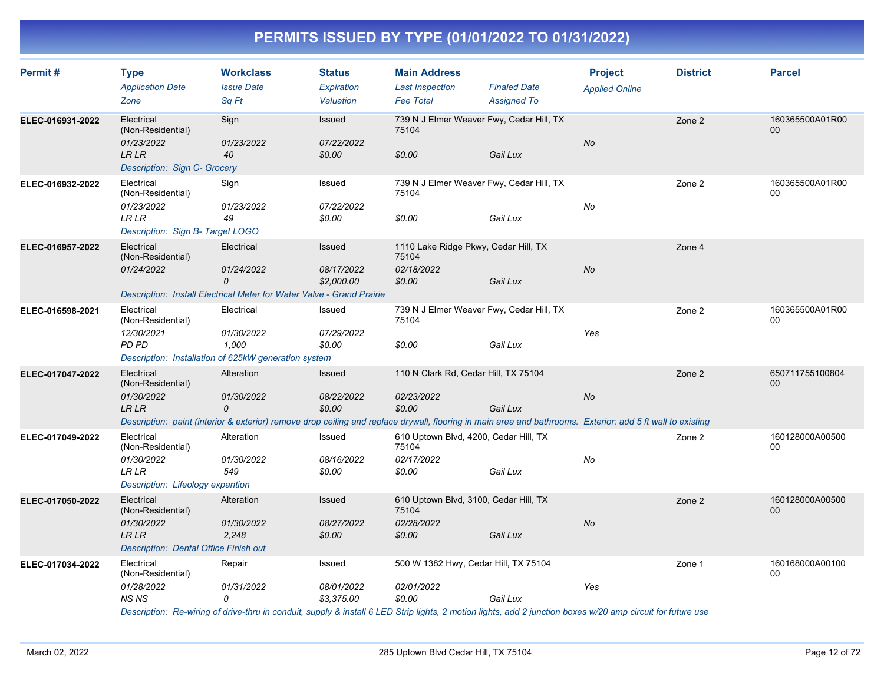# PERMITS ISSUED BY TYPE (01/01/2022 TO 01/31/2022)

| Permit # | Type | Workclass | Status | Main Address | | Project | District | Parcel |
|---|---|---|---|---|---|---|---|---|
| | *Application Date* | *Issue Date* | *Expiration* | *Last Inspection* | *Finaled Date* | *Applied Online* | | |
| | *Zone* | *Sq Ft* | *Valuation* | *Fee Total* | *Assigned To* | | | |
| **ELEC-016931-2022** | Electrical (Non-Residential) | Sign | Issued | 739 N J Elmer Weaver Fwy, Cedar Hill, TX 75104 | | | Zone 2 | 160365500A01R0000 |
| | *01/23/2022* | *01/23/2022* | *07/22/2022* | | | *No* | | |
| | *LR LR* | *40* | *$0.00* | *$0.00* | *Gail Lux* | | | |
| | *Description: Sign C- Grocery* | | | | | | | |
| **ELEC-016932-2022** | Electrical (Non-Residential) | Sign | Issued | 739 N J Elmer Weaver Fwy, Cedar Hill, TX 75104 | | | Zone 2 | 160365500A01R0000 |
| | *01/23/2022* | *01/23/2022* | *07/22/2022* | | | *No* | | |
| | *LR LR* | *49* | *$0.00* | *$0.00* | *Gail Lux* | | | |
| | *Description: Sign B- Target LOGO* | | | | | | | |
| **ELEC-016957-2022** | Electrical (Non-Residential) | Electrical | Issued | 1110 Lake Ridge Pkwy, Cedar Hill, TX 75104 | | | Zone 4 | |
| | *01/24/2022* | *01/24/2022* | *08/17/2022* | *02/18/2022* | | *No* | | |
| | | *0* | *$2,000.00* | *$0.00* | *Gail Lux* | | | |
| | *Description: Install Electrical Meter for Water Valve - Grand Prairie* | | | | | | | |
| **ELEC-016598-2021** | Electrical (Non-Residential) | Electrical | Issued | 739 N J Elmer Weaver Fwy, Cedar Hill, TX 75104 | | | Zone 2 | 160365500A01R0000 |
| | *12/30/2021* | *01/30/2022* | *07/29/2022* | | | *Yes* | | |
| | *PD PD* | *1,000* | *$0.00* | *$0.00* | *Gail Lux* | | | |
| | *Description: Installation of 625kW generation system* | | | | | | | |
| **ELEC-017047-2022** | Electrical (Non-Residential) | Alteration | Issued | 110 N Clark Rd, Cedar Hill, TX 75104 | | | Zone 2 | 65071175510080400 |
| | *01/30/2022* | *01/30/2022* | *08/22/2022* | *02/23/2022* | | *No* | | |
| | *LR LR* | *0* | *$0.00* | *$0.00* | *Gail Lux* | | | |
| | *Description: paint (interior & exterior) remove drop ceiling and replace drywall, flooring in main area and bathrooms. Exterior: add 5 ft wall to existing* | | | | | | | |
| **ELEC-017049-2022** | Electrical (Non-Residential) | Alteration | Issued | 610 Uptown Blvd, 4200, Cedar Hill, TX 75104 | | | Zone 2 | 160128000A0050000 |
| | *01/30/2022* | *01/30/2022* | *08/16/2022* | *02/17/2022* | | *No* | | |
| | *LR LR* | *549* | *$0.00* | *$0.00* | *Gail Lux* | | | |
| | *Description: Lifeology expantion* | | | | | | | |
| **ELEC-017050-2022** | Electrical (Non-Residential) | Alteration | Issued | 610 Uptown Blvd, 3100, Cedar Hill, TX 75104 | | | Zone 2 | 160128000A0050000 |
| | *01/30/2022* | *01/30/2022* | *08/27/2022* | *02/28/2022* | | *No* | | |
| | *LR LR* | *2,248* | *$0.00* | *$0.00* | *Gail Lux* | | | |
| | *Description: Dental Office Finish out* | | | | | | | |
| **ELEC-017034-2022** | Electrical (Non-Residential) | Repair | Issued | 500 W 1382 Hwy, Cedar Hill, TX 75104 | | | Zone 1 | 160168000A0010000 |
| | *01/28/2022* | *01/31/2022* | *08/01/2022* | *02/01/2022* | | *Yes* | | |
| | *NS NS* | *0* | *$3,375.00* | *$0.00* | *Gail Lux* | | | |
| | *Description: Re-wiring of drive-thru in conduit, supply & install 6 LED Strip lights, 2 motion lights, add 2 junction boxes w/20 amp circuit for future use* | | | | | | | |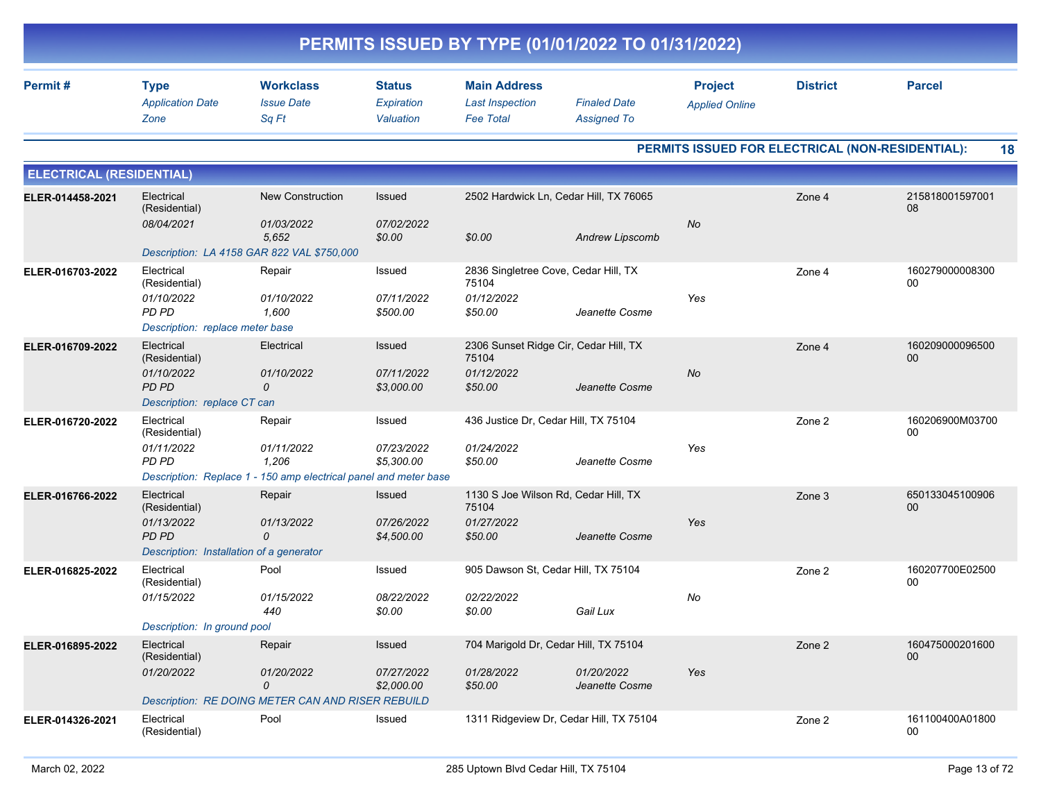# PERMITS ISSUED BY TYPE (01/01/2022 TO 01/31/2022)

| Permit # | Type / *Application Date* / *Zone* | Workclass / *Issue Date* / *Sq Ft* | Status / *Expiration* / *Valuation* | Main Address / *Last Inspection* / *Fee Total* | *Finaled Date* / *Assigned To* | Project / *Applied Online* | District | Parcel |
|---|---|---|---|---|---|---|---|---|

**PERMITS ISSUED FOR ELECTRICAL (NON-RESIDENTIAL): 18**

## ELECTRICAL (RESIDENTIAL)

| Permit # | Type / *Application Date* / *Zone* | Workclass / *Issue Date* / *Sq Ft* | Status / *Expiration* / *Valuation* | Main Address / *Last Inspection* / *Fee Total* | *Finaled Date* / *Assigned To* | Project / *Applied Online* | District | Parcel |
|---|---|---|---|---|---|---|---|---|
| ELER-014458-2021 | Electrical (Residential) *08/04/2021* | New Construction *01/03/2022* *5,652* | Issued *07/02/2022* *$0.00* | 2502 Hardwick Ln, Cedar Hill, TX 76065 *$0.00* | *Andrew Lipscomb* | *No* | Zone 4 | 21581800159700108 |
| | *Description: LA 4158 GAR 822 VAL $750,000* | | | | | | | |
| ELER-016703-2022 | Electrical (Residential) *01/10/2022* *PD PD* | Repair *01/10/2022* *1,600* | Issued *07/11/2022* *$500.00* | 2836 Singletree Cove, Cedar Hill, TX 75104 *01/12/2022* *$50.00* | *Jeanette Cosme* | *Yes* | Zone 4 | 16027900000830000 |
| | *Description: replace meter base* | | | | | | | |
| ELER-016709-2022 | Electrical (Residential) *01/10/2022* *PD PD* | Electrical *01/10/2022* *0* | Issued *07/11/2022* *$3,000.00* | 2306 Sunset Ridge Cir, Cedar Hill, TX 75104 *01/12/2022* *$50.00* | *Jeanette Cosme* | *No* | Zone 4 | 16020900009650000 |
| | *Description: replace CT can* | | | | | | | |
| ELER-016720-2022 | Electrical (Residential) *01/11/2022* *PD PD* | Repair *01/11/2022* *1,206* | Issued *07/23/2022* *$5,300.00* | 436 Justice Dr, Cedar Hill, TX 75104 *01/24/2022* *$50.00* | *Jeanette Cosme* | *Yes* | Zone 2 | 160206900M0370000 |
| | *Description: Replace 1 - 150 amp electrical panel and meter base* | | | | | | | |
| ELER-016766-2022 | Electrical (Residential) *01/13/2022* *PD PD* | Repair *01/13/2022* *0* | Issued *07/26/2022* *$4,500.00* | 1130 S Joe Wilson Rd, Cedar Hill, TX 75104 *01/27/2022* *$50.00* | *Jeanette Cosme* | *Yes* | Zone 3 | 65013304510090600 |
| | *Description: Installation of a generator* | | | | | | | |
| ELER-016825-2022 | Electrical (Residential) *01/15/2022* | Pool *01/15/2022* *440* | Issued *08/22/2022* *$0.00* | 905 Dawson St, Cedar Hill, TX 75104 *02/22/2022* *$0.00* | *Gail Lux* | *No* | Zone 2 | 160207700E0250000 |
| | *Description: In ground pool* | | | | | | | |
| ELER-016895-2022 | Electrical (Residential) *01/20/2022* | Repair *01/20/2022* *0* | Issued *07/27/2022* *$2,000.00* | 704 Marigold Dr, Cedar Hill, TX 75104 *01/28/2022* *$50.00* | *01/20/2022* *Jeanette Cosme* | *Yes* | Zone 2 | 16047500020160000 |
| | *Description: RE DOING METER CAN AND RISER REBUILD* | | | | | | | |
| ELER-014326-2021 | Electrical (Residential) | Pool | Issued | 1311 Ridgeview Dr, Cedar Hill, TX 75104 | | | Zone 2 | 161100400A0180000 |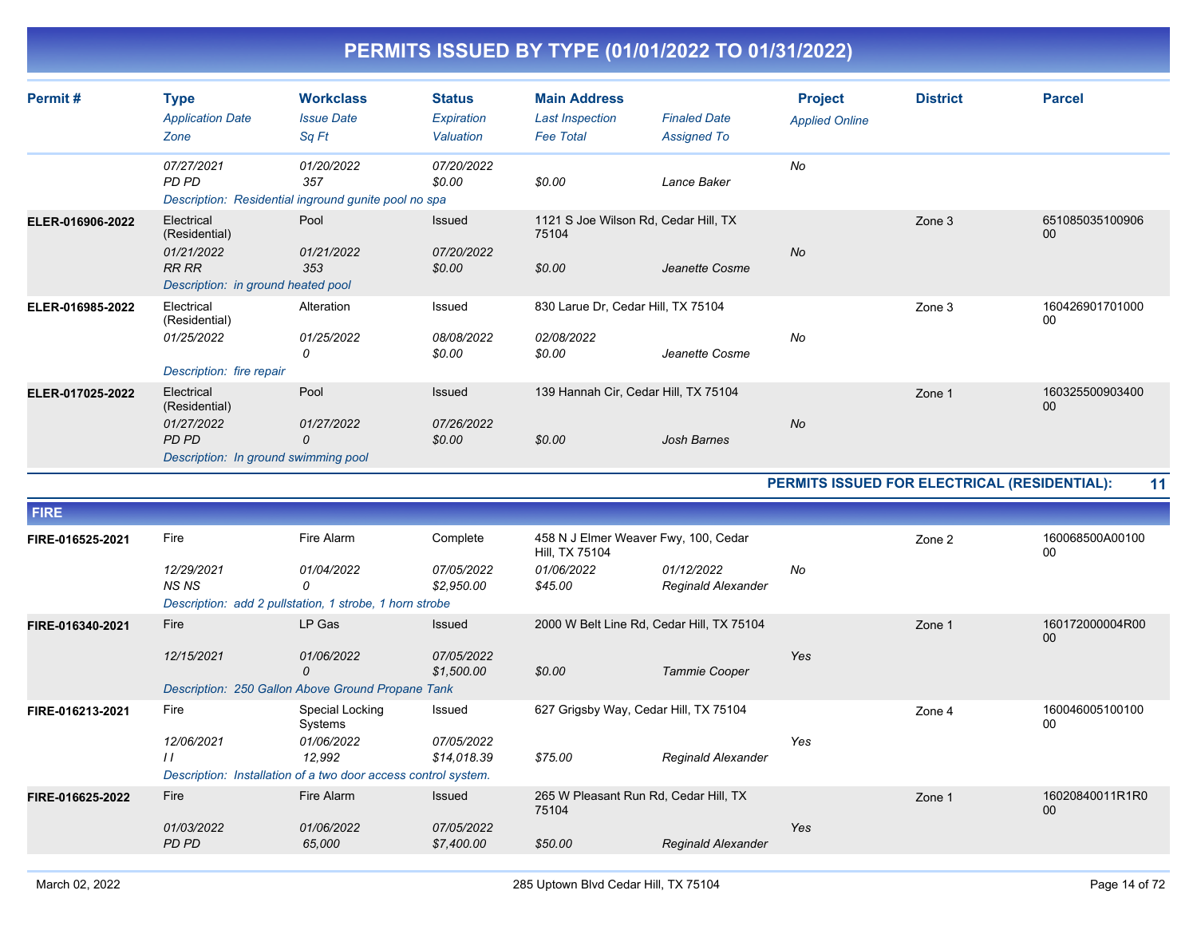# PERMITS ISSUED BY TYPE (01/01/2022 TO 01/31/2022)

| Permit # | Type<br>*Application Date*<br>*Zone* | Workclass<br>*Issue Date*<br>*Sq Ft* | Status<br>*Expiration*<br>*Valuation* | Main Address<br>*Last Inspection*<br>*Fee Total* | *Finaled Date*<br>*Assigned To* | Project<br>*Applied Online* | District | Parcel |
|---|---|---|---|---|---|---|---|---|
| | *07/27/2021*<br>*PD PD* | *01/20/2022*<br>*357* | *07/20/2022*<br>*$0.00* | <br>*$0.00* | <br>*Lance Baker* | *No* | | |
| | *Description: Residential inground gunite pool no spa* | | | | | | | |
| **ELER-016906-2022** | Electrical (Residential)<br>*01/21/2022*<br>*RR RR* | Pool<br>*01/21/2022*<br>*353* | Issued<br>*07/20/2022*<br>*$0.00* | 1121 S Joe Wilson Rd, Cedar Hill, TX 75104<br><br>*$0.00* | <br><br>*Jeanette Cosme* | <br>*No* | Zone 3 | 65108503510090600 |
| | *Description: in ground heated pool* | | | | | | | |
| **ELER-016985-2022** | Electrical (Residential)<br>*01/25/2022* | Alteration<br>*01/25/2022*<br>*0* | Issued<br>*08/08/2022*<br>*$0.00* | 830 Larue Dr, Cedar Hill, TX 75104<br>*02/08/2022*<br>*$0.00* | <br><br>*Jeanette Cosme* | <br>*No* | Zone 3 | 16042690170100000 |
| | *Description: fire repair* | | | | | | | |
| **ELER-017025-2022** | Electrical (Residential)<br>*01/27/2022*<br>*PD PD* | Pool<br>*01/27/2022*<br>*0* | Issued<br>*07/26/2022*<br>*$0.00* | 139 Hannah Cir, Cedar Hill, TX 75104<br><br>*$0.00* | <br><br>*Josh Barnes* | <br>*No* | Zone 1 | 16032550090340000 |
| | *Description: In ground swimming pool* | | | | | | | |

**PERMITS ISSUED FOR ELECTRICAL (RESIDENTIAL): 11**

## FIRE

| Permit # | Type<br>*Application Date*<br>*Zone* | Workclass<br>*Issue Date*<br>*Sq Ft* | Status<br>*Expiration*<br>*Valuation* | Main Address<br>*Last Inspection*<br>*Fee Total* | *Finaled Date*<br>*Assigned To* | Project<br>*Applied Online* | District | Parcel |
|---|---|---|---|---|---|---|---|---|
| **FIRE-016525-2021** | Fire<br>*12/29/2021*<br>*NS NS* | Fire Alarm<br>*01/04/2022*<br>*0* | Complete<br>*07/05/2022*<br>*$2,950.00* | 458 N J Elmer Weaver Fwy, 100, Cedar Hill, TX 75104<br>*01/06/2022*<br>*$45.00* | <br>*01/12/2022*<br>*Reginald Alexander* | <br>*No* | Zone 2 | 160068500A0010000 |
| | *Description: add 2 pullstation, 1 strobe, 1 horn strobe* | | | | | | | |
| **FIRE-016340-2021** | Fire<br>*12/15/2021* | LP Gas<br>*01/06/2022*<br>*0* | Issued<br>*07/05/2022*<br>*$1,500.00* | 2000 W Belt Line Rd, Cedar Hill, TX 75104<br><br>*$0.00* | <br><br>*Tammie Cooper* | <br>*Yes* | Zone 1 | 160172000004R0000 |
| | *Description: 250 Gallon Above Ground Propane Tank* | | | | | | | |
| **FIRE-016213-2021** | Fire<br>*12/06/2021*<br>*I I* | Special Locking Systems<br>*01/06/2022*<br>*12,992* | Issued<br>*07/05/2022*<br>*$14,018.39* | 627 Grigsby Way, Cedar Hill, TX 75104<br><br>*$75.00* | <br><br>*Reginald Alexander* | <br>*Yes* | Zone 4 | 16004600510010000 |
| | *Description: Installation of a two door access control system.* | | | | | | | |
| **FIRE-016625-2022** | Fire<br>*01/03/2022*<br>*PD PD* | Fire Alarm<br>*01/06/2022*<br>*65,000* | Issued<br>*07/05/2022*<br>*$7,400.00* | 265 W Pleasant Run Rd, Cedar Hill, TX 75104<br><br>*$50.00* | <br><br>*Reginald Alexander* | <br>*Yes* | Zone 1 | 16020840011R1R000 |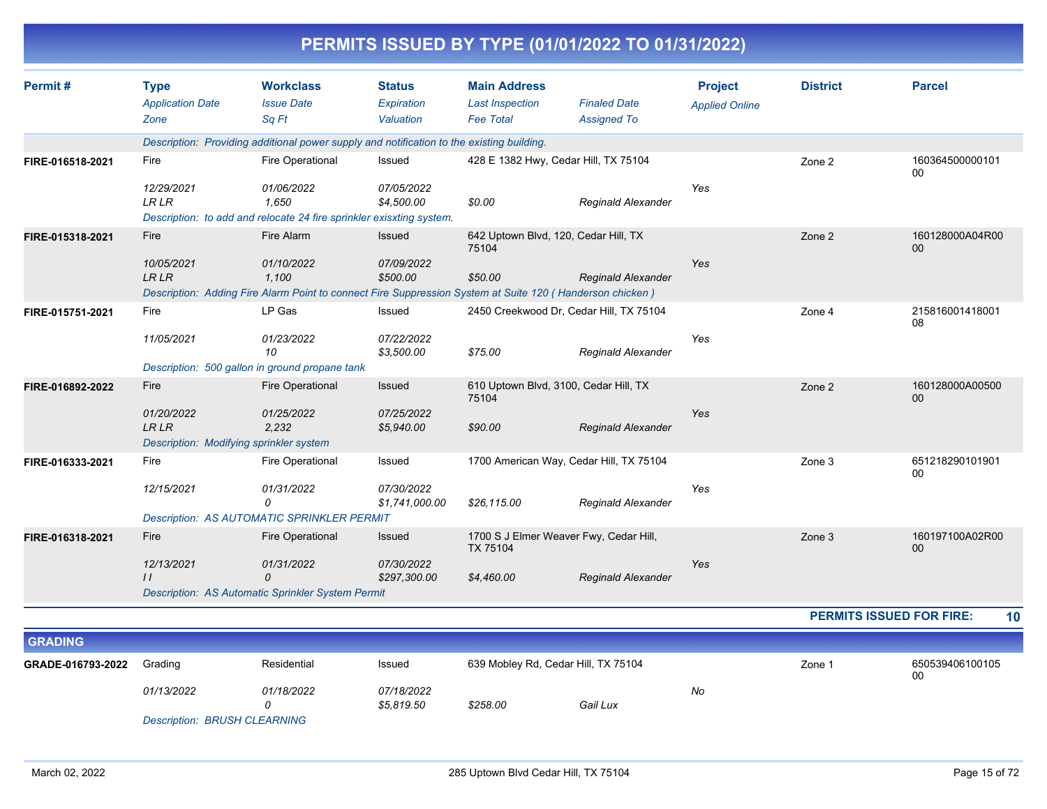# PERMITS ISSUED BY TYPE (01/01/2022 TO 01/31/2022)

| Permit # | Type / Application Date / Zone | Workclass / Issue Date / Sq Ft | Status / Expiration / Valuation | Main Address / Last Inspection / Fee Total | Finaled Date / Assigned To | Project / Applied Online | District | Parcel |
|---|---|---|---|---|---|---|---|---|
| | Description: Providing additional power supply and notification to the existing building. | | | | | | | |
| FIRE-016518-2021 | Fire | Fire Operational | Issued | 428 E 1382 Hwy, Cedar Hill, TX 75104 | | | Zone 2 | 16036450000010100 |
| | 12/29/2021 | 01/06/2022 | 07/05/2022 | | | Yes | | |
| | LR LR | 1,650 | $4,500.00 | $0.00 | Reginald Alexander | | | |
| | Description: to add and relocate 24 fire sprinkler exisxting system. | | | | | | | |
| FIRE-015318-2021 | Fire | Fire Alarm | Issued | 642 Uptown Blvd, 120, Cedar Hill, TX 75104 | | | Zone 2 | 160128000A04R0000 |
| | 10/05/2021 | 01/10/2022 | 07/09/2022 | | | Yes | | |
| | LR LR | 1,100 | $500.00 | $50.00 | Reginald Alexander | | | |
| | Description: Adding Fire Alarm Point to connect Fire Suppression System at Suite 120 ( Handerson chicken ) | | | | | | | |
| FIRE-015751-2021 | Fire | LP Gas | Issued | 2450 Creekwood Dr, Cedar Hill, TX 75104 | | | Zone 4 | 21581600141800108 |
| | 11/05/2021 | 01/23/2022 | 07/22/2022 | | | Yes | | |
| | | 10 | $3,500.00 | $75.00 | Reginald Alexander | | | |
| | Description: 500 gallon in ground propane tank | | | | | | | |
| FIRE-016892-2022 | Fire | Fire Operational | Issued | 610 Uptown Blvd, 3100, Cedar Hill, TX 75104 | | | Zone 2 | 160128000A0050000 |
| | 01/20/2022 | 01/25/2022 | 07/25/2022 | | | Yes | | |
| | LR LR | 2,232 | $5,940.00 | $90.00 | Reginald Alexander | | | |
| | Description: Modifying sprinkler system | | | | | | | |
| FIRE-016333-2021 | Fire | Fire Operational | Issued | 1700 American Way, Cedar Hill, TX 75104 | | | Zone 3 | 65121829010190100 |
| | 12/15/2021 | 01/31/2022 | 07/30/2022 | | | Yes | | |
| | | 0 | $1,741,000.00 | $26,115.00 | Reginald Alexander | | | |
| | Description: AS AUTOMATIC SPRINKLER PERMIT | | | | | | | |
| FIRE-016318-2021 | Fire | Fire Operational | Issued | 1700 S J Elmer Weaver Fwy, Cedar Hill, TX 75104 | | | Zone 3 | 160197100A02R0000 |
| | 12/13/2021 | 01/31/2022 | 07/30/2022 | | | Yes | | |
| | I I | 0 | $297,300.00 | $4,460.00 | Reginald Alexander | | | |
| | Description: AS Automatic Sprinkler System Permit | | | | | | | |

**PERMITS ISSUED FOR FIRE: 10**

## GRADING

| Permit # | Type / Application Date / Zone | Workclass / Issue Date / Sq Ft | Status / Expiration / Valuation | Main Address / Last Inspection / Fee Total | Finaled Date / Assigned To | Project / Applied Online | District | Parcel |
|---|---|---|---|---|---|---|---|---|
| GRADE-016793-2022 | Grading | Residential | Issued | 639 Mobley Rd, Cedar Hill, TX 75104 | | | Zone 1 | 65053940610010500 |
| | 01/13/2022 | 01/18/2022 | 07/18/2022 | | | No | | |
| | | 0 | $5,819.50 | $258.00 | Gail Lux | | | |
| | Description: BRUSH CLEARNING | | | | | | | |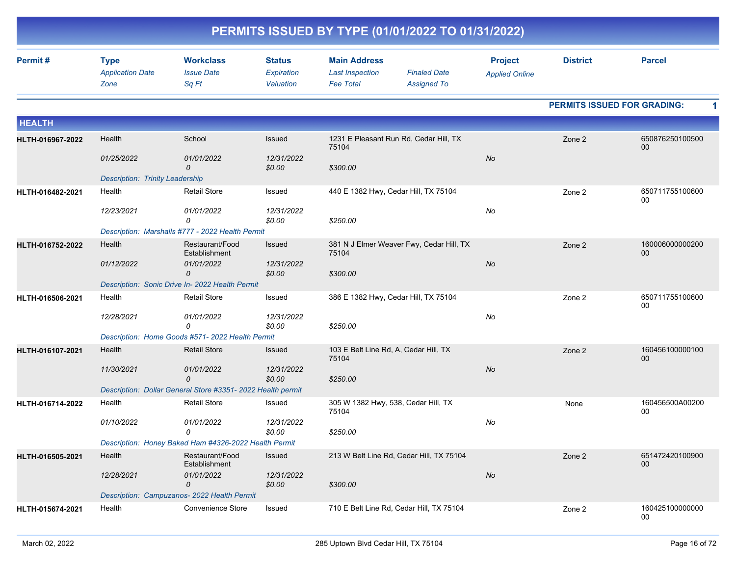# PERMITS ISSUED BY TYPE (01/01/2022 TO 01/31/2022)

| Permit # | Type<br>*Application Date*<br>*Zone* | Workclass<br>*Issue Date*<br>*Sq Ft* | Status<br>*Expiration*<br>*Valuation* | Main Address<br>*Last Inspection*<br>*Fee Total* | *Finaled Date*<br>*Assigned To* | Project<br>*Applied Online* | District | Parcel |
|---|---|---|---|---|---|---|---|---|

**PERMITS ISSUED FOR GRADING: 1**

## HEALTH

| Permit # | Type<br>*Application Date*<br>*Zone* | Workclass<br>*Issue Date*<br>*Sq Ft* | Status<br>*Expiration*<br>*Valuation* | Main Address<br>*Last Inspection*<br>*Fee Total* | *Finaled Date*<br>*Assigned To* | Project<br>*Applied Online* | District | Parcel |
|---|---|---|---|---|---|---|---|---|
| **HLTH-016967-2022** | Health<br>*01/25/2022* | School<br>*01/01/2022*<br>*0* | Issued<br>*12/31/2022*<br>*$0.00* | 1231 E Pleasant Run Rd, Cedar Hill, TX 75104<br>*$300.00* | | *No* | Zone 2 | 65087625010050000 |
| | *Description: Trinity Leadership* | | | | | | | |
| **HLTH-016482-2021** | Health<br>*12/23/2021* | Retail Store<br>*01/01/2022*<br>*0* | Issued<br>*12/31/2022*<br>*$0.00* | 440 E 1382 Hwy, Cedar Hill, TX 75104<br>*$250.00* | | *No* | Zone 2 | 65071175510060000 |
| | *Description: Marshalls #777 - 2022 Health Permit* | | | | | | | |
| **HLTH-016752-2022** | Health<br>*01/12/2022* | Restaurant/Food Establishment<br>*01/01/2022*<br>*0* | Issued<br>*12/31/2022*<br>*$0.00* | 381 N J Elmer Weaver Fwy, Cedar Hill, TX 75104<br>*$300.00* | | *No* | Zone 2 | 16000600000020000 |
| | *Description: Sonic Drive In- 2022 Health Permit* | | | | | | | |
| **HLTH-016506-2021** | Health<br>*12/28/2021* | Retail Store<br>*01/01/2022*<br>*0* | Issued<br>*12/31/2022*<br>*$0.00* | 386 E 1382 Hwy, Cedar Hill, TX 75104<br>*$250.00* | | *No* | Zone 2 | 65071175510060000 |
| | *Description: Home Goods #571- 2022 Health Permit* | | | | | | | |
| **HLTH-016107-2021** | Health<br>*11/30/2021* | Retail Store<br>*01/01/2022*<br>*0* | Issued<br>*12/31/2022*<br>*$0.00* | 103 E Belt Line Rd, A, Cedar Hill, TX 75104<br>*$250.00* | | *No* | Zone 2 | 16045610000010000 |
| | *Description: Dollar General Store #3351- 2022 Health permit* | | | | | | | |
| **HLTH-016714-2022** | Health<br>*01/10/2022* | Retail Store<br>*01/01/2022*<br>*0* | Issued<br>*12/31/2022*<br>*$0.00* | 305 W 1382 Hwy, 538, Cedar Hill, TX 75104<br>*$250.00* | | *No* | None | 160456500A0020000 |
| | *Description: Honey Baked Ham #4326-2022 Health Permit* | | | | | | | |
| **HLTH-016505-2021** | Health<br>*12/28/2021* | Restaurant/Food Establishment<br>*01/01/2022*<br>*0* | Issued<br>*12/31/2022*<br>*$0.00* | 213 W Belt Line Rd, Cedar Hill, TX 75104<br>*$300.00* | | *No* | Zone 2 | 65147242010090000 |
| | *Description: Campuzanos- 2022 Health Permit* | | | | | | | |
| **HLTH-015674-2021** | Health | Convenience Store | Issued | 710 E Belt Line Rd, Cedar Hill, TX 75104 | | | Zone 2 | 16042510000000000 |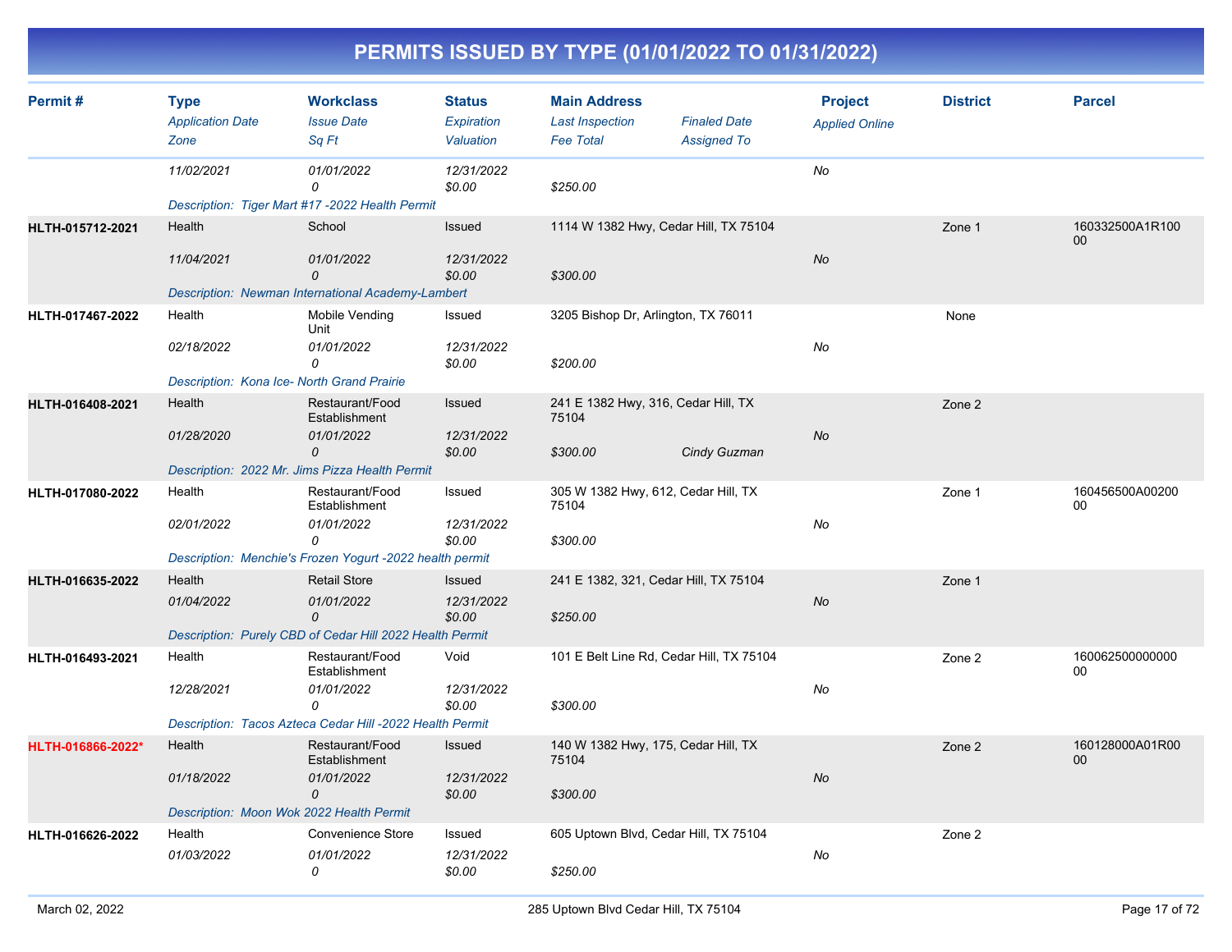# PERMITS ISSUED BY TYPE (01/01/2022 TO 01/31/2022)

| Permit # | Type / Application Date / Zone | Workclass / Issue Date / Sq Ft | Status / Expiration / Valuation | Main Address / Last Inspection / Fee Total | Finaled Date / Assigned To | Project / Applied Online | District | Parcel |
|---|---|---|---|---|---|---|---|---|
| | 11/02/2021 | 01/01/2022<br>0 | 12/31/2022<br>$0.00 | $250.00 | | No | | |
| | Description: Tiger Mart #17 -2022 Health Permit | | | | | | | |
| HLTH-015712-2021 | Health<br>11/04/2021 | School<br>01/01/2022<br>0 | Issued<br>12/31/2022<br>$0.00 | 1114 W 1382 Hwy, Cedar Hill, TX 75104<br>$300.00 | | No | Zone 1 | 160332500A1R10000 |
| | Description: Newman International Academy-Lambert | | | | | | | |
| HLTH-017467-2022 | Health<br>02/18/2022 | Mobile Vending Unit<br>01/01/2022<br>0 | Issued<br>12/31/2022<br>$0.00 | 3205 Bishop Dr, Arlington, TX 76011<br>$200.00 | | No | None | |
| | Description: Kona Ice- North Grand Prairie | | | | | | | |
| HLTH-016408-2021 | Health<br>01/28/2020 | Restaurant/Food Establishment<br>01/01/2022<br>0 | Issued<br>12/31/2022<br>$0.00 | 241 E 1382 Hwy, 316, Cedar Hill, TX 75104<br>$300.00 | Cindy Guzman | No | Zone 2 | |
| | Description: 2022 Mr. Jims Pizza Health Permit | | | | | | | |
| HLTH-017080-2022 | Health<br>02/01/2022 | Restaurant/Food Establishment<br>01/01/2022<br>0 | Issued<br>12/31/2022<br>$0.00 | 305 W 1382 Hwy, 612, Cedar Hill, TX 75104<br>$300.00 | | No | Zone 1 | 160456500A0020000 |
| | Description: Menchie's Frozen Yogurt -2022 health permit | | | | | | | |
| HLTH-016635-2022 | Health<br>01/04/2022 | Retail Store<br>01/01/2022<br>0 | Issued<br>12/31/2022<br>$0.00 | 241 E 1382, 321, Cedar Hill, TX 75104<br>$250.00 | | No | Zone 1 | |
| | Description: Purely CBD of Cedar Hill 2022 Health Permit | | | | | | | |
| HLTH-016493-2021 | Health<br>12/28/2021 | Restaurant/Food Establishment<br>01/01/2022<br>0 | Void<br>12/31/2022<br>$0.00 | 101 E Belt Line Rd, Cedar Hill, TX 75104<br>$300.00 | | No | Zone 2 | 16006250000000000 |
| | Description: Tacos Azteca Cedar Hill -2022 Health Permit | | | | | | | |
| HLTH-016866-2022* | Health<br>01/18/2022 | Restaurant/Food Establishment<br>01/01/2022<br>0 | Issued<br>12/31/2022<br>$0.00 | 140 W 1382 Hwy, 175, Cedar Hill, TX 75104<br>$300.00 | | No | Zone 2 | 160128000A01R0000 |
| | Description: Moon Wok 2022 Health Permit | | | | | | | |
| HLTH-016626-2022 | Health<br>01/03/2022 | Convenience Store<br>01/01/2022<br>0 | Issued<br>12/31/2022<br>$0.00 | 605 Uptown Blvd, Cedar Hill, TX 75104<br>$250.00 | | No | Zone 2 | |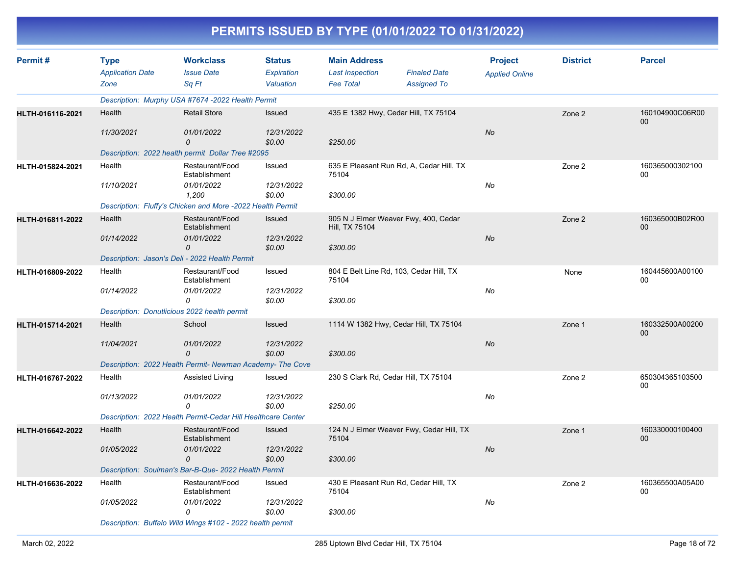# PERMITS ISSUED BY TYPE (01/01/2022 TO 01/31/2022)

| Permit # | Type / *Application Date* / *Zone* | Workclass / *Issue Date* / *Sq Ft* | Status / *Expiration* / *Valuation* | Main Address / *Last Inspection* / *Fee Total* | *Finaled Date* / *Assigned To* | Project / *Applied Online* | District | Parcel |
|---|---|---|---|---|---|---|---|---|
| | *Description: Murphy USA #7674 -2022 Health Permit* | | | | | | | |
| HLTH-016116-2021 | Health / *11/30/2021* | Retail Store / *01/01/2022* / *0* | Issued / *12/31/2022* / *$0.00* | 435 E 1382 Hwy, Cedar Hill, TX 75104 / *$250.00* | | *No* | Zone 2 | 160104900C06R0000 |
| | *Description: 2022 health permit Dollar Tree #2095* | | | | | | | |
| HLTH-015824-2021 | Health / *11/10/2021* | Restaurant/Food Establishment / *01/01/2022* / *1,200* | Issued / *12/31/2022* / *$0.00* | 635 E Pleasant Run Rd, A, Cedar Hill, TX 75104 / *$300.00* | | *No* | Zone 2 | 16036500030210000 |
| | *Description: Fluffy's Chicken and More -2022 Health Permit* | | | | | | | |
| HLTH-016811-2022 | Health / *01/14/2022* | Restaurant/Food Establishment / *01/01/2022* / *0* | Issued / *12/31/2022* / *$0.00* | 905 N J Elmer Weaver Fwy, 400, Cedar Hill, TX 75104 / *$300.00* | | *No* | Zone 2 | 160365000B02R0000 |
| | *Description: Jason's Deli - 2022 Health Permit* | | | | | | | |
| HLTH-016809-2022 | Health / *01/14/2022* | Restaurant/Food Establishment / *01/01/2022* / *0* | Issued / *12/31/2022* / *$0.00* | 804 E Belt Line Rd, 103, Cedar Hill, TX 75104 / *$300.00* | | *No* | None | 160445600A0010000 |
| | *Description: Donutlicious 2022 health permit* | | | | | | | |
| HLTH-015714-2021 | Health / *11/04/2021* | School / *01/01/2022* / *0* | Issued / *12/31/2022* / *$0.00* | 1114 W 1382 Hwy, Cedar Hill, TX 75104 / *$300.00* | | *No* | Zone 1 | 160332500A0020000 |
| | *Description: 2022 Health Permit- Newman Academy- The Cove* | | | | | | | |
| HLTH-016767-2022 | Health / *01/13/2022* | Assisted Living / *01/01/2022* / *0* | Issued / *12/31/2022* / *$0.00* | 230 S Clark Rd, Cedar Hill, TX 75104 / *$250.00* | | *No* | Zone 2 | 65030436510350000 |
| | *Description: 2022 Health Permit-Cedar Hill Healthcare Center* | | | | | | | |
| HLTH-016642-2022 | Health / *01/05/2022* | Restaurant/Food Establishment / *01/01/2022* / *0* | Issued / *12/31/2022* / *$0.00* | 124 N J Elmer Weaver Fwy, Cedar Hill, TX 75104 / *$300.00* | | *No* | Zone 1 | 16033000010040000 |
| | *Description: Soulman's Bar-B-Que- 2022 Health Permit* | | | | | | | |
| HLTH-016636-2022 | Health / *01/05/2022* | Restaurant/Food Establishment / *01/01/2022* / *0* | Issued / *12/31/2022* / *$0.00* | 430 E Pleasant Run Rd, Cedar Hill, TX 75104 / *$300.00* | | *No* | Zone 2 | 160365500A05A0000 |
| | *Description: Buffalo Wild Wings #102 - 2022 health permit* | | | | | | | |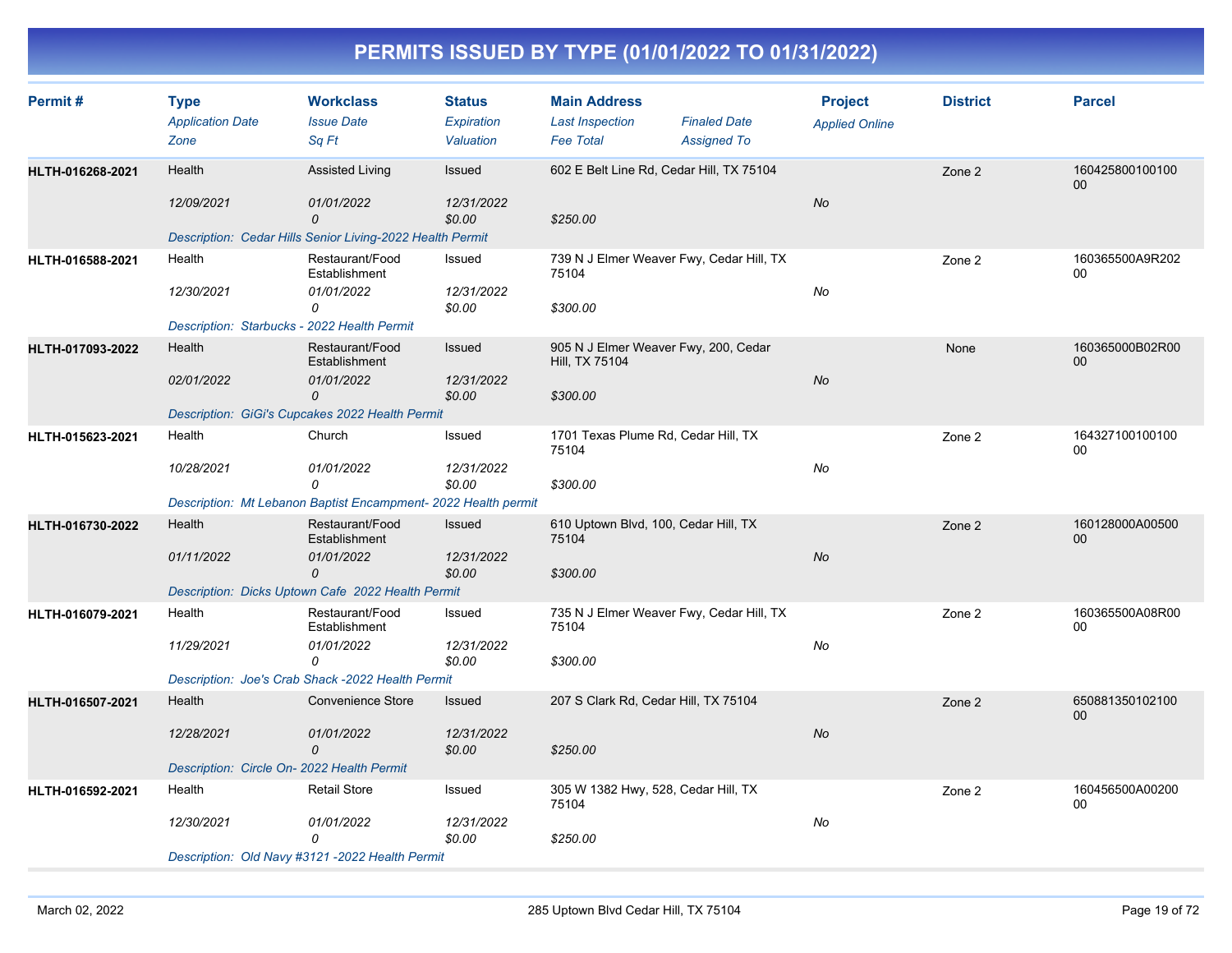# PERMITS ISSUED BY TYPE (01/01/2022 TO 01/31/2022)

| Permit # | Type<br>*Application Date*<br>*Zone* | Workclass<br>*Issue Date*<br>*Sq Ft* | Status<br>*Expiration*<br>*Valuation* | Main Address<br>*Last Inspection*<br>*Fee Total* | *Finaled Date*<br>*Assigned To* | Project<br>*Applied Online* | District | Parcel |
|---|---|---|---|---|---|---|---|---|
| HLTH-016268-2021 | Health<br>*12/09/2021* | Assisted Living<br>*01/01/2022*<br>*0* | Issued<br>*12/31/2022*<br>*$0.00* | 602 E Belt Line Rd, Cedar Hill, TX 75104<br>*$250.00* | | *No* | Zone 2 | 16042580010010000 |
| | *Description: Cedar Hills Senior Living-2022 Health Permit* | | | | | | | |
| HLTH-016588-2021 | Health<br>*12/30/2021* | Restaurant/Food Establishment<br>*01/01/2022*<br>*0* | Issued<br>*12/31/2022*<br>*$0.00* | 739 N J Elmer Weaver Fwy, Cedar Hill, TX 75104<br>*$300.00* | | *No* | Zone 2 | 160365500A9R20200 |
| | *Description: Starbucks - 2022 Health Permit* | | | | | | | |
| HLTH-017093-2022 | Health<br>*02/01/2022* | Restaurant/Food Establishment<br>*01/01/2022*<br>*0* | Issued<br>*12/31/2022*<br>*$0.00* | 905 N J Elmer Weaver Fwy, 200, Cedar Hill, TX 75104<br>*$300.00* | | *No* | None | 160365000B02R0000 |
| | *Description: GiGi's Cupcakes 2022 Health Permit* | | | | | | | |
| HLTH-015623-2021 | Health<br>*10/28/2021* | Church<br>*01/01/2022*<br>*0* | Issued<br>*12/31/2022*<br>*$0.00* | 1701 Texas Plume Rd, Cedar Hill, TX 75104<br>*$300.00* | | *No* | Zone 2 | 16432710010010000 |
| | *Description: Mt Lebanon Baptist Encampment- 2022 Health permit* | | | | | | | |
| HLTH-016730-2022 | Health<br>*01/11/2022* | Restaurant/Food Establishment<br>*01/01/2022*<br>*0* | Issued<br>*12/31/2022*<br>*$0.00* | 610 Uptown Blvd, 100, Cedar Hill, TX 75104<br>*$300.00* | | *No* | Zone 2 | 160128000A0050000 |
| | *Description: Dicks Uptown Cafe 2022 Health Permit* | | | | | | | |
| HLTH-016079-2021 | Health<br>*11/29/2021* | Restaurant/Food Establishment<br>*01/01/2022*<br>*0* | Issued<br>*12/31/2022*<br>*$0.00* | 735 N J Elmer Weaver Fwy, Cedar Hill, TX 75104<br>*$300.00* | | *No* | Zone 2 | 160365500A08R0000 |
| | *Description: Joe's Crab Shack -2022 Health Permit* | | | | | | | |
| HLTH-016507-2021 | Health<br>*12/28/2021* | Convenience Store<br>*01/01/2022*<br>*0* | Issued<br>*12/31/2022*<br>*$0.00* | 207 S Clark Rd, Cedar Hill, TX 75104<br>*$250.00* | | *No* | Zone 2 | 65088135010210000 |
| | *Description: Circle On- 2022 Health Permit* | | | | | | | |
| HLTH-016592-2021 | Health<br>*12/30/2021* | Retail Store<br>*01/01/2022*<br>*0* | Issued<br>*12/31/2022*<br>*$0.00* | 305 W 1382 Hwy, 528, Cedar Hill, TX 75104<br>*$250.00* | | *No* | Zone 2 | 160456500A0020000 |
| | *Description: Old Navy #3121 -2022 Health Permit* | | | | | | | |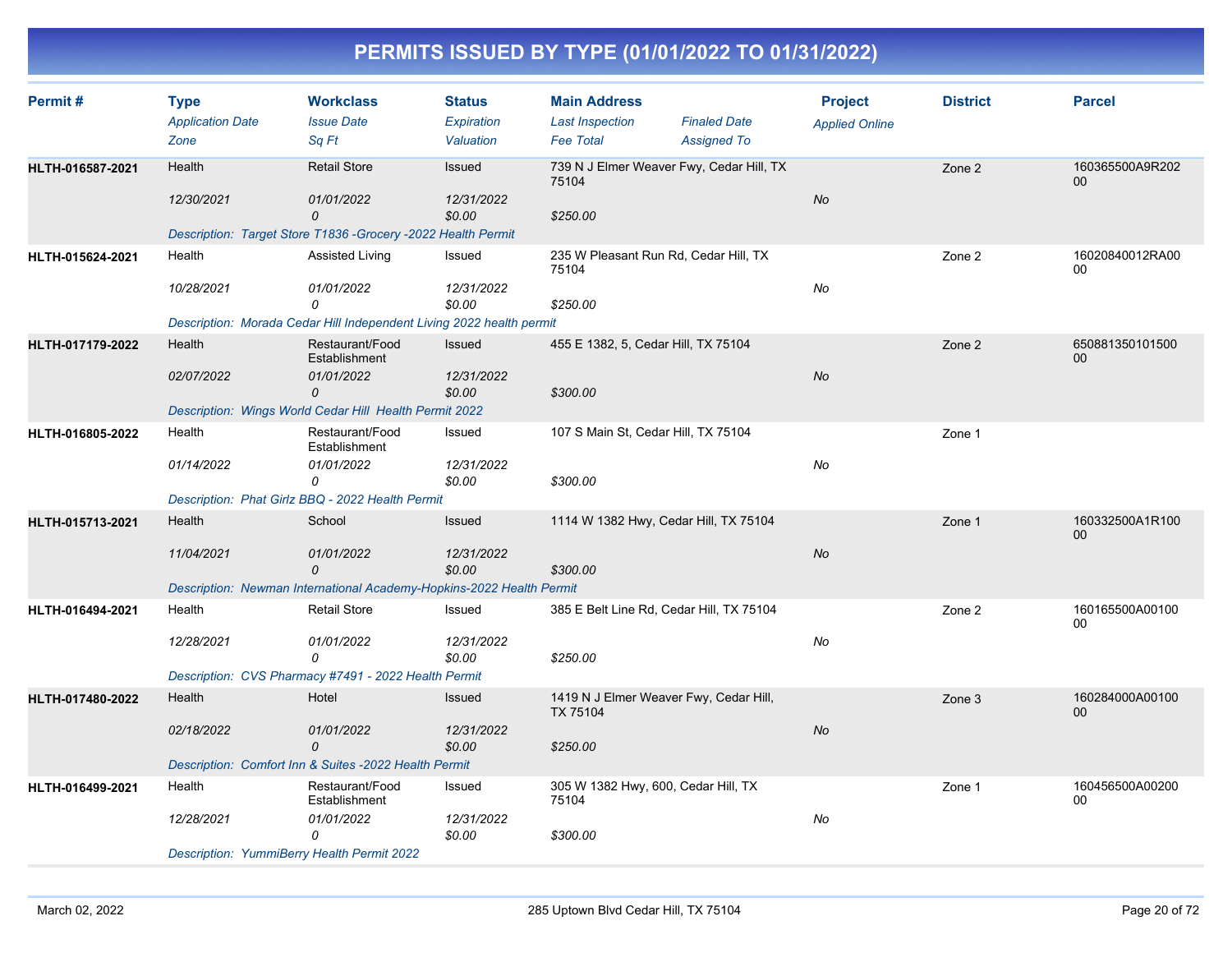# PERMITS ISSUED BY TYPE (01/01/2022 TO 01/31/2022)

| Permit # | Type | Workclass | Status | Main Address | | Project | District | Parcel |
|---|---|---|---|---|---|---|---|---|
| | *Application Date* | *Issue Date* | *Expiration* | *Last Inspection* | *Finaled Date* | *Applied Online* | | |
| | *Zone* | *Sq Ft* | *Valuation* | *Fee Total* | *Assigned To* | | | |
| **HLTH-016587-2021** | Health | Retail Store | Issued | 739 N J Elmer Weaver Fwy, Cedar Hill, TX 75104 | | | Zone 2 | 160365500A9R20200 |
| | *12/30/2021* | *01/01/2022* | *12/31/2022* | | | *No* | | |
| | | *0* | *$0.00* | *$250.00* | | | | |
| | *Description: Target Store T1836 -Grocery -2022 Health Permit* | | | | | | | |
| **HLTH-015624-2021** | Health | Assisted Living | Issued | 235 W Pleasant Run Rd, Cedar Hill, TX 75104 | | | Zone 2 | 16020840012RA0000 |
| | *10/28/2021* | *01/01/2022* | *12/31/2022* | | | *No* | | |
| | | *0* | *$0.00* | *$250.00* | | | | |
| | *Description: Morada Cedar Hill Independent Living 2022 health permit* | | | | | | | |
| **HLTH-017179-2022** | Health | Restaurant/Food Establishment | Issued | 455 E 1382, 5, Cedar Hill, TX 75104 | | | Zone 2 | 65088135010150000 |
| | *02/07/2022* | *01/01/2022* | *12/31/2022* | | | *No* | | |
| | | *0* | *$0.00* | *$300.00* | | | | |
| | *Description: Wings World Cedar Hill Health Permit 2022* | | | | | | | |
| **HLTH-016805-2022** | Health | Restaurant/Food Establishment | Issued | 107 S Main St, Cedar Hill, TX 75104 | | | Zone 1 | |
| | *01/14/2022* | *01/01/2022* | *12/31/2022* | | | *No* | | |
| | | *0* | *$0.00* | *$300.00* | | | | |
| | *Description: Phat Girlz BBQ - 2022 Health Permit* | | | | | | | |
| **HLTH-015713-2021** | Health | School | Issued | 1114 W 1382 Hwy, Cedar Hill, TX 75104 | | | Zone 1 | 160332500A1R10000 |
| | *11/04/2021* | *01/01/2022* | *12/31/2022* | | | *No* | | |
| | | *0* | *$0.00* | *$300.00* | | | | |
| | *Description: Newman International Academy-Hopkins-2022 Health Permit* | | | | | | | |
| **HLTH-016494-2021** | Health | Retail Store | Issued | 385 E Belt Line Rd, Cedar Hill, TX 75104 | | | Zone 2 | 160165500A0010000 |
| | *12/28/2021* | *01/01/2022* | *12/31/2022* | | | *No* | | |
| | | *0* | *$0.00* | *$250.00* | | | | |
| | *Description: CVS Pharmacy #7491 - 2022 Health Permit* | | | | | | | |
| **HLTH-017480-2022** | Health | Hotel | Issued | 1419 N J Elmer Weaver Fwy, Cedar Hill, TX 75104 | | | Zone 3 | 160284000A0010000 |
| | *02/18/2022* | *01/01/2022* | *12/31/2022* | | | *No* | | |
| | | *0* | *$0.00* | *$250.00* | | | | |
| | *Description: Comfort Inn & Suites -2022 Health Permit* | | | | | | | |
| **HLTH-016499-2021** | Health | Restaurant/Food Establishment | Issued | 305 W 1382 Hwy, 600, Cedar Hill, TX 75104 | | | Zone 1 | 160456500A0020000 |
| | *12/28/2021* | *01/01/2022* | *12/31/2022* | | | *No* | | |
| | | *0* | *$0.00* | *$300.00* | | | | |
| | *Description: YummiBerry Health Permit 2022* | | | | | | | |

March 02, 2022 — 285 Uptown Blvd Cedar Hill, TX 75104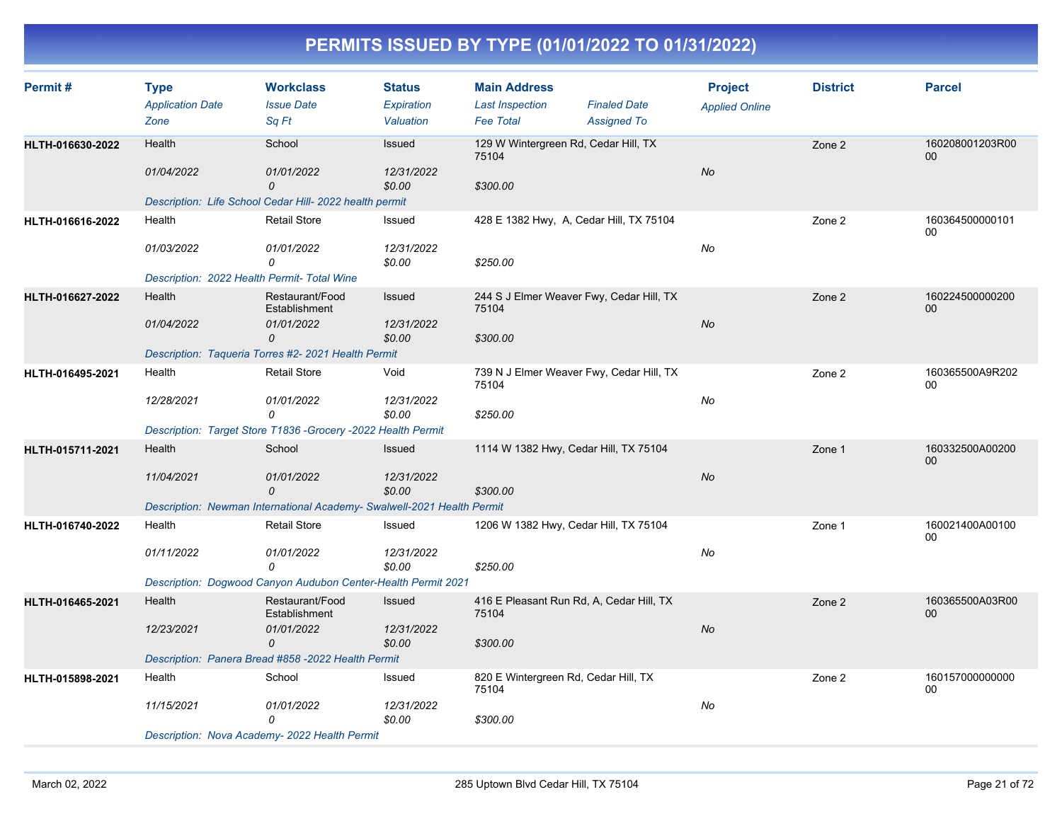# PERMITS ISSUED BY TYPE (01/01/2022 TO 01/31/2022)

| Permit # | Type<br>*Application Date*<br>*Zone* | Workclass<br>*Issue Date*<br>*Sq Ft* | Status<br>*Expiration*<br>*Valuation* | Main Address<br>*Last Inspection*<br>*Fee Total* | *Finaled Date*<br>*Assigned To* | Project<br>*Applied Online* | District | Parcel |
|---|---|---|---|---|---|---|---|---|
| **HLTH-016630-2022** | Health<br>*01/04/2022* | School<br>*01/01/2022*<br>*0* | Issued<br>*12/31/2022*<br>*$0.00* | 129 W Wintergreen Rd, Cedar Hill, TX 75104<br>*$300.00* | | *No* | Zone 2 | 160208001203R0000 |
| | *Description: Life School Cedar Hill- 2022 health permit* | | | | | | | |
| **HLTH-016616-2022** | Health<br>*01/03/2022* | Retail Store<br>*01/01/2022*<br>*0* | Issued<br>*12/31/2022*<br>*$0.00* | 428 E 1382 Hwy, A, Cedar Hill, TX 75104<br>*$250.00* | | *No* | Zone 2 | 16036450000010100 |
| | *Description: 2022 Health Permit- Total Wine* | | | | | | | |
| **HLTH-016627-2022** | Health<br>*01/04/2022* | Restaurant/Food Establishment<br>*01/01/2022*<br>*0* | Issued<br>*12/31/2022*<br>*$0.00* | 244 S J Elmer Weaver Fwy, Cedar Hill, TX 75104<br>*$300.00* | | *No* | Zone 2 | 16022450000020000 |
| | *Description: Taqueria Torres #2- 2021 Health Permit* | | | | | | | |
| **HLTH-016495-2021** | Health<br>*12/28/2021* | Retail Store<br>*01/01/2022*<br>*0* | Void<br>*12/31/2022*<br>*$0.00* | 739 N J Elmer Weaver Fwy, Cedar Hill, TX 75104<br>*$250.00* | | *No* | Zone 2 | 160365500A9R20200 |
| | *Description: Target Store T1836 -Grocery -2022 Health Permit* | | | | | | | |
| **HLTH-015711-2021** | Health<br>*11/04/2021* | School<br>*01/01/2022*<br>*0* | Issued<br>*12/31/2022*<br>*$0.00* | 1114 W 1382 Hwy, Cedar Hill, TX 75104<br>*$300.00* | | *No* | Zone 1 | 160332500A0020000 |
| | *Description: Newman International Academy- Swalwell-2021 Health Permit* | | | | | | | |
| **HLTH-016740-2022** | Health<br>*01/11/2022* | Retail Store<br>*01/01/2022*<br>*0* | Issued<br>*12/31/2022*<br>*$0.00* | 1206 W 1382 Hwy, Cedar Hill, TX 75104<br>*$250.00* | | *No* | Zone 1 | 160021400A0010000 |
| | *Description: Dogwood Canyon Audubon Center-Health Permit 2021* | | | | | | | |
| **HLTH-016465-2021** | Health<br>*12/23/2021* | Restaurant/Food Establishment<br>*01/01/2022*<br>*0* | Issued<br>*12/31/2022*<br>*$0.00* | 416 E Pleasant Run Rd, A, Cedar Hill, TX 75104<br>*$300.00* | | *No* | Zone 2 | 160365500A03R0000 |
| | *Description: Panera Bread #858 -2022 Health Permit* | | | | | | | |
| **HLTH-015898-2021** | Health<br>*11/15/2021* | School<br>*01/01/2022*<br>*0* | Issued<br>*12/31/2022*<br>*$0.00* | 820 E Wintergreen Rd, Cedar Hill, TX 75104<br>*$300.00* | | *No* | Zone 2 | 16015700000000000 |
| | *Description: Nova Academy- 2022 Health Permit* | | | | | | | |

March 02, 2022 | 285 Uptown Blvd Cedar Hill, TX 75104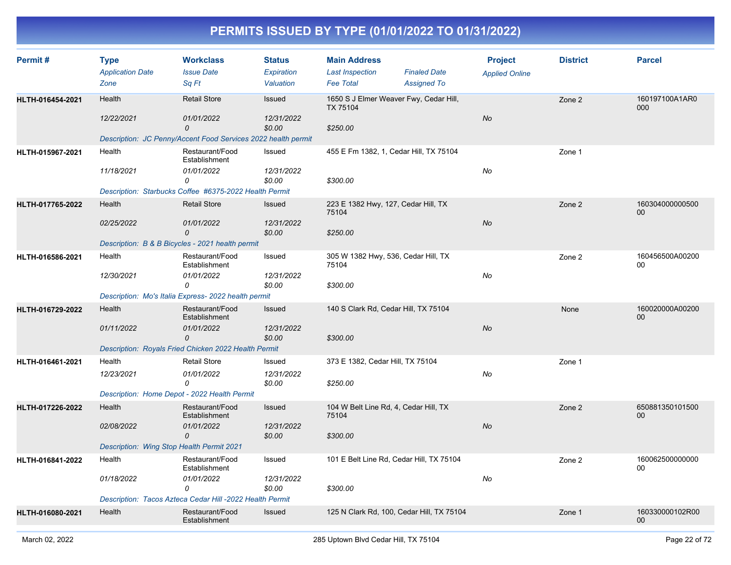# PERMITS ISSUED BY TYPE (01/01/2022 TO 01/31/2022)

| Permit # | Type | Workclass | Status | Main Address | | Project | District | Parcel |
|---|---|---|---|---|---|---|---|---|
| | *Application Date* | *Issue Date* | *Expiration* | *Last Inspection* | *Finaled Date* | *Applied Online* | | |
| | *Zone* | *Sq Ft* | *Valuation* | *Fee Total* | *Assigned To* | | | |
| **HLTH-016454-2021** | Health | Retail Store | Issued | 1650 S J Elmer Weaver Fwy, Cedar Hill, TX 75104 | | | Zone 2 | 160197100A1AR0000 |
| | *12/22/2021* | *01/01/2022* | *12/31/2022* | | | *No* | | |
| | | *0* | *$0.00* | *$250.00* | | | | |
| | *Description: JC Penny/Accent Food Services 2022 health permit* | | | | | | | |
| **HLTH-015967-2021** | Health | Restaurant/Food Establishment | Issued | 455 E Fm 1382, 1, Cedar Hill, TX 75104 | | | Zone 1 | |
| | *11/18/2021* | *01/01/2022* | *12/31/2022* | | | *No* | | |
| | | *0* | *$0.00* | *$300.00* | | | | |
| | *Description: Starbucks Coffee #6375-2022 Health Permit* | | | | | | | |
| **HLTH-017765-2022** | Health | Retail Store | Issued | 223 E 1382 Hwy, 127, Cedar Hill, TX 75104 | | | Zone 2 | 16030400000050000 |
| | *02/25/2022* | *01/01/2022* | *12/31/2022* | | | *No* | | |
| | | *0* | *$0.00* | *$250.00* | | | | |
| | *Description: B & B Bicycles - 2021 health permit* | | | | | | | |
| **HLTH-016586-2021** | Health | Restaurant/Food Establishment | Issued | 305 W 1382 Hwy, 536, Cedar Hill, TX 75104 | | | Zone 2 | 160456500A0020000 |
| | *12/30/2021* | *01/01/2022* | *12/31/2022* | | | *No* | | |
| | | *0* | *$0.00* | *$300.00* | | | | |
| | *Description: Mo's Italia Express- 2022 health permit* | | | | | | | |
| **HLTH-016729-2022** | Health | Restaurant/Food Establishment | Issued | 140 S Clark Rd, Cedar Hill, TX 75104 | | | None | 160020000A0020000 |
| | *01/11/2022* | *01/01/2022* | *12/31/2022* | | | *No* | | |
| | | *0* | *$0.00* | *$300.00* | | | | |
| | *Description: Royals Fried Chicken 2022 Health Permit* | | | | | | | |
| **HLTH-016461-2021** | Health | Retail Store | Issued | 373 E 1382, Cedar Hill, TX 75104 | | | Zone 1 | |
| | *12/23/2021* | *01/01/2022* | *12/31/2022* | | | *No* | | |
| | | *0* | *$0.00* | *$250.00* | | | | |
| | *Description: Home Depot - 2022 Health Permit* | | | | | | | |
| **HLTH-017226-2022** | Health | Restaurant/Food Establishment | Issued | 104 W Belt Line Rd, 4, Cedar Hill, TX 75104 | | | Zone 2 | 65088135010150000 |
| | *02/08/2022* | *01/01/2022* | *12/31/2022* | | | *No* | | |
| | | *0* | *$0.00* | *$300.00* | | | | |
| | *Description: Wing Stop Health Permit 2021* | | | | | | | |
| **HLTH-016841-2022** | Health | Restaurant/Food Establishment | Issued | 101 E Belt Line Rd, Cedar Hill, TX 75104 | | | Zone 2 | 16006250000000000 |
| | *01/18/2022* | *01/01/2022* | *12/31/2022* | | | *No* | | |
| | | *0* | *$0.00* | *$300.00* | | | | |
| | *Description: Tacos Azteca Cedar Hill -2022 Health Permit* | | | | | | | |
| **HLTH-016080-2021** | Health | Restaurant/Food Establishment | Issued | 125 N Clark Rd, 100, Cedar Hill, TX 75104 | | | Zone 1 | 160330000102R0000 |

March 02, 2022 — 285 Uptown Blvd Cedar Hill, TX 75104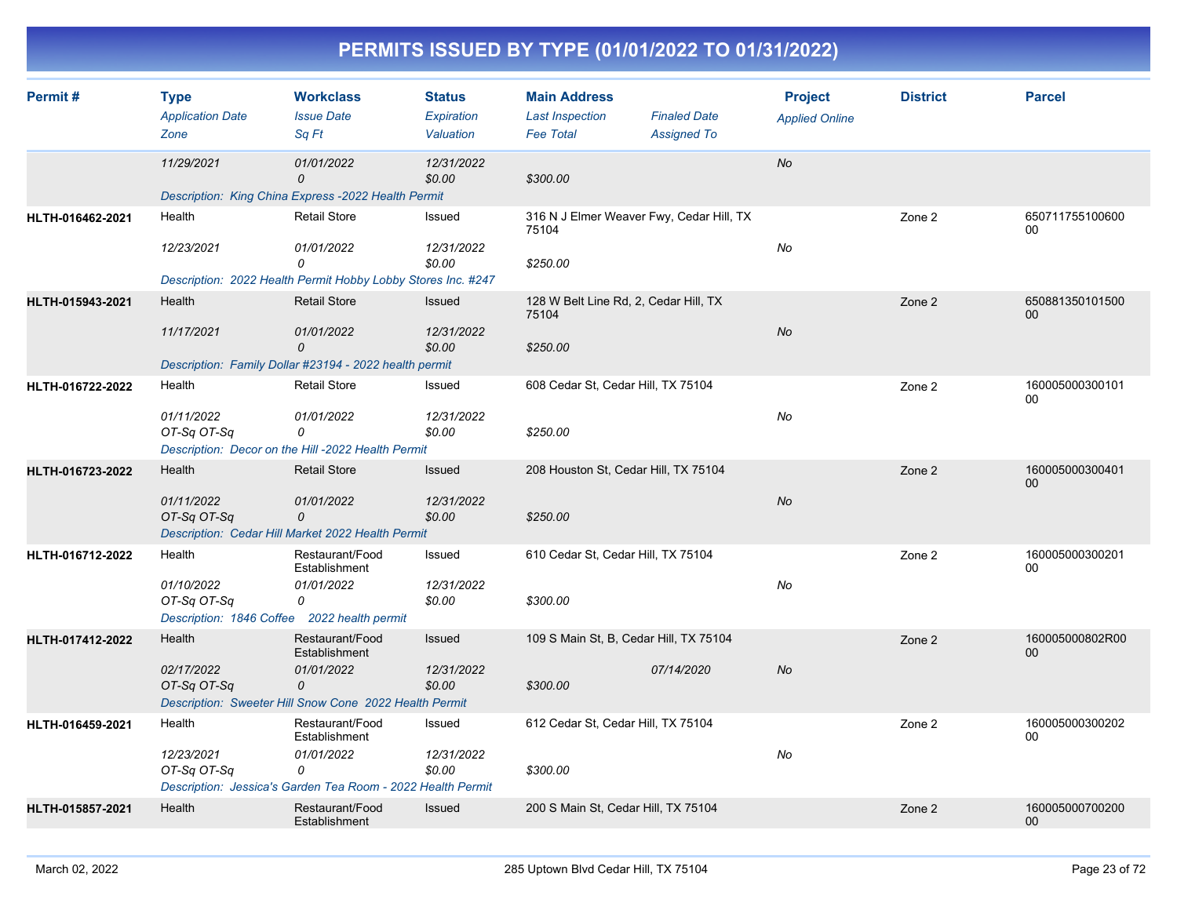# PERMITS ISSUED BY TYPE (01/01/2022 TO 01/31/2022)

| Permit # | Type<br>*Application Date*<br>*Zone* | Workclass<br>*Issue Date*<br>*Sq Ft* | Status<br>*Expiration*<br>*Valuation* | Main Address<br>*Last Inspection*<br>*Fee Total* | *Finaled Date*<br>*Assigned To* | Project<br>*Applied Online* | District | Parcel |
|---|---|---|---|---|---|---|---|---|
| | *11/29/2021* | *01/01/2022*<br>*0* | *12/31/2022*<br>*$0.00* | *$300.00* | | *No* | | |
| | *Description: King China Express -2022 Health Permit* | | | | | | | |
| **HLTH-016462-2021** | Health | Retail Store | Issued | 316 N J Elmer Weaver Fwy, Cedar Hill, TX 75104 | | | Zone 2 | 65071175510060000 |
| | *12/23/2021* | *01/01/2022*<br>*0* | *12/31/2022*<br>*$0.00* | *$250.00* | | *No* | | |
| | *Description: 2022 Health Permit Hobby Lobby Stores Inc. #247* | | | | | | | |
| **HLTH-015943-2021** | Health | Retail Store | Issued | 128 W Belt Line Rd, 2, Cedar Hill, TX 75104 | | | Zone 2 | 65088135010150000 |
| | *11/17/2021* | *01/01/2022*<br>*0* | *12/31/2022*<br>*$0.00* | *$250.00* | | *No* | | |
| | *Description: Family Dollar #23194 - 2022 health permit* | | | | | | | |
| **HLTH-016722-2022** | Health | Retail Store | Issued | 608 Cedar St, Cedar Hill, TX 75104 | | | Zone 2 | 16000500030010100 |
| | *01/11/2022*<br>*OT-Sq OT-Sq* | *01/01/2022*<br>*0* | *12/31/2022*<br>*$0.00* | *$250.00* | | *No* | | |
| | *Description: Decor on the Hill -2022 Health Permit* | | | | | | | |
| **HLTH-016723-2022** | Health | Retail Store | Issued | 208 Houston St, Cedar Hill, TX 75104 | | | Zone 2 | 16000500030040100 |
| | *01/11/2022*<br>*OT-Sq OT-Sq* | *01/01/2022*<br>*0* | *12/31/2022*<br>*$0.00* | *$250.00* | | *No* | | |
| | *Description: Cedar Hill Market 2022 Health Permit* | | | | | | | |
| **HLTH-016712-2022** | Health | Restaurant/Food Establishment | Issued | 610 Cedar St, Cedar Hill, TX 75104 | | | Zone 2 | 16000500030020100 |
| | *01/10/2022*<br>*OT-Sq OT-Sq* | *01/01/2022*<br>*0* | *12/31/2022*<br>*$0.00* | *$300.00* | | *No* | | |
| | *Description: 1846 Coffee 2022 health permit* | | | | | | | |
| **HLTH-017412-2022** | Health | Restaurant/Food Establishment | Issued | 109 S Main St, B, Cedar Hill, TX 75104 | | | Zone 2 | 160005000802R0000 |
| | *02/17/2022*<br>*OT-Sq OT-Sq* | *01/01/2022*<br>*0* | *12/31/2022*<br>*$0.00* | *$300.00* | *07/14/2020* | *No* | | |
| | *Description: Sweeter Hill Snow Cone 2022 Health Permit* | | | | | | | |
| **HLTH-016459-2021** | Health | Restaurant/Food Establishment | Issued | 612 Cedar St, Cedar Hill, TX 75104 | | | Zone 2 | 16000500030020200 |
| | *12/23/2021*<br>*OT-Sq OT-Sq* | *01/01/2022*<br>*0* | *12/31/2022*<br>*$0.00* | *$300.00* | | *No* | | |
| | *Description: Jessica's Garden Tea Room - 2022 Health Permit* | | | | | | | |
| **HLTH-015857-2021** | Health | Restaurant/Food Establishment | Issued | 200 S Main St, Cedar Hill, TX 75104 | | | Zone 2 | 16000500070020000 |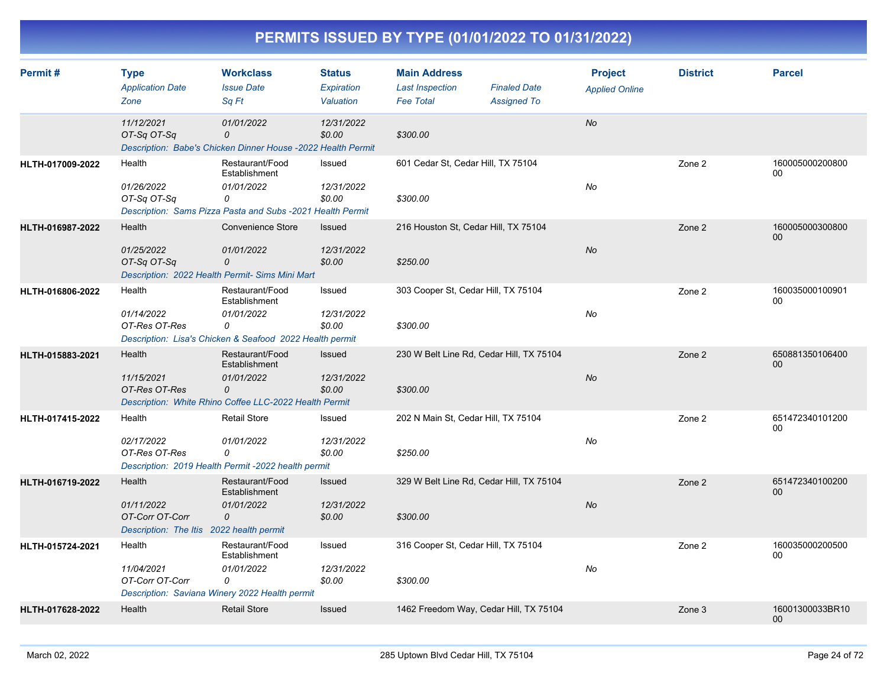# PERMITS ISSUED BY TYPE (01/01/2022 TO 01/31/2022)

| Permit # | Type / Application Date / Zone | Workclass / Issue Date / Sq Ft | Status / Expiration / Valuation | Main Address / Last Inspection / Fee Total | Finaled Date / Assigned To | Project / Applied Online | District | Parcel |
|---|---|---|---|---|---|---|---|---|
| | 11/12/2021<br>OT-Sq OT-Sq | 01/01/2022<br>0 | 12/31/2022<br>$0.00 | <br>$300.00 | | No | | |
| | Description: Babe's Chicken Dinner House -2022 Health Permit | | | | | | | |
| HLTH-017009-2022 | Health<br>01/26/2022<br>OT-Sq OT-Sq | Restaurant/Food Establishment<br>01/01/2022<br>0 | Issued<br>12/31/2022<br>$0.00 | 601 Cedar St, Cedar Hill, TX 75104<br><br>$300.00 | | No | Zone 2 | 16000500020080000 |
| | Description: Sams Pizza Pasta and Subs -2021 Health Permit | | | | | | | |
| HLTH-016987-2022 | Health<br>01/25/2022<br>OT-Sq OT-Sq | Convenience Store<br>01/01/2022<br>0 | Issued<br>12/31/2022<br>$0.00 | 216 Houston St, Cedar Hill, TX 75104<br><br>$250.00 | | No | Zone 2 | 16000500030080000 |
| | Description: 2022 Health Permit- Sims Mini Mart | | | | | | | |
| HLTH-016806-2022 | Health<br>01/14/2022<br>OT-Res OT-Res | Restaurant/Food Establishment<br>01/01/2022<br>0 | Issued<br>12/31/2022<br>$0.00 | 303 Cooper St, Cedar Hill, TX 75104<br><br>$300.00 | | No | Zone 2 | 16003500010090100 |
| | Description: Lisa's Chicken & Seafood 2022 Health permit | | | | | | | |
| HLTH-015883-2021 | Health<br>11/15/2021<br>OT-Res OT-Res | Restaurant/Food Establishment<br>01/01/2022<br>0 | Issued<br>12/31/2022<br>$0.00 | 230 W Belt Line Rd, Cedar Hill, TX 75104<br><br>$300.00 | | No | Zone 2 | 65088135010640000 |
| | Description: White Rhino Coffee LLC-2022 Health Permit | | | | | | | |
| HLTH-017415-2022 | Health<br>02/17/2022<br>OT-Res OT-Res | Retail Store<br>01/01/2022<br>0 | Issued<br>12/31/2022<br>$0.00 | 202 N Main St, Cedar Hill, TX 75104<br><br>$250.00 | | No | Zone 2 | 65147234010120000 |
| | Description: 2019 Health Permit -2022 health permit | | | | | | | |
| HLTH-016719-2022 | Health<br>01/11/2022<br>OT-Corr OT-Corr | Restaurant/Food Establishment<br>01/01/2022<br>0 | Issued<br>12/31/2022<br>$0.00 | 329 W Belt Line Rd, Cedar Hill, TX 75104<br><br>$300.00 | | No | Zone 2 | 65147234010020000 |
| | Description: The Itis 2022 health permit | | | | | | | |
| HLTH-015724-2021 | Health<br>11/04/2021<br>OT-Corr OT-Corr | Restaurant/Food Establishment<br>01/01/2022<br>0 | Issued<br>12/31/2022<br>$0.00 | 316 Cooper St, Cedar Hill, TX 75104<br><br>$300.00 | | No | Zone 2 | 16003500020050000 |
| | Description: Saviana Winery 2022 Health permit | | | | | | | |
| HLTH-017628-2022 | Health | Retail Store | Issued | 1462 Freedom Way, Cedar Hill, TX 75104 | | | Zone 3 | 16001300033BR1000 |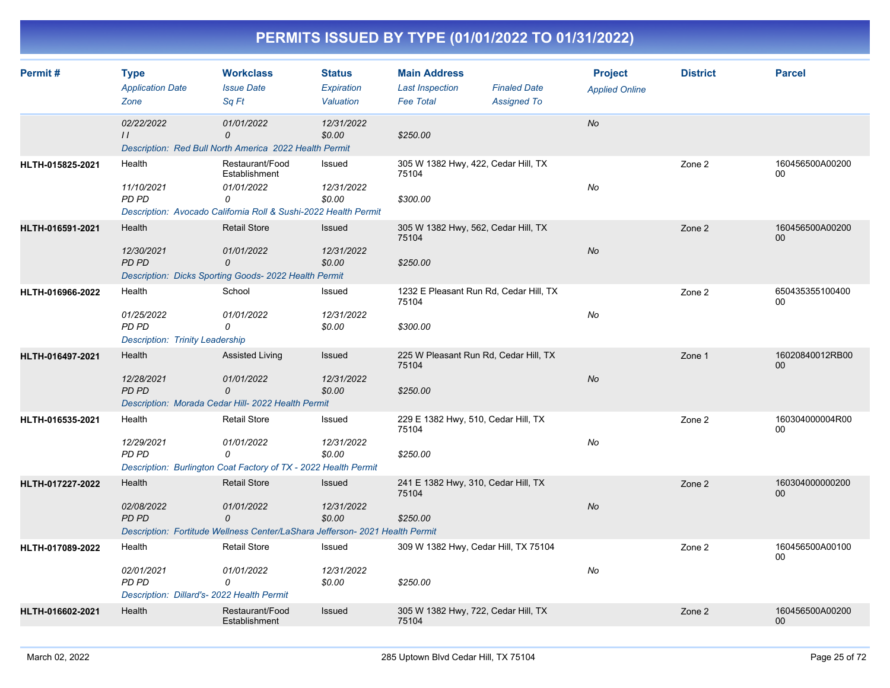# PERMITS ISSUED BY TYPE (01/01/2022 TO 01/31/2022)

| Permit # | Type / Application Date / Zone | Workclass / Issue Date / Sq Ft | Status / Expiration / Valuation | Main Address / Last Inspection / Fee Total | Finaled Date / Assigned To | Project / Applied Online | District | Parcel |
|---|---|---|---|---|---|---|---|---|
| | 02/22/2022 | 01/01/2022 | 12/31/2022 | | | No | | |
| | / / | 0 | $0.00 | $250.00 | | | | |
| | Description: Red Bull North America 2022 Health Permit | | | | | | | |
| HLTH-015825-2021 | Health | Restaurant/Food Establishment | Issued | 305 W 1382 Hwy, 422, Cedar Hill, TX 75104 | | | Zone 2 | 160456500A0020000 |
| | 11/10/2021 | 01/01/2022 | 12/31/2022 | | | No | | |
| | PD PD | 0 | $0.00 | $300.00 | | | | |
| | Description: Avocado California Roll & Sushi-2022 Health Permit | | | | | | | |
| HLTH-016591-2021 | Health | Retail Store | Issued | 305 W 1382 Hwy, 562, Cedar Hill, TX 75104 | | | Zone 2 | 160456500A0020000 |
| | 12/30/2021 | 01/01/2022 | 12/31/2022 | | | No | | |
| | PD PD | 0 | $0.00 | $250.00 | | | | |
| | Description: Dicks Sporting Goods- 2022 Health Permit | | | | | | | |
| HLTH-016966-2022 | Health | School | Issued | 1232 E Pleasant Run Rd, Cedar Hill, TX 75104 | | | Zone 2 | 65043535510040000 |
| | 01/25/2022 | 01/01/2022 | 12/31/2022 | | | No | | |
| | PD PD | 0 | $0.00 | $300.00 | | | | |
| | Description: Trinity Leadership | | | | | | | |
| HLTH-016497-2021 | Health | Assisted Living | Issued | 225 W Pleasant Run Rd, Cedar Hill, TX 75104 | | | Zone 1 | 16020840012RB0000 |
| | 12/28/2021 | 01/01/2022 | 12/31/2022 | | | No | | |
| | PD PD | 0 | $0.00 | $250.00 | | | | |
| | Description: Morada Cedar Hill- 2022 Health Permit | | | | | | | |
| HLTH-016535-2021 | Health | Retail Store | Issued | 229 E 1382 Hwy, 510, Cedar Hill, TX 75104 | | | Zone 2 | 160304000004R0000 |
| | 12/29/2021 | 01/01/2022 | 12/31/2022 | | | No | | |
| | PD PD | 0 | $0.00 | $250.00 | | | | |
| | Description: Burlington Coat Factory of TX - 2022 Health Permit | | | | | | | |
| HLTH-017227-2022 | Health | Retail Store | Issued | 241 E 1382 Hwy, 310, Cedar Hill, TX 75104 | | | Zone 2 | 16030400000020000 |
| | 02/08/2022 | 01/01/2022 | 12/31/2022 | | | No | | |
| | PD PD | 0 | $0.00 | $250.00 | | | | |
| | Description: Fortitude Wellness Center/LaShara Jefferson- 2021 Health Permit | | | | | | | |
| HLTH-017089-2022 | Health | Retail Store | Issued | 309 W 1382 Hwy, Cedar Hill, TX 75104 | | | Zone 2 | 160456500A0010000 |
| | 02/01/2021 | 01/01/2022 | 12/31/2022 | | | No | | |
| | PD PD | 0 | $0.00 | $250.00 | | | | |
| | Description: Dillard's- 2022 Health Permit | | | | | | | |
| HLTH-016602-2021 | Health | Restaurant/Food Establishment | Issued | 305 W 1382 Hwy, 722, Cedar Hill, TX 75104 | | | Zone 2 | 160456500A0020000 |

March 02, 2022 — 285 Uptown Blvd Cedar Hill, TX 75104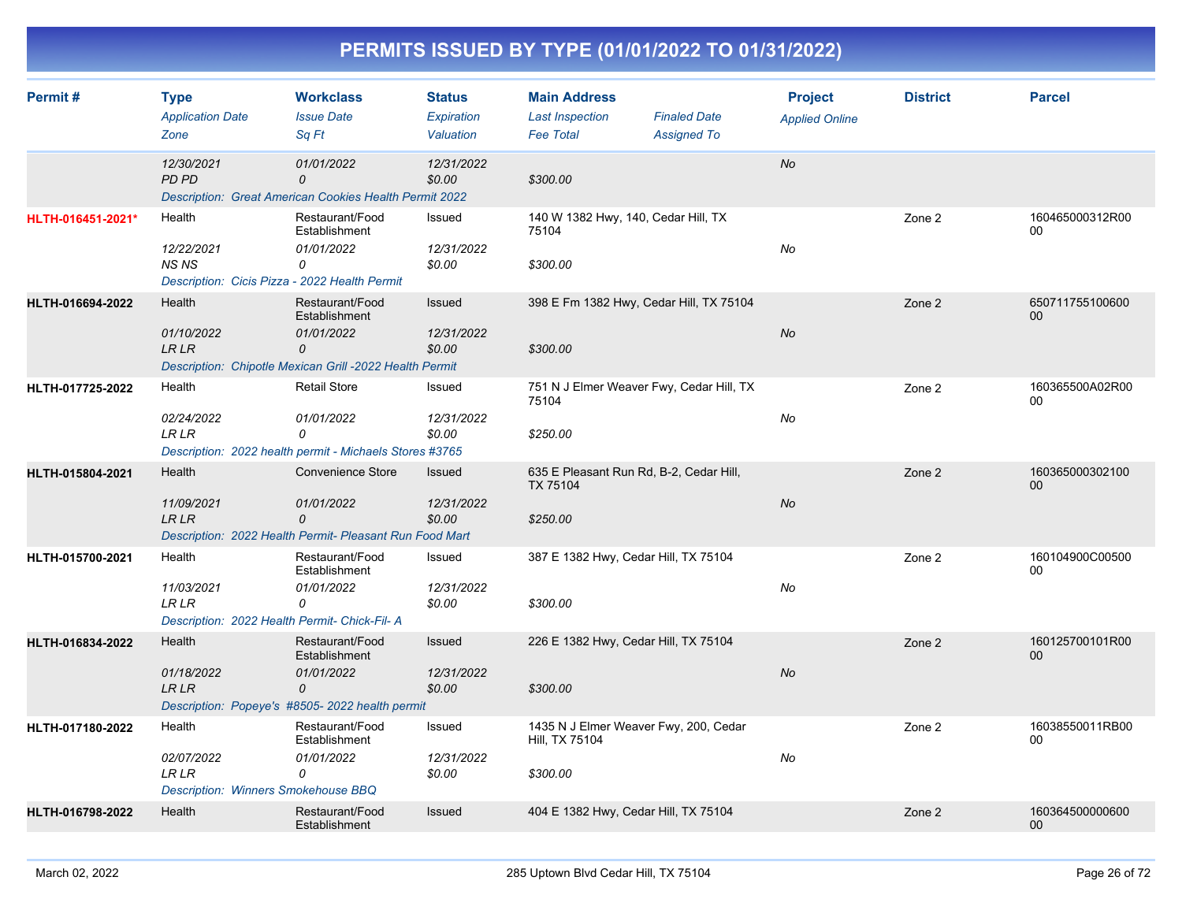# PERMITS ISSUED BY TYPE (01/01/2022 TO 01/31/2022)

| Permit # | Type / Application Date / Zone | Workclass / Issue Date / Sq Ft | Status / Expiration / Valuation | Main Address / Last Inspection / Fee Total | Finaled Date / Assigned To | Project / Applied Online | District | Parcel |
|---|---|---|---|---|---|---|---|---|
| | 12/30/2021 / PD PD | 01/01/2022 / 0 | 12/31/2022 / $0.00 | $300.00 | | No | | |
| | Description: Great American Cookies Health Permit 2022 | | | | | | | |
| HLTH-016451-2021* | Health / 12/22/2021 / NS NS | Restaurant/Food Establishment / 01/01/2022 / 0 | Issued / 12/31/2022 / $0.00 | 140 W 1382 Hwy, 140, Cedar Hill, TX 75104 / $300.00 | | No | Zone 2 | 160465000312R0000 |
| | Description: Cicis Pizza - 2022 Health Permit | | | | | | | |
| HLTH-016694-2022 | Health / 01/10/2022 / LR LR | Restaurant/Food Establishment / 01/01/2022 / 0 | Issued / 12/31/2022 / $0.00 | 398 E Fm 1382 Hwy, Cedar Hill, TX 75104 / $300.00 | | No | Zone 2 | 65071175510060000 |
| | Description: Chipotle Mexican Grill -2022 Health Permit | | | | | | | |
| HLTH-017725-2022 | Health / 02/24/2022 / LR LR | Retail Store / 01/01/2022 / 0 | Issued / 12/31/2022 / $0.00 | 751 N J Elmer Weaver Fwy, Cedar Hill, TX 75104 / $250.00 | | No | Zone 2 | 160365500A02R0000 |
| | Description: 2022 health permit - Michaels Stores #3765 | | | | | | | |
| HLTH-015804-2021 | Health / 11/09/2021 / LR LR | Convenience Store / 01/01/2022 / 0 | Issued / 12/31/2022 / $0.00 | 635 E Pleasant Run Rd, B-2, Cedar Hill, TX 75104 / $250.00 | | No | Zone 2 | 16036500030210000 |
| | Description: 2022 Health Permit- Pleasant Run Food Mart | | | | | | | |
| HLTH-015700-2021 | Health / 11/03/2021 / LR LR | Restaurant/Food Establishment / 01/01/2022 / 0 | Issued / 12/31/2022 / $0.00 | 387 E 1382 Hwy, Cedar Hill, TX 75104 / $300.00 | | No | Zone 2 | 160104900C0050000 |
| | Description: 2022 Health Permit- Chick-Fil- A | | | | | | | |
| HLTH-016834-2022 | Health / 01/18/2022 / LR LR | Restaurant/Food Establishment / 01/01/2022 / 0 | Issued / 12/31/2022 / $0.00 | 226 E 1382 Hwy, Cedar Hill, TX 75104 / $300.00 | | No | Zone 2 | 160125700101R0000 |
| | Description: Popeye's #8505- 2022 health permit | | | | | | | |
| HLTH-017180-2022 | Health / 02/07/2022 / LR LR | Restaurant/Food Establishment / 01/01/2022 / 0 | Issued / 12/31/2022 / $0.00 | 1435 N J Elmer Weaver Fwy, 200, Cedar Hill, TX 75104 / $300.00 | | No | Zone 2 | 16038550011RB0000 |
| | Description: Winners Smokehouse BBQ | | | | | | | |
| HLTH-016798-2022 | Health | Restaurant/Food Establishment | Issued | 404 E 1382 Hwy, Cedar Hill, TX 75104 | | | Zone 2 | 16036450000060000 |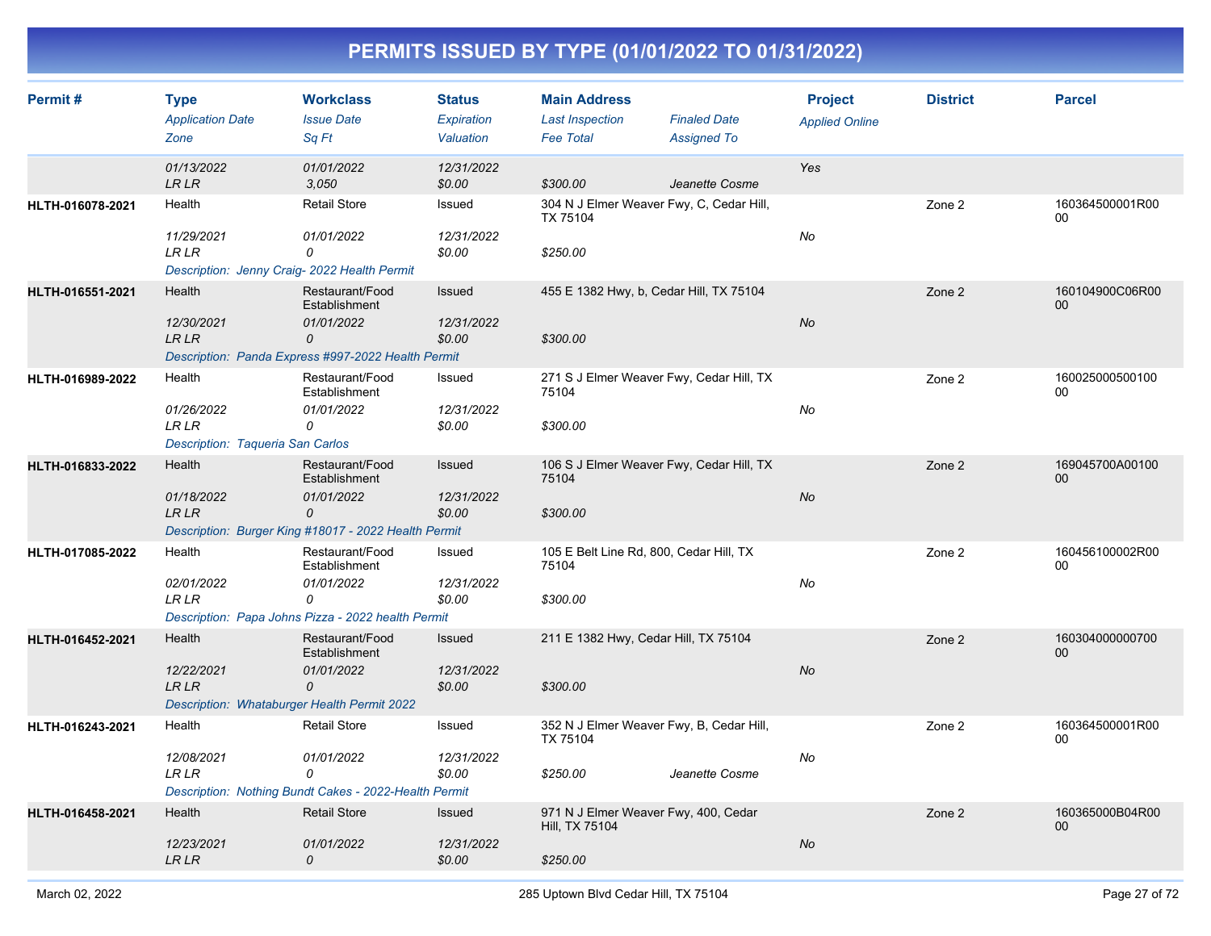# PERMITS ISSUED BY TYPE (01/01/2022 TO 01/31/2022)

| Permit # | Type | Workclass | Status | Main Address | | Project | District | Parcel |
|---|---|---|---|---|---|---|---|---|
| | *Application Date* | *Issue Date* | *Expiration* | *Last Inspection* | *Finaled Date* | *Applied Online* | | |
| | *Zone* | *Sq Ft* | *Valuation* | *Fee Total* | *Assigned To* | | | |
| | *01/13/2022* | *01/01/2022* | *12/31/2022* | | | *Yes* | | |
| | *LR LR* | *3,050* | *$0.00* | *$300.00* | *Jeanette Cosme* | | | |
| **HLTH-016078-2021** | Health | Retail Store | Issued | 304 N J Elmer Weaver Fwy, C, Cedar Hill, TX 75104 | | | Zone 2 | 160364500001R0000 |
| | *11/29/2021* | *01/01/2022* | *12/31/2022* | | | *No* | | |
| | *LR LR* | *0* | *$0.00* | *$250.00* | | | | |
| | *Description: Jenny Craig- 2022 Health Permit* | | | | | | | |
| **HLTH-016551-2021** | Health | Restaurant/Food Establishment | Issued | 455 E 1382 Hwy, b, Cedar Hill, TX 75104 | | | Zone 2 | 160104900C06R0000 |
| | *12/30/2021* | *01/01/2022* | *12/31/2022* | | | *No* | | |
| | *LR LR* | *0* | *$0.00* | *$300.00* | | | | |
| | *Description: Panda Express #997-2022 Health Permit* | | | | | | | |
| **HLTH-016989-2022** | Health | Restaurant/Food Establishment | Issued | 271 S J Elmer Weaver Fwy, Cedar Hill, TX 75104 | | | Zone 2 | 16002500050010000 |
| | *01/26/2022* | *01/01/2022* | *12/31/2022* | | | *No* | | |
| | *LR LR* | *0* | *$0.00* | *$300.00* | | | | |
| | *Description: Taqueria San Carlos* | | | | | | | |
| **HLTH-016833-2022** | Health | Restaurant/Food Establishment | Issued | 106 S J Elmer Weaver Fwy, Cedar Hill, TX 75104 | | | Zone 2 | 169045700A0010000 |
| | *01/18/2022* | *01/01/2022* | *12/31/2022* | | | *No* | | |
| | *LR LR* | *0* | *$0.00* | *$300.00* | | | | |
| | *Description: Burger King #18017 - 2022 Health Permit* | | | | | | | |
| **HLTH-017085-2022** | Health | Restaurant/Food Establishment | Issued | 105 E Belt Line Rd, 800, Cedar Hill, TX 75104 | | | Zone 2 | 160456100002R0000 |
| | *02/01/2022* | *01/01/2022* | *12/31/2022* | | | *No* | | |
| | *LR LR* | *0* | *$0.00* | *$300.00* | | | | |
| | *Description: Papa Johns Pizza - 2022 health Permit* | | | | | | | |
| **HLTH-016452-2021** | Health | Restaurant/Food Establishment | Issued | 211 E 1382 Hwy, Cedar Hill, TX 75104 | | | Zone 2 | 16030400000070000 |
| | *12/22/2021* | *01/01/2022* | *12/31/2022* | | | *No* | | |
| | *LR LR* | *0* | *$0.00* | *$300.00* | | | | |
| | *Description: Whataburger Health Permit 2022* | | | | | | | |
| **HLTH-016243-2021** | Health | Retail Store | Issued | 352 N J Elmer Weaver Fwy, B, Cedar Hill, TX 75104 | | | Zone 2 | 160364500001R0000 |
| | *12/08/2021* | *01/01/2022* | *12/31/2022* | | | *No* | | |
| | *LR LR* | *0* | *$0.00* | *$250.00* | *Jeanette Cosme* | | | |
| | *Description: Nothing Bundt Cakes - 2022-Health Permit* | | | | | | | |
| **HLTH-016458-2021** | Health | Retail Store | Issued | 971 N J Elmer Weaver Fwy, 400, Cedar Hill, TX 75104 | | | Zone 2 | 160365000B04R0000 |
| | *12/23/2021* | *01/01/2022* | *12/31/2022* | | | *No* | | |
| | *LR LR* | *0* | *$0.00* | *$250.00* | | | | |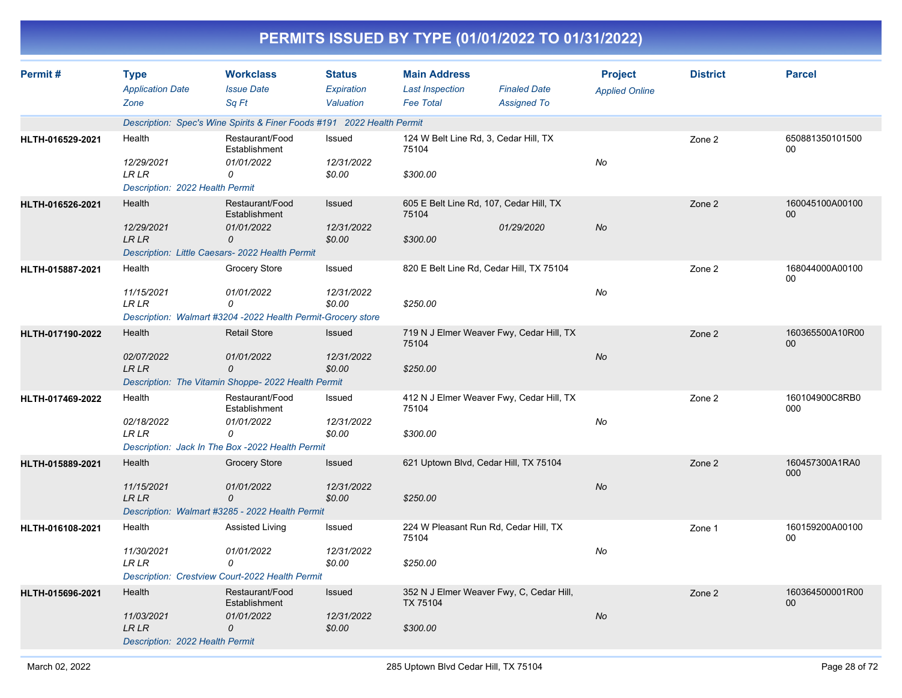# PERMITS ISSUED BY TYPE (01/01/2022 TO 01/31/2022)

| Permit # | Type / Application Date / Zone | Workclass / Issue Date / Sq Ft | Status / Expiration / Valuation | Main Address / Last Inspection / Fee Total | Finaled Date / Assigned To | Project / Applied Online | District | Parcel |
|---|---|---|---|---|---|---|---|---|
| | Description: Spec's Wine Spirits & Finer Foods #191 2022 Health Permit | | | | | | | |
| HLTH-016529-2021 | Health | Restaurant/Food Establishment | Issued | 124 W Belt Line Rd, 3, Cedar Hill, TX 75104 | | | Zone 2 | 65088135010150000 |
| | 12/29/2021 | 01/01/2022 | 12/31/2022 | | | No | | |
| | LR LR | 0 | $0.00 | $300.00 | | | | |
| | Description: 2022 Health Permit | | | | | | | |
| HLTH-016526-2021 | Health | Restaurant/Food Establishment | Issued | 605 E Belt Line Rd, 107, Cedar Hill, TX 75104 | | | Zone 2 | 160045100A0010000 |
| | 12/29/2021 | 01/01/2022 | 12/31/2022 | | 01/29/2020 | No | | |
| | LR LR | 0 | $0.00 | $300.00 | | | | |
| | Description: Little Caesars- 2022 Health Permit | | | | | | | |
| HLTH-015887-2021 | Health | Grocery Store | Issued | 820 E Belt Line Rd, Cedar Hill, TX 75104 | | | Zone 2 | 168044000A0010000 |
| | 11/15/2021 | 01/01/2022 | 12/31/2022 | | | No | | |
| | LR LR | 0 | $0.00 | $250.00 | | | | |
| | Description: Walmart #3204 -2022 Health Permit-Grocery store | | | | | | | |
| HLTH-017190-2022 | Health | Retail Store | Issued | 719 N J Elmer Weaver Fwy, Cedar Hill, TX 75104 | | | Zone 2 | 160365500A10R0000 |
| | 02/07/2022 | 01/01/2022 | 12/31/2022 | | | No | | |
| | LR LR | 0 | $0.00 | $250.00 | | | | |
| | Description: The Vitamin Shoppe- 2022 Health Permit | | | | | | | |
| HLTH-017469-2022 | Health | Restaurant/Food Establishment | Issued | 412 N J Elmer Weaver Fwy, Cedar Hill, TX 75104 | | | Zone 2 | 160104900C8RB0000 |
| | 02/18/2022 | 01/01/2022 | 12/31/2022 | | | No | | |
| | LR LR | 0 | $0.00 | $300.00 | | | | |
| | Description: Jack In The Box -2022 Health Permit | | | | | | | |
| HLTH-015889-2021 | Health | Grocery Store | Issued | 621 Uptown Blvd, Cedar Hill, TX 75104 | | | Zone 2 | 160457300A1RA0000 |
| | 11/15/2021 | 01/01/2022 | 12/31/2022 | | | No | | |
| | LR LR | 0 | $0.00 | $250.00 | | | | |
| | Description: Walmart #3285 - 2022 Health Permit | | | | | | | |
| HLTH-016108-2021 | Health | Assisted Living | Issued | 224 W Pleasant Run Rd, Cedar Hill, TX 75104 | | | Zone 1 | 160159200A0010000 |
| | 11/30/2021 | 01/01/2022 | 12/31/2022 | | | No | | |
| | LR LR | 0 | $0.00 | $250.00 | | | | |
| | Description: Crestview Court-2022 Health Permit | | | | | | | |
| HLTH-015696-2021 | Health | Restaurant/Food Establishment | Issued | 352 N J Elmer Weaver Fwy, C, Cedar Hill, TX 75104 | | | Zone 2 | 160364500001R0000 |
| | 11/03/2021 | 01/01/2022 | 12/31/2022 | | | No | | |
| | LR LR | 0 | $0.00 | $300.00 | | | | |
| | Description: 2022 Health Permit | | | | | | | |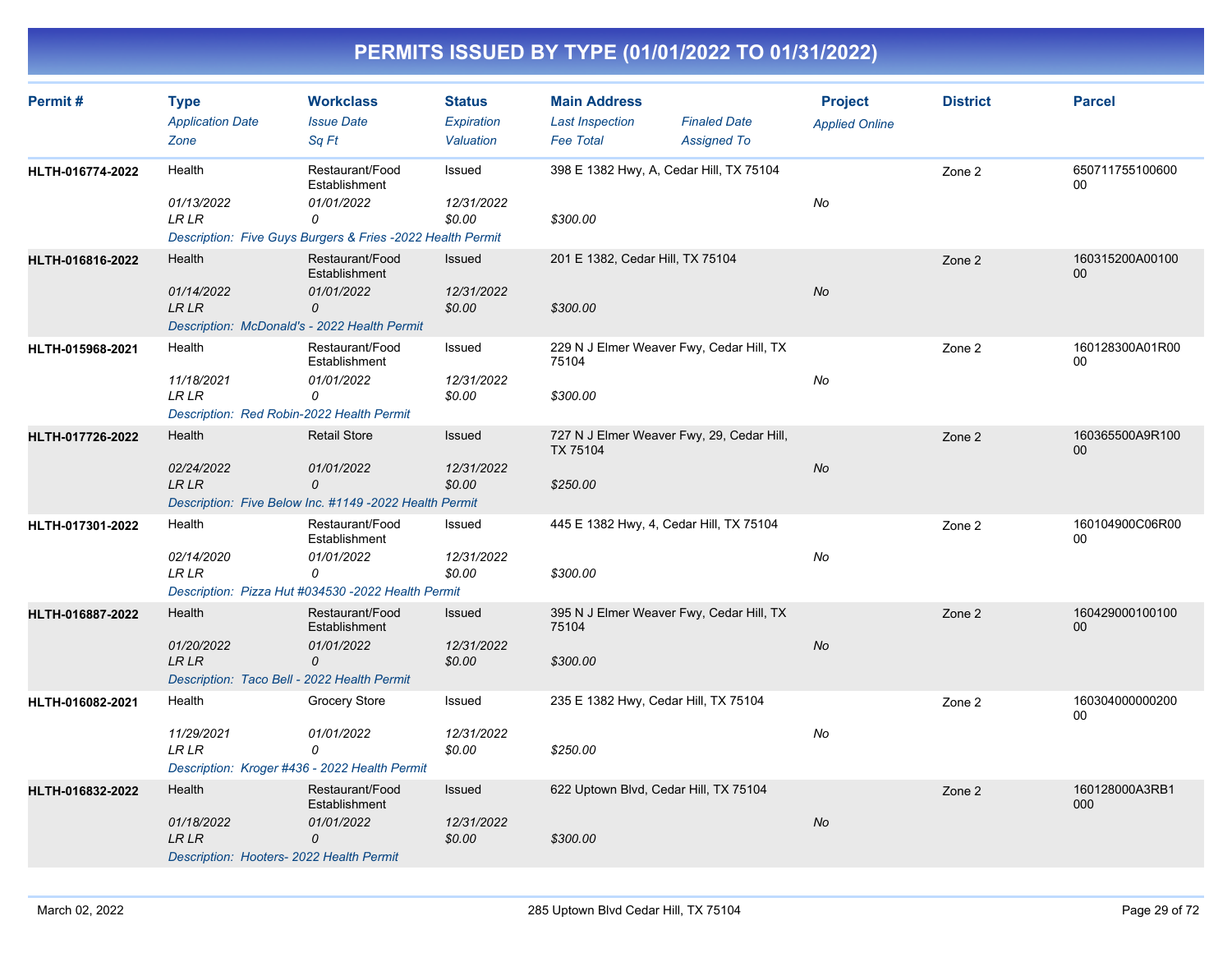# PERMITS ISSUED BY TYPE (01/01/2022 TO 01/31/2022)

| Permit # | Type<br>*Application Date*<br>*Zone* | Workclass<br>*Issue Date*<br>*Sq Ft* | Status<br>*Expiration*<br>*Valuation* | Main Address<br>*Last Inspection*<br>*Fee Total* | *Finaled Date*<br>*Assigned To* | Project<br>*Applied Online* | District | Parcel |
|---|---|---|---|---|---|---|---|---|
| HLTH-016774-2022 | Health<br>*01/13/2022*<br>*LR LR* | Restaurant/Food Establishment<br>*01/01/2022*<br>*0* | Issued<br>*12/31/2022*<br>*$0.00* | 398 E 1382 Hwy, A, Cedar Hill, TX 75104<br><br>*$300.00* | | *No* | Zone 2 | 65071175510060000 |
| | *Description: Five Guys Burgers & Fries -2022 Health Permit* | | | | | | | |
| HLTH-016816-2022 | Health<br>*01/14/2022*<br>*LR LR* | Restaurant/Food Establishment<br>*01/01/2022*<br>*0* | Issued<br>*12/31/2022*<br>*$0.00* | 201 E 1382, Cedar Hill, TX 75104<br><br>*$300.00* | | *No* | Zone 2 | 160315200A0010000 |
| | *Description: McDonald's - 2022 Health Permit* | | | | | | | |
| HLTH-015968-2021 | Health<br>*11/18/2021*<br>*LR LR* | Restaurant/Food Establishment<br>*01/01/2022*<br>*0* | Issued<br>*12/31/2022*<br>*$0.00* | 229 N J Elmer Weaver Fwy, Cedar Hill, TX 75104<br><br>*$300.00* | | *No* | Zone 2 | 160128300A01R0000 |
| | *Description: Red Robin-2022 Health Permit* | | | | | | | |
| HLTH-017726-2022 | Health<br>*02/24/2022*<br>*LR LR* | Retail Store<br>*01/01/2022*<br>*0* | Issued<br>*12/31/2022*<br>*$0.00* | 727 N J Elmer Weaver Fwy, 29, Cedar Hill, TX 75104<br><br>*$250.00* | | *No* | Zone 2 | 160365500A9R10000 |
| | *Description: Five Below Inc. #1149 -2022 Health Permit* | | | | | | | |
| HLTH-017301-2022 | Health<br>*02/14/2020*<br>*LR LR* | Restaurant/Food Establishment<br>*01/01/2022*<br>*0* | Issued<br>*12/31/2022*<br>*$0.00* | 445 E 1382 Hwy, 4, Cedar Hill, TX 75104<br><br>*$300.00* | | *No* | Zone 2 | 160104900C06R0000 |
| | *Description: Pizza Hut #034530 -2022 Health Permit* | | | | | | | |
| HLTH-016887-2022 | Health<br>*01/20/2022*<br>*LR LR* | Restaurant/Food Establishment<br>*01/01/2022*<br>*0* | Issued<br>*12/31/2022*<br>*$0.00* | 395 N J Elmer Weaver Fwy, Cedar Hill, TX 75104<br><br>*$300.00* | | *No* | Zone 2 | 16042900010010000 |
| | *Description: Taco Bell - 2022 Health Permit* | | | | | | | |
| HLTH-016082-2021 | Health<br>*11/29/2021*<br>*LR LR* | Grocery Store<br>*01/01/2022*<br>*0* | Issued<br>*12/31/2022*<br>*$0.00* | 235 E 1382 Hwy, Cedar Hill, TX 75104<br><br>*$250.00* | | *No* | Zone 2 | 16030400000020000 |
| | *Description: Kroger #436 - 2022 Health Permit* | | | | | | | |
| HLTH-016832-2022 | Health<br>*01/18/2022*<br>*LR LR* | Restaurant/Food Establishment<br>*01/01/2022*<br>*0* | Issued<br>*12/31/2022*<br>*$0.00* | 622 Uptown Blvd, Cedar Hill, TX 75104<br><br>*$300.00* | | *No* | Zone 2 | 160128000A3RB1000 |
| | *Description: Hooters- 2022 Health Permit* | | | | | | | |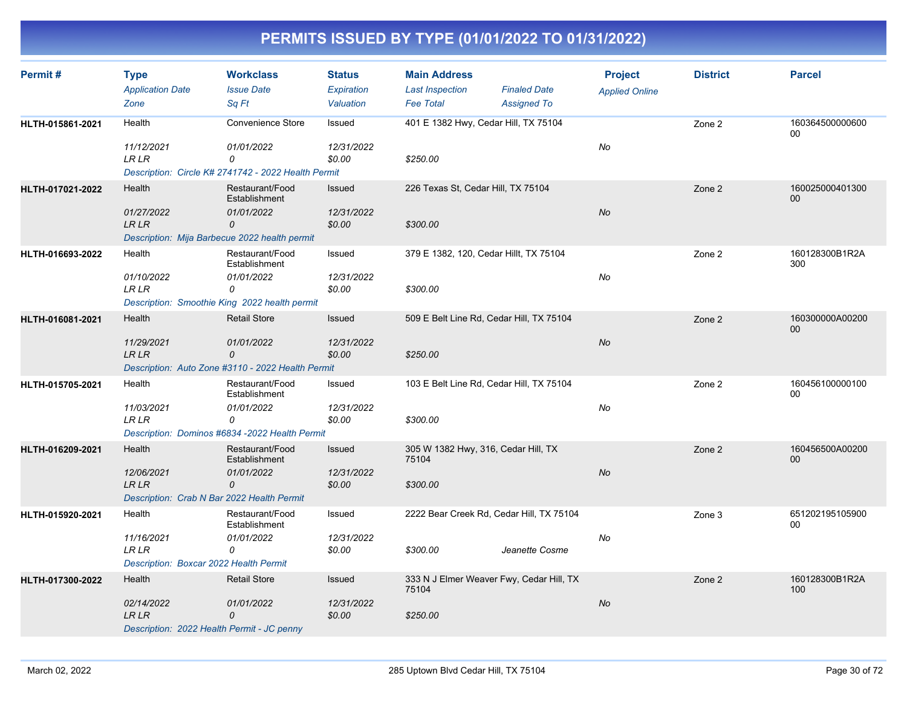# PERMITS ISSUED BY TYPE (01/01/2022 TO 01/31/2022)

| Permit # | Type / Application Date / Zone | Workclass / Issue Date / Sq Ft | Status / Expiration / Valuation | Main Address / Last Inspection / Fee Total | Finaled Date / Assigned To | Project / Applied Online | District | Parcel |
|---|---|---|---|---|---|---|---|---|
| HLTH-015861-2021 | Health<br>11/12/2021<br>LR LR | Convenience Store<br>01/01/2022<br>0 | Issued<br>12/31/2022<br>$0.00 | 401 E 1382 Hwy, Cedar Hill, TX 75104<br><br>$250.00 | | No | Zone 2 | 16036450000060000 |
| | Description: Circle K# 2741742 - 2022 Health Permit | | | | | | | |
| HLTH-017021-2022 | Health<br>01/27/2022<br>LR LR | Restaurant/Food Establishment<br>01/01/2022<br>0 | Issued<br>12/31/2022<br>$0.00 | 226 Texas St, Cedar Hill, TX 75104<br><br>$300.00 | | No | Zone 2 | 16002500040130000 |
| | Description: Mija Barbecue 2022 health permit | | | | | | | |
| HLTH-016693-2022 | Health<br>01/10/2022<br>LR LR | Restaurant/Food Establishment<br>01/01/2022<br>0 | Issued<br>12/31/2022<br>$0.00 | 379 E 1382, 120, Cedar Hillt, TX 75104<br><br>$300.00 | | No | Zone 2 | 160128300B1R2A300 |
| | Description: Smoothie King 2022 health permit | | | | | | | |
| HLTH-016081-2021 | Health<br>11/29/2021<br>LR LR | Retail Store<br>01/01/2022<br>0 | Issued<br>12/31/2022<br>$0.00 | 509 E Belt Line Rd, Cedar Hill, TX 75104<br><br>$250.00 | | No | Zone 2 | 160300000A0020000 |
| | Description: Auto Zone #3110 - 2022 Health Permit | | | | | | | |
| HLTH-015705-2021 | Health<br>11/03/2021<br>LR LR | Restaurant/Food Establishment<br>01/01/2022<br>0 | Issued<br>12/31/2022<br>$0.00 | 103 E Belt Line Rd, Cedar Hill, TX 75104<br><br>$300.00 | | No | Zone 2 | 16045610000010000 |
| | Description: Dominos #6834 -2022 Health Permit | | | | | | | |
| HLTH-016209-2021 | Health<br>12/06/2021<br>LR LR | Restaurant/Food Establishment<br>01/01/2022<br>0 | Issued<br>12/31/2022<br>$0.00 | 305 W 1382 Hwy, 316, Cedar Hill, TX 75104<br><br>$300.00 | | No | Zone 2 | 160456500A0020000 |
| | Description: Crab N Bar 2022 Health Permit | | | | | | | |
| HLTH-015920-2021 | Health<br>11/16/2021<br>LR LR | Restaurant/Food Establishment<br>01/01/2022<br>0 | Issued<br>12/31/2022<br>$0.00 | 2222 Bear Creek Rd, Cedar Hill, TX 75104<br><br>$300.00 | <br><br>Jeanette Cosme | No | Zone 3 | 65120219510590000 |
| | Description: Boxcar 2022 Health Permit | | | | | | | |
| HLTH-017300-2022 | Health<br>02/14/2022<br>LR LR | Retail Store<br>01/01/2022<br>0 | Issued<br>12/31/2022<br>$0.00 | 333 N J Elmer Weaver Fwy, Cedar Hill, TX 75104<br><br>$250.00 | | No | Zone 2 | 160128300B1R2A100 |
| | Description: 2022 Health Permit - JC penny | | | | | | | |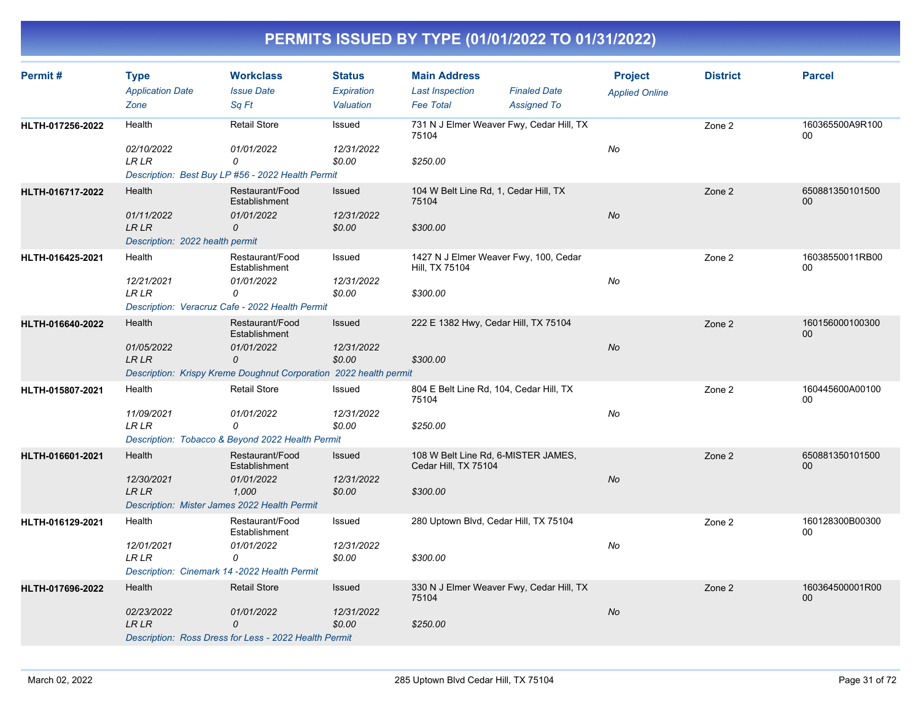# PERMITS ISSUED BY TYPE (01/01/2022 TO 01/31/2022)

| Permit # | Type / Application Date / Zone | Workclass / Issue Date / Sq Ft | Status / Expiration / Valuation | Main Address / Last Inspection / Fee Total | Finaled Date / Assigned To | Project / Applied Online | District | Parcel |
|---|---|---|---|---|---|---|---|---|
| HLTH-017256-2022 | Health<br>02/10/2022<br>LR LR | Retail Store<br>01/01/2022<br>0 | Issued<br>12/31/2022<br>$0.00 | 731 N J Elmer Weaver Fwy, Cedar Hill, TX 75104<br><br>$250.00 | | No | Zone 2 | 160365500A9R10000 |
| | Description: Best Buy LP #56 - 2022 Health Permit | | | | | | | |
| HLTH-016717-2022 | Health<br>01/11/2022<br>LR LR | Restaurant/Food Establishment<br>01/01/2022<br>0 | Issued<br>12/31/2022<br>$0.00 | 104 W Belt Line Rd, 1, Cedar Hill, TX 75104<br><br>$300.00 | | No | Zone 2 | 65088135010150000 |
| | Description: 2022 health permit | | | | | | | |
| HLTH-016425-2021 | Health<br>12/21/2021<br>LR LR | Restaurant/Food Establishment<br>01/01/2022<br>0 | Issued<br>12/31/2022<br>$0.00 | 1427 N J Elmer Weaver Fwy, 100, Cedar Hill, TX 75104<br><br>$300.00 | | No | Zone 2 | 16038550011RB0000 |
| | Description: Veracruz Cafe - 2022 Health Permit | | | | | | | |
| HLTH-016640-2022 | Health<br>01/05/2022<br>LR LR | Restaurant/Food Establishment<br>01/01/2022<br>0 | Issued<br>12/31/2022<br>$0.00 | 222 E 1382 Hwy, Cedar Hill, TX 75104<br><br>$300.00 | | No | Zone 2 | 16015600010030000 |
| | Description: Krispy Kreme Doughnut Corporation 2022 health permit | | | | | | | |
| HLTH-015807-2021 | Health<br>11/09/2021<br>LR LR | Retail Store<br>01/01/2022<br>0 | Issued<br>12/31/2022<br>$0.00 | 804 E Belt Line Rd, 104, Cedar Hill, TX 75104<br><br>$250.00 | | No | Zone 2 | 160445600A0010000 |
| | Description: Tobacco & Beyond 2022 Health Permit | | | | | | | |
| HLTH-016601-2021 | Health<br>12/30/2021<br>LR LR | Restaurant/Food Establishment<br>01/01/2022<br>1,000 | Issued<br>12/31/2022<br>$0.00 | 108 W Belt Line Rd, 6-MISTER JAMES, Cedar Hill, TX 75104<br><br>$300.00 | | No | Zone 2 | 65088135010150000 |
| | Description: Mister James 2022 Health Permit | | | | | | | |
| HLTH-016129-2021 | Health<br>12/01/2021<br>LR LR | Restaurant/Food Establishment<br>01/01/2022<br>0 | Issued<br>12/31/2022<br>$0.00 | 280 Uptown Blvd, Cedar Hill, TX 75104<br><br>$300.00 | | No | Zone 2 | 160128300B0030000 |
| | Description: Cinemark 14 -2022 Health Permit | | | | | | | |
| HLTH-017696-2022 | Health<br>02/23/2022<br>LR LR | Retail Store<br>01/01/2022<br>0 | Issued<br>12/31/2022<br>$0.00 | 330 N J Elmer Weaver Fwy, Cedar Hill, TX 75104<br><br>$250.00 | | No | Zone 2 | 160364500001R0000 |
| | Description: Ross Dress for Less - 2022 Health Permit | | | | | | | |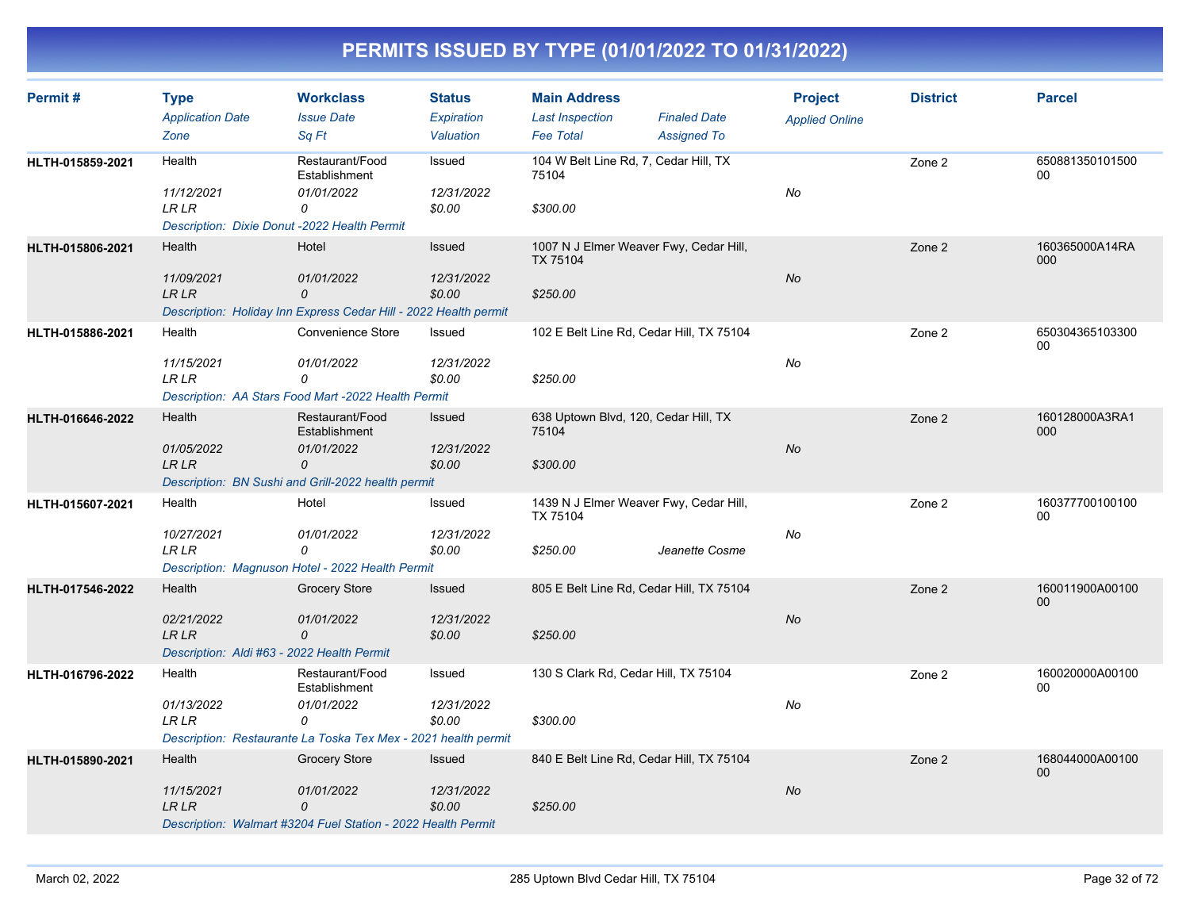# PERMITS ISSUED BY TYPE (01/01/2022 TO 01/31/2022)

| Permit # | Type / Application Date / Zone | Workclass / Issue Date / Sq Ft | Status / Expiration / Valuation | Main Address / Last Inspection / Fee Total | Finaled Date / Assigned To | Project / Applied Online | District | Parcel |
|---|---|---|---|---|---|---|---|---|
| HLTH-015859-2021 | Health<br>11/12/2021<br>LR LR | Restaurant/Food Establishment<br>01/01/2022<br>0 | Issued<br>12/31/2022<br>$0.00 | 104 W Belt Line Rd, 7, Cedar Hill, TX 75104<br><br>$300.00 | | No | Zone 2 | 65088135010150000 |
| | Description: Dixie Donut -2022 Health Permit | | | | | | | |
| HLTH-015806-2021 | Health<br>11/09/2021<br>LR LR | Hotel<br>01/01/2022<br>0 | Issued<br>12/31/2022<br>$0.00 | 1007 N J Elmer Weaver Fwy, Cedar Hill, TX 75104<br><br>$250.00 | | No | Zone 2 | 160365000A14RA000 |
| | Description: Holiday Inn Express Cedar Hill - 2022 Health permit | | | | | | | |
| HLTH-015886-2021 | Health<br>11/15/2021<br>LR LR | Convenience Store<br>01/01/2022<br>0 | Issued<br>12/31/2022<br>$0.00 | 102 E Belt Line Rd, Cedar Hill, TX 75104<br><br>$250.00 | | No | Zone 2 | 65030436510330000 |
| | Description: AA Stars Food Mart -2022 Health Permit | | | | | | | |
| HLTH-016646-2022 | Health<br>01/05/2022<br>LR LR | Restaurant/Food Establishment<br>01/01/2022<br>0 | Issued<br>12/31/2022<br>$0.00 | 638 Uptown Blvd, 120, Cedar Hill, TX 75104<br><br>$300.00 | | No | Zone 2 | 160128000A3RA1000 |
| | Description: BN Sushi and Grill-2022 health permit | | | | | | | |
| HLTH-015607-2021 | Health<br>10/27/2021<br>LR LR | Hotel<br>01/01/2022<br>0 | Issued<br>12/31/2022<br>$0.00 | 1439 N J Elmer Weaver Fwy, Cedar Hill, TX 75104<br><br>$250.00 | Jeanette Cosme | No | Zone 2 | 16037770010010000 |
| | Description: Magnuson Hotel - 2022 Health Permit | | | | | | | |
| HLTH-017546-2022 | Health<br>02/21/2022<br>LR LR | Grocery Store<br>01/01/2022<br>0 | Issued<br>12/31/2022<br>$0.00 | 805 E Belt Line Rd, Cedar Hill, TX 75104<br><br>$250.00 | | No | Zone 2 | 160011900A0010000 |
| | Description: Aldi #63 - 2022 Health Permit | | | | | | | |
| HLTH-016796-2022 | Health<br>01/13/2022<br>LR LR | Restaurant/Food Establishment<br>01/01/2022<br>0 | Issued<br>12/31/2022<br>$0.00 | 130 S Clark Rd, Cedar Hill, TX 75104<br><br>$300.00 | | No | Zone 2 | 160020000A0010000 |
| | Description: Restaurante La Toska Tex Mex - 2021 health permit | | | | | | | |
| HLTH-015890-2021 | Health<br>11/15/2021<br>LR LR | Grocery Store<br>01/01/2022<br>0 | Issued<br>12/31/2022<br>$0.00 | 840 E Belt Line Rd, Cedar Hill, TX 75104<br><br>$250.00 | | No | Zone 2 | 168044000A0010000 |
| | Description: Walmart #3204 Fuel Station - 2022 Health Permit | | | | | | | |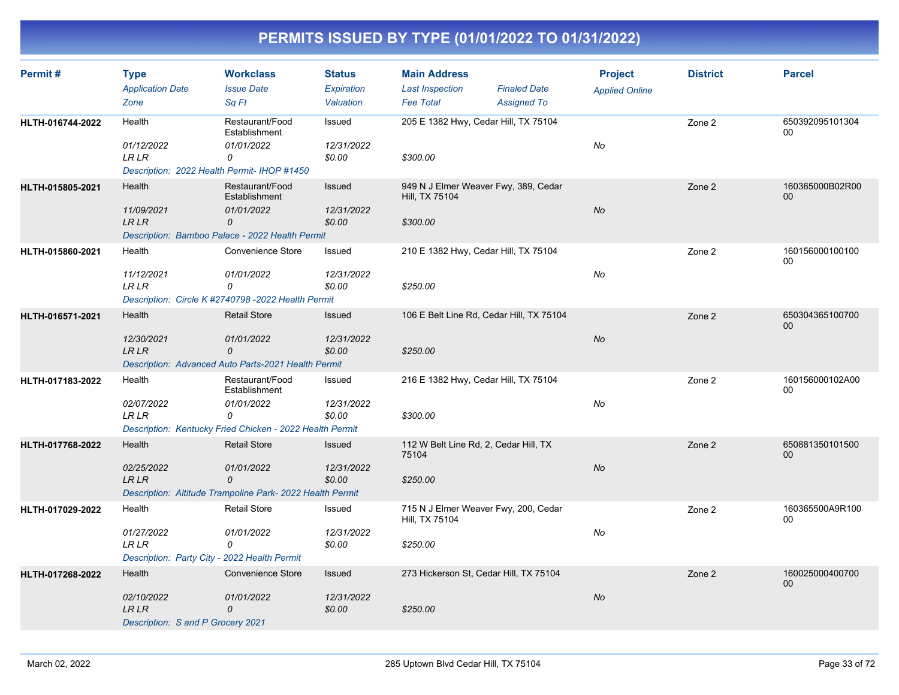# PERMITS ISSUED BY TYPE (01/01/2022 TO 01/31/2022)

| Permit # | Type / Application Date / Zone | Workclass / Issue Date / Sq Ft | Status / Expiration / Valuation | Main Address / Last Inspection / Fee Total | Finaled Date / Assigned To | Project / Applied Online | District | Parcel |
|---|---|---|---|---|---|---|---|---|
| HLTH-016744-2022 | Health<br>01/12/2022<br>LR LR | Restaurant/Food Establishment<br>01/01/2022<br>0 | Issued<br>12/31/2022<br>$0.00 | 205 E 1382 Hwy, Cedar Hill, TX 75104<br><br>$300.00 | | No | Zone 2 | 65039209510130400 |
| | Description: 2022 Health Permit- IHOP #1450 | | | | | | | |
| HLTH-015805-2021 | Health<br>11/09/2021<br>LR LR | Restaurant/Food Establishment<br>01/01/2022<br>0 | Issued<br>12/31/2022<br>$0.00 | 949 N J Elmer Weaver Fwy, 389, Cedar Hill, TX 75104<br><br>$300.00 | | No | Zone 2 | 160365000B02R0000 |
| | Description: Bamboo Palace - 2022 Health Permit | | | | | | | |
| HLTH-015860-2021 | Health<br>11/12/2021<br>LR LR | Convenience Store<br>01/01/2022<br>0 | Issued<br>12/31/2022<br>$0.00 | 210 E 1382 Hwy, Cedar Hill, TX 75104<br><br>$250.00 | | No | Zone 2 | 16015600010010000 |
| | Description: Circle K #2740798 -2022 Health Permit | | | | | | | |
| HLTH-016571-2021 | Health<br>12/30/2021<br>LR LR | Retail Store<br>01/01/2022<br>0 | Issued<br>12/31/2022<br>$0.00 | 106 E Belt Line Rd, Cedar Hill, TX 75104<br><br>$250.00 | | No | Zone 2 | 65030436510070000 |
| | Description: Advanced Auto Parts-2021 Health Permit | | | | | | | |
| HLTH-017183-2022 | Health<br>02/07/2022<br>LR LR | Restaurant/Food Establishment<br>01/01/2022<br>0 | Issued<br>12/31/2022<br>$0.00 | 216 E 1382 Hwy, Cedar Hill, TX 75104<br><br>$300.00 | | No | Zone 2 | 160156000102A0000 |
| | Description: Kentucky Fried Chicken - 2022 Health Permit | | | | | | | |
| HLTH-017768-2022 | Health<br>02/25/2022<br>LR LR | Retail Store<br>01/01/2022<br>0 | Issued<br>12/31/2022<br>$0.00 | 112 W Belt Line Rd, 2, Cedar Hill, TX 75104<br><br>$250.00 | | No | Zone 2 | 65088135010150000 |
| | Description: Altitude Trampoline Park- 2022 Health Permit | | | | | | | |
| HLTH-017029-2022 | Health<br>01/27/2022<br>LR LR | Retail Store<br>01/01/2022<br>0 | Issued<br>12/31/2022<br>$0.00 | 715 N J Elmer Weaver Fwy, 200, Cedar Hill, TX 75104<br><br>$250.00 | | No | Zone 2 | 160365500A9R10000 |
| | Description: Party City - 2022 Health Permit | | | | | | | |
| HLTH-017268-2022 | Health<br>02/10/2022<br>LR LR | Convenience Store<br>01/01/2022<br>0 | Issued<br>12/31/2022<br>$0.00 | 273 Hickerson St, Cedar Hill, TX 75104<br><br>$250.00 | | No | Zone 2 | 16002500040070000 |
| | Description: S and P Grocery 2021 | | | | | | | |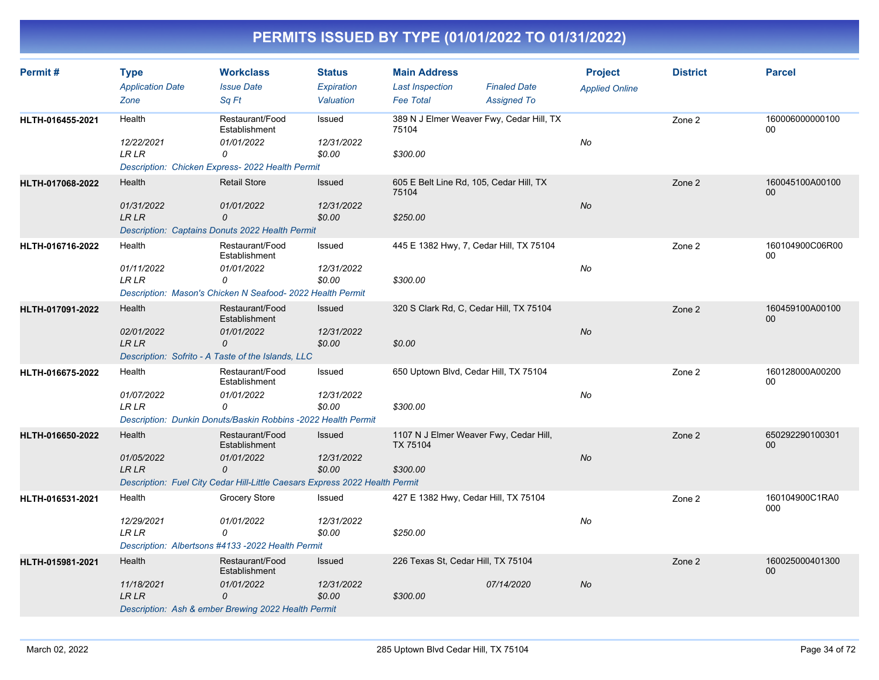# PERMITS ISSUED BY TYPE (01/01/2022 TO 01/31/2022)

| Permit # | Type<br>*Application Date*<br>*Zone* | Workclass<br>*Issue Date*<br>*Sq Ft* | Status<br>*Expiration*<br>*Valuation* | Main Address<br>*Last Inspection*<br>*Fee Total* | *Finaled Date*<br>*Assigned To* | Project<br>*Applied Online* | District | Parcel |
|---|---|---|---|---|---|---|---|---|
| HLTH-016455-2021 | Health<br>*12/22/2021*<br>*LR LR* | Restaurant/Food Establishment<br>*01/01/2022*<br>*0* | Issued<br>*12/31/2022*<br>*$0.00* | 389 N J Elmer Weaver Fwy, Cedar Hill, TX 75104<br><br>*$300.00* | | *No* | Zone 2 | 16000600000010000 |
| | *Description: Chicken Express- 2022 Health Permit* | | | | | | | |
| HLTH-017068-2022 | Health<br>*01/31/2022*<br>*LR LR* | Retail Store<br>*01/01/2022*<br>*0* | Issued<br>*12/31/2022*<br>*$0.00* | 605 E Belt Line Rd, 105, Cedar Hill, TX 75104<br><br>*$250.00* | | *No* | Zone 2 | 160045100A0010000 |
| | *Description: Captains Donuts 2022 Health Permit* | | | | | | | |
| HLTH-016716-2022 | Health<br>*01/11/2022*<br>*LR LR* | Restaurant/Food Establishment<br>*01/01/2022*<br>*0* | Issued<br>*12/31/2022*<br>*$0.00* | 445 E 1382 Hwy, 7, Cedar Hill, TX 75104<br><br>*$300.00* | | *No* | Zone 2 | 160104900C06R0000 |
| | *Description: Mason's Chicken N Seafood- 2022 Health Permit* | | | | | | | |
| HLTH-017091-2022 | Health<br>*02/01/2022*<br>*LR LR* | Restaurant/Food Establishment<br>*01/01/2022*<br>*0* | Issued<br>*12/31/2022*<br>*$0.00* | 320 S Clark Rd, C, Cedar Hill, TX 75104<br><br>*$0.00* | | *No* | Zone 2 | 160459100A0010000 |
| | *Description: Sofrito - A Taste of the Islands, LLC* | | | | | | | |
| HLTH-016675-2022 | Health<br>*01/07/2022*<br>*LR LR* | Restaurant/Food Establishment<br>*01/01/2022*<br>*0* | Issued<br>*12/31/2022*<br>*$0.00* | 650 Uptown Blvd, Cedar Hill, TX 75104<br><br>*$300.00* | | *No* | Zone 2 | 160128000A0020000 |
| | *Description: Dunkin Donuts/Baskin Robbins -2022 Health Permit* | | | | | | | |
| HLTH-016650-2022 | Health<br>*01/05/2022*<br>*LR LR* | Restaurant/Food Establishment<br>*01/01/2022*<br>*0* | Issued<br>*12/31/2022*<br>*$0.00* | 1107 N J Elmer Weaver Fwy, Cedar Hill, TX 75104<br><br>*$300.00* | | *No* | Zone 2 | 65029229010030100 |
| | *Description: Fuel City Cedar Hill-Little Caesars Express 2022 Health Permit* | | | | | | | |
| HLTH-016531-2021 | Health<br>*12/29/2021*<br>*LR LR* | Grocery Store<br>*01/01/2022*<br>*0* | Issued<br>*12/31/2022*<br>*$0.00* | 427 E 1382 Hwy, Cedar Hill, TX 75104<br><br>*$250.00* | | *No* | Zone 2 | 160104900C1RA0000 |
| | *Description: Albertsons #4133 -2022 Health Permit* | | | | | | | |
| HLTH-015981-2021 | Health<br>*11/18/2021*<br>*LR LR* | Restaurant/Food Establishment<br>*01/01/2022*<br>*0* | Issued<br>*12/31/2022*<br>*$0.00* | 226 Texas St, Cedar Hill, TX 75104<br><br>*$300.00* | *07/14/2020* | *No* | Zone 2 | 16002500040130000 |
| | *Description: Ash & ember Brewing 2022 Health Permit* | | | | | | | |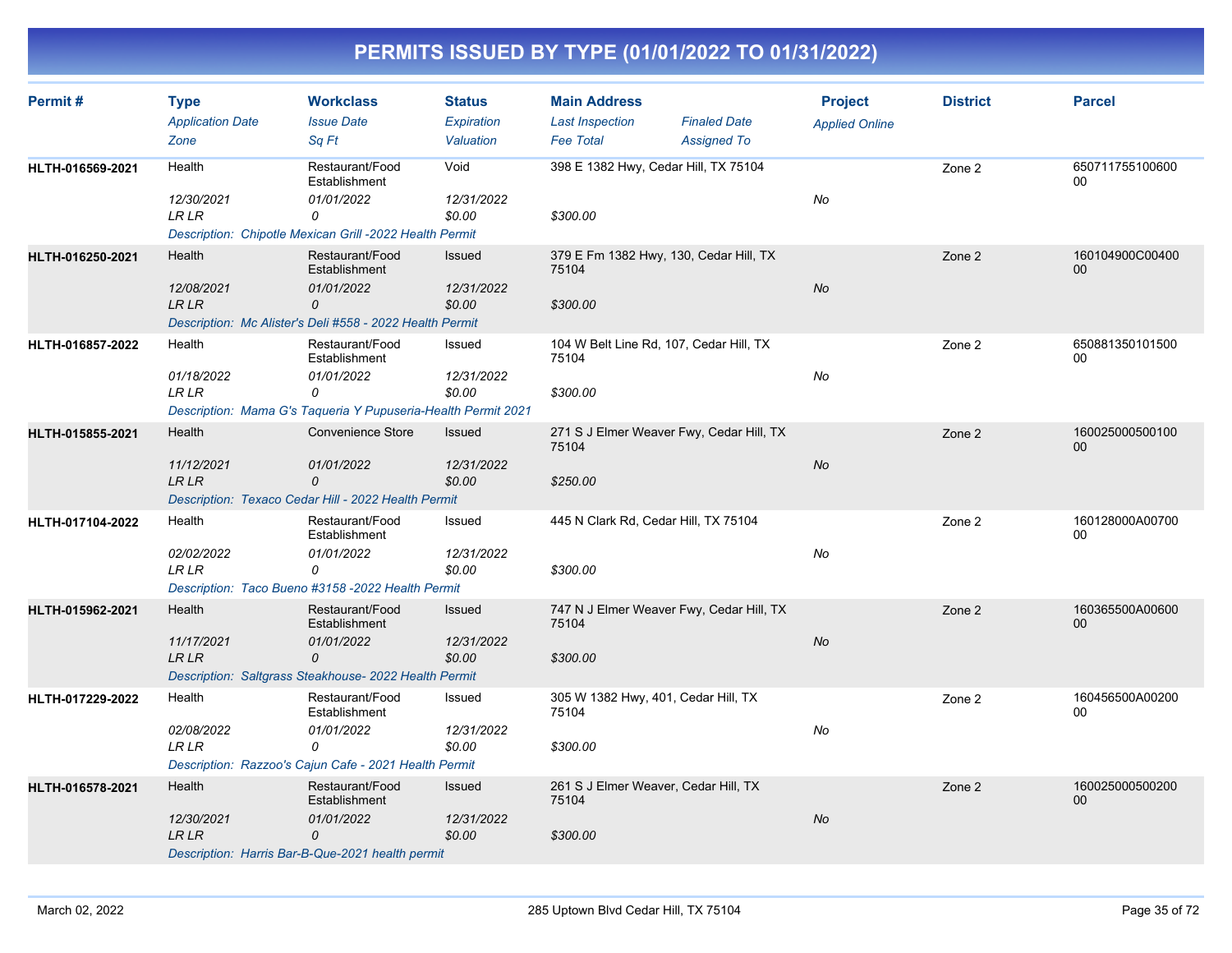# PERMITS ISSUED BY TYPE (01/01/2022 TO 01/31/2022)

| Permit # | Type / Application Date / Zone | Workclass / Issue Date / Sq Ft | Status / Expiration / Valuation | Main Address / Last Inspection / Fee Total | Finaled Date / Assigned To | Project / Applied Online | District | Parcel |
|---|---|---|---|---|---|---|---|---|
| HLTH-016569-2021 | Health<br>12/30/2021<br>LR LR | Restaurant/Food Establishment<br>01/01/2022<br>0 | Void<br>12/31/2022<br>$0.00 | 398 E 1382 Hwy, Cedar Hill, TX 75104<br><br>$300.00 | | No | Zone 2 | 65071175510060000 |
| | *Description: Chipotle Mexican Grill -2022 Health Permit* | | | | | | | |
| HLTH-016250-2021 | Health<br>12/08/2021<br>LR LR | Restaurant/Food Establishment<br>01/01/2022<br>0 | Issued<br>12/31/2022<br>$0.00 | 379 E Fm 1382 Hwy, 130, Cedar Hill, TX 75104<br><br>$300.00 | | No | Zone 2 | 160104900C0040000 |
| | *Description: Mc Alister's Deli #558 - 2022 Health Permit* | | | | | | | |
| HLTH-016857-2022 | Health<br>01/18/2022<br>LR LR | Restaurant/Food Establishment<br>01/01/2022<br>0 | Issued<br>12/31/2022<br>$0.00 | 104 W Belt Line Rd, 107, Cedar Hill, TX 75104<br><br>$300.00 | | No | Zone 2 | 65088135010150000 |
| | *Description: Mama G's Taqueria Y Pupuseria-Health Permit 2021* | | | | | | | |
| HLTH-015855-2021 | Health<br>11/12/2021<br>LR LR | Convenience Store<br>01/01/2022<br>0 | Issued<br>12/31/2022<br>$0.00 | 271 S J Elmer Weaver Fwy, Cedar Hill, TX 75104<br><br>$250.00 | | No | Zone 2 | 16002500050010000 |
| | *Description: Texaco Cedar Hill - 2022 Health Permit* | | | | | | | |
| HLTH-017104-2022 | Health<br>02/02/2022<br>LR LR | Restaurant/Food Establishment<br>01/01/2022<br>0 | Issued<br>12/31/2022<br>$0.00 | 445 N Clark Rd, Cedar Hill, TX 75104<br><br>$300.00 | | No | Zone 2 | 160128000A0070000 |
| | *Description: Taco Bueno #3158 -2022 Health Permit* | | | | | | | |
| HLTH-015962-2021 | Health<br>11/17/2021<br>LR LR | Restaurant/Food Establishment<br>01/01/2022<br>0 | Issued<br>12/31/2022<br>$0.00 | 747 N J Elmer Weaver Fwy, Cedar Hill, TX 75104<br><br>$300.00 | | No | Zone 2 | 160365500A0060000 |
| | *Description: Saltgrass Steakhouse- 2022 Health Permit* | | | | | | | |
| HLTH-017229-2022 | Health<br>02/08/2022<br>LR LR | Restaurant/Food Establishment<br>01/01/2022<br>0 | Issued<br>12/31/2022<br>$0.00 | 305 W 1382 Hwy, 401, Cedar Hill, TX 75104<br><br>$300.00 | | No | Zone 2 | 160456500A0020000 |
| | *Description: Razzoo's Cajun Cafe - 2021 Health Permit* | | | | | | | |
| HLTH-016578-2021 | Health<br>12/30/2021<br>LR LR | Restaurant/Food Establishment<br>01/01/2022<br>0 | Issued<br>12/31/2022<br>$0.00 | 261 S J Elmer Weaver, Cedar Hill, TX 75104<br><br>$300.00 | | No | Zone 2 | 16002500050020000 |
| | *Description: Harris Bar-B-Que-2021 health permit* | | | | | | | |

March 02, 2022 — 285 Uptown Blvd Cedar Hill, TX 75104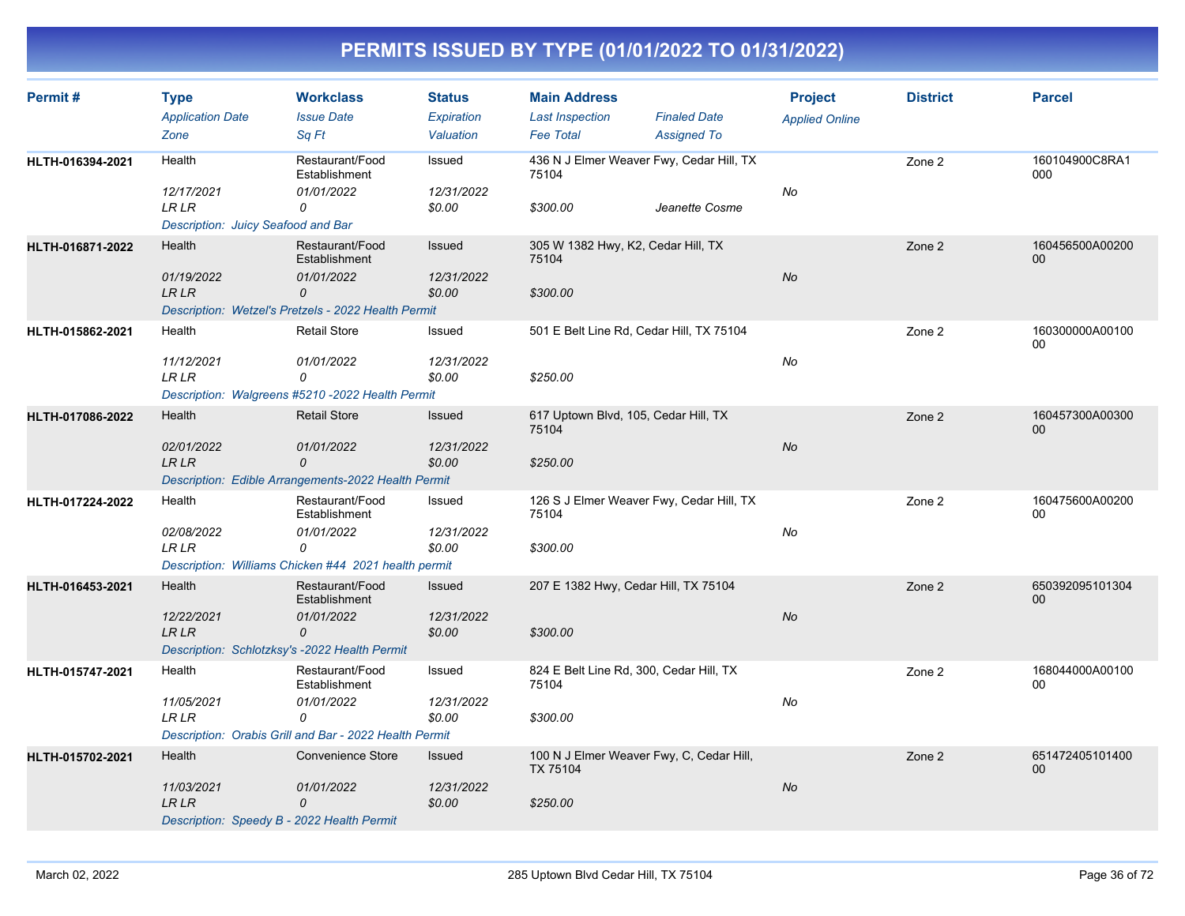# PERMITS ISSUED BY TYPE (01/01/2022 TO 01/31/2022)

| Permit # | Type / Application Date / Zone | Workclass / Issue Date / Sq Ft | Status / Expiration / Valuation | Main Address / Last Inspection / Fee Total | Finaled Date / Assigned To | Project / Applied Online | District | Parcel |
|---|---|---|---|---|---|---|---|---|
| HLTH-016394-2021 | Health<br>12/17/2021<br>LR LR | Restaurant/Food Establishment<br>01/01/2022<br>0 | Issued<br>12/31/2022<br>$0.00 | 436 N J Elmer Weaver Fwy, Cedar Hill, TX 75104<br><br>$300.00 | <br>Jeanette Cosme | No | Zone 2 | 160104900C8RA1000 |
| | Description: Juicy Seafood and Bar | | | | | | | |
| HLTH-016871-2022 | Health<br>01/19/2022<br>LR LR | Restaurant/Food Establishment<br>01/01/2022<br>0 | Issued<br>12/31/2022<br>$0.00 | 305 W 1382 Hwy, K2, Cedar Hill, TX 75104<br><br>$300.00 | | No | Zone 2 | 160456500A00200 00 |
| | Description: Wetzel's Pretzels - 2022 Health Permit | | | | | | | |
| HLTH-015862-2021 | Health<br>11/12/2021<br>LR LR | Retail Store<br>01/01/2022<br>0 | Issued<br>12/31/2022<br>$0.00 | 501 E Belt Line Rd, Cedar Hill, TX 75104<br><br>$250.00 | | No | Zone 2 | 160300000A00100 00 |
| | Description: Walgreens #5210 -2022 Health Permit | | | | | | | |
| HLTH-017086-2022 | Health<br>02/01/2022<br>LR LR | Retail Store<br>01/01/2022<br>0 | Issued<br>12/31/2022<br>$0.00 | 617 Uptown Blvd, 105, Cedar Hill, TX 75104<br><br>$250.00 | | No | Zone 2 | 160457300A00300 00 |
| | Description: Edible Arrangements-2022 Health Permit | | | | | | | |
| HLTH-017224-2022 | Health<br>02/08/2022<br>LR LR | Restaurant/Food Establishment<br>01/01/2022<br>0 | Issued<br>12/31/2022<br>$0.00 | 126 S J Elmer Weaver Fwy, Cedar Hill, TX 75104<br><br>$300.00 | | No | Zone 2 | 160475600A00200 00 |
| | Description: Williams Chicken #44 2021 health permit | | | | | | | |
| HLTH-016453-2021 | Health<br>12/22/2021<br>LR LR | Restaurant/Food Establishment<br>01/01/2022<br>0 | Issued<br>12/31/2022<br>$0.00 | 207 E 1382 Hwy, Cedar Hill, TX 75104<br><br>$300.00 | | No | Zone 2 | 650392095101304 00 |
| | Description: Schlotzksy's -2022 Health Permit | | | | | | | |
| HLTH-015747-2021 | Health<br>11/05/2021<br>LR LR | Restaurant/Food Establishment<br>01/01/2022<br>0 | Issued<br>12/31/2022<br>$0.00 | 824 E Belt Line Rd, 300, Cedar Hill, TX 75104<br><br>$300.00 | | No | Zone 2 | 168044000A00100 00 |
| | Description: Orabis Grill and Bar - 2022 Health Permit | | | | | | | |
| HLTH-015702-2021 | Health<br>11/03/2021<br>LR LR | Convenience Store<br>01/01/2022<br>0 | Issued<br>12/31/2022<br>$0.00 | 100 N J Elmer Weaver Fwy, C, Cedar Hill, TX 75104<br><br>$250.00 | | No | Zone 2 | 651472405101400 00 |
| | Description: Speedy B - 2022 Health Permit | | | | | | | |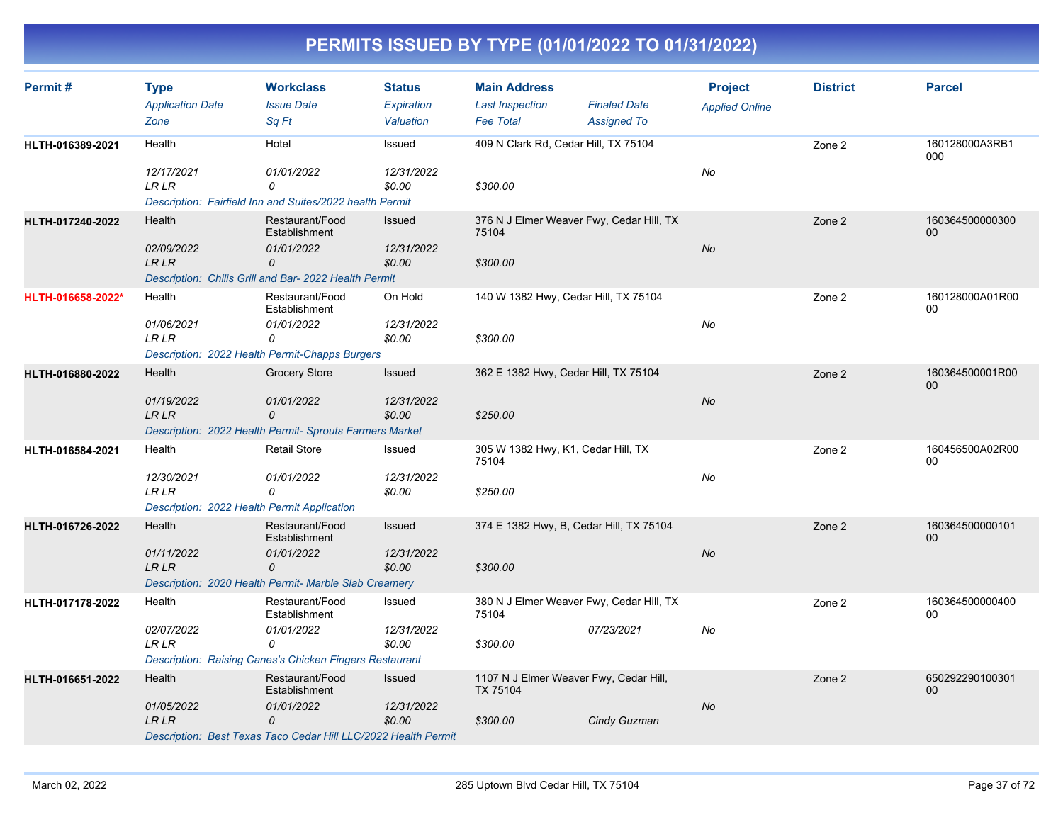# PERMITS ISSUED BY TYPE (01/01/2022 TO 01/31/2022)

| Permit # | Type / Application Date / Zone | Workclass / Issue Date / Sq Ft | Status / Expiration / Valuation | Main Address / Last Inspection / Fee Total | Finaled Date / Assigned To | Project / Applied Online | District | Parcel |
|---|---|---|---|---|---|---|---|---|
| HLTH-016389-2021 | Health | Hotel | Issued | 409 N Clark Rd, Cedar Hill, TX 75104 | | | Zone 2 | 160128000A3RB1000 |
| | 12/17/2021 | 01/01/2022 | 12/31/2022 | | | No | | |
| | LR LR | 0 | $0.00 | $300.00 | | | | |
| | Description: Fairfield Inn and Suites/2022 health Permit | | | | | | | |
| HLTH-017240-2022 | Health | Restaurant/Food Establishment | Issued | 376 N J Elmer Weaver Fwy, Cedar Hill, TX 75104 | | | Zone 2 | 16036450000030000 |
| | 02/09/2022 | 01/01/2022 | 12/31/2022 | | | No | | |
| | LR LR | 0 | $0.00 | $300.00 | | | | |
| | Description: Chilis Grill and Bar- 2022 Health Permit | | | | | | | |
| HLTH-016658-2022* | Health | Restaurant/Food Establishment | On Hold | 140 W 1382 Hwy, Cedar Hill, TX 75104 | | | Zone 2 | 160128000A01R0000 |
| | 01/06/2021 | 01/01/2022 | 12/31/2022 | | | No | | |
| | LR LR | 0 | $0.00 | $300.00 | | | | |
| | Description: 2022 Health Permit-Chapps Burgers | | | | | | | |
| HLTH-016880-2022 | Health | Grocery Store | Issued | 362 E 1382 Hwy, Cedar Hill, TX 75104 | | | Zone 2 | 160364500001R0000 |
| | 01/19/2022 | 01/01/2022 | 12/31/2022 | | | No | | |
| | LR LR | 0 | $0.00 | $250.00 | | | | |
| | Description: 2022 Health Permit- Sprouts Farmers Market | | | | | | | |
| HLTH-016584-2021 | Health | Retail Store | Issued | 305 W 1382 Hwy, K1, Cedar Hill, TX 75104 | | | Zone 2 | 160456500A02R0000 |
| | 12/30/2021 | 01/01/2022 | 12/31/2022 | | | No | | |
| | LR LR | 0 | $0.00 | $250.00 | | | | |
| | Description: 2022 Health Permit Application | | | | | | | |
| HLTH-016726-2022 | Health | Restaurant/Food Establishment | Issued | 374 E 1382 Hwy, B, Cedar Hill, TX 75104 | | | Zone 2 | 16036450000010100 |
| | 01/11/2022 | 01/01/2022 | 12/31/2022 | | | No | | |
| | LR LR | 0 | $0.00 | $300.00 | | | | |
| | Description: 2020 Health Permit- Marble Slab Creamery | | | | | | | |
| HLTH-017178-2022 | Health | Restaurant/Food Establishment | Issued | 380 N J Elmer Weaver Fwy, Cedar Hill, TX 75104 | | | Zone 2 | 16036450000040000 |
| | 02/07/2022 | 01/01/2022 | 12/31/2022 | | 07/23/2021 | No | | |
| | LR LR | 0 | $0.00 | $300.00 | | | | |
| | Description: Raising Canes's Chicken Fingers Restaurant | | | | | | | |
| HLTH-016651-2022 | Health | Restaurant/Food Establishment | Issued | 1107 N J Elmer Weaver Fwy, Cedar Hill, TX 75104 | | | Zone 2 | 65029229010030100 |
| | 01/05/2022 | 01/01/2022 | 12/31/2022 | | | No | | |
| | LR LR | 0 | $0.00 | $300.00 | Cindy Guzman | | | |
| | Description: Best Texas Taco Cedar Hill LLC/2022 Health Permit | | | | | | | |

March 02, 2022 — 285 Uptown Blvd Cedar Hill, TX 75104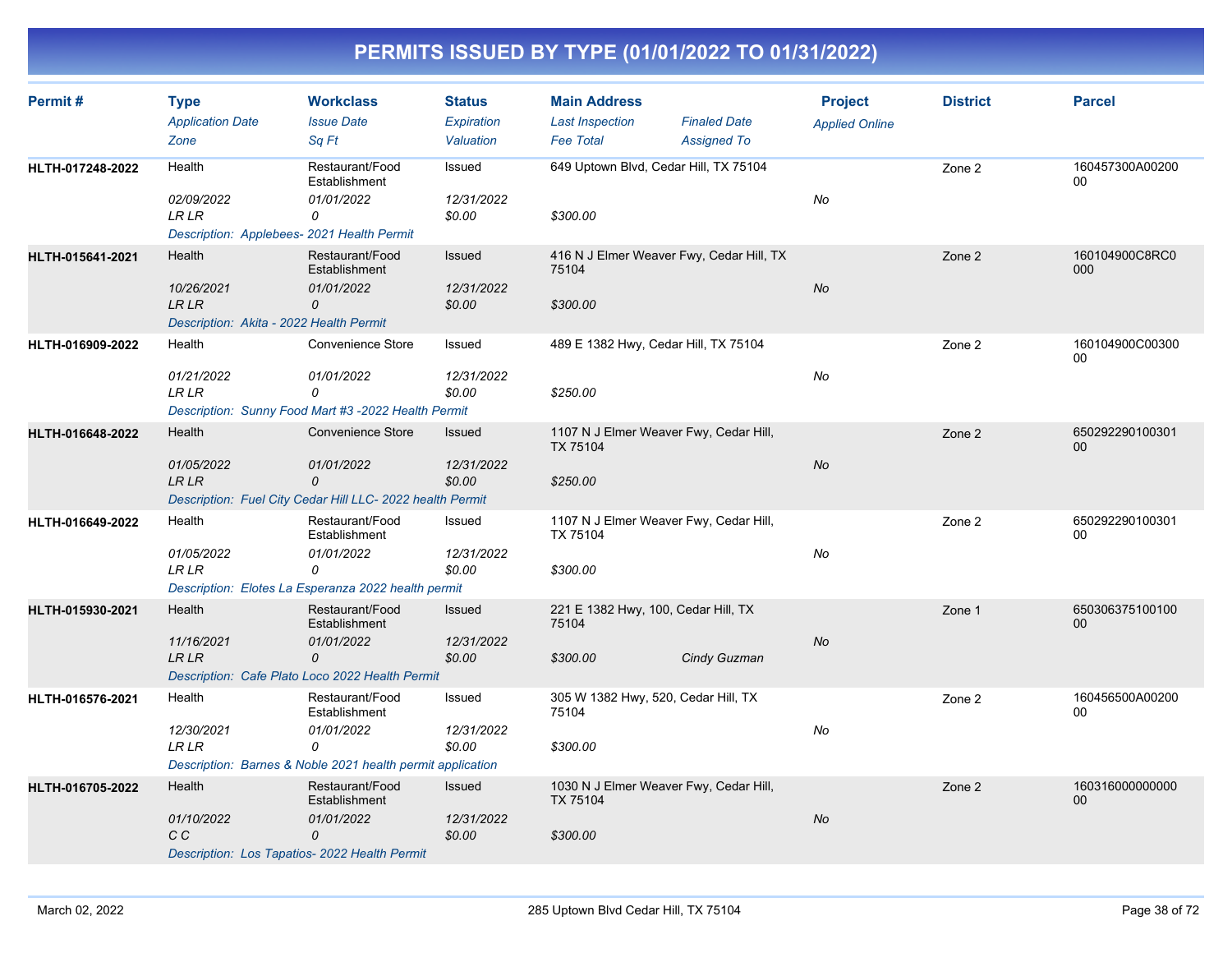# PERMITS ISSUED BY TYPE (01/01/2022 TO 01/31/2022)

| Permit # | Type<br>*Application Date*<br>*Zone* | Workclass<br>*Issue Date*<br>*Sq Ft* | Status<br>*Expiration*<br>*Valuation* | Main Address<br>*Last Inspection*<br>*Fee Total* | *Finaled Date*<br>*Assigned To* | Project<br>*Applied Online* | District | Parcel |
|---|---|---|---|---|---|---|---|---|
| HLTH-017248-2022 | Health<br>*02/09/2022*<br>*LR LR* | Restaurant/Food Establishment<br>*01/01/2022*<br>*0* | Issued<br>*12/31/2022*<br>*$0.00* | 649 Uptown Blvd, Cedar Hill, TX 75104<br><br>*$300.00* | | *No* | Zone 2 | 160457300A0020000 |
| | *Description: Applebees- 2021 Health Permit* | | | | | | | |
| HLTH-015641-2021 | Health<br>*10/26/2021*<br>*LR LR* | Restaurant/Food Establishment<br>*01/01/2022*<br>*0* | Issued<br>*12/31/2022*<br>*$0.00* | 416 N J Elmer Weaver Fwy, Cedar Hill, TX 75104<br><br>*$300.00* | | *No* | Zone 2 | 160104900C8RC0000 |
| | *Description: Akita - 2022 Health Permit* | | | | | | | |
| HLTH-016909-2022 | Health<br>*01/21/2022*<br>*LR LR* | Convenience Store<br>*01/01/2022*<br>*0* | Issued<br>*12/31/2022*<br>*$0.00* | 489 E 1382 Hwy, Cedar Hill, TX 75104<br><br>*$250.00* | | *No* | Zone 2 | 160104900C0030000 |
| | *Description: Sunny Food Mart #3 -2022 Health Permit* | | | | | | | |
| HLTH-016648-2022 | Health<br>*01/05/2022*<br>*LR LR* | Convenience Store<br>*01/01/2022*<br>*0* | Issued<br>*12/31/2022*<br>*$0.00* | 1107 N J Elmer Weaver Fwy, Cedar Hill, TX 75104<br><br>*$250.00* | | *No* | Zone 2 | 65029229010030100 |
| | *Description: Fuel City Cedar Hill LLC- 2022 health Permit* | | | | | | | |
| HLTH-016649-2022 | Health<br>*01/05/2022*<br>*LR LR* | Restaurant/Food Establishment<br>*01/01/2022*<br>*0* | Issued<br>*12/31/2022*<br>*$0.00* | 1107 N J Elmer Weaver Fwy, Cedar Hill, TX 75104<br><br>*$300.00* | | *No* | Zone 2 | 65029229010030100 |
| | *Description: Elotes La Esperanza 2022 health permit* | | | | | | | |
| HLTH-015930-2021 | Health<br>*11/16/2021*<br>*LR LR* | Restaurant/Food Establishment<br>*01/01/2022*<br>*0* | Issued<br>*12/31/2022*<br>*$0.00* | 221 E 1382 Hwy, 100, Cedar Hill, TX 75104<br><br>*$300.00* | <br><br>*Cindy Guzman* | *No* | Zone 1 | 65030637510010000 |
| | *Description: Cafe Plato Loco 2022 Health Permit* | | | | | | | |
| HLTH-016576-2021 | Health<br>*12/30/2021*<br>*LR LR* | Restaurant/Food Establishment<br>*01/01/2022*<br>*0* | Issued<br>*12/31/2022*<br>*$0.00* | 305 W 1382 Hwy, 520, Cedar Hill, TX 75104<br><br>*$300.00* | | *No* | Zone 2 | 160456500A0020000 |
| | *Description: Barnes & Noble 2021 health permit application* | | | | | | | |
| HLTH-016705-2022 | Health<br>*01/10/2022*<br>*C C* | Restaurant/Food Establishment<br>*01/01/2022*<br>*0* | Issued<br>*12/31/2022*<br>*$0.00* | 1030 N J Elmer Weaver Fwy, Cedar Hill, TX 75104<br><br>*$300.00* | | *No* | Zone 2 | 16031600000000000 |
| | *Description: Los Tapatios- 2022 Health Permit* | | | | | | | |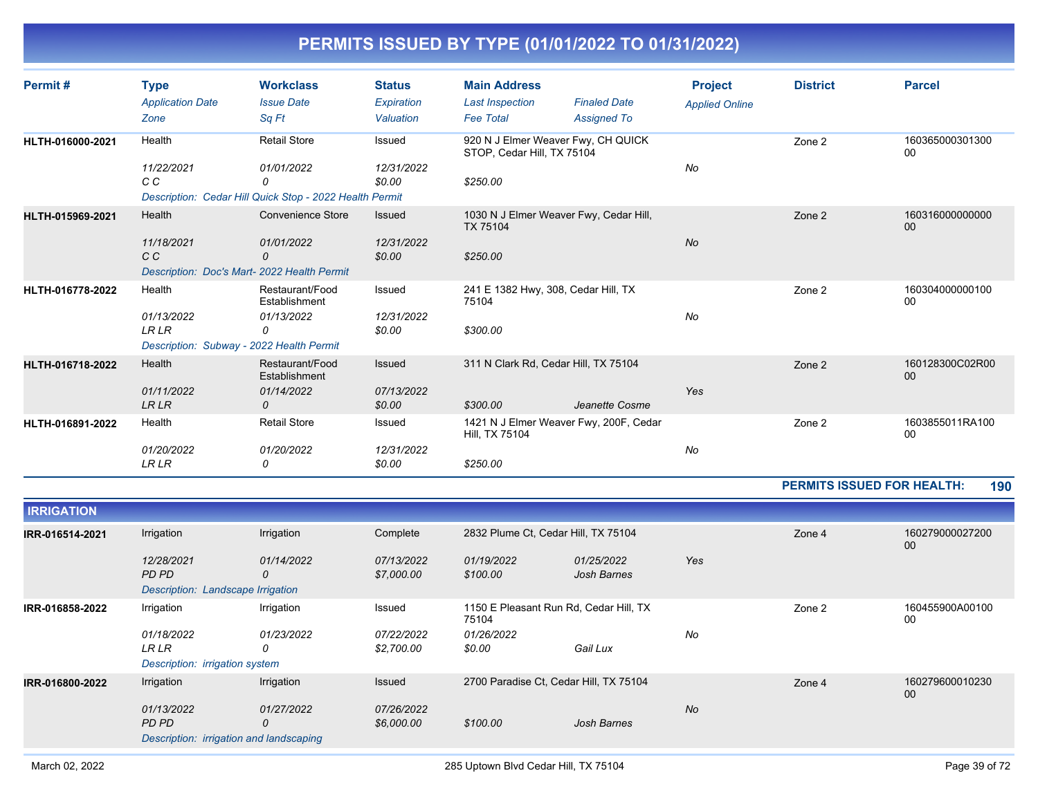# PERMITS ISSUED BY TYPE (01/01/2022 TO 01/31/2022)

| Permit # | Type / Application Date / Zone | Workclass / Issue Date / Sq Ft | Status / Expiration / Valuation | Main Address / Last Inspection / Fee Total | Finaled Date / Assigned To | Project / Applied Online | District | Parcel |
|---|---|---|---|---|---|---|---|---|
| HLTH-016000-2021 | Health | Retail Store | Issued | 920 N J Elmer Weaver Fwy, CH QUICK STOP, Cedar Hill, TX 75104 | | | Zone 2 | 16036500030130000 |
| | 11/22/2021 | 01/01/2022 | 12/31/2022 | | | No | | |
| | C C | 0 | $0.00 | $250.00 | | | | |
| | Description: Cedar Hill Quick Stop - 2022 Health Permit | | | | | | | |
| HLTH-015969-2021 | Health | Convenience Store | Issued | 1030 N J Elmer Weaver Fwy, Cedar Hill, TX 75104 | | | Zone 2 | 16031600000000000 |
| | 11/18/2021 | 01/01/2022 | 12/31/2022 | | | No | | |
| | C C | 0 | $0.00 | $250.00 | | | | |
| | Description: Doc's Mart- 2022 Health Permit | | | | | | | |
| HLTH-016778-2022 | Health | Restaurant/Food Establishment | Issued | 241 E 1382 Hwy, 308, Cedar Hill, TX 75104 | | | Zone 2 | 16030400000010000 |
| | 01/13/2022 | 01/13/2022 | 12/31/2022 | | | No | | |
| | LR LR | 0 | $0.00 | $300.00 | | | | |
| | Description: Subway - 2022 Health Permit | | | | | | | |
| HLTH-016718-2022 | Health | Restaurant/Food Establishment | Issued | 311 N Clark Rd, Cedar Hill, TX 75104 | | | Zone 2 | 160128300C02R0000 |
| | 01/11/2022 | 01/14/2022 | 07/13/2022 | | | Yes | | |
| | LR LR | 0 | $0.00 | $300.00 | Jeanette Cosme | | | |
| HLTH-016891-2022 | Health | Retail Store | Issued | 1421 N J Elmer Weaver Fwy, 200F, Cedar Hill, TX 75104 | | | Zone 2 | 1603855011RA10000 |
| | 01/20/2022 | 01/20/2022 | 12/31/2022 | | | No | | |
| | LR LR | 0 | $0.00 | $250.00 | | | | |

**PERMITS ISSUED FOR HEALTH: 190**

## IRRIGATION

| Permit # | Type / Application Date / Zone | Workclass / Issue Date / Sq Ft | Status / Expiration / Valuation | Main Address / Last Inspection / Fee Total | Finaled Date / Assigned To | Project / Applied Online | District | Parcel |
|---|---|---|---|---|---|---|---|---|
| IRR-016514-2021 | Irrigation | Irrigation | Complete | 2832 Plume Ct, Cedar Hill, TX 75104 | | | Zone 4 | 16027900002720000 |
| | 12/28/2021 | 01/14/2022 | 07/13/2022 | 01/19/2022 | 01/25/2022 | Yes | | |
| | PD PD | 0 | $7,000.00 | $100.00 | Josh Barnes | | | |
| | Description: Landscape Irrigation | | | | | | | |
| IRR-016858-2022 | Irrigation | Irrigation | Issued | 1150 E Pleasant Run Rd, Cedar Hill, TX 75104 | | | Zone 2 | 160455900A0010000 |
| | 01/18/2022 | 01/23/2022 | 07/22/2022 | 01/26/2022 | | No | | |
| | LR LR | 0 | $2,700.00 | $0.00 | Gail Lux | | | |
| | Description: irrigation system | | | | | | | |
| IRR-016800-2022 | Irrigation | Irrigation | Issued | 2700 Paradise Ct, Cedar Hill, TX 75104 | | | Zone 4 | 16027960001023000 |
| | 01/13/2022 | 01/27/2022 | 07/26/2022 | | | No | | |
| | PD PD | 0 | $6,000.00 | $100.00 | Josh Barnes | | | |
| | Description: irrigation and landscaping | | | | | | | |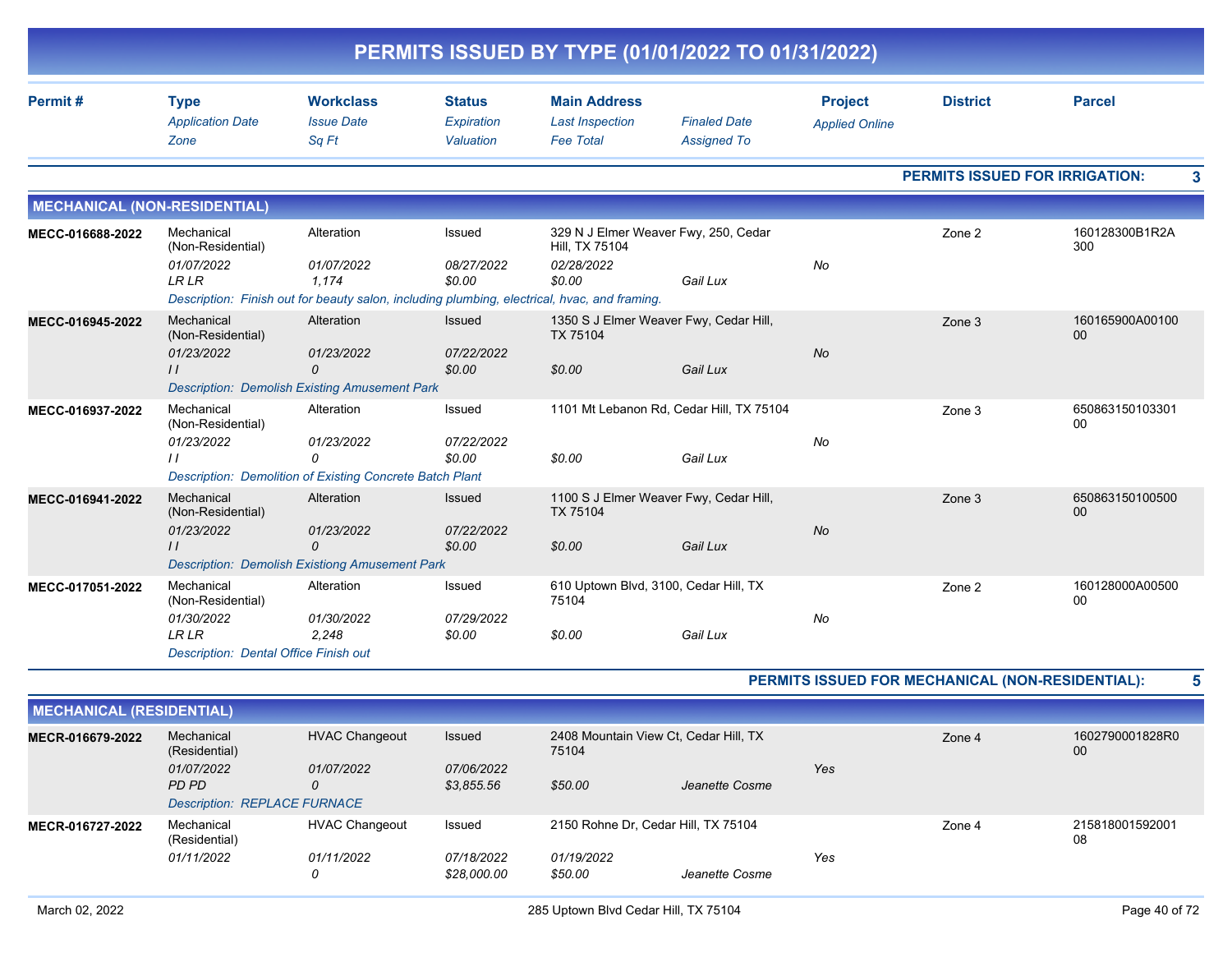# PERMITS ISSUED BY TYPE (01/01/2022 TO 01/31/2022)

| Permit # | Type / Application Date / Zone | Workclass / Issue Date / Sq Ft | Status / Expiration / Valuation | Main Address / Last Inspection / Fee Total | Finaled Date / Assigned To | Project / Applied Online | District | Parcel |
|---|---|---|---|---|---|---|---|---|

**PERMITS ISSUED FOR IRRIGATION: 3**

## MECHANICAL (NON-RESIDENTIAL)

| Permit # | Type / Application Date / Zone | Workclass / Issue Date / Sq Ft | Status / Expiration / Valuation | Main Address / Last Inspection / Fee Total | Finaled Date / Assigned To | Project / Applied Online | District | Parcel |
|---|---|---|---|---|---|---|---|---|
| MECC-016688-2022 | Mechanical (Non-Residential) / 01/07/2022 / LR LR | Alteration / 01/07/2022 / 1,174 | Issued / 08/27/2022 / $0.00 | 329 N J Elmer Weaver Fwy, 250, Cedar Hill, TX 75104 / 02/28/2022 / $0.00 | Gail Lux | No | Zone 2 | 160128300B1R2A300 |
| | Description: Finish out for beauty salon, including plumbing, electrical, hvac, and framing. | | | | | | | |
| MECC-016945-2022 | Mechanical (Non-Residential) / 01/23/2022 / I I | Alteration / 01/23/2022 / 0 | Issued / 07/22/2022 / $0.00 | 1350 S J Elmer Weaver Fwy, Cedar Hill, TX 75104 / / $0.00 | Gail Lux | No | Zone 3 | 160165900A0010000 |
| | Description: Demolish Existing Amusement Park | | | | | | | |
| MECC-016937-2022 | Mechanical (Non-Residential) / 01/23/2022 / I I | Alteration / 01/23/2022 / 0 | Issued / 07/22/2022 / $0.00 | 1101 Mt Lebanon Rd, Cedar Hill, TX 75104 / / $0.00 | Gail Lux | No | Zone 3 | 65086315010330100 |
| | Description: Demolition of Existing Concrete Batch Plant | | | | | | | |
| MECC-016941-2022 | Mechanical (Non-Residential) / 01/23/2022 / I I | Alteration / 01/23/2022 / 0 | Issued / 07/22/2022 / $0.00 | 1100 S J Elmer Weaver Fwy, Cedar Hill, TX 75104 / / $0.00 | Gail Lux | No | Zone 3 | 65086315010050000 |
| | Description: Demolish Existiong Amusement Park | | | | | | | |
| MECC-017051-2022 | Mechanical (Non-Residential) / 01/30/2022 / LR LR | Alteration / 01/30/2022 / 2,248 | Issued / 07/29/2022 / $0.00 | 610 Uptown Blvd, 3100, Cedar Hill, TX 75104 / / $0.00 | Gail Lux | No | Zone 2 | 160128000A0050000 |
| | Description: Dental Office Finish out | | | | | | | |

**PERMITS ISSUED FOR MECHANICAL (NON-RESIDENTIAL): 5**

## MECHANICAL (RESIDENTIAL)

| Permit # | Type / Application Date / Zone | Workclass / Issue Date / Sq Ft | Status / Expiration / Valuation | Main Address / Last Inspection / Fee Total | Finaled Date / Assigned To | Project / Applied Online | District | Parcel |
|---|---|---|---|---|---|---|---|---|
| MECR-016679-2022 | Mechanical (Residential) / 01/07/2022 / PD PD | HVAC Changeout / 01/07/2022 / 0 | Issued / 07/06/2022 / $3,855.56 | 2408 Mountain View Ct, Cedar Hill, TX 75104 / / $50.00 | Jeanette Cosme | Yes | Zone 4 | 1602790001828R000 |
| | Description: REPLACE FURNACE | | | | | | | |
| MECR-016727-2022 | Mechanical (Residential) / 01/11/2022 | HVAC Changeout / 01/11/2022 / 0 | Issued / 07/18/2022 / $28,000.00 | 2150 Rohne Dr, Cedar Hill, TX 75104 / 01/19/2022 / $50.00 | Jeanette Cosme | Yes | Zone 4 | 21581800159200108 |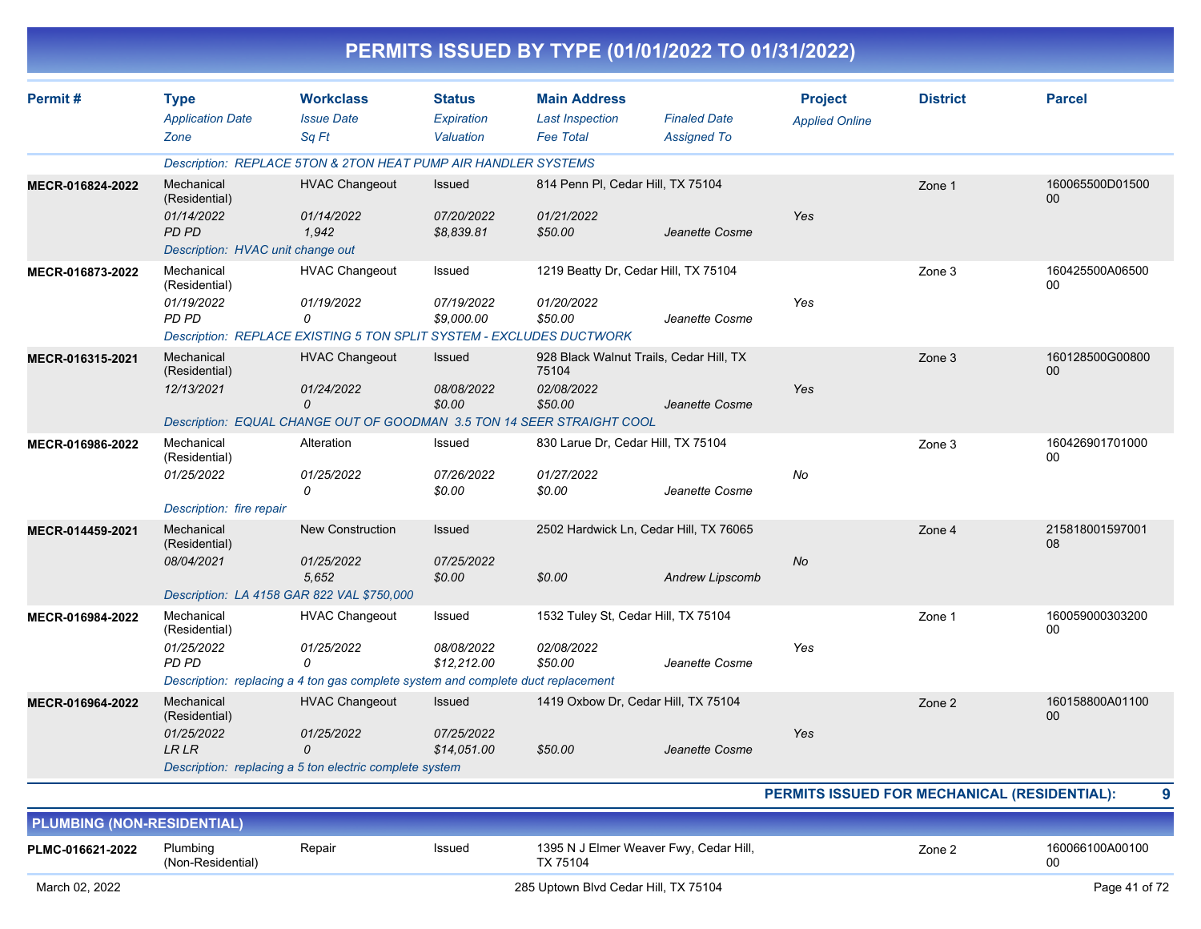# PERMITS ISSUED BY TYPE (01/01/2022 TO 01/31/2022)

| Permit # | Type / *Application Date* / *Zone* | Workclass / *Issue Date* / *Sq Ft* | Status / *Expiration* / *Valuation* | Main Address / *Last Inspection* / *Fee Total* | *Finaled Date* / *Assigned To* | Project / *Applied Online* | District | Parcel |
|---|---|---|---|---|---|---|---|---|
| | *Description: REPLACE 5TON & 2TON HEAT PUMP AIR HANDLER SYSTEMS* | | | | | | | |
| **MECR-016824-2022** | Mechanical (Residential) | HVAC Changeout | Issued | 814 Penn Pl, Cedar Hill, TX 75104 | | | Zone 1 | 160065500D0150000 |
| | *01/14/2022* | *01/14/2022* | *07/20/2022* | *01/21/2022* | | *Yes* | | |
| | *PD PD* | *1,942* | *$8,839.81* | *$50.00* | *Jeanette Cosme* | | | |
| | *Description: HVAC unit change out* | | | | | | | |
| **MECR-016873-2022** | Mechanical (Residential) | HVAC Changeout | Issued | 1219 Beatty Dr, Cedar Hill, TX 75104 | | | Zone 3 | 160425500A0650000 |
| | *01/19/2022* | *01/19/2022* | *07/19/2022* | *01/20/2022* | | *Yes* | | |
| | *PD PD* | *0* | *$9,000.00* | *$50.00* | *Jeanette Cosme* | | | |
| | *Description: REPLACE EXISTING 5 TON SPLIT SYSTEM - EXCLUDES DUCTWORK* | | | | | | | |
| **MECR-016315-2021** | Mechanical (Residential) | HVAC Changeout | Issued | 928 Black Walnut Trails, Cedar Hill, TX 75104 | | | Zone 3 | 160128500G0080000 |
| | *12/13/2021* | *01/24/2022* | *08/08/2022* | *02/08/2022* | | *Yes* | | |
| | | *0* | *$0.00* | *$50.00* | *Jeanette Cosme* | | | |
| | *Description: EQUAL CHANGE OUT OF GOODMAN 3.5 TON 14 SEER STRAIGHT COOL* | | | | | | | |
| **MECR-016986-2022** | Mechanical (Residential) | Alteration | Issued | 830 Larue Dr, Cedar Hill, TX 75104 | | | Zone 3 | 16042690170100000 |
| | *01/25/2022* | *01/25/2022* | *07/26/2022* | *01/27/2022* | | *No* | | |
| | | *0* | *$0.00* | *$0.00* | *Jeanette Cosme* | | | |
| | *Description: fire repair* | | | | | | | |
| **MECR-014459-2021** | Mechanical (Residential) | New Construction | Issued | 2502 Hardwick Ln, Cedar Hill, TX 76065 | | | Zone 4 | 21581800159700108 |
| | *08/04/2021* | *01/25/2022* | *07/25/2022* | | | *No* | | |
| | | *5,652* | *$0.00* | *$0.00* | *Andrew Lipscomb* | | | |
| | *Description: LA 4158 GAR 822 VAL $750,000* | | | | | | | |
| **MECR-016984-2022** | Mechanical (Residential) | HVAC Changeout | Issued | 1532 Tuley St, Cedar Hill, TX 75104 | | | Zone 1 | 16005900030320000 |
| | *01/25/2022* | *01/25/2022* | *08/08/2022* | *02/08/2022* | | *Yes* | | |
| | *PD PD* | *0* | *$12,212.00* | *$50.00* | *Jeanette Cosme* | | | |
| | *Description: replacing a 4 ton gas complete system and complete duct replacement* | | | | | | | |
| **MECR-016964-2022** | Mechanical (Residential) | HVAC Changeout | Issued | 1419 Oxbow Dr, Cedar Hill, TX 75104 | | | Zone 2 | 160158800A0110000 |
| | *01/25/2022* | *01/25/2022* | *07/25/2022* | | | *Yes* | | |
| | *LR LR* | *0* | *$14,051.00* | *$50.00* | *Jeanette Cosme* | | | |
| | *Description: replacing a 5 ton electric complete system* | | | | | | | |

**PERMITS ISSUED FOR MECHANICAL (RESIDENTIAL): 9**

## PLUMBING (NON-RESIDENTIAL)

| Permit # | Type | Workclass | Status | Main Address | | | District | Parcel |
|---|---|---|---|---|---|---|---|---|
| **PLMC-016621-2022** | Plumbing (Non-Residential) | Repair | Issued | 1395 N J Elmer Weaver Fwy, Cedar Hill, TX 75104 | | | Zone 2 | 160066100A0010000 |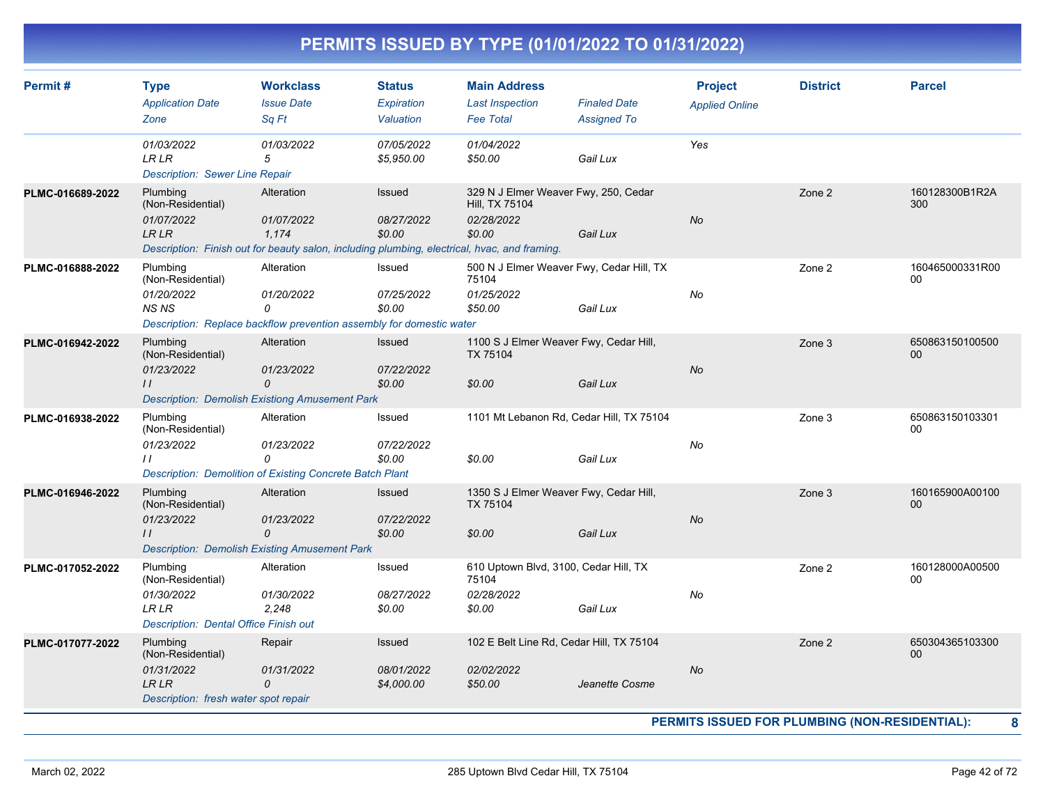# PERMITS ISSUED BY TYPE (01/01/2022 TO 01/31/2022)

| Permit # | Type / Application Date / Zone | Workclass / Issue Date / Sq Ft | Status / Expiration / Valuation | Main Address / Last Inspection / Fee Total | Finaled Date / Assigned To | Project / Applied Online | District | Parcel |
|---|---|---|---|---|---|---|---|---|
| | 01/03/2022<br>LR LR | 01/03/2022<br>5 | 07/05/2022<br>$5,950.00 | 01/04/2022<br>$50.00 | Gail Lux | Yes | | |
| | Description: Sewer Line Repair | | | | | | | |
| PLMC-016689-2022 | Plumbing (Non-Residential)<br>01/07/2022<br>LR LR | Alteration<br>01/07/2022<br>1,174 | Issued<br>08/27/2022<br>$0.00 | 329 N J Elmer Weaver Fwy, 250, Cedar Hill, TX 75104<br>02/28/2022<br>$0.00 | Gail Lux | No | Zone 2 | 160128300B1R2A300 |
| | Description: Finish out for beauty salon, including plumbing, electrical, hvac, and framing. | | | | | | | |
| PLMC-016888-2022 | Plumbing (Non-Residential)<br>01/20/2022<br>NS NS | Alteration<br>01/20/2022<br>0 | Issued<br>07/25/2022<br>$0.00 | 500 N J Elmer Weaver Fwy, Cedar Hill, TX 75104<br>01/25/2022<br>$50.00 | Gail Lux | No | Zone 2 | 160465000331R0000 |
| | Description: Replace backflow prevention assembly for domestic water | | | | | | | |
| PLMC-016942-2022 | Plumbing (Non-Residential)<br>01/23/2022<br>I I | Alteration<br>01/23/2022<br>0 | Issued<br>07/22/2022<br>$0.00 | 1100 S J Elmer Weaver Fwy, Cedar Hill, TX 75104<br><br>$0.00 | Gail Lux | No | Zone 3 | 65086315010050000 |
| | Description: Demolish Existiong Amusement Park | | | | | | | |
| PLMC-016938-2022 | Plumbing (Non-Residential)<br>01/23/2022<br>I I | Alteration<br>01/23/2022<br>0 | Issued<br>07/22/2022<br>$0.00 | 1101 Mt Lebanon Rd, Cedar Hill, TX 75104<br><br>$0.00 | Gail Lux | No | Zone 3 | 65086315010330100 |
| | Description: Demolition of Existing Concrete Batch Plant | | | | | | | |
| PLMC-016946-2022 | Plumbing (Non-Residential)<br>01/23/2022<br>I I | Alteration<br>01/23/2022<br>0 | Issued<br>07/22/2022<br>$0.00 | 1350 S J Elmer Weaver Fwy, Cedar Hill, TX 75104<br><br>$0.00 | Gail Lux | No | Zone 3 | 160165900A0010000 |
| | Description: Demolish Existing Amusement Park | | | | | | | |
| PLMC-017052-2022 | Plumbing (Non-Residential)<br>01/30/2022<br>LR LR | Alteration<br>01/30/2022<br>2,248 | Issued<br>08/27/2022<br>$0.00 | 610 Uptown Blvd, 3100, Cedar Hill, TX 75104<br>02/28/2022<br>$0.00 | Gail Lux | No | Zone 2 | 160128000A0050000 |
| | Description: Dental Office Finish out | | | | | | | |
| PLMC-017077-2022 | Plumbing (Non-Residential)<br>01/31/2022<br>LR LR | Repair<br>01/31/2022<br>0 | Issued<br>08/01/2022<br>$4,000.00 | 102 E Belt Line Rd, Cedar Hill, TX 75104<br>02/02/2022<br>$50.00 | Jeanette Cosme | No | Zone 2 | 65030436510330000 |
| | Description: fresh water spot repair | | | | | | | |

**PERMITS ISSUED FOR PLUMBING (NON-RESIDENTIAL): 8**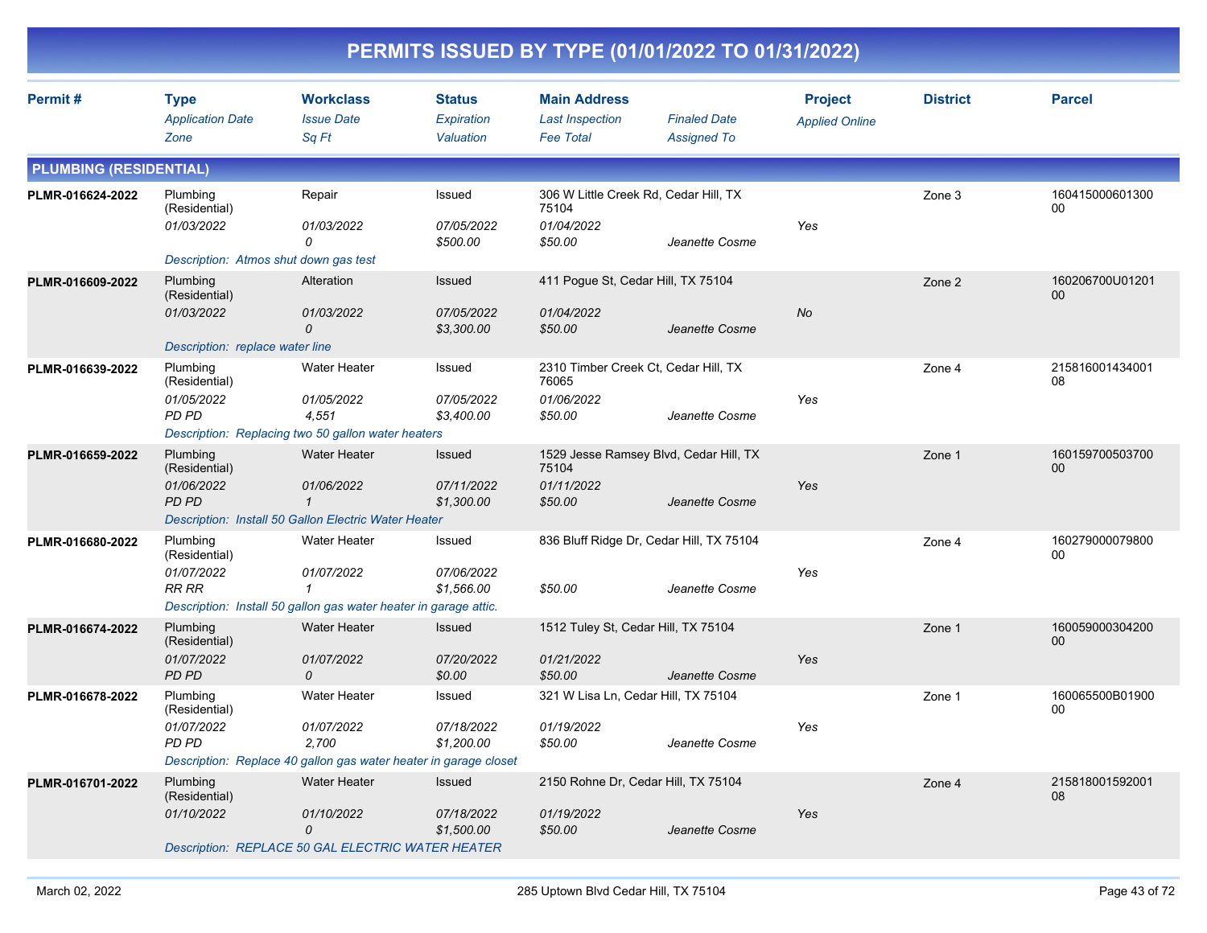# PERMITS ISSUED BY TYPE (01/01/2022 TO 01/31/2022)

| Permit # | Type<br>*Application Date*<br>*Zone* | Workclass<br>*Issue Date*<br>*Sq Ft* | Status<br>*Expiration*<br>*Valuation* | Main Address<br>*Last Inspection*<br>*Fee Total* | *Finaled Date*<br>*Assigned To* | Project<br>*Applied Online* | District | Parcel |
|---|---|---|---|---|---|---|---|---|

## PLUMBING (RESIDENTIAL)

| Permit # | Type<br>*Application Date*<br>*Zone* | Workclass<br>*Issue Date*<br>*Sq Ft* | Status<br>*Expiration*<br>*Valuation* | Main Address<br>*Last Inspection*<br>*Fee Total* | *Finaled Date*<br>*Assigned To* | Project<br>*Applied Online* | District | Parcel |
|---|---|---|---|---|---|---|---|---|
| PLMR-016624-2022 | Plumbing (Residential)<br>*01/03/2022* | Repair<br>*01/03/2022*<br>*0* | Issued<br>*07/05/2022*<br>*$500.00* | 306 W Little Creek Rd, Cedar Hill, TX 75104<br>*01/04/2022*<br>*$50.00* | *Jeanette Cosme* | *Yes* | Zone 3 | 16041500060130000 |
| | *Description: Atmos shut down gas test* | | | | | | | |
| PLMR-016609-2022 | Plumbing (Residential)<br>*01/03/2022* | Alteration<br>*01/03/2022*<br>*0* | Issued<br>*07/05/2022*<br>*$3,300.00* | 411 Pogue St, Cedar Hill, TX 75104<br>*01/04/2022*<br>*$50.00* | *Jeanette Cosme* | *No* | Zone 2 | 160206700U0120100 |
| | *Description: replace water line* | | | | | | | |
| PLMR-016639-2022 | Plumbing (Residential)<br>*01/05/2022*<br>*PD PD* | Water Heater<br>*01/05/2022*<br>*4,551* | Issued<br>*07/05/2022*<br>*$3,400.00* | 2310 Timber Creek Ct, Cedar Hill, TX 76065<br>*01/06/2022*<br>*$50.00* | *Jeanette Cosme* | *Yes* | Zone 4 | 21581600143400108 |
| | *Description: Replacing two 50 gallon water heaters* | | | | | | | |
| PLMR-016659-2022 | Plumbing (Residential)<br>*01/06/2022*<br>*PD PD* | Water Heater<br>*01/06/2022*<br>*1* | Issued<br>*07/11/2022*<br>*$1,300.00* | 1529 Jesse Ramsey Blvd, Cedar Hill, TX 75104<br>*01/11/2022*<br>*$50.00* | *Jeanette Cosme* | *Yes* | Zone 1 | 16015970050370000 |
| | *Description: Install 50 Gallon Electric Water Heater* | | | | | | | |
| PLMR-016680-2022 | Plumbing (Residential)<br>*01/07/2022*<br>*RR RR* | Water Heater<br>*01/07/2022*<br>*1* | Issued<br>*07/06/2022*<br>*$1,566.00* | 836 Bluff Ridge Dr, Cedar Hill, TX 75104<br><br>*$50.00* | *Jeanette Cosme* | *Yes* | Zone 4 | 16027900007980000 |
| | *Description: Install 50 gallon gas water heater in garage attic.* | | | | | | | |
| PLMR-016674-2022 | Plumbing (Residential)<br>*01/07/2022*<br>*PD PD* | Water Heater<br>*01/07/2022*<br>*0* | Issued<br>*07/20/2022*<br>*$0.00* | 1512 Tuley St, Cedar Hill, TX 75104<br>*01/21/2022*<br>*$50.00* | *Jeanette Cosme* | *Yes* | Zone 1 | 16005900030420000 |
| PLMR-016678-2022 | Plumbing (Residential)<br>*01/07/2022*<br>*PD PD* | Water Heater<br>*01/07/2022*<br>*2,700* | Issued<br>*07/18/2022*<br>*$1,200.00* | 321 W Lisa Ln, Cedar Hill, TX 75104<br>*01/19/2022*<br>*$50.00* | *Jeanette Cosme* | *Yes* | Zone 1 | 160065500B0190000 |
| | *Description: Replace 40 gallon gas water heater in garage closet* | | | | | | | |
| PLMR-016701-2022 | Plumbing (Residential)<br>*01/10/2022* | Water Heater<br>*01/10/2022*<br>*0* | Issued<br>*07/18/2022*<br>*$1,500.00* | 2150 Rohne Dr, Cedar Hill, TX 75104<br>*01/19/2022*<br>*$50.00* | *Jeanette Cosme* | *Yes* | Zone 4 | 21581800159200108 |
| | *Description: REPLACE 50 GAL ELECTRIC WATER HEATER* | | | | | | | |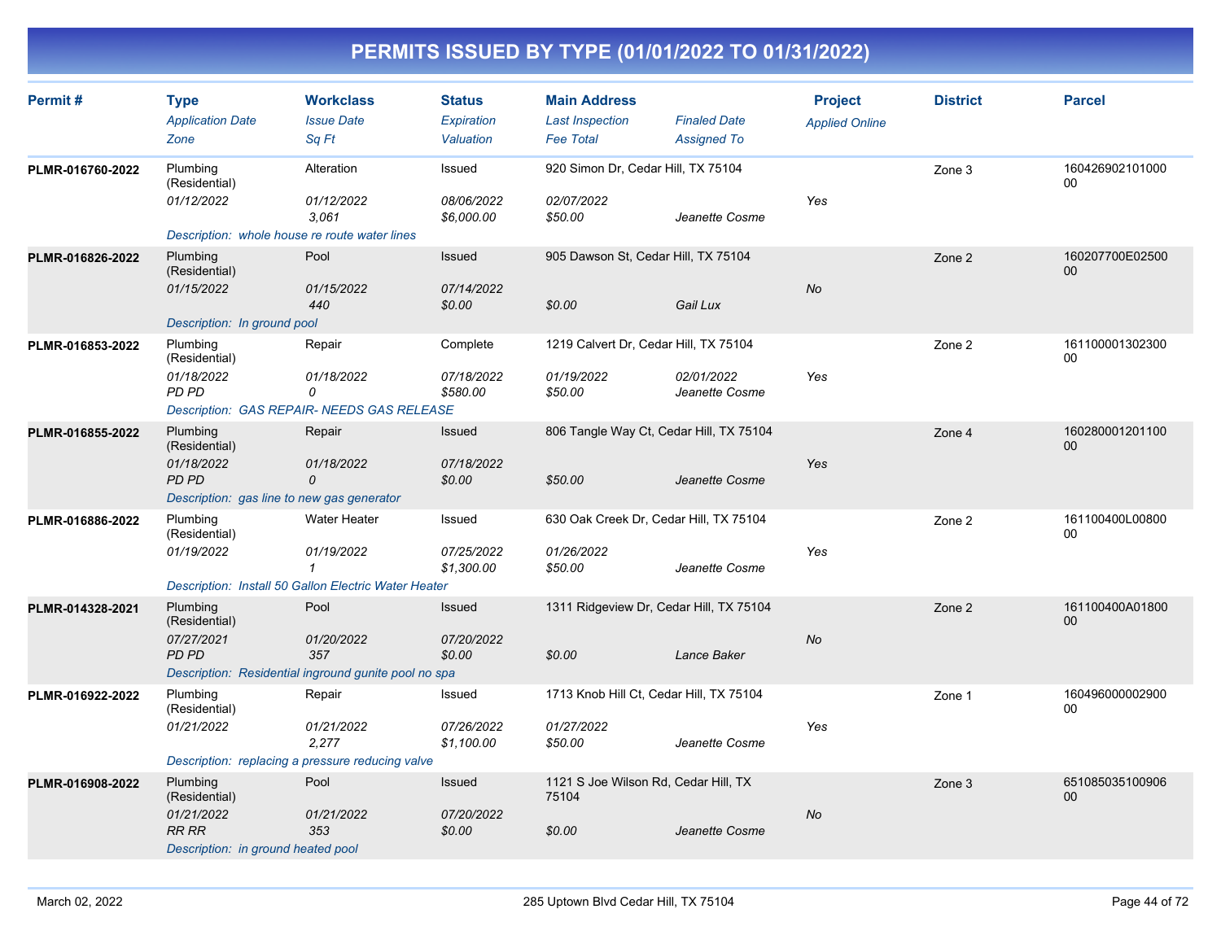# PERMITS ISSUED BY TYPE (01/01/2022 TO 01/31/2022)

| Permit # | Type | Workclass | Status | Main Address | | Project | District | Parcel |
|---|---|---|---|---|---|---|---|---|
| | *Application Date* | *Issue Date* | *Expiration* | *Last Inspection* | *Finaled Date* | *Applied Online* | | |
| | *Zone* | *Sq Ft* | *Valuation* | *Fee Total* | *Assigned To* | | | |
| **PLMR-016760-2022** | Plumbing (Residential) | Alteration | Issued | 920 Simon Dr, Cedar Hill, TX 75104 | | | Zone 3 | 16042690210100000 |
| | *01/12/2022* | *01/12/2022* | *08/06/2022* | *02/07/2022* | | *Yes* | | |
| | | *3,061* | *$6,000.00* | *$50.00* | *Jeanette Cosme* | | | |
| | *Description: whole house re route water lines* | | | | | | | |
| **PLMR-016826-2022** | Plumbing (Residential) | Pool | Issued | 905 Dawson St, Cedar Hill, TX 75104 | | | Zone 2 | 160207700E0250000 |
| | *01/15/2022* | *01/15/2022* | *07/14/2022* | | | *No* | | |
| | | *440* | *$0.00* | *$0.00* | *Gail Lux* | | | |
| | *Description: In ground pool* | | | | | | | |
| **PLMR-016853-2022** | Plumbing (Residential) | Repair | Complete | 1219 Calvert Dr, Cedar Hill, TX 75104 | | | Zone 2 | 16110000130230000 |
| | *01/18/2022* | *01/18/2022* | *07/18/2022* | *01/19/2022* | *02/01/2022* | *Yes* | | |
| | *PD PD* | *0* | *$580.00* | *$50.00* | *Jeanette Cosme* | | | |
| | *Description: GAS REPAIR- NEEDS GAS RELEASE* | | | | | | | |
| **PLMR-016855-2022** | Plumbing (Residential) | Repair | Issued | 806 Tangle Way Ct, Cedar Hill, TX 75104 | | | Zone 4 | 16028000120110000 |
| | *01/18/2022* | *01/18/2022* | *07/18/2022* | | | *Yes* | | |
| | *PD PD* | *0* | *$0.00* | *$50.00* | *Jeanette Cosme* | | | |
| | *Description: gas line to new gas generator* | | | | | | | |
| **PLMR-016886-2022** | Plumbing (Residential) | Water Heater | Issued | 630 Oak Creek Dr, Cedar Hill, TX 75104 | | | Zone 2 | 161100400L0080000 |
| | *01/19/2022* | *01/19/2022* | *07/25/2022* | *01/26/2022* | | *Yes* | | |
| | | *1* | *$1,300.00* | *$50.00* | *Jeanette Cosme* | | | |
| | *Description: Install 50 Gallon Electric Water Heater* | | | | | | | |
| **PLMR-014328-2021** | Plumbing (Residential) | Pool | Issued | 1311 Ridgeview Dr, Cedar Hill, TX 75104 | | | Zone 2 | 161100400A0180000 |
| | *07/27/2021* | *01/20/2022* | *07/20/2022* | | | *No* | | |
| | *PD PD* | *357* | *$0.00* | *$0.00* | *Lance Baker* | | | |
| | *Description: Residential inground gunite pool no spa* | | | | | | | |
| **PLMR-016922-2022** | Plumbing (Residential) | Repair | Issued | 1713 Knob Hill Ct, Cedar Hill, TX 75104 | | | Zone 1 | 16049600000290000 |
| | *01/21/2022* | *01/21/2022* | *07/26/2022* | *01/27/2022* | | *Yes* | | |
| | | *2,277* | *$1,100.00* | *$50.00* | *Jeanette Cosme* | | | |
| | *Description: replacing a pressure reducing valve* | | | | | | | |
| **PLMR-016908-2022** | Plumbing (Residential) | Pool | Issued | 1121 S Joe Wilson Rd, Cedar Hill, TX 75104 | | | Zone 3 | 65108503510090600 |
| | *01/21/2022* | *01/21/2022* | *07/20/2022* | | | *No* | | |
| | *RR RR* | *353* | *$0.00* | *$0.00* | *Jeanette Cosme* | | | |
| | *Description: in ground heated pool* | | | | | | | |

March 02, 2022 285 Uptown Blvd Cedar Hill, TX 75104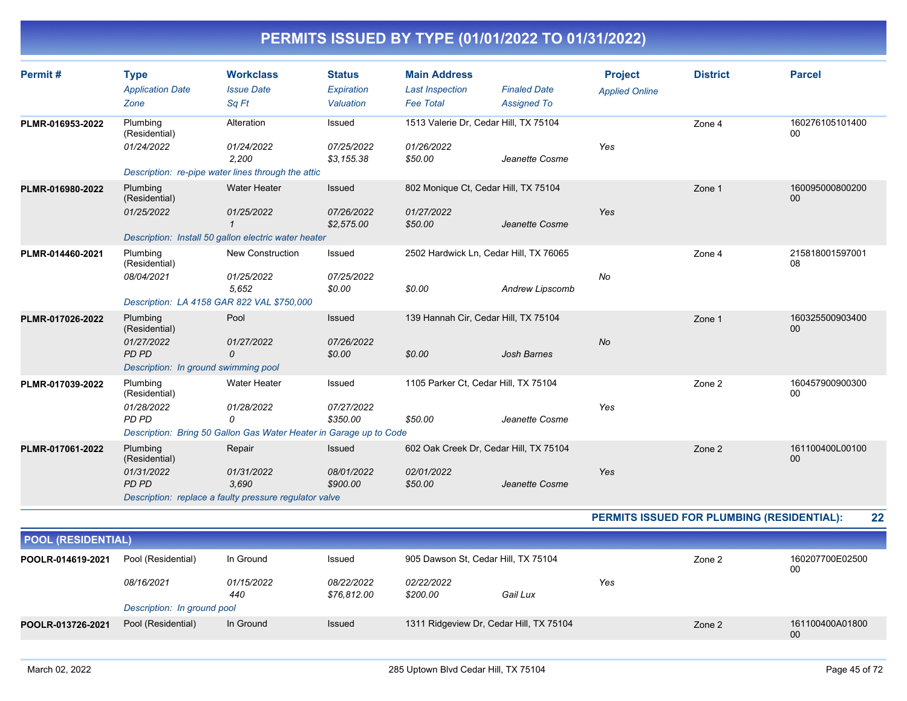# PERMITS ISSUED BY TYPE (01/01/2022 TO 01/31/2022)

| Permit # | Type / Application Date / Zone | Workclass / Issue Date / Sq Ft | Status / Expiration / Valuation | Main Address / Last Inspection / Fee Total | Finaled Date / Assigned To | Project / Applied Online | District | Parcel |
|---|---|---|---|---|---|---|---|---|
| PLMR-016953-2022 | Plumbing (Residential) / 01/24/2022 | Alteration / 01/24/2022 / 2,200 | Issued / 07/25/2022 / $3,155.38 | 1513 Valerie Dr, Cedar Hill, TX 75104 / 01/26/2022 / $50.00 | Jeanette Cosme | Yes | Zone 4 | 16027610510140000 |
| | Description: re-pipe water lines through the attic | | | | | | | |
| PLMR-016980-2022 | Plumbing (Residential) / 01/25/2022 | Water Heater / 01/25/2022 / 1 | Issued / 07/26/2022 / $2,575.00 | 802 Monique Ct, Cedar Hill, TX 75104 / 01/27/2022 / $50.00 | Jeanette Cosme | Yes | Zone 1 | 16009500080020000 |
| | Description: Install 50 gallon electric water heater | | | | | | | |
| PLMR-014460-2021 | Plumbing (Residential) / 08/04/2021 | New Construction / 01/25/2022 / 5,652 | Issued / 07/25/2022 / $0.00 | 2502 Hardwick Ln, Cedar Hill, TX 76065 / $0.00 | Andrew Lipscomb | No | Zone 4 | 21581800159700108 |
| | Description: LA 4158 GAR 822 VAL $750,000 | | | | | | | |
| PLMR-017026-2022 | Plumbing (Residential) / 01/27/2022 / PD PD | Pool / 01/27/2022 / 0 | Issued / 07/26/2022 / $0.00 | 139 Hannah Cir, Cedar Hill, TX 75104 / $0.00 | Josh Barnes | No | Zone 1 | 16032550090340000 |
| | Description: In ground swimming pool | | | | | | | |
| PLMR-017039-2022 | Plumbing (Residential) / 01/28/2022 / PD PD | Water Heater / 01/28/2022 / 0 | Issued / 07/27/2022 / $350.00 | 1105 Parker Ct, Cedar Hill, TX 75104 / $50.00 | Jeanette Cosme | Yes | Zone 2 | 16045790090030000 |
| | Description: Bring 50 Gallon Gas Water Heater in Garage up to Code | | | | | | | |
| PLMR-017061-2022 | Plumbing (Residential) / 01/31/2022 / PD PD | Repair / 01/31/2022 / 3,690 | Issued / 08/01/2022 / $900.00 | 602 Oak Creek Dr, Cedar Hill, TX 75104 / 02/01/2022 / $50.00 | Jeanette Cosme | Yes | Zone 2 | 161100400L0010000 |
| | Description: replace a faulty pressure regulator valve | | | | | | | |

**PERMITS ISSUED FOR PLUMBING (RESIDENTIAL): 22**

## POOL (RESIDENTIAL)

| Permit # | Type / Application Date / Zone | Workclass / Issue Date / Sq Ft | Status / Expiration / Valuation | Main Address / Last Inspection / Fee Total | Finaled Date / Assigned To | Project / Applied Online | District | Parcel |
|---|---|---|---|---|---|---|---|---|
| POOLR-014619-2021 | Pool (Residential) / 08/16/2021 | In Ground / 01/15/2022 / 440 | Issued / 08/22/2022 / $76,812.00 | 905 Dawson St, Cedar Hill, TX 75104 / 02/22/2022 / $200.00 | Gail Lux | Yes | Zone 2 | 160207700E0250000 |
| | Description: In ground pool | | | | | | | |
| POOLR-013726-2021 | Pool (Residential) | In Ground | Issued | 1311 Ridgeview Dr, Cedar Hill, TX 75104 | | | Zone 2 | 161100400A0180000 |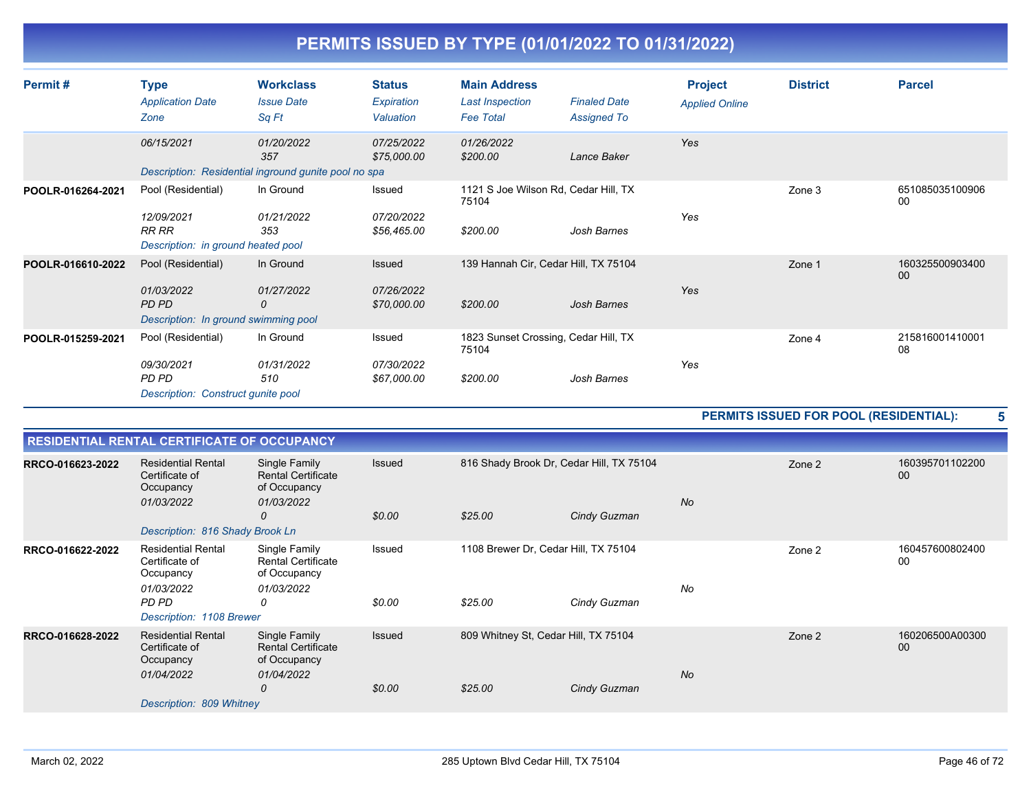# PERMITS ISSUED BY TYPE (01/01/2022 TO 01/31/2022)

| Permit # | Type / Application Date / Zone | Workclass / Issue Date / Sq Ft | Status / Expiration / Valuation | Main Address / Last Inspection / Fee Total | Finaled Date / Assigned To | Project / Applied Online | District | Parcel |
|---|---|---|---|---|---|---|---|---|
| | 06/15/2021 | 01/20/2022 / 357 | 07/25/2022 / $75,000.00 | 01/26/2022 / $200.00 | Lance Baker | Yes | | |
| | Description: Residential inground gunite pool no spa | | | | | | | |
| POOLR-016264-2021 | Pool (Residential) / 12/09/2021 / RR RR | In Ground / 01/21/2022 / 353 | Issued / 07/20/2022 / $56,465.00 | 1121 S Joe Wilson Rd, Cedar Hill, TX 75104 / $200.00 | Josh Barnes | Yes | Zone 3 | 65108503510090600 |
| | Description: in ground heated pool | | | | | | | |
| POOLR-016610-2022 | Pool (Residential) / 01/03/2022 / PD PD | In Ground / 01/27/2022 / 0 | Issued / 07/26/2022 / $70,000.00 | 139 Hannah Cir, Cedar Hill, TX 75104 / $200.00 | Josh Barnes | Yes | Zone 1 | 16032550090340000 |
| | Description: In ground swimming pool | | | | | | | |
| POOLR-015259-2021 | Pool (Residential) / 09/30/2021 / PD PD | In Ground / 01/31/2022 / 510 | Issued / 07/30/2022 / $67,000.00 | 1823 Sunset Crossing, Cedar Hill, TX 75104 / $200.00 | Josh Barnes | Yes | Zone 4 | 21581600141000108 |
| | Description: Construct gunite pool | | | | | | | |

**PERMITS ISSUED FOR POOL (RESIDENTIAL): 5**

## RESIDENTIAL RENTAL CERTIFICATE OF OCCUPANCY

| Permit # | Type / Application Date / Zone | Workclass / Issue Date / Sq Ft | Status / Expiration / Valuation | Main Address / Last Inspection / Fee Total | Finaled Date / Assigned To | Project / Applied Online | District | Parcel |
|---|---|---|---|---|---|---|---|---|
| RRCO-016623-2022 | Residential Rental Certificate of Occupancy / 01/03/2022 | Single Family Rental Certificate of Occupancy / 01/03/2022 / 0 | Issued / $0.00 | 816 Shady Brook Dr, Cedar Hill, TX 75104 / $25.00 | Cindy Guzman | No | Zone 2 | 16039570110220000 |
| | Description: 816 Shady Brook Ln | | | | | | | |
| RRCO-016622-2022 | Residential Rental Certificate of Occupancy / 01/03/2022 / PD PD | Single Family Rental Certificate of Occupancy / 01/03/2022 / 0 | Issued / $0.00 | 1108 Brewer Dr, Cedar Hill, TX 75104 / $25.00 | Cindy Guzman | No | Zone 2 | 16045760080240000 |
| | Description: 1108 Brewer | | | | | | | |
| RRCO-016628-2022 | Residential Rental Certificate of Occupancy / 01/04/2022 | Single Family Rental Certificate of Occupancy / 01/04/2022 / 0 | Issued / $0.00 | 809 Whitney St, Cedar Hill, TX 75104 / $25.00 | Cindy Guzman | No | Zone 2 | 160206500A0030000 |
| | Description: 809 Whitney | | | | | | | |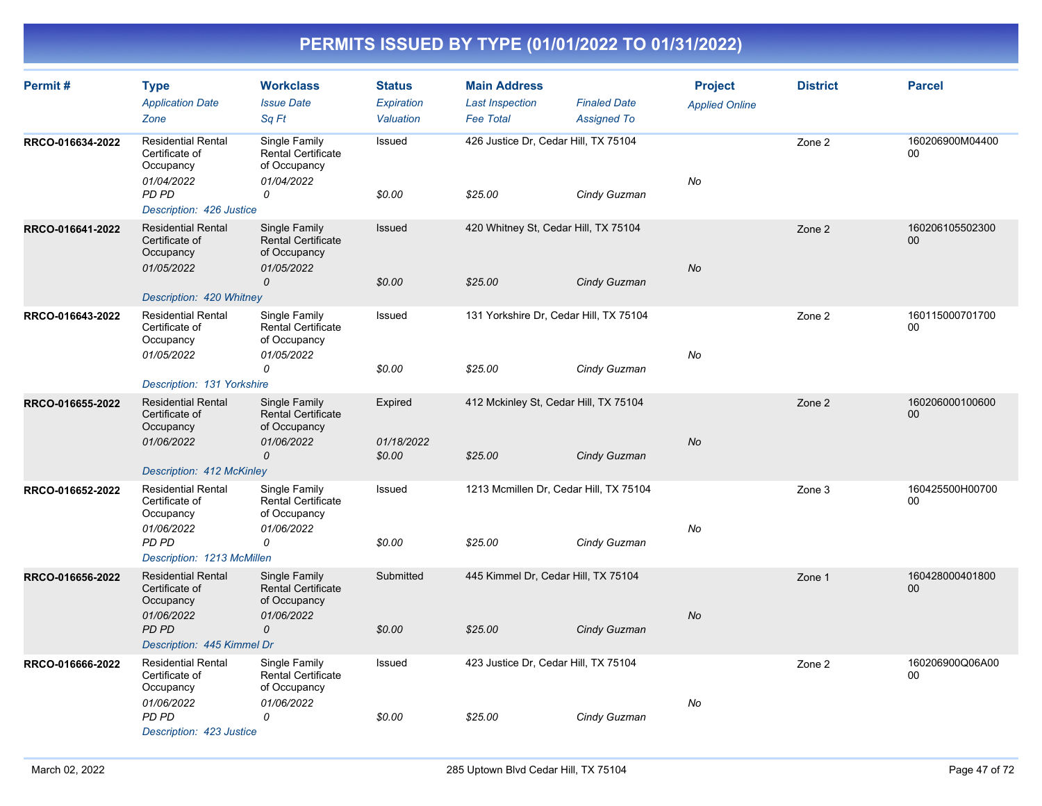# PERMITS ISSUED BY TYPE (01/01/2022 TO 01/31/2022)

| Permit # | Type / Application Date / Zone | Workclass / Issue Date / Sq Ft | Status / Expiration / Valuation | Main Address / Last Inspection / Fee Total | Finaled Date / Assigned To | Project / Applied Online | District | Parcel |
|---|---|---|---|---|---|---|---|---|
| RRCO-016634-2022 | Residential Rental Certificate of Occupancy<br>01/04/2022<br>PD PD | Single Family Rental Certificate of Occupancy<br>01/04/2022<br>0 | Issued<br><br>$0.00 | 426 Justice Dr, Cedar Hill, TX 75104<br><br>$25.00 | <br>Cindy Guzman | <br>No | Zone 2 | 160206900M0440000 |
| | Description: 426 Justice | | | | | | | |
| RRCO-016641-2022 | Residential Rental Certificate of Occupancy<br>01/05/2022 | Single Family Rental Certificate of Occupancy<br>01/05/2022<br>0 | Issued<br><br>$0.00 | 420 Whitney St, Cedar Hill, TX 75104<br><br>$25.00 | <br>Cindy Guzman | <br>No | Zone 2 | 16020610550230000 |
| | Description: 420 Whitney | | | | | | | |
| RRCO-016643-2022 | Residential Rental Certificate of Occupancy<br>01/05/2022 | Single Family Rental Certificate of Occupancy<br>01/05/2022<br>0 | Issued<br><br>$0.00 | 131 Yorkshire Dr, Cedar Hill, TX 75104<br><br>$25.00 | <br>Cindy Guzman | <br>No | Zone 2 | 16011500070170000 |
| | Description: 131 Yorkshire | | | | | | | |
| RRCO-016655-2022 | Residential Rental Certificate of Occupancy<br>01/06/2022 | Single Family Rental Certificate of Occupancy<br>01/06/2022<br>0 | Expired<br>01/18/2022<br>$0.00 | 412 Mckinley St, Cedar Hill, TX 75104<br><br>$25.00 | <br>Cindy Guzman | <br>No | Zone 2 | 16020600010060000 |
| | Description: 412 McKinley | | | | | | | |
| RRCO-016652-2022 | Residential Rental Certificate of Occupancy<br>01/06/2022<br>PD PD | Single Family Rental Certificate of Occupancy<br>01/06/2022<br>0 | Issued<br><br>$0.00 | 1213 Mcmillen Dr, Cedar Hill, TX 75104<br><br>$25.00 | <br>Cindy Guzman | <br>No | Zone 3 | 160425500H0070000 |
| | Description: 1213 McMillen | | | | | | | |
| RRCO-016656-2022 | Residential Rental Certificate of Occupancy<br>01/06/2022<br>PD PD | Single Family Rental Certificate of Occupancy<br>01/06/2022<br>0 | Submitted<br><br>$0.00 | 445 Kimmel Dr, Cedar Hill, TX 75104<br><br>$25.00 | <br>Cindy Guzman | <br>No | Zone 1 | 16042800040180000 |
| | Description: 445 Kimmel Dr | | | | | | | |
| RRCO-016666-2022 | Residential Rental Certificate of Occupancy<br>01/06/2022<br>PD PD | Single Family Rental Certificate of Occupancy<br>01/06/2022<br>0 | Issued<br><br>$0.00 | 423 Justice Dr, Cedar Hill, TX 75104<br><br>$25.00 | <br>Cindy Guzman | <br>No | Zone 2 | 160206900Q06A0000 |
| | Description: 423 Justice | | | | | | | |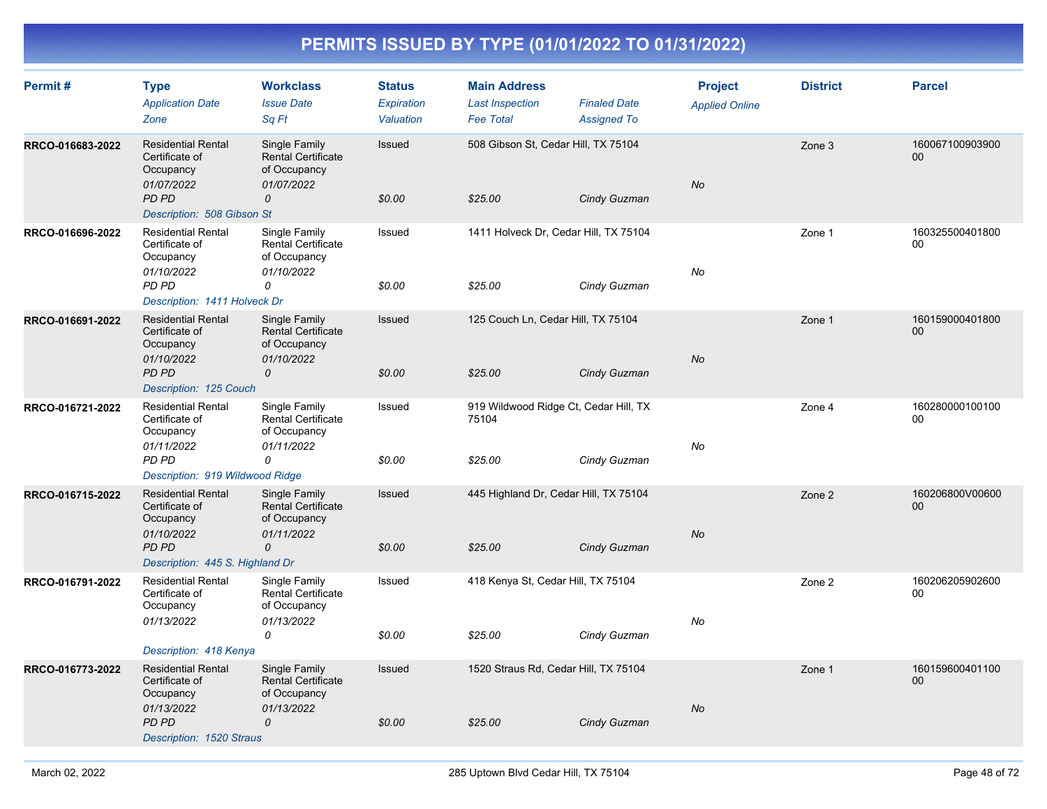# PERMITS ISSUED BY TYPE (01/01/2022 TO 01/31/2022)

| Permit # | Type<br>*Application Date*<br>*Zone* | Workclass<br>*Issue Date*<br>*Sq Ft* | Status<br>*Expiration*<br>*Valuation* | Main Address<br>*Last Inspection*<br>*Fee Total* | *Finaled Date*<br>*Assigned To* | Project<br>*Applied Online* | District | Parcel |
|---|---|---|---|---|---|---|---|---|
| RRCO-016683-2022 | Residential Rental Certificate of Occupancy<br>*01/07/2022*<br>*PD PD* | Single Family Rental Certificate of Occupancy<br>*01/07/2022*<br>*0* | Issued<br><br>*$0.00* | 508 Gibson St, Cedar Hill, TX 75104<br><br>*$25.00* | <br>*Cindy Guzman* | *No* | Zone 3 | 16006710090390000 |
| | *Description: 508 Gibson St* | | | | | | | |
| RRCO-016696-2022 | Residential Rental Certificate of Occupancy<br>*01/10/2022*<br>*PD PD* | Single Family Rental Certificate of Occupancy<br>*01/10/2022*<br>*0* | Issued<br><br>*$0.00* | 1411 Holveck Dr, Cedar Hill, TX 75104<br><br>*$25.00* | <br>*Cindy Guzman* | *No* | Zone 1 | 16032550040180000 |
| | *Description: 1411 Holveck Dr* | | | | | | | |
| RRCO-016691-2022 | Residential Rental Certificate of Occupancy<br>*01/10/2022*<br>*PD PD* | Single Family Rental Certificate of Occupancy<br>*01/10/2022*<br>*0* | Issued<br><br>*$0.00* | 125 Couch Ln, Cedar Hill, TX 75104<br><br>*$25.00* | <br>*Cindy Guzman* | *No* | Zone 1 | 16015900040180000 |
| | *Description: 125 Couch* | | | | | | | |
| RRCO-016721-2022 | Residential Rental Certificate of Occupancy<br>*01/11/2022*<br>*PD PD* | Single Family Rental Certificate of Occupancy<br>*01/11/2022*<br>*0* | Issued<br><br>*$0.00* | 919 Wildwood Ridge Ct, Cedar Hill, TX 75104<br><br>*$25.00* | <br>*Cindy Guzman* | *No* | Zone 4 | 16028000010010000 |
| | *Description: 919 Wildwood Ridge* | | | | | | | |
| RRCO-016715-2022 | Residential Rental Certificate of Occupancy<br>*01/10/2022*<br>*PD PD* | Single Family Rental Certificate of Occupancy<br>*01/11/2022*<br>*0* | Issued<br><br>*$0.00* | 445 Highland Dr, Cedar Hill, TX 75104<br><br>*$25.00* | <br>*Cindy Guzman* | *No* | Zone 2 | 160206800V0060000 |
| | *Description: 445 S. Highland Dr* | | | | | | | |
| RRCO-016791-2022 | Residential Rental Certificate of Occupancy<br>*01/13/2022* | Single Family Rental Certificate of Occupancy<br>*01/13/2022*<br>*0* | Issued<br><br>*$0.00* | 418 Kenya St, Cedar Hill, TX 75104<br><br>*$25.00* | <br>*Cindy Guzman* | *No* | Zone 2 | 16020620590260000 |
| | *Description: 418 Kenya* | | | | | | | |
| RRCO-016773-2022 | Residential Rental Certificate of Occupancy<br>*01/13/2022*<br>*PD PD* | Single Family Rental Certificate of Occupancy<br>*01/13/2022*<br>*0* | Issued<br><br>*$0.00* | 1520 Straus Rd, Cedar Hill, TX 75104<br><br>*$25.00* | <br>*Cindy Guzman* | *No* | Zone 1 | 16015960040110000 |
| | *Description: 1520 Straus* | | | | | | | |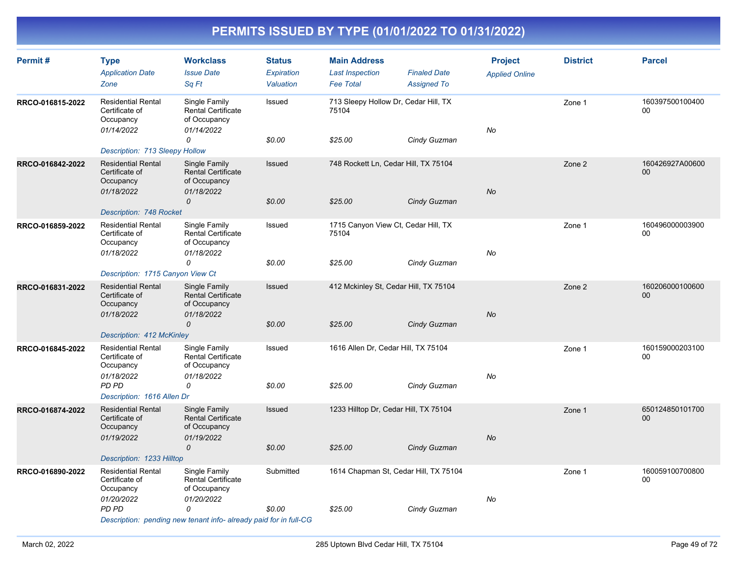# PERMITS ISSUED BY TYPE (01/01/2022 TO 01/31/2022)

| Permit # | Type / Application Date / Zone | Workclass / Issue Date / Sq Ft | Status / Expiration / Valuation | Main Address / Last Inspection / Fee Total | Finaled Date / Assigned To | Project / Applied Online | District | Parcel |
|---|---|---|---|---|---|---|---|---|
| RRCO-016815-2022 | Residential Rental Certificate of Occupancy<br>01/14/2022 | Single Family Rental Certificate of Occupancy<br>01/14/2022<br>0 | Issued<br><br>$0.00 | 713 Sleepy Hollow Dr, Cedar Hill, TX 75104<br><br>$25.00 | Cindy Guzman | No | Zone 1 | 16039750010040000 |
| | Description: 713 Sleepy Hollow | | | | | | | |
| RRCO-016842-2022 | Residential Rental Certificate of Occupancy<br>01/18/2022 | Single Family Rental Certificate of Occupancy<br>01/18/2022<br>0 | Issued<br><br>$0.00 | 748 Rockett Ln, Cedar Hill, TX 75104<br><br>$25.00 | Cindy Guzman | No | Zone 2 | 160426927A0060000 |
| | Description: 748 Rocket | | | | | | | |
| RRCO-016859-2022 | Residential Rental Certificate of Occupancy<br>01/18/2022 | Single Family Rental Certificate of Occupancy<br>01/18/2022<br>0 | Issued<br><br>$0.00 | 1715 Canyon View Ct, Cedar Hill, TX 75104<br><br>$25.00 | Cindy Guzman | No | Zone 1 | 16049600000390000 |
| | Description: 1715 Canyon View Ct | | | | | | | |
| RRCO-016831-2022 | Residential Rental Certificate of Occupancy<br>01/18/2022 | Single Family Rental Certificate of Occupancy<br>01/18/2022<br>0 | Issued<br><br>$0.00 | 412 Mckinley St, Cedar Hill, TX 75104<br><br>$25.00 | Cindy Guzman | No | Zone 2 | 16020600010060000 |
| | Description: 412 McKinley | | | | | | | |
| RRCO-016845-2022 | Residential Rental Certificate of Occupancy<br>01/18/2022<br>PD PD | Single Family Rental Certificate of Occupancy<br>01/18/2022<br>0 | Issued<br><br>$0.00 | 1616 Allen Dr, Cedar Hill, TX 75104<br><br>$25.00 | Cindy Guzman | No | Zone 1 | 16015900020310000 |
| | Description: 1616 Allen Dr | | | | | | | |
| RRCO-016874-2022 | Residential Rental Certificate of Occupancy<br>01/19/2022 | Single Family Rental Certificate of Occupancy<br>01/19/2022<br>0 | Issued<br><br>$0.00 | 1233 Hilltop Dr, Cedar Hill, TX 75104<br><br>$25.00 | Cindy Guzman | No | Zone 1 | 65012485010170000 |
| | Description: 1233 Hilltop | | | | | | | |
| RRCO-016890-2022 | Residential Rental Certificate of Occupancy<br>01/20/2022<br>PD PD | Single Family Rental Certificate of Occupancy<br>01/20/2022<br>0 | Submitted<br><br>$0.00 | 1614 Chapman St, Cedar Hill, TX 75104<br><br>$25.00 | Cindy Guzman | No | Zone 1 | 16005910070080000 |
| | Description: pending new tenant info- already paid for in full-CG | | | | | | | |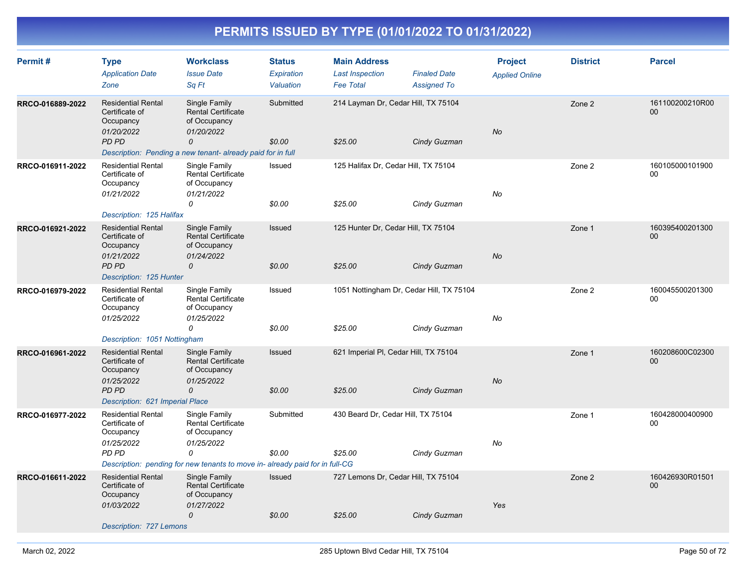# PERMITS ISSUED BY TYPE (01/01/2022 TO 01/31/2022)

| Permit # | Type / Application Date / Zone | Workclass / Issue Date / Sq Ft | Status / Expiration / Valuation | Main Address / Last Inspection / Fee Total | Finaled Date / Assigned To | Project / Applied Online | District | Parcel |
|---|---|---|---|---|---|---|---|---|
| RRCO-016889-2022 | Residential Rental Certificate of Occupancy<br>01/20/2022<br>PD PD | Single Family Rental Certificate of Occupancy<br>01/20/2022<br>0 | Submitted<br><br>$0.00 | 214 Layman Dr, Cedar Hill, TX 75104<br><br>$25.00 | <br>Cindy Guzman | No | Zone 2 | 161100200210R0000 |
| | Description: Pending a new tenant- already paid for in full | | | | | | | |
| RRCO-016911-2022 | Residential Rental Certificate of Occupancy<br>01/21/2022 | Single Family Rental Certificate of Occupancy<br>01/21/2022<br>0 | Issued<br><br>$0.00 | 125 Halifax Dr, Cedar Hill, TX 75104<br><br>$25.00 | <br>Cindy Guzman | No | Zone 2 | 16010500010190000 |
| | Description: 125 Halifax | | | | | | | |
| RRCO-016921-2022 | Residential Rental Certificate of Occupancy<br>01/21/2022<br>PD PD | Single Family Rental Certificate of Occupancy<br>01/24/2022<br>0 | Issued<br><br>$0.00 | 125 Hunter Dr, Cedar Hill, TX 75104<br><br>$25.00 | <br>Cindy Guzman | No | Zone 1 | 16039540020130000 |
| | Description: 125 Hunter | | | | | | | |
| RRCO-016979-2022 | Residential Rental Certificate of Occupancy<br>01/25/2022 | Single Family Rental Certificate of Occupancy<br>01/25/2022<br>0 | Issued<br><br>$0.00 | 1051 Nottingham Dr, Cedar Hill, TX 75104<br><br>$25.00 | <br>Cindy Guzman | No | Zone 2 | 16004550020130000 |
| | Description: 1051 Nottingham | | | | | | | |
| RRCO-016961-2022 | Residential Rental Certificate of Occupancy<br>01/25/2022<br>PD PD | Single Family Rental Certificate of Occupancy<br>01/25/2022<br>0 | Issued<br><br>$0.00 | 621 Imperial Pl, Cedar Hill, TX 75104<br><br>$25.00 | <br>Cindy Guzman | No | Zone 1 | 160208600C0230000 |
| | Description: 621 Imperial Place | | | | | | | |
| RRCO-016977-2022 | Residential Rental Certificate of Occupancy<br>01/25/2022<br>PD PD | Single Family Rental Certificate of Occupancy<br>01/25/2022<br>0 | Submitted<br><br>$0.00 | 430 Beard Dr, Cedar Hill, TX 75104<br><br>$25.00 | <br>Cindy Guzman | No | Zone 1 | 16042800040090000 |
| | Description: pending for new tenants to move in- already paid for in full-CG | | | | | | | |
| RRCO-016611-2022 | Residential Rental Certificate of Occupancy<br>01/03/2022 | Single Family Rental Certificate of Occupancy<br>01/27/2022<br>0 | Issued<br><br>$0.00 | 727 Lemons Dr, Cedar Hill, TX 75104<br><br>$25.00 | <br>Cindy Guzman | Yes | Zone 2 | 160426930R0150100 |
| | Description: 727 Lemons | | | | | | | |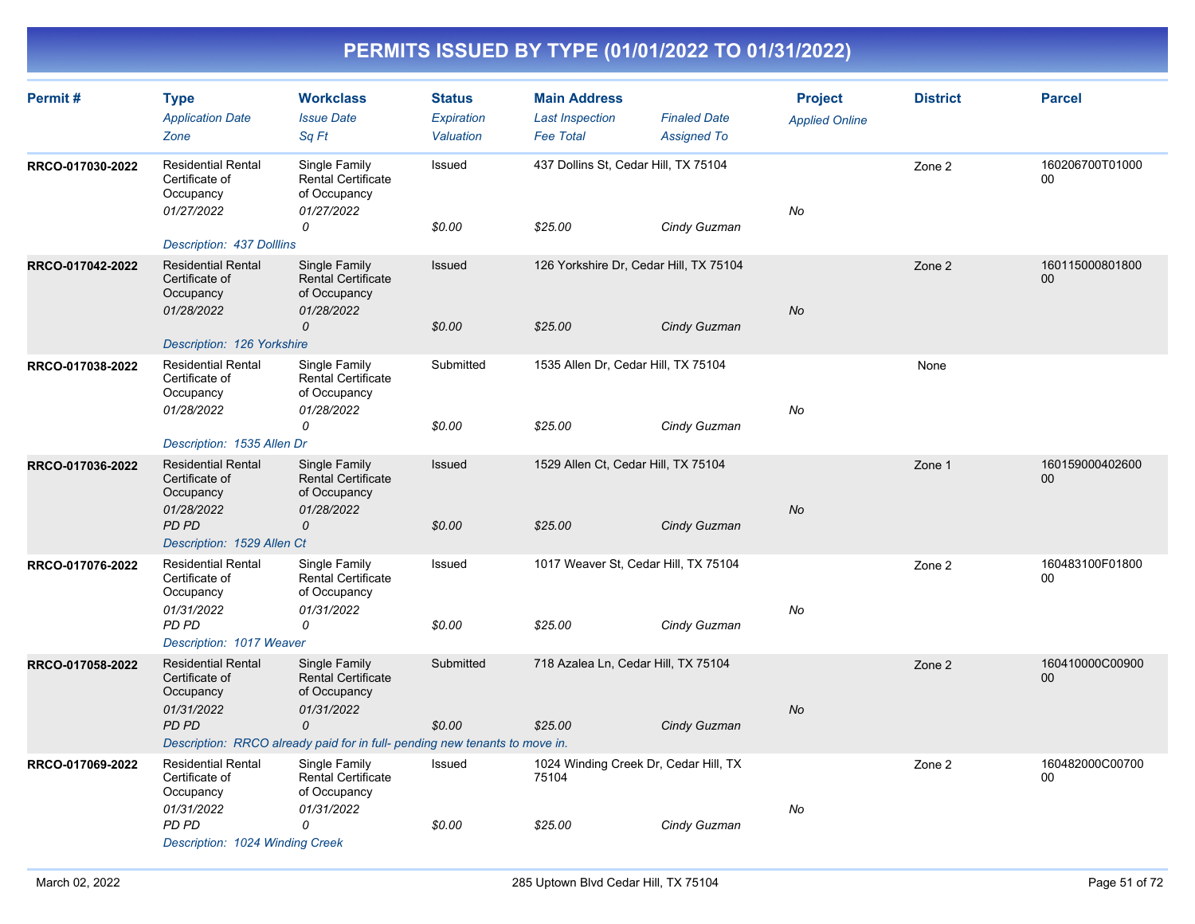# PERMITS ISSUED BY TYPE (01/01/2022 TO 01/31/2022)

| Permit # | Type / Application Date / Zone | Workclass / Issue Date / Sq Ft | Status / Expiration / Valuation | Main Address / Last Inspection / Fee Total | Finaled Date / Assigned To | Project / Applied Online | District | Parcel |
|---|---|---|---|---|---|---|---|---|
| RRCO-017030-2022 | Residential Rental Certificate of Occupancy<br>01/27/2022 | Single Family Rental Certificate of Occupancy<br>01/27/2022<br>0 | Issued<br><br>$0.00 | 437 Dollins St, Cedar Hill, TX 75104<br><br>$25.00 | <br>Cindy Guzman | <br>No | Zone 2 | 160206700T0100000 |
| Description: 437 Dolllins | | | | | | | | |
| RRCO-017042-2022 | Residential Rental Certificate of Occupancy<br>01/28/2022 | Single Family Rental Certificate of Occupancy<br>01/28/2022<br>0 | Issued<br><br>$0.00 | 126 Yorkshire Dr, Cedar Hill, TX 75104<br><br>$25.00 | <br>Cindy Guzman | <br>No | Zone 2 | 16011500080180000 |
| Description: 126 Yorkshire | | | | | | | | |
| RRCO-017038-2022 | Residential Rental Certificate of Occupancy<br>01/28/2022 | Single Family Rental Certificate of Occupancy<br>01/28/2022<br>0 | Submitted<br><br>$0.00 | 1535 Allen Dr, Cedar Hill, TX 75104<br><br>$25.00 | <br>Cindy Guzman | <br>No | None | |
| Description: 1535 Allen Dr | | | | | | | | |
| RRCO-017036-2022 | Residential Rental Certificate of Occupancy<br>01/28/2022<br>PD PD | Single Family Rental Certificate of Occupancy<br>01/28/2022<br>0 | Issued<br><br>$0.00 | 1529 Allen Ct, Cedar Hill, TX 75104<br><br>$25.00 | <br>Cindy Guzman | <br>No | Zone 1 | 16015900040260000 |
| Description: 1529 Allen Ct | | | | | | | | |
| RRCO-017076-2022 | Residential Rental Certificate of Occupancy<br>01/31/2022<br>PD PD | Single Family Rental Certificate of Occupancy<br>01/31/2022<br>0 | Issued<br><br>$0.00 | 1017 Weaver St, Cedar Hill, TX 75104<br><br>$25.00 | <br>Cindy Guzman | <br>No | Zone 2 | 160483100F0180000 |
| Description: 1017 Weaver | | | | | | | | |
| RRCO-017058-2022 | Residential Rental Certificate of Occupancy<br>01/31/2022<br>PD PD | Single Family Rental Certificate of Occupancy<br>01/31/2022<br>0 | Submitted<br><br>$0.00 | 718 Azalea Ln, Cedar Hill, TX 75104<br><br>$25.00 | <br>Cindy Guzman | <br>No | Zone 2 | 160410000C0090000 |
| Description: RRCO already paid for in full- pending new tenants to move in. | | | | | | | | |
| RRCO-017069-2022 | Residential Rental Certificate of Occupancy<br>01/31/2022<br>PD PD | Single Family Rental Certificate of Occupancy<br>01/31/2022<br>0 | Issued<br><br>$0.00 | 1024 Winding Creek Dr, Cedar Hill, TX 75104<br><br>$25.00 | <br>Cindy Guzman | <br>No | Zone 2 | 160482000C0070000 |
| Description: 1024 Winding Creek | | | | | | | | |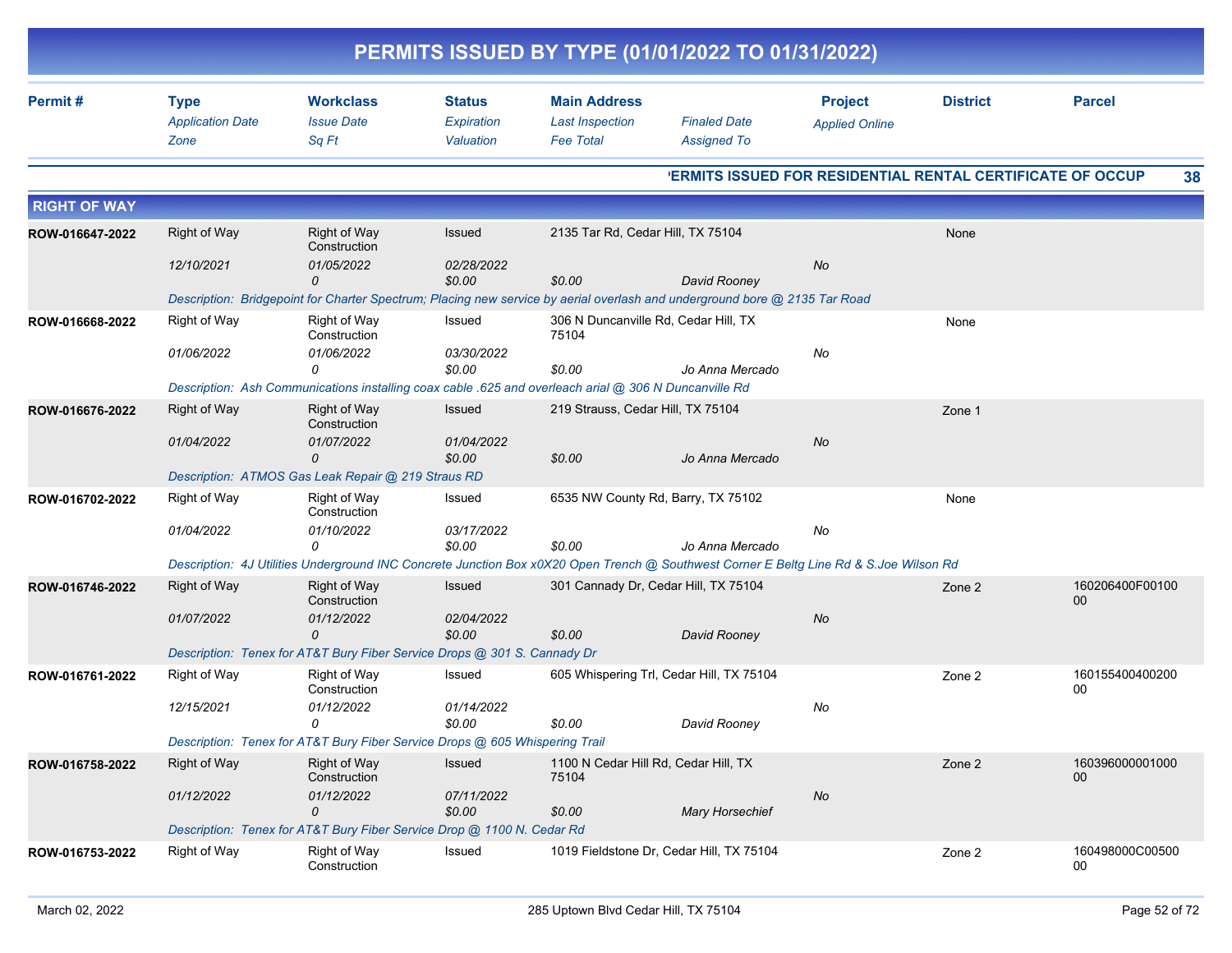# PERMITS ISSUED BY TYPE (01/01/2022 TO 01/31/2022)

| Permit # | Type / *Application Date* / *Zone* | Workclass / *Issue Date* / *Sq Ft* | Status / *Expiration* / *Valuation* | Main Address / *Last Inspection* / *Fee Total* | *Finaled Date* / *Assigned To* | Project / *Applied Online* | District | Parcel |
|---|---|---|---|---|---|---|---|---|

**PERMITS ISSUED FOR RESIDENTIAL RENTAL CERTIFICATE OF OCCUP** 38

## RIGHT OF WAY

| Permit # | Type | Workclass | Status | Main Address | | Project | District | Parcel |
|---|---|---|---|---|---|---|---|---|
| ROW-016647-2022 | Right of Way | Right of Way Construction | Issued | 2135 Tar Rd, Cedar Hill, TX 75104 | | | None | |
| | *12/10/2021* | *01/05/2022* | *02/28/2022* | | | *No* | | |
| | | *0* | *$0.00* | *$0.00* | *David Rooney* | | | |
| | *Description: Bridgepoint for Charter Spectrum; Placing new service by aerial overlash and underground bore @ 2135 Tar Road* | | | | | | | |
| ROW-016668-2022 | Right of Way | Right of Way Construction | Issued | 306 N Duncanville Rd, Cedar Hill, TX 75104 | | | None | |
| | *01/06/2022* | *01/06/2022* | *03/30/2022* | | | *No* | | |
| | | *0* | *$0.00* | *$0.00* | *Jo Anna Mercado* | | | |
| | *Description: Ash Communications installing coax cable .625 and overleach arial @ 306 N Duncanville Rd* | | | | | | | |
| ROW-016676-2022 | Right of Way | Right of Way Construction | Issued | 219 Strauss, Cedar Hill, TX 75104 | | | Zone 1 | |
| | *01/04/2022* | *01/07/2022* | *01/04/2022* | | | *No* | | |
| | | *0* | *$0.00* | *$0.00* | *Jo Anna Mercado* | | | |
| | *Description: ATMOS Gas Leak Repair @ 219 Straus RD* | | | | | | | |
| ROW-016702-2022 | Right of Way | Right of Way Construction | Issued | 6535 NW County Rd, Barry, TX 75102 | | | None | |
| | *01/04/2022* | *01/10/2022* | *03/17/2022* | | | *No* | | |
| | | *0* | *$0.00* | *$0.00* | *Jo Anna Mercado* | | | |
| | *Description: 4J Utilities Underground INC Concrete Junction Box x0X20 Open Trench @ Southwest Corner E Beltg Line Rd & S.Joe Wilson Rd* | | | | | | | |
| ROW-016746-2022 | Right of Way | Right of Way Construction | Issued | 301 Cannady Dr, Cedar Hill, TX 75104 | | | Zone 2 | 160206400F0010000 |
| | *01/07/2022* | *01/12/2022* | *02/04/2022* | | | *No* | | |
| | | *0* | *$0.00* | *$0.00* | *David Rooney* | | | |
| | *Description: Tenex for AT&T Bury Fiber Service Drops @ 301 S. Cannady Dr* | | | | | | | |
| ROW-016761-2022 | Right of Way | Right of Way Construction | Issued | 605 Whispering Trl, Cedar Hill, TX 75104 | | | Zone 2 | 16015540040020000 |
| | *12/15/2021* | *01/12/2022* | *01/14/2022* | | | *No* | | |
| | | *0* | *$0.00* | *$0.00* | *David Rooney* | | | |
| | *Description: Tenex for AT&T Bury Fiber Service Drops @ 605 Whispering Trail* | | | | | | | |
| ROW-016758-2022 | Right of Way | Right of Way Construction | Issued | 1100 N Cedar Hill Rd, Cedar Hill, TX 75104 | | | Zone 2 | 16039600000100000 |
| | *01/12/2022* | *01/12/2022* | *07/11/2022* | | | *No* | | |
| | | *0* | *$0.00* | *$0.00* | *Mary Horsechief* | | | |
| | *Description: Tenex for AT&T Bury Fiber Service Drop @ 1100 N. Cedar Rd* | | | | | | | |
| ROW-016753-2022 | Right of Way | Right of Way Construction | Issued | 1019 Fieldstone Dr, Cedar Hill, TX 75104 | | | Zone 2 | 160498000C0050000 |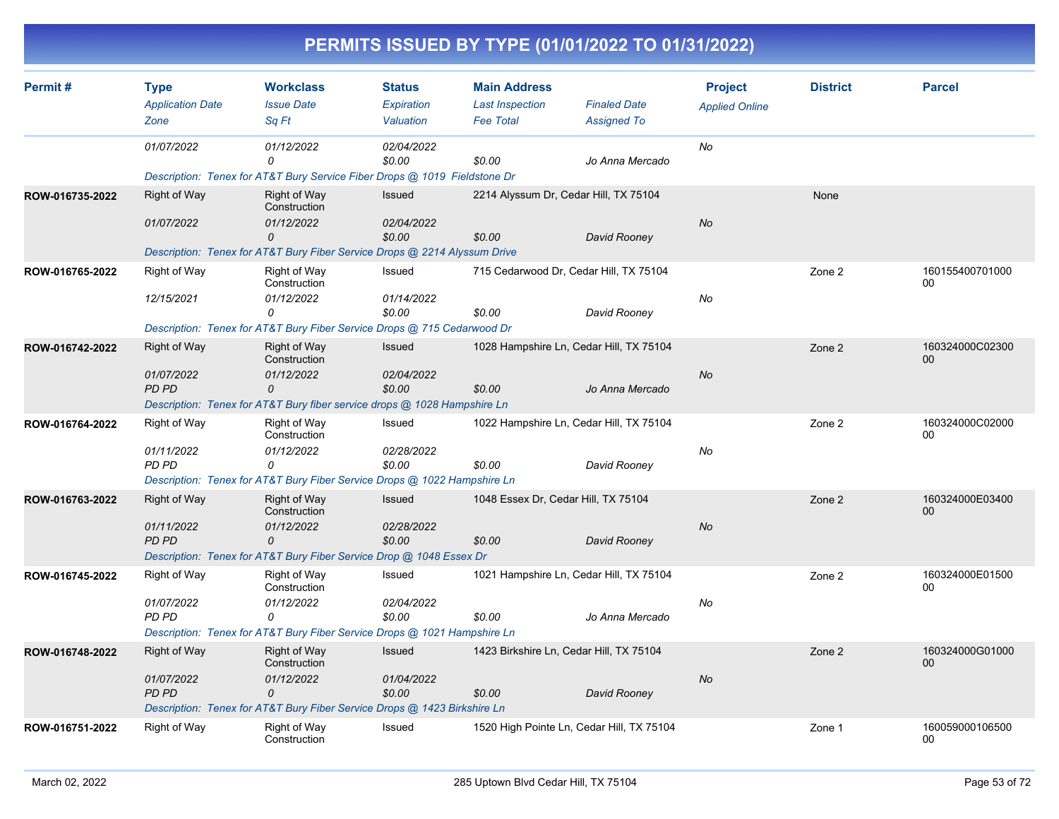# PERMITS ISSUED BY TYPE (01/01/2022 TO 01/31/2022)

| Permit # | Type / Application Date / Zone | Workclass / Issue Date / Sq Ft | Status / Expiration / Valuation | Main Address / Last Inspection / Fee Total | Finaled Date / Assigned To | Project / Applied Online | District | Parcel |
|---|---|---|---|---|---|---|---|---|
| | 01/07/2022 | 01/12/2022 | 02/04/2022 | | | No | | |
| | | 0 | $0.00 | $0.00 | Jo Anna Mercado | | | |
| | Description: Tenex for AT&T Bury Service Fiber Drops @ 1019 Fieldstone Dr | | | | | | | |
| ROW-016735-2022 | Right of Way | Right of Way Construction | Issued | 2214 Alyssum Dr, Cedar Hill, TX 75104 | | | None | |
| | 01/07/2022 | 01/12/2022 | 02/04/2022 | | | No | | |
| | | 0 | $0.00 | $0.00 | David Rooney | | | |
| | Description: Tenex for AT&T Bury Fiber Service Drops @ 2214 Alyssum Drive | | | | | | | |
| ROW-016765-2022 | Right of Way | Right of Way Construction | Issued | 715 Cedarwood Dr, Cedar Hill, TX 75104 | | | Zone 2 | 16015540070100000 |
| | 12/15/2021 | 01/12/2022 | 01/14/2022 | | | No | | |
| | | 0 | $0.00 | $0.00 | David Rooney | | | |
| | Description: Tenex for AT&T Bury Fiber Service Drops @ 715 Cedarwood Dr | | | | | | | |
| ROW-016742-2022 | Right of Way | Right of Way Construction | Issued | 1028 Hampshire Ln, Cedar Hill, TX 75104 | | | Zone 2 | 160324000C0230000 |
| | 01/07/2022 | 01/12/2022 | 02/04/2022 | | | No | | |
| | PD PD | 0 | $0.00 | $0.00 | Jo Anna Mercado | | | |
| | Description: Tenex for AT&T Bury fiber service drops @ 1028 Hampshire Ln | | | | | | | |
| ROW-016764-2022 | Right of Way | Right of Way Construction | Issued | 1022 Hampshire Ln, Cedar Hill, TX 75104 | | | Zone 2 | 160324000C0200000 |
| | 01/11/2022 | 01/12/2022 | 02/28/2022 | | | No | | |
| | PD PD | 0 | $0.00 | $0.00 | David Rooney | | | |
| | Description: Tenex for AT&T Bury Fiber Service Drops @ 1022 Hampshire Ln | | | | | | | |
| ROW-016763-2022 | Right of Way | Right of Way Construction | Issued | 1048 Essex Dr, Cedar Hill, TX 75104 | | | Zone 2 | 160324000E0340000 |
| | 01/11/2022 | 01/12/2022 | 02/28/2022 | | | No | | |
| | PD PD | 0 | $0.00 | $0.00 | David Rooney | | | |
| | Description: Tenex for AT&T Bury Fiber Service Drop @ 1048 Essex Dr | | | | | | | |
| ROW-016745-2022 | Right of Way | Right of Way Construction | Issued | 1021 Hampshire Ln, Cedar Hill, TX 75104 | | | Zone 2 | 160324000E0150000 |
| | 01/07/2022 | 01/12/2022 | 02/04/2022 | | | No | | |
| | PD PD | 0 | $0.00 | $0.00 | Jo Anna Mercado | | | |
| | Description: Tenex for AT&T Bury Fiber Service Drops @ 1021 Hampshire Ln | | | | | | | |
| ROW-016748-2022 | Right of Way | Right of Way Construction | Issued | 1423 Birkshire Ln, Cedar Hill, TX 75104 | | | Zone 2 | 160324000G0100000 |
| | 01/07/2022 | 01/12/2022 | 01/04/2022 | | | No | | |
| | PD PD | 0 | $0.00 | $0.00 | David Rooney | | | |
| | Description: Tenex for AT&T Bury Fiber Service Drops @ 1423 Birkshire Ln | | | | | | | |
| ROW-016751-2022 | Right of Way | Right of Way Construction | Issued | 1520 High Pointe Ln, Cedar Hill, TX 75104 | | | Zone 1 | 16005900010650000 |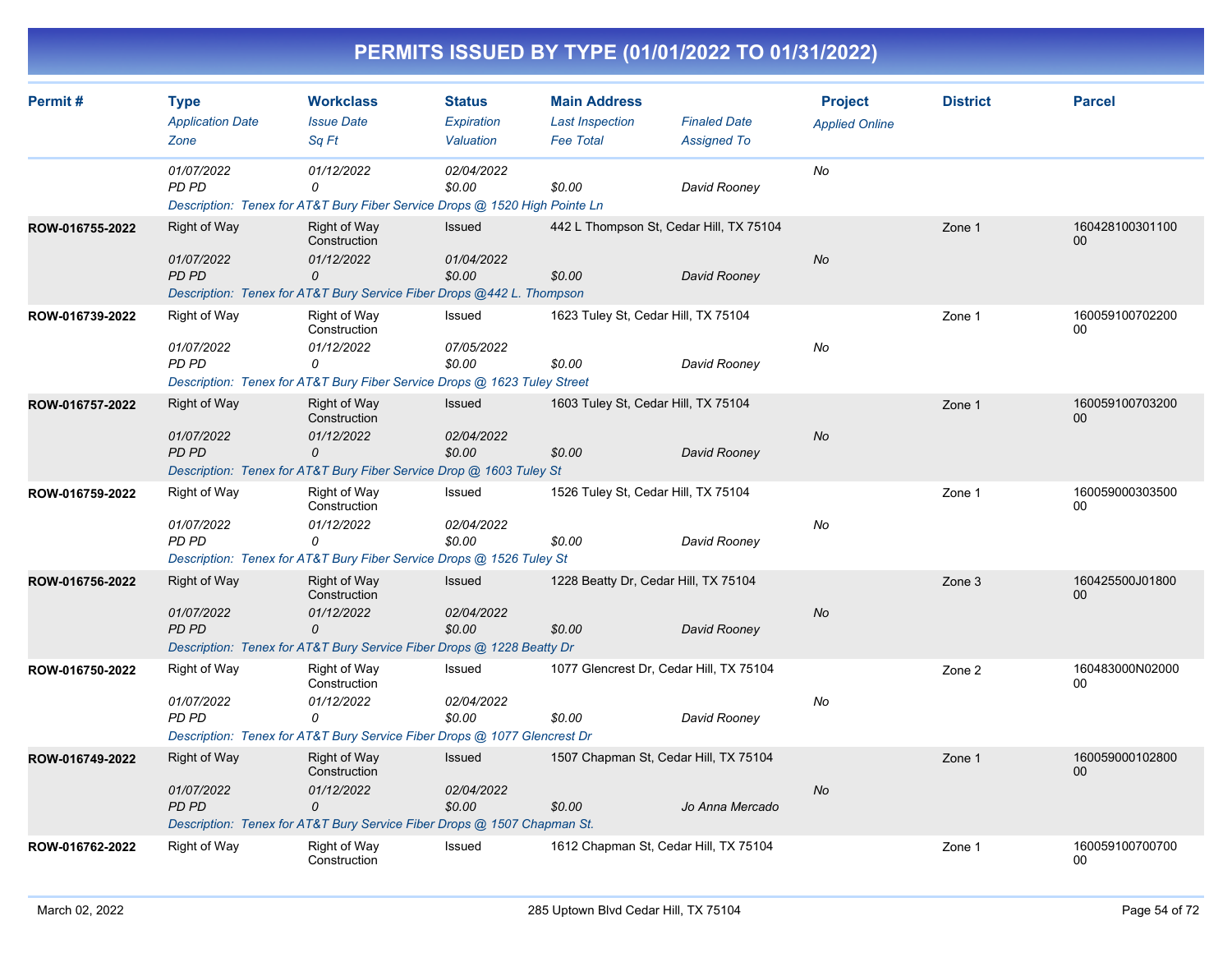# PERMITS ISSUED BY TYPE (01/01/2022 TO 01/31/2022)

| Permit # | Type | Workclass | Status | Main Address | | Project | District | Parcel |
|---|---|---|---|---|---|---|---|---|
| | *Application Date* | *Issue Date* | *Expiration* | *Last Inspection* | *Finaled Date* | *Applied Online* | | |
| | *Zone* | *Sq Ft* | *Valuation* | *Fee Total* | *Assigned To* | | | |
| | *01/07/2022* | *01/12/2022* | *02/04/2022* | | | *No* | | |
| | *PD PD* | *0* | *$0.00* | *$0.00* | *David Rooney* | | | |
| | *Description: Tenex for AT&T Bury Fiber Service Drops @ 1520 High Pointe Ln* | | | | | | | |
| **ROW-016755-2022** | Right of Way | Right of Way Construction | Issued | 442 L Thompson St, Cedar Hill, TX 75104 | | | Zone 1 | 16042810030110000 |
| | *01/07/2022* | *01/12/2022* | *01/04/2022* | | | *No* | | |
| | *PD PD* | *0* | *$0.00* | *$0.00* | *David Rooney* | | | |
| | *Description: Tenex for AT&T Bury Service Fiber Drops @442 L. Thompson* | | | | | | | |
| **ROW-016739-2022** | Right of Way | Right of Way Construction | Issued | 1623 Tuley St, Cedar Hill, TX 75104 | | | Zone 1 | 16005910070220000 |
| | *01/07/2022* | *01/12/2022* | *07/05/2022* | | | *No* | | |
| | *PD PD* | *0* | *$0.00* | *$0.00* | *David Rooney* | | | |
| | *Description: Tenex for AT&T Bury Fiber Service Drops @ 1623 Tuley Street* | | | | | | | |
| **ROW-016757-2022** | Right of Way | Right of Way Construction | Issued | 1603 Tuley St, Cedar Hill, TX 75104 | | | Zone 1 | 16005910070320000 |
| | *01/07/2022* | *01/12/2022* | *02/04/2022* | | | *No* | | |
| | *PD PD* | *0* | *$0.00* | *$0.00* | *David Rooney* | | | |
| | *Description: Tenex for AT&T Bury Fiber Service Drop @ 1603 Tuley St* | | | | | | | |
| **ROW-016759-2022** | Right of Way | Right of Way Construction | Issued | 1526 Tuley St, Cedar Hill, TX 75104 | | | Zone 1 | 16005900030350000 |
| | *01/07/2022* | *01/12/2022* | *02/04/2022* | | | *No* | | |
| | *PD PD* | *0* | *$0.00* | *$0.00* | *David Rooney* | | | |
| | *Description: Tenex for AT&T Bury Fiber Service Drops @ 1526 Tuley St* | | | | | | | |
| **ROW-016756-2022** | Right of Way | Right of Way Construction | Issued | 1228 Beatty Dr, Cedar Hill, TX 75104 | | | Zone 3 | 160425500J0180000 |
| | *01/07/2022* | *01/12/2022* | *02/04/2022* | | | *No* | | |
| | *PD PD* | *0* | *$0.00* | *$0.00* | *David Rooney* | | | |
| | *Description: Tenex for AT&T Bury Service Fiber Drops @ 1228 Beatty Dr* | | | | | | | |
| **ROW-016750-2022** | Right of Way | Right of Way Construction | Issued | 1077 Glencrest Dr, Cedar Hill, TX 75104 | | | Zone 2 | 160483000N0200000 |
| | *01/07/2022* | *01/12/2022* | *02/04/2022* | | | *No* | | |
| | *PD PD* | *0* | *$0.00* | *$0.00* | *David Rooney* | | | |
| | *Description: Tenex for AT&T Bury Service Fiber Drops @ 1077 Glencrest Dr* | | | | | | | |
| **ROW-016749-2022** | Right of Way | Right of Way Construction | Issued | 1507 Chapman St, Cedar Hill, TX 75104 | | | Zone 1 | 16005900010280000 |
| | *01/07/2022* | *01/12/2022* | *02/04/2022* | | | *No* | | |
| | *PD PD* | *0* | *$0.00* | *$0.00* | *Jo Anna Mercado* | | | |
| | *Description: Tenex for AT&T Bury Service Fiber Drops @ 1507 Chapman St.* | | | | | | | |
| **ROW-016762-2022** | Right of Way | Right of Way Construction | Issued | 1612 Chapman St, Cedar Hill, TX 75104 | | | Zone 1 | 16005910070070000 |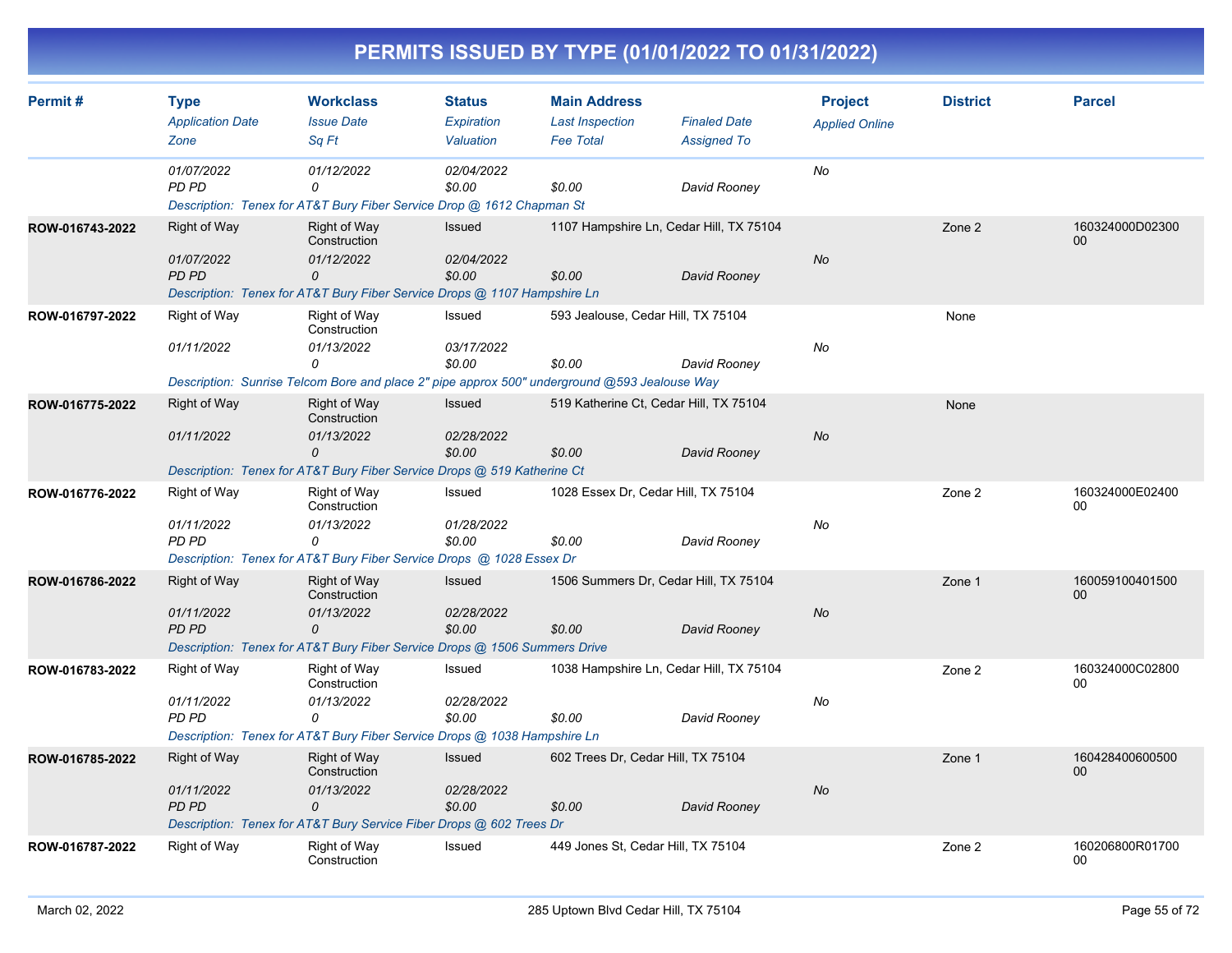# PERMITS ISSUED BY TYPE (01/01/2022 TO 01/31/2022)

| Permit # | Type / Application Date / Zone | Workclass / Issue Date / Sq Ft | Status / Expiration / Valuation | Main Address / Last Inspection / Fee Total | Finaled Date / Assigned To | Project / Applied Online | District | Parcel |
|---|---|---|---|---|---|---|---|---|
| | 01/07/2022 | 01/12/2022 | 02/04/2022 | | | No | | |
| | PD PD | 0 | $0.00 | $0.00 | David Rooney | | | |
| | Description: Tenex for AT&T Bury Fiber Service Drop @ 1612 Chapman St | | | | | | | |
| ROW-016743-2022 | Right of Way | Right of Way Construction | Issued | 1107 Hampshire Ln, Cedar Hill, TX 75104 | | | Zone 2 | 160324000D02300 00 |
| | 01/07/2022 | 01/12/2022 | 02/04/2022 | | | No | | |
| | PD PD | 0 | $0.00 | $0.00 | David Rooney | | | |
| | Description: Tenex for AT&T Bury Fiber Service Drops @ 1107 Hampshire Ln | | | | | | | |
| ROW-016797-2022 | Right of Way | Right of Way Construction | Issued | 593 Jealouse, Cedar Hill, TX 75104 | | | None | |
| | 01/11/2022 | 01/13/2022 | 03/17/2022 | | | No | | |
| | | 0 | $0.00 | $0.00 | David Rooney | | | |
| | Description: Sunrise Telcom Bore and place 2" pipe approx 500" underground @593 Jealouse Way | | | | | | | |
| ROW-016775-2022 | Right of Way | Right of Way Construction | Issued | 519 Katherine Ct, Cedar Hill, TX 75104 | | | None | |
| | 01/11/2022 | 01/13/2022 | 02/28/2022 | | | No | | |
| | | 0 | $0.00 | $0.00 | David Rooney | | | |
| | Description: Tenex for AT&T Bury Fiber Service Drops @ 519 Katherine Ct | | | | | | | |
| ROW-016776-2022 | Right of Way | Right of Way Construction | Issued | 1028 Essex Dr, Cedar Hill, TX 75104 | | | Zone 2 | 160324000E02400 00 |
| | 01/11/2022 | 01/13/2022 | 01/28/2022 | | | No | | |
| | PD PD | 0 | $0.00 | $0.00 | David Rooney | | | |
| | Description: Tenex for AT&T Bury Fiber Service Drops @ 1028 Essex Dr | | | | | | | |
| ROW-016786-2022 | Right of Way | Right of Way Construction | Issued | 1506 Summers Dr, Cedar Hill, TX 75104 | | | Zone 1 | 160059100401500 00 |
| | 01/11/2022 | 01/13/2022 | 02/28/2022 | | | No | | |
| | PD PD | 0 | $0.00 | $0.00 | David Rooney | | | |
| | Description: Tenex for AT&T Bury Fiber Service Drops @ 1506 Summers Drive | | | | | | | |
| ROW-016783-2022 | Right of Way | Right of Way Construction | Issued | 1038 Hampshire Ln, Cedar Hill, TX 75104 | | | Zone 2 | 160324000C02800 00 |
| | 01/11/2022 | 01/13/2022 | 02/28/2022 | | | No | | |
| | PD PD | 0 | $0.00 | $0.00 | David Rooney | | | |
| | Description: Tenex for AT&T Bury Fiber Service Drops @ 1038 Hampshire Ln | | | | | | | |
| ROW-016785-2022 | Right of Way | Right of Way Construction | Issued | 602 Trees Dr, Cedar Hill, TX 75104 | | | Zone 1 | 160428400600500 00 |
| | 01/11/2022 | 01/13/2022 | 02/28/2022 | | | No | | |
| | PD PD | 0 | $0.00 | $0.00 | David Rooney | | | |
| | Description: Tenex for AT&T Bury Service Fiber Drops @ 602 Trees Dr | | | | | | | |
| ROW-016787-2022 | Right of Way | Right of Way Construction | Issued | 449 Jones St, Cedar Hill, TX 75104 | | | Zone 2 | 160206800R01700 00 |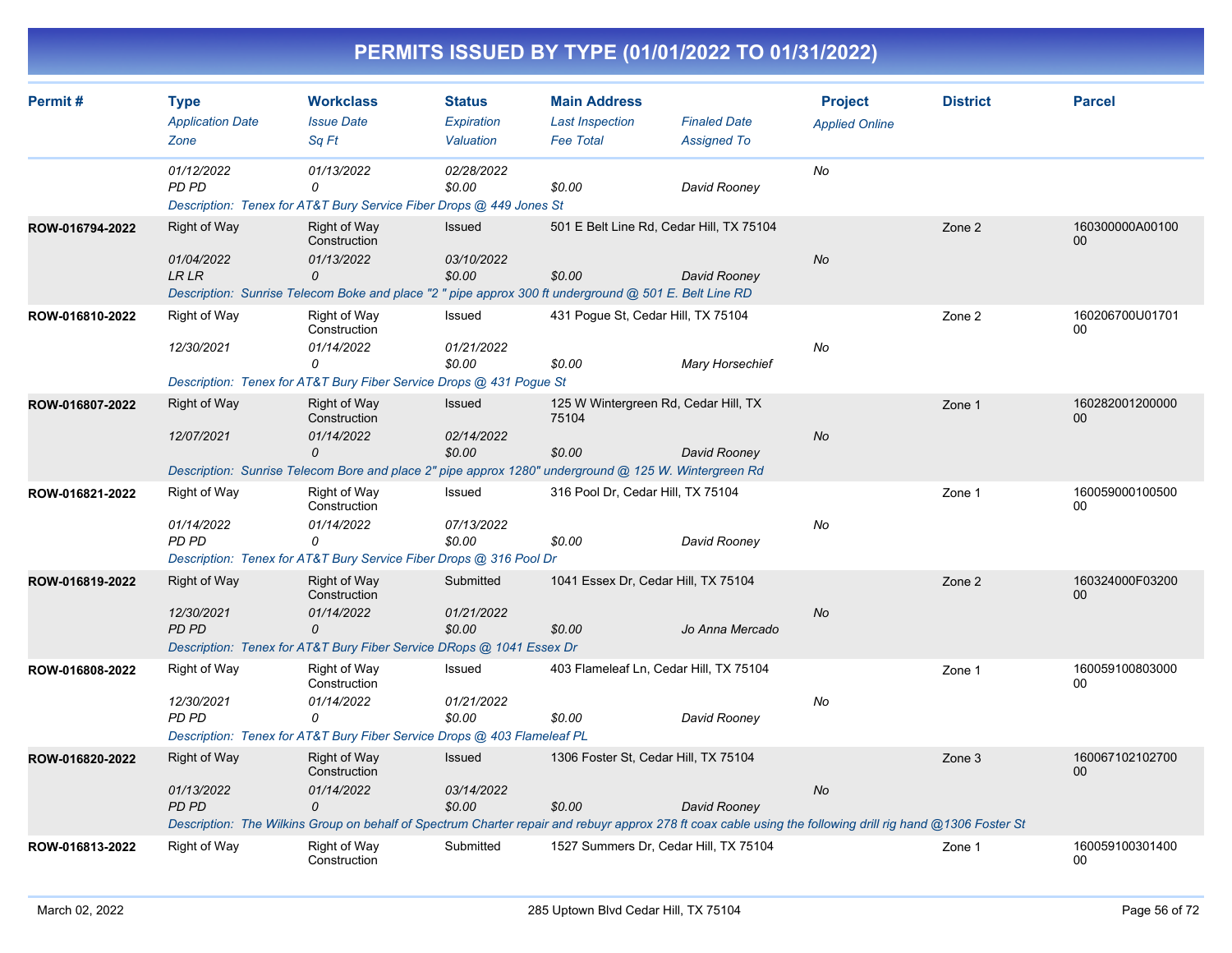# PERMITS ISSUED BY TYPE (01/01/2022 TO 01/31/2022)

| Permit # | Type / Application Date / Zone | Workclass / Issue Date / Sq Ft | Status / Expiration / Valuation | Main Address / Last Inspection / Fee Total | Finaled Date / Assigned To | Project / Applied Online | District | Parcel |
|---|---|---|---|---|---|---|---|---|
| | 01/12/2022 | 01/13/2022 | 02/28/2022 | | | No | | |
| | PD PD | 0 | $0.00 | $0.00 | David Rooney | | | |
| | Description: Tenex for AT&T Bury Service Fiber Drops @ 449 Jones St | | | | | | | |
| ROW-016794-2022 | Right of Way | Right of Way Construction | Issued | 501 E Belt Line Rd, Cedar Hill, TX 75104 | | | Zone 2 | 160300000A0010000 |
| | 01/04/2022 | 01/13/2022 | 03/10/2022 | | | No | | |
| | LR LR | 0 | $0.00 | $0.00 | David Rooney | | | |
| | Description: Sunrise Telecom Boke and place "2 " pipe approx 300 ft underground @ 501 E. Belt Line RD | | | | | | | |
| ROW-016810-2022 | Right of Way | Right of Way Construction | Issued | 431 Pogue St, Cedar Hill, TX 75104 | | | Zone 2 | 160206700U0170100 |
| | 12/30/2021 | 01/14/2022 | 01/21/2022 | | | No | | |
| | | 0 | $0.00 | $0.00 | Mary Horsechief | | | |
| | Description: Tenex for AT&T Bury Fiber Service Drops @ 431 Pogue St | | | | | | | |
| ROW-016807-2022 | Right of Way | Right of Way Construction | Issued | 125 W Wintergreen Rd, Cedar Hill, TX 75104 | | | Zone 1 | 16028200120000000 |
| | 12/07/2021 | 01/14/2022 | 02/14/2022 | | | No | | |
| | | 0 | $0.00 | $0.00 | David Rooney | | | |
| | Description: Sunrise Telecom Bore and place 2" pipe approx 1280" underground @ 125 W. Wintergreen Rd | | | | | | | |
| ROW-016821-2022 | Right of Way | Right of Way Construction | Issued | 316 Pool Dr, Cedar Hill, TX 75104 | | | Zone 1 | 16005900010050000 |
| | 01/14/2022 | 01/14/2022 | 07/13/2022 | | | No | | |
| | PD PD | 0 | $0.00 | $0.00 | David Rooney | | | |
| | Description: Tenex for AT&T Bury Service Fiber Drops @ 316 Pool Dr | | | | | | | |
| ROW-016819-2022 | Right of Way | Right of Way Construction | Submitted | 1041 Essex Dr, Cedar Hill, TX 75104 | | | Zone 2 | 160324000F0320000 |
| | 12/30/2021 | 01/14/2022 | 01/21/2022 | | | No | | |
| | PD PD | 0 | $0.00 | $0.00 | Jo Anna Mercado | | | |
| | Description: Tenex for AT&T Bury Fiber Service DRops @ 1041 Essex Dr | | | | | | | |
| ROW-016808-2022 | Right of Way | Right of Way Construction | Issued | 403 Flameleaf Ln, Cedar Hill, TX 75104 | | | Zone 1 | 16005910080300000 |
| | 12/30/2021 | 01/14/2022 | 01/21/2022 | | | No | | |
| | PD PD | 0 | $0.00 | $0.00 | David Rooney | | | |
| | Description: Tenex for AT&T Bury Fiber Service Drops @ 403 Flameleaf PL | | | | | | | |
| ROW-016820-2022 | Right of Way | Right of Way Construction | Issued | 1306 Foster St, Cedar Hill, TX 75104 | | | Zone 3 | 16006710210270000 |
| | 01/13/2022 | 01/14/2022 | 03/14/2022 | | | No | | |
| | PD PD | 0 | $0.00 | $0.00 | David Rooney | | | |
| | Description: The Wilkins Group on behalf of Spectrum Charter repair and rebuyr approx 278 ft coax cable using the following drill rig hand @1306 Foster St | | | | | | | |
| ROW-016813-2022 | Right of Way | Right of Way Construction | Submitted | 1527 Summers Dr, Cedar Hill, TX 75104 | | | Zone 1 | 16005910030140000 |

March 02, 2022 — 285 Uptown Blvd Cedar Hill, TX 75104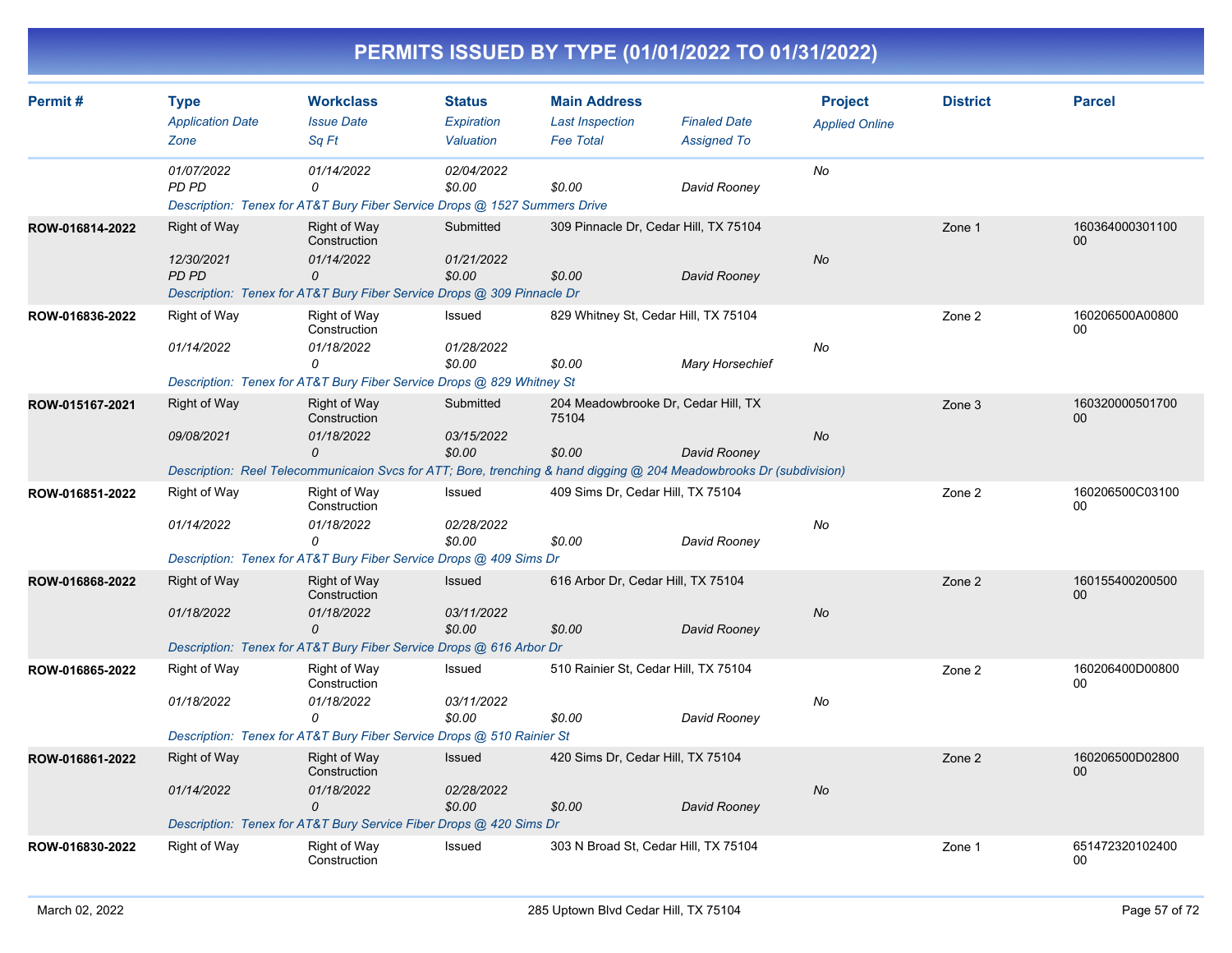# PERMITS ISSUED BY TYPE (01/01/2022 TO 01/31/2022)

| Permit # | Type / Application Date / Zone | Workclass / Issue Date / Sq Ft | Status / Expiration / Valuation | Main Address / Last Inspection / Fee Total | Finaled Date / Assigned To | Project / Applied Online | District | Parcel |
|---|---|---|---|---|---|---|---|---|
| | 01/07/2022 | 01/14/2022 | 02/04/2022 | | | No | | |
| | PD PD | 0 | $0.00 | $0.00 | David Rooney | | | |
| | Description: Tenex for AT&T Bury Fiber Service Drops @ 1527 Summers Drive | | | | | | | |
| ROW-016814-2022 | Right of Way | Right of Way Construction | Submitted | 309 Pinnacle Dr, Cedar Hill, TX 75104 | | | Zone 1 | 16036400030110000 |
| | 12/30/2021 | 01/14/2022 | 01/21/2022 | | | No | | |
| | PD PD | 0 | $0.00 | $0.00 | David Rooney | | | |
| | Description: Tenex for AT&T Bury Fiber Service Drops @ 309 Pinnacle Dr | | | | | | | |
| ROW-016836-2022 | Right of Way | Right of Way Construction | Issued | 829 Whitney St, Cedar Hill, TX 75104 | | | Zone 2 | 160206500A0080000 |
| | 01/14/2022 | 01/18/2022 | 01/28/2022 | | | No | | |
| | | 0 | $0.00 | $0.00 | Mary Horsechief | | | |
| | Description: Tenex for AT&T Bury Fiber Service Drops @ 829 Whitney St | | | | | | | |
| ROW-015167-2021 | Right of Way | Right of Way Construction | Submitted | 204 Meadowbrooke Dr, Cedar Hill, TX 75104 | | | Zone 3 | 16032000050170000 |
| | 09/08/2021 | 01/18/2022 | 03/15/2022 | | | No | | |
| | | 0 | $0.00 | $0.00 | David Rooney | | | |
| | Description: Reel Telecommunicaion Svcs for ATT; Bore, trenching & hand digging @ 204 Meadowbrooks Dr (subdivision) | | | | | | | |
| ROW-016851-2022 | Right of Way | Right of Way Construction | Issued | 409 Sims Dr, Cedar Hill, TX 75104 | | | Zone 2 | 160206500C0310000 |
| | 01/14/2022 | 01/18/2022 | 02/28/2022 | | | No | | |
| | | 0 | $0.00 | $0.00 | David Rooney | | | |
| | Description: Tenex for AT&T Bury Fiber Service Drops @ 409 Sims Dr | | | | | | | |
| ROW-016868-2022 | Right of Way | Right of Way Construction | Issued | 616 Arbor Dr, Cedar Hill, TX 75104 | | | Zone 2 | 16015540020050000 |
| | 01/18/2022 | 01/18/2022 | 03/11/2022 | | | No | | |
| | | 0 | $0.00 | $0.00 | David Rooney | | | |
| | Description: Tenex for AT&T Bury Fiber Service Drops @ 616 Arbor Dr | | | | | | | |
| ROW-016865-2022 | Right of Way | Right of Way Construction | Issued | 510 Rainier St, Cedar Hill, TX 75104 | | | Zone 2 | 160206400D0080000 |
| | 01/18/2022 | 01/18/2022 | 03/11/2022 | | | No | | |
| | | 0 | $0.00 | $0.00 | David Rooney | | | |
| | Description: Tenex for AT&T Bury Fiber Service Drops @ 510 Rainier St | | | | | | | |
| ROW-016861-2022 | Right of Way | Right of Way Construction | Issued | 420 Sims Dr, Cedar Hill, TX 75104 | | | Zone 2 | 160206500D0280000 |
| | 01/14/2022 | 01/18/2022 | 02/28/2022 | | | No | | |
| | | 0 | $0.00 | $0.00 | David Rooney | | | |
| | Description: Tenex for AT&T Bury Service Fiber Drops @ 420 Sims Dr | | | | | | | |
| ROW-016830-2022 | Right of Way | Right of Way Construction | Issued | 303 N Broad St, Cedar Hill, TX 75104 | | | Zone 1 | 65147232010240000 |

March 02, 2022 — 285 Uptown Blvd Cedar Hill, TX 75104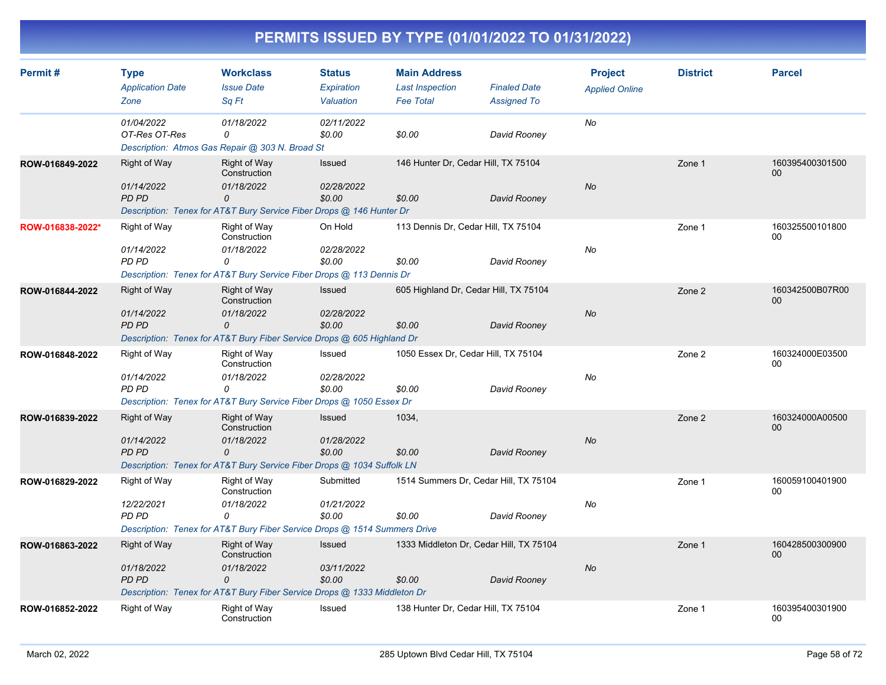# PERMITS ISSUED BY TYPE (01/01/2022 TO 01/31/2022)

| Permit # | Type / *Application Date* / *Zone* | Workclass / *Issue Date* / *Sq Ft* | Status / *Expiration* / *Valuation* | Main Address / *Last Inspection* / *Fee Total* | *Finaled Date* / *Assigned To* | Project / *Applied Online* | District | Parcel |
|---|---|---|---|---|---|---|---|---|
| | *01/04/2022* / *OT-Res OT-Res* | *01/18/2022* / *0* | *02/11/2022* / *$0.00* | *$0.00* | *David Rooney* | *No* | | |
| | *Description: Atmos Gas Repair @ 303 N. Broad St* | | | | | | | |
| **ROW-016849-2022** | Right of Way / *01/14/2022* / *PD PD* | Right of Way Construction / *01/18/2022* / *0* | Issued / *02/28/2022* / *$0.00* | 146 Hunter Dr, Cedar Hill, TX 75104 / *$0.00* | *David Rooney* | *No* | Zone 1 | 16039540030150000 |
| | *Description: Tenex for AT&T Bury Service Fiber Drops @ 146 Hunter Dr* | | | | | | | |
| **ROW-016838-2022*** | Right of Way / *01/14/2022* / *PD PD* | Right of Way Construction / *01/18/2022* / *0* | On Hold / *02/28/2022* / *$0.00* | 113 Dennis Dr, Cedar Hill, TX 75104 / *$0.00* | *David Rooney* | *No* | Zone 1 | 16032550010180000 |
| | *Description: Tenex for AT&T Bury Service Fiber Drops @ 113 Dennis Dr* | | | | | | | |
| **ROW-016844-2022** | Right of Way / *01/14/2022* / *PD PD* | Right of Way Construction / *01/18/2022* / *0* | Issued / *02/28/2022* / *$0.00* | 605 Highland Dr, Cedar Hill, TX 75104 / *$0.00* | *David Rooney* | *No* | Zone 2 | 160342500B07R0000 |
| | *Description: Tenex for AT&T Bury Fiber Service Drops @ 605 Highland Dr* | | | | | | | |
| **ROW-016848-2022** | Right of Way / *01/14/2022* / *PD PD* | Right of Way Construction / *01/18/2022* / *0* | Issued / *02/28/2022* / *$0.00* | 1050 Essex Dr, Cedar Hill, TX 75104 / *$0.00* | *David Rooney* | *No* | Zone 2 | 160324000E0350000 |
| | *Description: Tenex for AT&T Bury Service Fiber Drops @ 1050 Essex Dr* | | | | | | | |
| **ROW-016839-2022** | Right of Way / *01/14/2022* / *PD PD* | Right of Way Construction / *01/18/2022* / *0* | Issued / *01/28/2022* / *$0.00* | 1034, / *$0.00* | *David Rooney* | *No* | Zone 2 | 160324000A0050000 |
| | *Description: Tenex for AT&T Bury Service Fiber Drops @ 1034 Suffolk LN* | | | | | | | |
| **ROW-016829-2022** | Right of Way / *12/22/2021* / *PD PD* | Right of Way Construction / *01/18/2022* / *0* | Submitted / *01/21/2022* / *$0.00* | 1514 Summers Dr, Cedar Hill, TX 75104 / *$0.00* | *David Rooney* | *No* | Zone 1 | 16005910040190000 |
| | *Description: Tenex for AT&T Bury Fiber Service Drops @ 1514 Summers Drive* | | | | | | | |
| **ROW-016863-2022** | Right of Way / *01/18/2022* / *PD PD* | Right of Way Construction / *01/18/2022* / *0* | Issued / *03/11/2022* / *$0.00* | 1333 Middleton Dr, Cedar Hill, TX 75104 / *$0.00* | *David Rooney* | *No* | Zone 1 | 16042850030090000 |
| | *Description: Tenex for AT&T Bury Fiber Service Drops @ 1333 Middleton Dr* | | | | | | | |
| **ROW-016852-2022** | Right of Way | Right of Way Construction | Issued | 138 Hunter Dr, Cedar Hill, TX 75104 | | | Zone 1 | 16039540030190000 |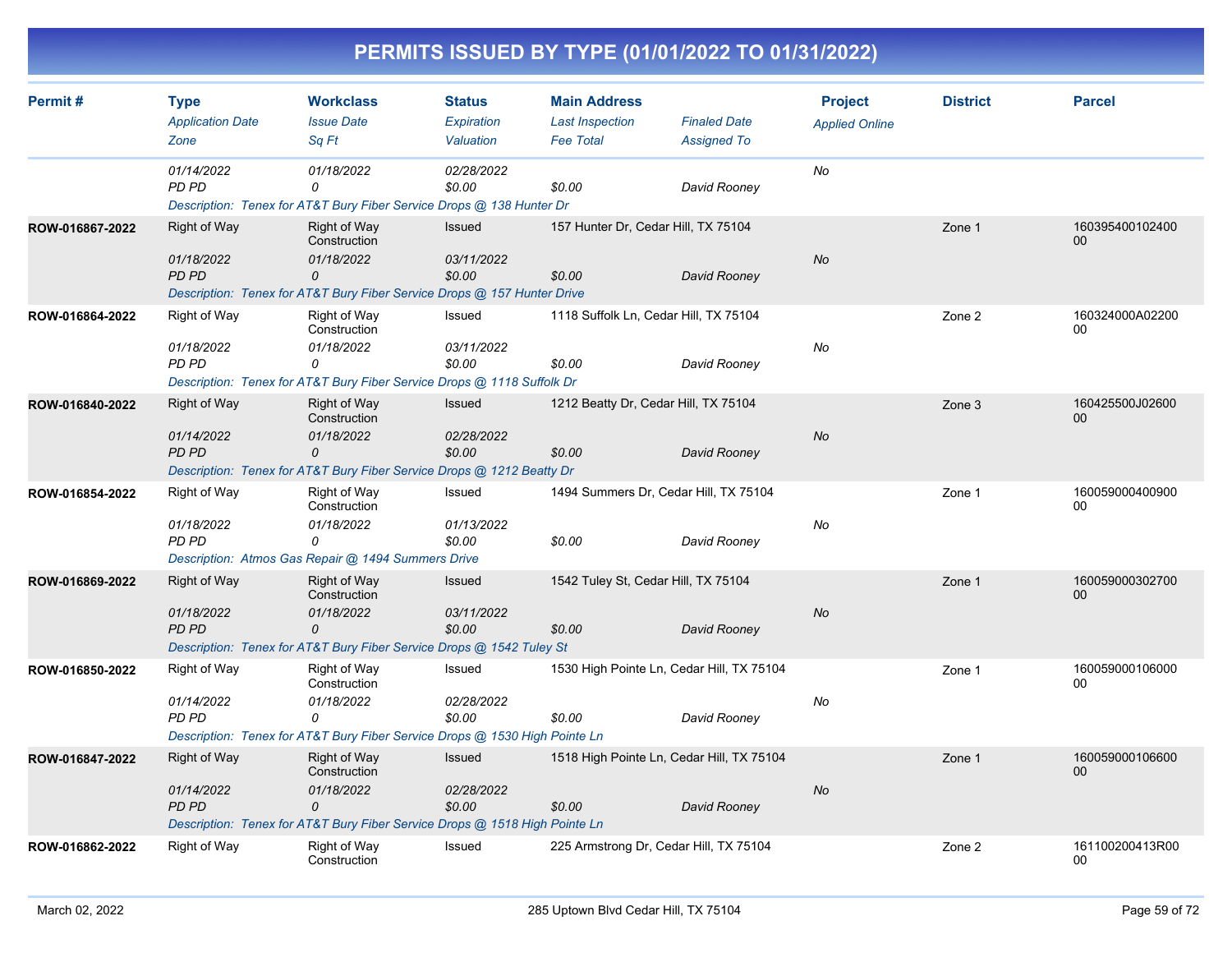# PERMITS ISSUED BY TYPE (01/01/2022 TO 01/31/2022)

| Permit # | Type<br>*Application Date*<br>*Zone* | Workclass<br>*Issue Date*<br>*Sq Ft* | Status<br>*Expiration*<br>*Valuation* | Main Address<br>*Last Inspection*<br>*Fee Total* | *Finaled Date*<br>*Assigned To* | Project<br>*Applied Online* | District | Parcel |
|---|---|---|---|---|---|---|---|---|
| | *01/14/2022*<br>*PD PD* | *01/18/2022*<br>*0* | *02/28/2022*<br>*$0.00* | *$0.00* | *David Rooney* | *No* | | |
| | *Description: Tenex for AT&T Bury Fiber Service Drops @ 138 Hunter Dr* | | | | | | | |
| **ROW-016867-2022** | Right of Way<br>*01/18/2022*<br>*PD PD* | Right of Way Construction<br>*01/18/2022*<br>*0* | Issued<br>*03/11/2022*<br>*$0.00* | 157 Hunter Dr, Cedar Hill, TX 75104<br>*$0.00* | *David Rooney* | *No* | Zone 1 | 16039540010240000 |
| | *Description: Tenex for AT&T Bury Fiber Service Drops @ 157 Hunter Drive* | | | | | | | |
| **ROW-016864-2022** | Right of Way<br>*01/18/2022*<br>*PD PD* | Right of Way Construction<br>*01/18/2022*<br>*0* | Issued<br>*03/11/2022*<br>*$0.00* | 1118 Suffolk Ln, Cedar Hill, TX 75104<br>*$0.00* | *David Rooney* | *No* | Zone 2 | 160324000A0220000 |
| | *Description: Tenex for AT&T Bury Fiber Service Drops @ 1118 Suffolk Dr* | | | | | | | |
| **ROW-016840-2022** | Right of Way<br>*01/14/2022*<br>*PD PD* | Right of Way Construction<br>*01/18/2022*<br>*0* | Issued<br>*02/28/2022*<br>*$0.00* | 1212 Beatty Dr, Cedar Hill, TX 75104<br>*$0.00* | *David Rooney* | *No* | Zone 3 | 160425500J0260000 |
| | *Description: Tenex for AT&T Bury Fiber Service Drops @ 1212 Beatty Dr* | | | | | | | |
| **ROW-016854-2022** | Right of Way<br>*01/18/2022*<br>*PD PD* | Right of Way Construction<br>*01/18/2022*<br>*0* | Issued<br>*01/13/2022*<br>*$0.00* | 1494 Summers Dr, Cedar Hill, TX 75104<br>*$0.00* | *David Rooney* | *No* | Zone 1 | 16005900040090000 |
| | *Description: Atmos Gas Repair @ 1494 Summers Drive* | | | | | | | |
| **ROW-016869-2022** | Right of Way<br>*01/18/2022*<br>*PD PD* | Right of Way Construction<br>*01/18/2022*<br>*0* | Issued<br>*03/11/2022*<br>*$0.00* | 1542 Tuley St, Cedar Hill, TX 75104<br>*$0.00* | *David Rooney* | *No* | Zone 1 | 16005900030270000 |
| | *Description: Tenex for AT&T Bury Fiber Service Drops @ 1542 Tuley St* | | | | | | | |
| **ROW-016850-2022** | Right of Way<br>*01/14/2022*<br>*PD PD* | Right of Way Construction<br>*01/18/2022*<br>*0* | Issued<br>*02/28/2022*<br>*$0.00* | 1530 High Pointe Ln, Cedar Hill, TX 75104<br>*$0.00* | *David Rooney* | *No* | Zone 1 | 16005900010600000 |
| | *Description: Tenex for AT&T Bury Fiber Service Drops @ 1530 High Pointe Ln* | | | | | | | |
| **ROW-016847-2022** | Right of Way<br>*01/14/2022*<br>*PD PD* | Right of Way Construction<br>*01/18/2022*<br>*0* | Issued<br>*02/28/2022*<br>*$0.00* | 1518 High Pointe Ln, Cedar Hill, TX 75104<br>*$0.00* | *David Rooney* | *No* | Zone 1 | 16005900010660000 |
| | *Description: Tenex for AT&T Bury Fiber Service Drops @ 1518 High Pointe Ln* | | | | | | | |
| **ROW-016862-2022** | Right of Way | Right of Way Construction | Issued | 225 Armstrong Dr, Cedar Hill, TX 75104 | | | Zone 2 | 161100200413R0000 |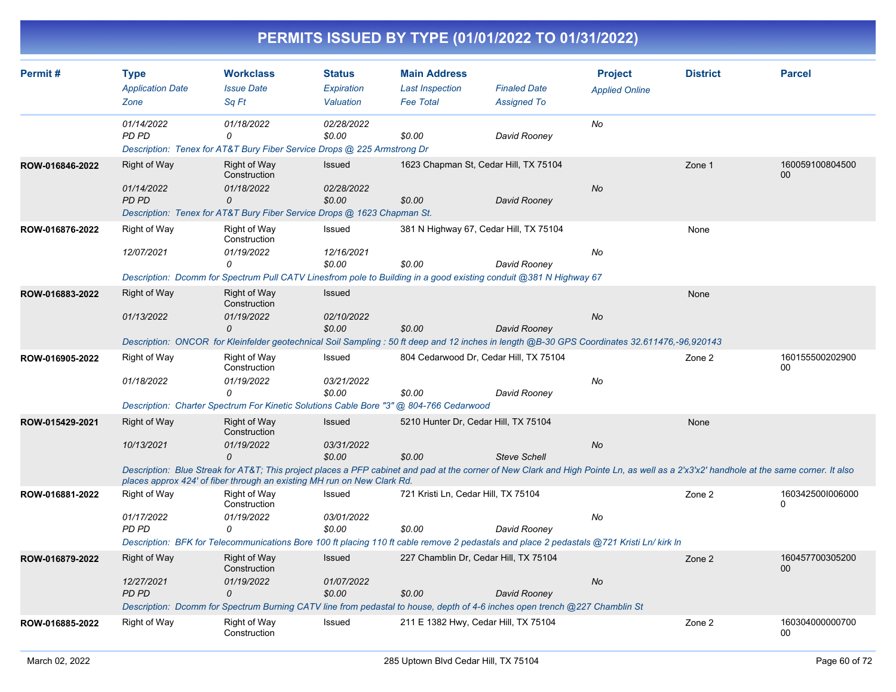# PERMITS ISSUED BY TYPE (01/01/2022 TO 01/31/2022)

| Permit # | Type / Application Date / Zone | Workclass / Issue Date / Sq Ft | Status / Expiration / Valuation | Main Address / Last Inspection / Fee Total | Finaled Date / Assigned To | Project / Applied Online | District | Parcel |
|---|---|---|---|---|---|---|---|---|
| | 01/14/2022 | 01/18/2022 | 02/28/2022 | | | No | | |
| | PD PD | 0 | $0.00 | $0.00 | David Rooney | | | |
| | Description: Tenex for AT&T Bury Fiber Service Drops @ 225 Armstrong Dr | | | | | | | |
| ROW-016846-2022 | Right of Way | Right of Way Construction | Issued | 1623 Chapman St, Cedar Hill, TX 75104 | | | Zone 1 | 16005910080450000 |
| | 01/14/2022 | 01/18/2022 | 02/28/2022 | | | No | | |
| | PD PD | 0 | $0.00 | $0.00 | David Rooney | | | |
| | Description: Tenex for AT&T Bury Fiber Service Drops @ 1623 Chapman St. | | | | | | | |
| ROW-016876-2022 | Right of Way | Right of Way Construction | Issued | 381 N Highway 67, Cedar Hill, TX 75104 | | | None | |
| | 12/07/2021 | 01/19/2022 | 12/16/2021 | | | No | | |
| | | 0 | $0.00 | $0.00 | David Rooney | | | |
| | Description: Dcomm for Spectrum Pull CATV Linesfrom pole to Building in a good existing conduit @381 N Highway 67 | | | | | | | |
| ROW-016883-2022 | Right of Way | Right of Way Construction | Issued | | | | None | |
| | 01/13/2022 | 01/19/2022 | 02/10/2022 | | | No | | |
| | | 0 | $0.00 | $0.00 | David Rooney | | | |
| | Description: ONCOR for Kleinfelder geotechnical Soil Sampling : 50 ft deep and 12 inches in length @B-30 GPS Coordinates 32.611476,-96,920143 | | | | | | | |
| ROW-016905-2022 | Right of Way | Right of Way Construction | Issued | 804 Cedarwood Dr, Cedar Hill, TX 75104 | | | Zone 2 | 16015550020290000 |
| | 01/18/2022 | 01/19/2022 | 03/21/2022 | | | No | | |
| | | 0 | $0.00 | $0.00 | David Rooney | | | |
| | Description: Charter Spectrum For Kinetic Solutions Cable Bore "3" @ 804-766 Cedarwood | | | | | | | |
| ROW-015429-2021 | Right of Way | Right of Way Construction | Issued | 5210 Hunter Dr, Cedar Hill, TX 75104 | | | None | |
| | 10/13/2021 | 01/19/2022 | 03/31/2022 | | | No | | |
| | | 0 | $0.00 | $0.00 | Steve Schell | | | |
| | Description: Blue Streak for AT&T; This project places a PFP cabinet and pad at the corner of New Clark and High Pointe Ln, as well as a 2'x3'x2' handhole at the same corner. It also places approx 424' of fiber through an existing MH run on New Clark Rd. | | | | | | | |
| ROW-016881-2022 | Right of Way | Right of Way Construction | Issued | 721 Kristi Ln, Cedar Hill, TX 75104 | | | Zone 2 | 160342500I0060000 |
| | 01/17/2022 | 01/19/2022 | 03/01/2022 | | | No | | |
| | PD PD | 0 | $0.00 | $0.00 | David Rooney | | | |
| | Description: BFK for Telecommunications Bore 100 ft placing 110 ft cable remove 2 pedastals and place 2 pedastals @721 Kristi Ln/ kirk ln | | | | | | | |
| ROW-016879-2022 | Right of Way | Right of Way Construction | Issued | 227 Chamblin Dr, Cedar Hill, TX 75104 | | | Zone 2 | 16045770030520000 |
| | 12/27/2021 | 01/19/2022 | 01/07/2022 | | | No | | |
| | PD PD | 0 | $0.00 | $0.00 | David Rooney | | | |
| | Description: Dcomm for Spectrum Burning CATV line from pedastal to house, depth of 4-6 inches open trench @227 Chamblin St | | | | | | | |
| ROW-016885-2022 | Right of Way | Right of Way Construction | Issued | 211 E 1382 Hwy, Cedar Hill, TX 75104 | | | Zone 2 | 16030400000070000 |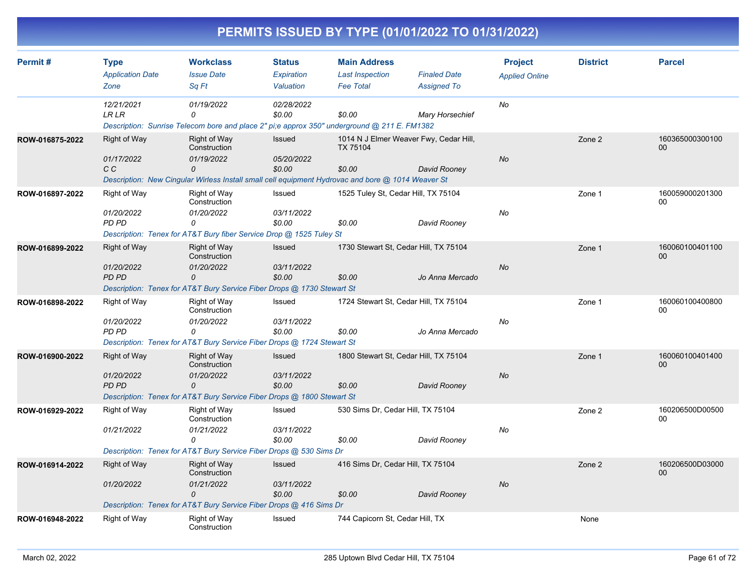# PERMITS ISSUED BY TYPE (01/01/2022 TO 01/31/2022)

| Permit # | Type<br>Application Date<br>Zone | Workclass<br>Issue Date<br>Sq Ft | Status<br>Expiration<br>Valuation | Main Address<br>Last Inspection<br>Fee Total | Finaled Date<br>Assigned To | Project<br>Applied Online | District | Parcel |
|---|---|---|---|---|---|---|---|---|
| | 12/21/2021<br>LR LR | 01/19/2022<br>0 | 02/28/2022<br>$0.00 | $0.00 | Mary Horsechief | No | | |
| | Description: Sunrise Telecom bore and place 2" pi;e approx 350" underground @ 211 E. FM1382 | | | | | | | |
| ROW-016875-2022 | Right of Way<br>01/17/2022<br>C C | Right of Way Construction<br>01/19/2022<br>0 | Issued<br>05/20/2022<br>$0.00 | 1014 N J Elmer Weaver Fwy, Cedar Hill, TX 75104<br>$0.00 | David Rooney | No | Zone 2 | 16036500030010000 |
| | Description: New Cingular Wirless Install small cell equipment Hydrovac and bore @ 1014 Weaver St | | | | | | | |
| ROW-016897-2022 | Right of Way<br>01/20/2022<br>PD PD | Right of Way Construction<br>01/20/2022<br>0 | Issued<br>03/11/2022<br>$0.00 | 1525 Tuley St, Cedar Hill, TX 75104<br>$0.00 | David Rooney | No | Zone 1 | 16005900020130000 |
| | Description: Tenex for AT&T Bury fiber Service Drop @ 1525 Tuley St | | | | | | | |
| ROW-016899-2022 | Right of Way<br>01/20/2022<br>PD PD | Right of Way Construction<br>01/20/2022<br>0 | Issued<br>03/11/2022<br>$0.00 | 1730 Stewart St, Cedar Hill, TX 75104<br>$0.00 | Jo Anna Mercado | No | Zone 1 | 16006010040110000 |
| | Description: Tenex for AT&T Bury Service Fiber Drops @ 1730 Stewart St | | | | | | | |
| ROW-016898-2022 | Right of Way<br>01/20/2022<br>PD PD | Right of Way Construction<br>01/20/2022<br>0 | Issued<br>03/11/2022<br>$0.00 | 1724 Stewart St, Cedar Hill, TX 75104<br>$0.00 | Jo Anna Mercado | No | Zone 1 | 16006010040080000 |
| | Description: Tenex for AT&T Bury Service Fiber Drops @ 1724 Stewart St | | | | | | | |
| ROW-016900-2022 | Right of Way<br>01/20/2022<br>PD PD | Right of Way Construction<br>01/20/2022<br>0 | Issued<br>03/11/2022<br>$0.00 | 1800 Stewart St, Cedar Hill, TX 75104<br>$0.00 | David Rooney | No | Zone 1 | 16006010040140000 |
| | Description: Tenex for AT&T Bury Service Fiber Drops @ 1800 Stewart St | | | | | | | |
| ROW-016929-2022 | Right of Way<br>01/21/2022 | Right of Way Construction<br>01/21/2022<br>0 | Issued<br>03/11/2022<br>$0.00 | 530 Sims Dr, Cedar Hill, TX 75104<br>$0.00 | David Rooney | No | Zone 2 | 160206500D0050000 |
| | Description: Tenex for AT&T Bury Service Fiber Drops @ 530 Sims Dr | | | | | | | |
| ROW-016914-2022 | Right of Way<br>01/20/2022 | Right of Way Construction<br>01/21/2022<br>0 | Issued<br>03/11/2022<br>$0.00 | 416 Sims Dr, Cedar Hill, TX 75104<br>$0.00 | David Rooney | No | Zone 2 | 160206500D0300000 |
| | Description: Tenex for AT&T Bury Service Fiber Drops @ 416 Sims Dr | | | | | | | |
| ROW-016948-2022 | Right of Way | Right of Way Construction | Issued | 744 Capicorn St, Cedar Hill, TX | | | None | |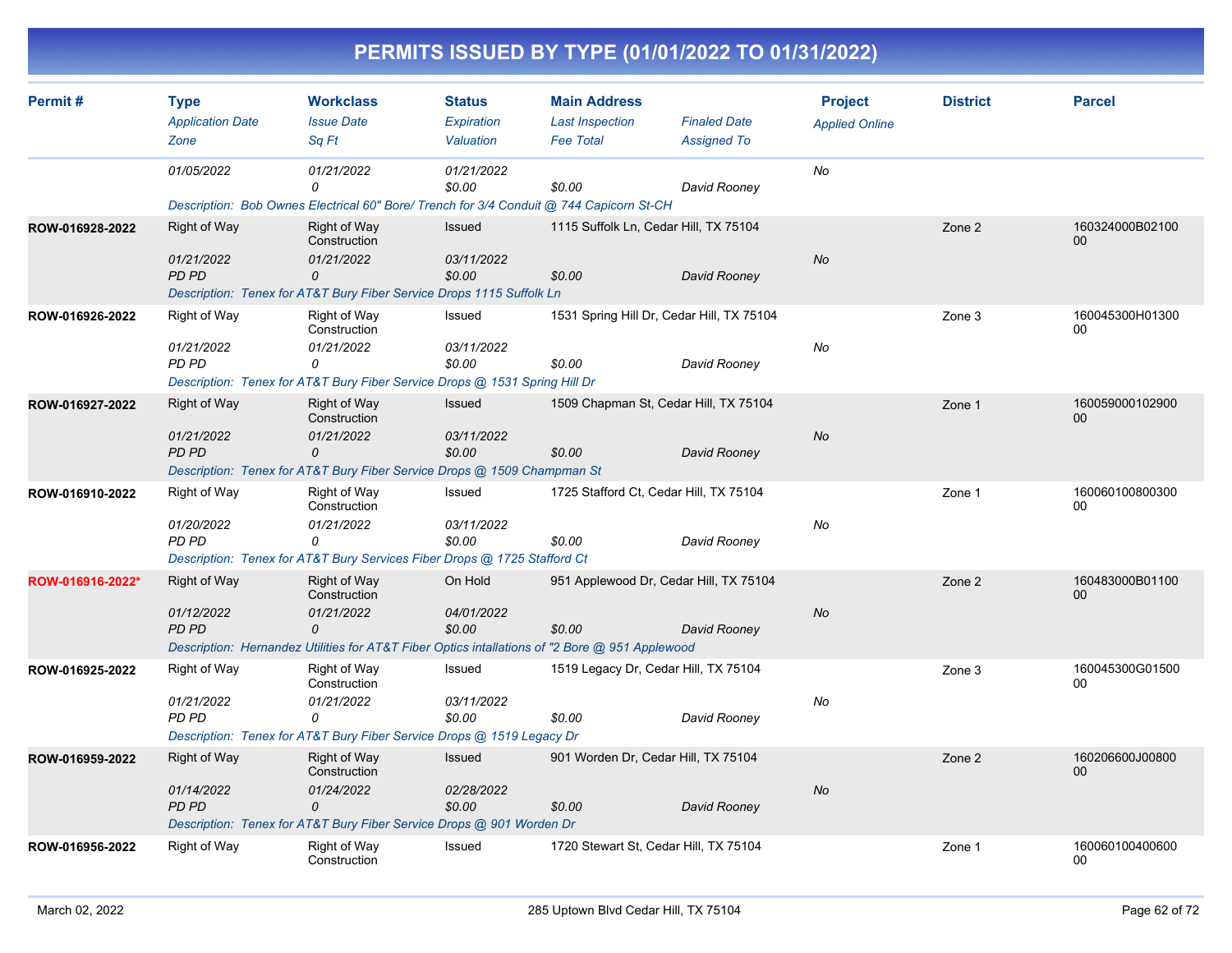# PERMITS ISSUED BY TYPE (01/01/2022 TO 01/31/2022)

| Permit # | Type<br>*Application Date*<br>*Zone* | Workclass<br>*Issue Date*<br>*Sq Ft* | Status<br>*Expiration*<br>*Valuation* | Main Address<br>*Last Inspection*<br>*Fee Total* | *Finaled Date*<br>*Assigned To* | Project<br>*Applied Online* | District | Parcel |
|---|---|---|---|---|---|---|---|---|
| | *01/05/2022* | *01/21/2022*<br>*0* | *01/21/2022*<br>*$0.00* | *$0.00* | *David Rooney* | *No* | | |
| | *Description: Bob Ownes Electrical 60" Bore/ Trench for 3/4 Conduit @ 744 Capicorn St-CH* | | | | | | | |
| **ROW-016928-2022** | Right of Way<br>*01/21/2022*<br>*PD PD* | Right of Way Construction<br>*01/21/2022*<br>*0* | Issued<br>*03/11/2022*<br>*$0.00* | 1115 Suffolk Ln, Cedar Hill, TX 75104<br>*$0.00* | *David Rooney* | *No* | Zone 2 | 160324000B0210000 |
| | *Description: Tenex for AT&T Bury Fiber Service Drops 1115 Suffolk Ln* | | | | | | | |
| **ROW-016926-2022** | Right of Way<br>*01/21/2022*<br>*PD PD* | Right of Way Construction<br>*01/21/2022*<br>*0* | Issued<br>*03/11/2022*<br>*$0.00* | 1531 Spring Hill Dr, Cedar Hill, TX 75104<br>*$0.00* | *David Rooney* | *No* | Zone 3 | 160045300H0130000 |
| | *Description: Tenex for AT&T Bury Fiber Service Drops @ 1531 Spring Hill Dr* | | | | | | | |
| **ROW-016927-2022** | Right of Way<br>*01/21/2022*<br>*PD PD* | Right of Way Construction<br>*01/21/2022*<br>*0* | Issued<br>*03/11/2022*<br>*$0.00* | 1509 Chapman St, Cedar Hill, TX 75104<br>*$0.00* | *David Rooney* | *No* | Zone 1 | 16005900010290000 |
| | *Description: Tenex for AT&T Bury Fiber Service Drops @ 1509 Champman St* | | | | | | | |
| **ROW-016910-2022** | Right of Way<br>*01/20/2022*<br>*PD PD* | Right of Way Construction<br>*01/21/2022*<br>*0* | Issued<br>*03/11/2022*<br>*$0.00* | 1725 Stafford Ct, Cedar Hill, TX 75104<br>*$0.00* | *David Rooney* | *No* | Zone 1 | 16006010080030000 |
| | *Description: Tenex for AT&T Bury Services Fiber Drops @ 1725 Stafford Ct* | | | | | | | |
| **ROW-016916-2022*** | Right of Way<br>*01/12/2022*<br>*PD PD* | Right of Way Construction<br>*01/21/2022*<br>*0* | On Hold<br>*04/01/2022*<br>*$0.00* | 951 Applewood Dr, Cedar Hill, TX 75104<br>*$0.00* | *David Rooney* | *No* | Zone 2 | 160483000B0110000 |
| | *Description: Hernandez Utilities for AT&T Fiber Optics intallations of "2 Bore @ 951 Applewood* | | | | | | | |
| **ROW-016925-2022** | Right of Way<br>*01/21/2022*<br>*PD PD* | Right of Way Construction<br>*01/21/2022*<br>*0* | Issued<br>*03/11/2022*<br>*$0.00* | 1519 Legacy Dr, Cedar Hill, TX 75104<br>*$0.00* | *David Rooney* | *No* | Zone 3 | 160045300G0150000 |
| | *Description: Tenex for AT&T Bury Fiber Service Drops @ 1519 Legacy Dr* | | | | | | | |
| **ROW-016959-2022** | Right of Way<br>*01/14/2022*<br>*PD PD* | Right of Way Construction<br>*01/24/2022*<br>*0* | Issued<br>*02/28/2022*<br>*$0.00* | 901 Worden Dr, Cedar Hill, TX 75104<br>*$0.00* | *David Rooney* | *No* | Zone 2 | 160206600J0080000 |
| | *Description: Tenex for AT&T Bury Fiber Service Drops @ 901 Worden Dr* | | | | | | | |
| **ROW-016956-2022** | Right of Way | Right of Way Construction | Issued | 1720 Stewart St, Cedar Hill, TX 75104 | | | Zone 1 | 16006010040060000 |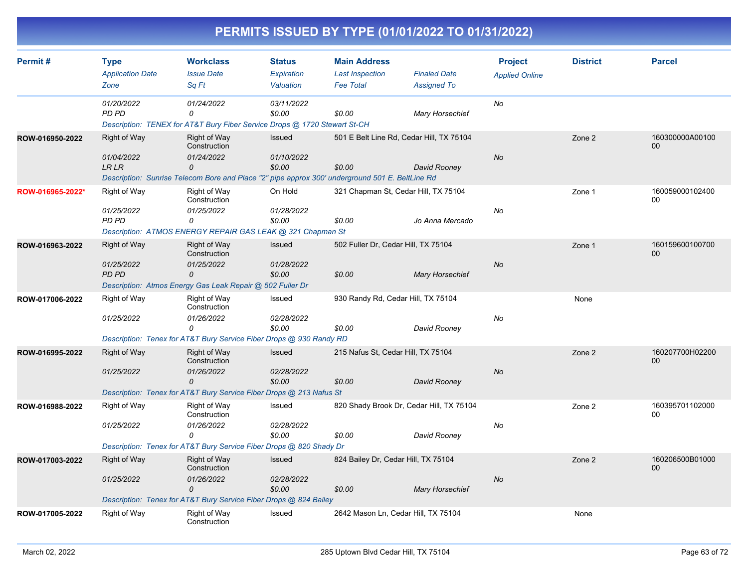# PERMITS ISSUED BY TYPE (01/01/2022 TO 01/31/2022)

| Permit # | Type | Workclass | Status | Main Address | | Project | District | Parcel |
|---|---|---|---|---|---|---|---|---|
| | *Application Date* | *Issue Date* | *Expiration* | *Last Inspection* | *Finaled Date* | *Applied Online* | | |
| | *Zone* | *Sq Ft* | *Valuation* | *Fee Total* | *Assigned To* | | | |
| | 01/20/2022 | 01/24/2022 | 03/11/2022 | | | No | | |
| | PD PD | 0 | $0.00 | $0.00 | Mary Horsechief | | | |
| | Description: TENEX for AT&T Bury Fiber Service Drops @ 1720 Stewart St-CH | | | | | | | |
| ROW-016950-2022 | Right of Way | Right of Way Construction | Issued | 501 E Belt Line Rd, Cedar Hill, TX 75104 | | | Zone 2 | 160300000A0010000 |
| | 01/04/2022 | 01/24/2022 | 01/10/2022 | | | No | | |
| | LR LR | 0 | $0.00 | $0.00 | David Rooney | | | |
| | Description: Sunrise Telecom Bore and Place "2" pipe approx 300' underground 501 E. BeltLine Rd | | | | | | | |
| ROW-016965-2022* | Right of Way | Right of Way Construction | On Hold | 321 Chapman St, Cedar Hill, TX 75104 | | | Zone 1 | 16005900010240000 |
| | 01/25/2022 | 01/25/2022 | 01/28/2022 | | | No | | |
| | PD PD | 0 | $0.00 | $0.00 | Jo Anna Mercado | | | |
| | Description: ATMOS ENERGY REPAIR GAS LEAK @ 321 Chapman St | | | | | | | |
| ROW-016963-2022 | Right of Way | Right of Way Construction | Issued | 502 Fuller Dr, Cedar Hill, TX 75104 | | | Zone 1 | 16015960010070000 |
| | 01/25/2022 | 01/25/2022 | 01/28/2022 | | | No | | |
| | PD PD | 0 | $0.00 | $0.00 | Mary Horsechief | | | |
| | Description: Atmos Energy Gas Leak Repair @ 502 Fuller Dr | | | | | | | |
| ROW-017006-2022 | Right of Way | Right of Way Construction | Issued | 930 Randy Rd, Cedar Hill, TX 75104 | | | None | |
| | 01/25/2022 | 01/26/2022 | 02/28/2022 | | | No | | |
| | | 0 | $0.00 | $0.00 | David Rooney | | | |
| | Description: Tenex for AT&T Bury Service Fiber Drops @ 930 Randy RD | | | | | | | |
| ROW-016995-2022 | Right of Way | Right of Way Construction | Issued | 215 Nafus St, Cedar Hill, TX 75104 | | | Zone 2 | 160207700H0220000 |
| | 01/25/2022 | 01/26/2022 | 02/28/2022 | | | No | | |
| | | 0 | $0.00 | $0.00 | David Rooney | | | |
| | Description: Tenex for AT&T Bury Service Fiber Drops @ 213 Nafus St | | | | | | | |
| ROW-016988-2022 | Right of Way | Right of Way Construction | Issued | 820 Shady Brook Dr, Cedar Hill, TX 75104 | | | Zone 2 | 16039570110200000 |
| | 01/25/2022 | 01/26/2022 | 02/28/2022 | | | No | | |
| | | 0 | $0.00 | $0.00 | David Rooney | | | |
| | Description: Tenex for AT&T Bury Service Fiber Drops @ 820 Shady Dr | | | | | | | |
| ROW-017003-2022 | Right of Way | Right of Way Construction | Issued | 824 Bailey Dr, Cedar Hill, TX 75104 | | | Zone 2 | 160206500B0100000 |
| | 01/25/2022 | 01/26/2022 | 02/28/2022 | | | No | | |
| | | 0 | $0.00 | $0.00 | Mary Horsechief | | | |
| | Description: Tenex for AT&T Bury Service Fiber Drops @ 824 Bailey | | | | | | | |
| ROW-017005-2022 | Right of Way | Right of Way Construction | Issued | 2642 Mason Ln, Cedar Hill, TX 75104 | | | None | |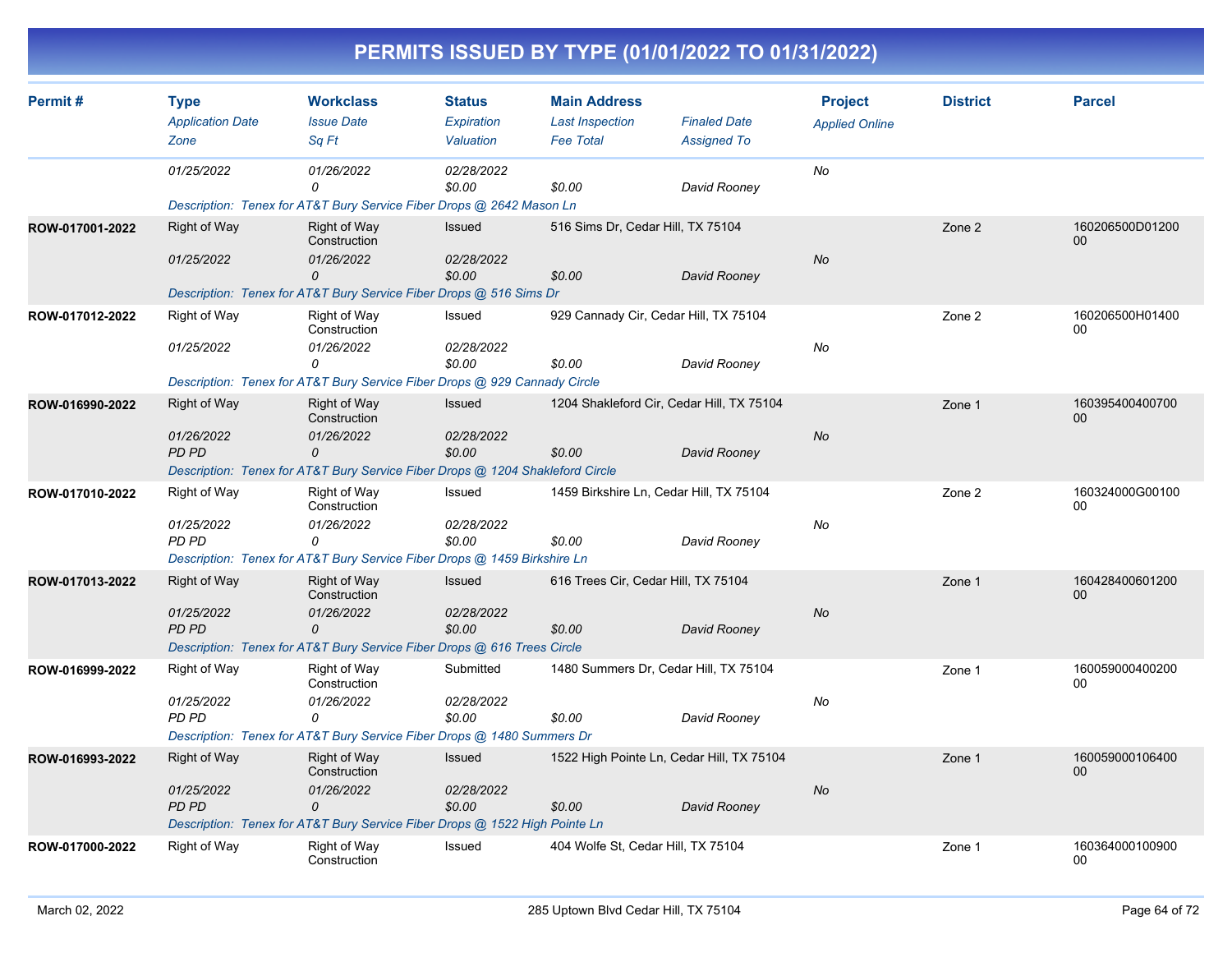# PERMITS ISSUED BY TYPE (01/01/2022 TO 01/31/2022)

| Permit # | Type / Application Date / Zone | Workclass / Issue Date / Sq Ft | Status / Expiration / Valuation | Main Address / Last Inspection / Fee Total | Finaled Date / Assigned To | Project / Applied Online | District | Parcel |
|---|---|---|---|---|---|---|---|---|
| | 01/25/2022 | 01/26/2022<br>0 | 02/28/2022<br>$0.00 | $0.00 | David Rooney | No | | |
| | Description: Tenex for AT&T Bury Service Fiber Drops @ 2642 Mason Ln | | | | | | | |
| ROW-017001-2022 | Right of Way<br>01/25/2022 | Right of Way Construction<br>01/26/2022<br>0 | Issued<br>02/28/2022<br>$0.00 | 516 Sims Dr, Cedar Hill, TX 75104<br>$0.00 | David Rooney | No | Zone 2 | 160206500D01200 00 |
| | Description: Tenex for AT&T Bury Service Fiber Drops @ 516 Sims Dr | | | | | | | |
| ROW-017012-2022 | Right of Way<br>01/25/2022 | Right of Way Construction<br>01/26/2022<br>0 | Issued<br>02/28/2022<br>$0.00 | 929 Cannady Cir, Cedar Hill, TX 75104<br>$0.00 | David Rooney | No | Zone 2 | 160206500H01400 00 |
| | Description: Tenex for AT&T Bury Service Fiber Drops @ 929 Cannady Circle | | | | | | | |
| ROW-016990-2022 | Right of Way<br>01/26/2022<br>PD PD | Right of Way Construction<br>01/26/2022<br>0 | Issued<br>02/28/2022<br>$0.00 | 1204 Shakleford Cir, Cedar Hill, TX 75104<br>$0.00 | David Rooney | No | Zone 1 | 160395400400700 00 |
| | Description: Tenex for AT&T Bury Service Fiber Drops @ 1204 Shakleford Circle | | | | | | | |
| ROW-017010-2022 | Right of Way<br>01/25/2022<br>PD PD | Right of Way Construction<br>01/26/2022<br>0 | Issued<br>02/28/2022<br>$0.00 | 1459 Birkshire Ln, Cedar Hill, TX 75104<br>$0.00 | David Rooney | No | Zone 2 | 160324000G00100 00 |
| | Description: Tenex for AT&T Bury Service Fiber Drops @ 1459 Birkshire Ln | | | | | | | |
| ROW-017013-2022 | Right of Way<br>01/25/2022<br>PD PD | Right of Way Construction<br>01/26/2022<br>0 | Issued<br>02/28/2022<br>$0.00 | 616 Trees Cir, Cedar Hill, TX 75104<br>$0.00 | David Rooney | No | Zone 1 | 160428400601200 00 |
| | Description: Tenex for AT&T Bury Service Fiber Drops @ 616 Trees Circle | | | | | | | |
| ROW-016999-2022 | Right of Way<br>01/25/2022<br>PD PD | Right of Way Construction<br>01/26/2022<br>0 | Submitted<br>02/28/2022<br>$0.00 | 1480 Summers Dr, Cedar Hill, TX 75104<br>$0.00 | David Rooney | No | Zone 1 | 160059000400200 00 |
| | Description: Tenex for AT&T Bury Service Fiber Drops @ 1480 Summers Dr | | | | | | | |
| ROW-016993-2022 | Right of Way<br>01/25/2022<br>PD PD | Right of Way Construction<br>01/26/2022<br>0 | Issued<br>02/28/2022<br>$0.00 | 1522 High Pointe Ln, Cedar Hill, TX 75104<br>$0.00 | David Rooney | No | Zone 1 | 160059000106400 00 |
| | Description: Tenex for AT&T Bury Service Fiber Drops @ 1522 High Pointe Ln | | | | | | | |
| ROW-017000-2022 | Right of Way | Right of Way Construction | Issued | 404 Wolfe St, Cedar Hill, TX 75104 | | | Zone 1 | 160364000100900 00 |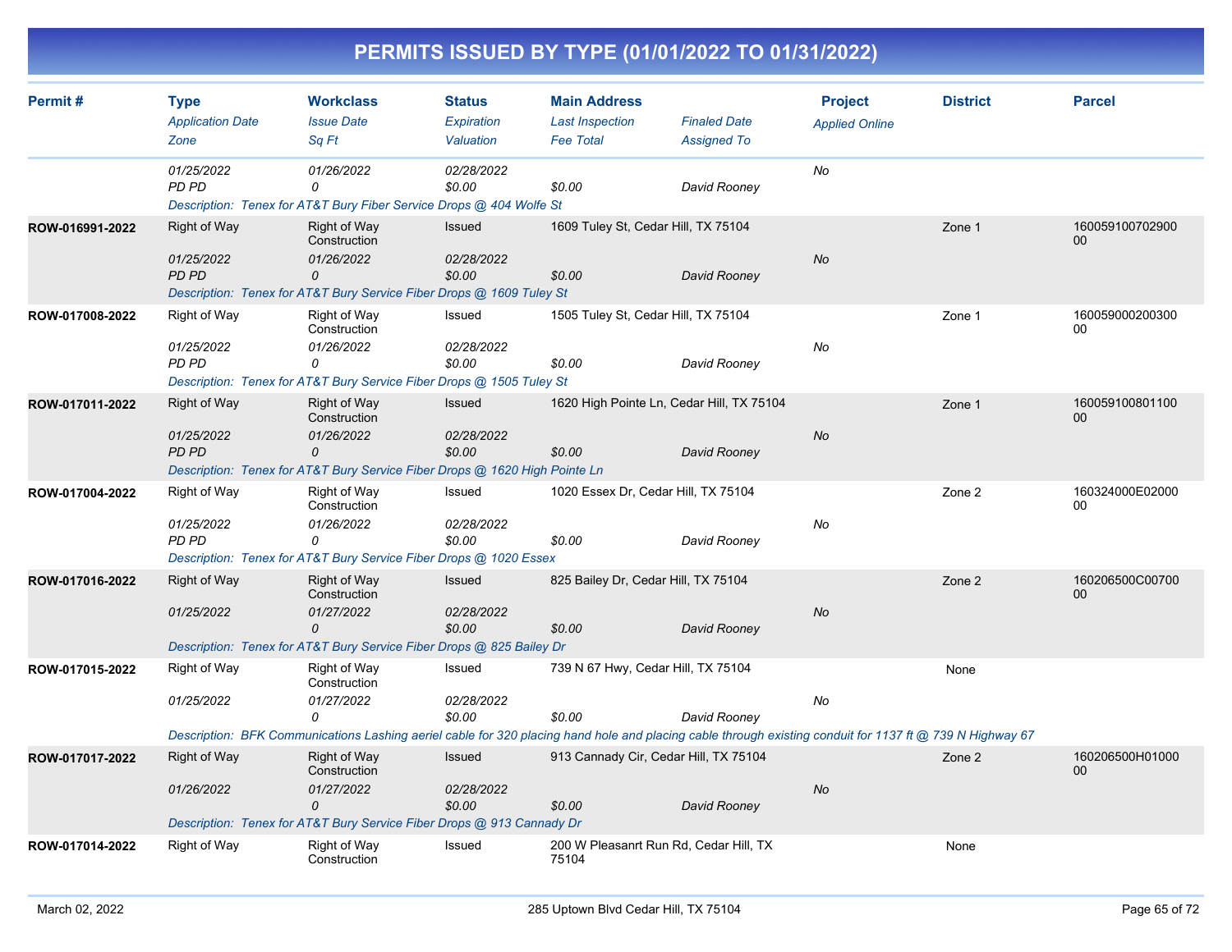# PERMITS ISSUED BY TYPE (01/01/2022 TO 01/31/2022)

| Permit # | Type<br>*Application Date*<br>*Zone* | Workclass<br>*Issue Date*<br>*Sq Ft* | Status<br>*Expiration*<br>*Valuation* | Main Address<br>*Last Inspection*<br>*Fee Total* | *Finaled Date*<br>*Assigned To* | Project<br>*Applied Online* | District | Parcel |
|---|---|---|---|---|---|---|---|---|
| | *01/25/2022*<br>*PD PD* | *01/26/2022*<br>*0* | *02/28/2022*<br>*$0.00* | <br>*$0.00* | <br>*David Rooney* | *No* | | |
| | *Description: Tenex for AT&T Bury Fiber Service Drops @ 404 Wolfe St* | | | | | | | |
| ROW-016991-2022 | Right of Way<br>*01/25/2022*<br>*PD PD* | Right of Way Construction<br>*01/26/2022*<br>*0* | Issued<br>*02/28/2022*<br>*$0.00* | 1609 Tuley St, Cedar Hill, TX 75104<br><br>*$0.00* | <br>*David Rooney* | <br>*No* | Zone 1 | 16005910070290000 |
| | *Description: Tenex for AT&T Bury Service Fiber Drops @ 1609 Tuley St* | | | | | | | |
| ROW-017008-2022 | Right of Way<br>*01/25/2022*<br>*PD PD* | Right of Way Construction<br>*01/26/2022*<br>*0* | Issued<br>*02/28/2022*<br>*$0.00* | 1505 Tuley St, Cedar Hill, TX 75104<br><br>*$0.00* | <br>*David Rooney* | <br>*No* | Zone 1 | 16005900020030000 |
| | *Description: Tenex for AT&T Bury Service Fiber Drops @ 1505 Tuley St* | | | | | | | |
| ROW-017011-2022 | Right of Way<br>*01/25/2022*<br>*PD PD* | Right of Way Construction<br>*01/26/2022*<br>*0* | Issued<br>*02/28/2022*<br>*$0.00* | 1620 High Pointe Ln, Cedar Hill, TX 75104<br><br>*$0.00* | <br>*David Rooney* | <br>*No* | Zone 1 | 16005910080110000 |
| | *Description: Tenex for AT&T Bury Service Fiber Drops @ 1620 High Pointe Ln* | | | | | | | |
| ROW-017004-2022 | Right of Way<br>*01/25/2022*<br>*PD PD* | Right of Way Construction<br>*01/26/2022*<br>*0* | Issued<br>*02/28/2022*<br>*$0.00* | 1020 Essex Dr, Cedar Hill, TX 75104<br><br>*$0.00* | <br>*David Rooney* | <br>*No* | Zone 2 | 160324000E0200000 |
| | *Description: Tenex for AT&T Bury Service Fiber Drops @ 1020 Essex* | | | | | | | |
| ROW-017016-2022 | Right of Way<br>*01/25/2022* | Right of Way Construction<br>*01/27/2022*<br>*0* | Issued<br>*02/28/2022*<br>*$0.00* | 825 Bailey Dr, Cedar Hill, TX 75104<br><br>*$0.00* | <br>*David Rooney* | <br>*No* | Zone 2 | 160206500C0070000 |
| | *Description: Tenex for AT&T Bury Service Fiber Drops @ 825 Bailey Dr* | | | | | | | |
| ROW-017015-2022 | Right of Way<br>*01/25/2022* | Right of Way Construction<br>*01/27/2022*<br>*0* | Issued<br>*02/28/2022*<br>*$0.00* | 739 N 67 Hwy, Cedar Hill, TX 75104<br><br>*$0.00* | <br>*David Rooney* | <br>*No* | None | |
| | *Description: BFK Communications Lashing aeriel cable for 320 placing hand hole and placing cable through existing conduit for 1137 ft @ 739 N Highway 67* | | | | | | | |
| ROW-017017-2022 | Right of Way<br>*01/26/2022* | Right of Way Construction<br>*01/27/2022*<br>*0* | Issued<br>*02/28/2022*<br>*$0.00* | 913 Cannady Cir, Cedar Hill, TX 75104<br><br>*$0.00* | <br>*David Rooney* | <br>*No* | Zone 2 | 160206500H0100000 |
| | *Description: Tenex for AT&T Bury Service Fiber Drops @ 913 Cannady Dr* | | | | | | | |
| ROW-017014-2022 | Right of Way | Right of Way Construction | Issued | 200 W Pleasanrt Run Rd, Cedar Hill, TX 75104 | | | None | |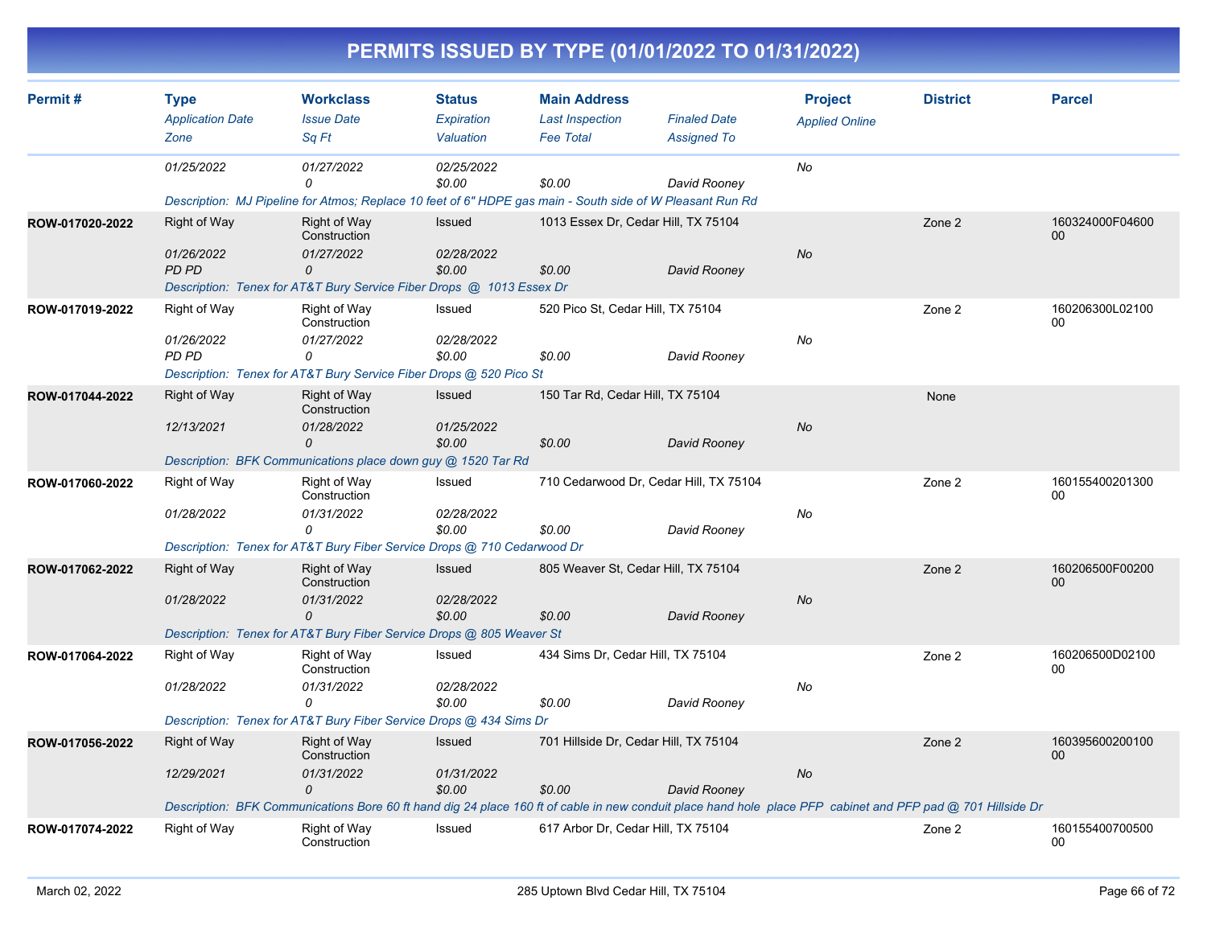# PERMITS ISSUED BY TYPE (01/01/2022 TO 01/31/2022)

| Permit # | Type / Application Date / Zone | Workclass / Issue Date / Sq Ft | Status / Expiration / Valuation | Main Address / Last Inspection / Fee Total | Finaled Date / Assigned To | Project / Applied Online | District | Parcel |
|---|---|---|---|---|---|---|---|---|
| | 01/25/2022 | 01/27/2022<br>0 | 02/25/2022<br>$0.00 | $0.00 | David Rooney | No | | |
| | Description: MJ Pipeline for Atmos; Replace 10 feet of 6" HDPE gas main - South side of W Pleasant Run Rd | | | | | | | |
| ROW-017020-2022 | Right of Way<br>01/26/2022<br>PD PD | Right of Way Construction<br>01/27/2022<br>0 | Issued<br>02/28/2022<br>$0.00 | 1013 Essex Dr, Cedar Hill, TX 75104<br>$0.00 | David Rooney | No | Zone 2 | 160324000F04600 00 |
| | Description: Tenex for AT&T Bury Service Fiber Drops @ 1013 Essex Dr | | | | | | | |
| ROW-017019-2022 | Right of Way<br>01/26/2022<br>PD PD | Right of Way Construction<br>01/27/2022<br>0 | Issued<br>02/28/2022<br>$0.00 | 520 Pico St, Cedar Hill, TX 75104<br>$0.00 | David Rooney | No | Zone 2 | 160206300L02100 00 |
| | Description: Tenex for AT&T Bury Service Fiber Drops @ 520 Pico St | | | | | | | |
| ROW-017044-2022 | Right of Way<br>12/13/2021 | Right of Way Construction<br>01/28/2022<br>0 | Issued<br>01/25/2022<br>$0.00 | 150 Tar Rd, Cedar Hill, TX 75104<br>$0.00 | David Rooney | No | None | |
| | Description: BFK Communications place down guy @ 1520 Tar Rd | | | | | | | |
| ROW-017060-2022 | Right of Way<br>01/28/2022 | Right of Way Construction<br>01/31/2022<br>0 | Issued<br>02/28/2022<br>$0.00 | 710 Cedarwood Dr, Cedar Hill, TX 75104<br>$0.00 | David Rooney | No | Zone 2 | 160155400201300 00 |
| | Description: Tenex for AT&T Bury Fiber Service Drops @ 710 Cedarwood Dr | | | | | | | |
| ROW-017062-2022 | Right of Way<br>01/28/2022 | Right of Way Construction<br>01/31/2022<br>0 | Issued<br>02/28/2022<br>$0.00 | 805 Weaver St, Cedar Hill, TX 75104<br>$0.00 | David Rooney | No | Zone 2 | 160206500F00200 00 |
| | Description: Tenex for AT&T Bury Fiber Service Drops @ 805 Weaver St | | | | | | | |
| ROW-017064-2022 | Right of Way<br>01/28/2022 | Right of Way Construction<br>01/31/2022<br>0 | Issued<br>02/28/2022<br>$0.00 | 434 Sims Dr, Cedar Hill, TX 75104<br>$0.00 | David Rooney | No | Zone 2 | 160206500D02100 00 |
| | Description: Tenex for AT&T Bury Fiber Service Drops @ 434 Sims Dr | | | | | | | |
| ROW-017056-2022 | Right of Way<br>12/29/2021 | Right of Way Construction<br>01/31/2022<br>0 | Issued<br>01/31/2022<br>$0.00 | 701 Hillside Dr, Cedar Hill, TX 75104<br>$0.00 | David Rooney | No | Zone 2 | 160395600200100 00 |
| | Description: BFK Communications Bore 60 ft hand dig 24 place 160 ft of cable in new conduit place hand hole place PFP cabinet and PFP pad @ 701 Hillside Dr | | | | | | | |
| ROW-017074-2022 | Right of Way | Right of Way Construction | Issued | 617 Arbor Dr, Cedar Hill, TX 75104 | | | Zone 2 | 160155400700500 00 |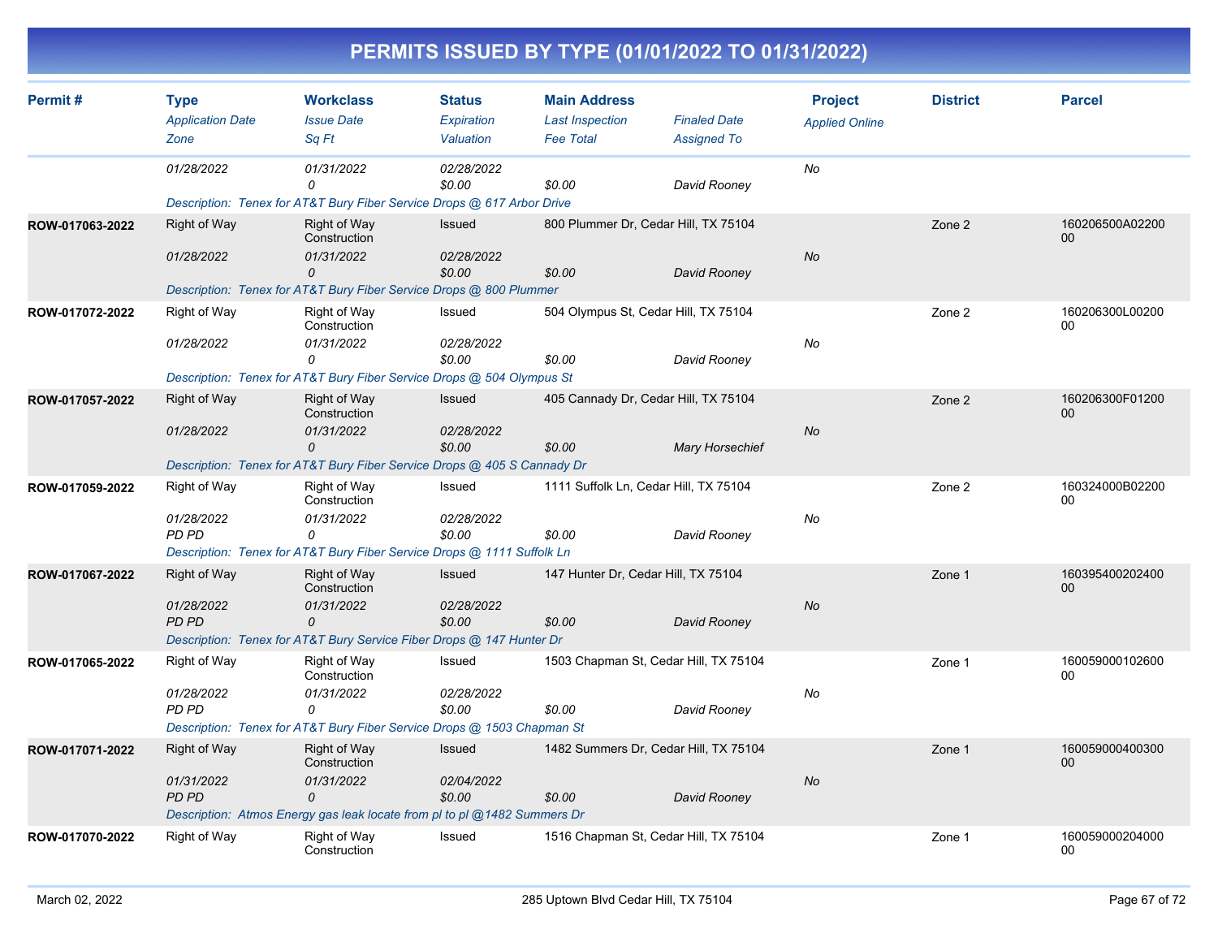# PERMITS ISSUED BY TYPE (01/01/2022 TO 01/31/2022)

| Permit # | Type / Application Date / Zone | Workclass / Issue Date / Sq Ft | Status / Expiration / Valuation | Main Address / Last Inspection / Fee Total | Finaled Date / Assigned To | Project / Applied Online | District | Parcel |
|---|---|---|---|---|---|---|---|---|
| | 01/28/2022 | 01/31/2022<br>0 | 02/28/2022<br>$0.00 | $0.00 | David Rooney | No | | |
| | Description: Tenex for AT&T Bury Fiber Service Drops @ 617 Arbor Drive | | | | | | | |
| ROW-017063-2022 | Right of Way<br>01/28/2022 | Right of Way Construction<br>01/31/2022<br>0 | Issued<br>02/28/2022<br>$0.00 | 800 Plummer Dr, Cedar Hill, TX 75104<br>$0.00 | David Rooney | No | Zone 2 | 160206500A0220000 |
| | Description: Tenex for AT&T Bury Fiber Service Drops @ 800 Plummer | | | | | | | |
| ROW-017072-2022 | Right of Way<br>01/28/2022 | Right of Way Construction<br>01/31/2022<br>0 | Issued<br>02/28/2022<br>$0.00 | 504 Olympus St, Cedar Hill, TX 75104<br>$0.00 | David Rooney | No | Zone 2 | 160206300L0020000 |
| | Description: Tenex for AT&T Bury Fiber Service Drops @ 504 Olympus St | | | | | | | |
| ROW-017057-2022 | Right of Way<br>01/28/2022 | Right of Way Construction<br>01/31/2022<br>0 | Issued<br>02/28/2022<br>$0.00 | 405 Cannady Dr, Cedar Hill, TX 75104<br>$0.00 | Mary Horsechief | No | Zone 2 | 160206300F0120000 |
| | Description: Tenex for AT&T Bury Fiber Service Drops @ 405 S Cannady Dr | | | | | | | |
| ROW-017059-2022 | Right of Way<br>01/28/2022<br>PD PD | Right of Way Construction<br>01/31/2022<br>0 | Issued<br>02/28/2022<br>$0.00 | 1111 Suffolk Ln, Cedar Hill, TX 75104<br>$0.00 | David Rooney | No | Zone 2 | 160324000B0220000 |
| | Description: Tenex for AT&T Bury Fiber Service Drops @ 1111 Suffolk Ln | | | | | | | |
| ROW-017067-2022 | Right of Way<br>01/28/2022<br>PD PD | Right of Way Construction<br>01/31/2022<br>0 | Issued<br>02/28/2022<br>$0.00 | 147 Hunter Dr, Cedar Hill, TX 75104<br>$0.00 | David Rooney | No | Zone 1 | 16039540020240000 |
| | Description: Tenex for AT&T Bury Service Fiber Drops @ 147 Hunter Dr | | | | | | | |
| ROW-017065-2022 | Right of Way<br>01/28/2022<br>PD PD | Right of Way Construction<br>01/31/2022<br>0 | Issued<br>02/28/2022<br>$0.00 | 1503 Chapman St, Cedar Hill, TX 75104<br>$0.00 | David Rooney | No | Zone 1 | 16005900010260000 |
| | Description: Tenex for AT&T Bury Fiber Service Drops @ 1503 Chapman St | | | | | | | |
| ROW-017071-2022 | Right of Way<br>01/31/2022<br>PD PD | Right of Way Construction<br>01/31/2022<br>0 | Issued<br>02/04/2022<br>$0.00 | 1482 Summers Dr, Cedar Hill, TX 75104<br>$0.00 | David Rooney | No | Zone 1 | 16005900040030000 |
| | Description: Atmos Energy gas leak locate from pl to pl @1482 Summers Dr | | | | | | | |
| ROW-017070-2022 | Right of Way | Right of Way Construction | Issued | 1516 Chapman St, Cedar Hill, TX 75104 | | | Zone 1 | 16005900020400000 |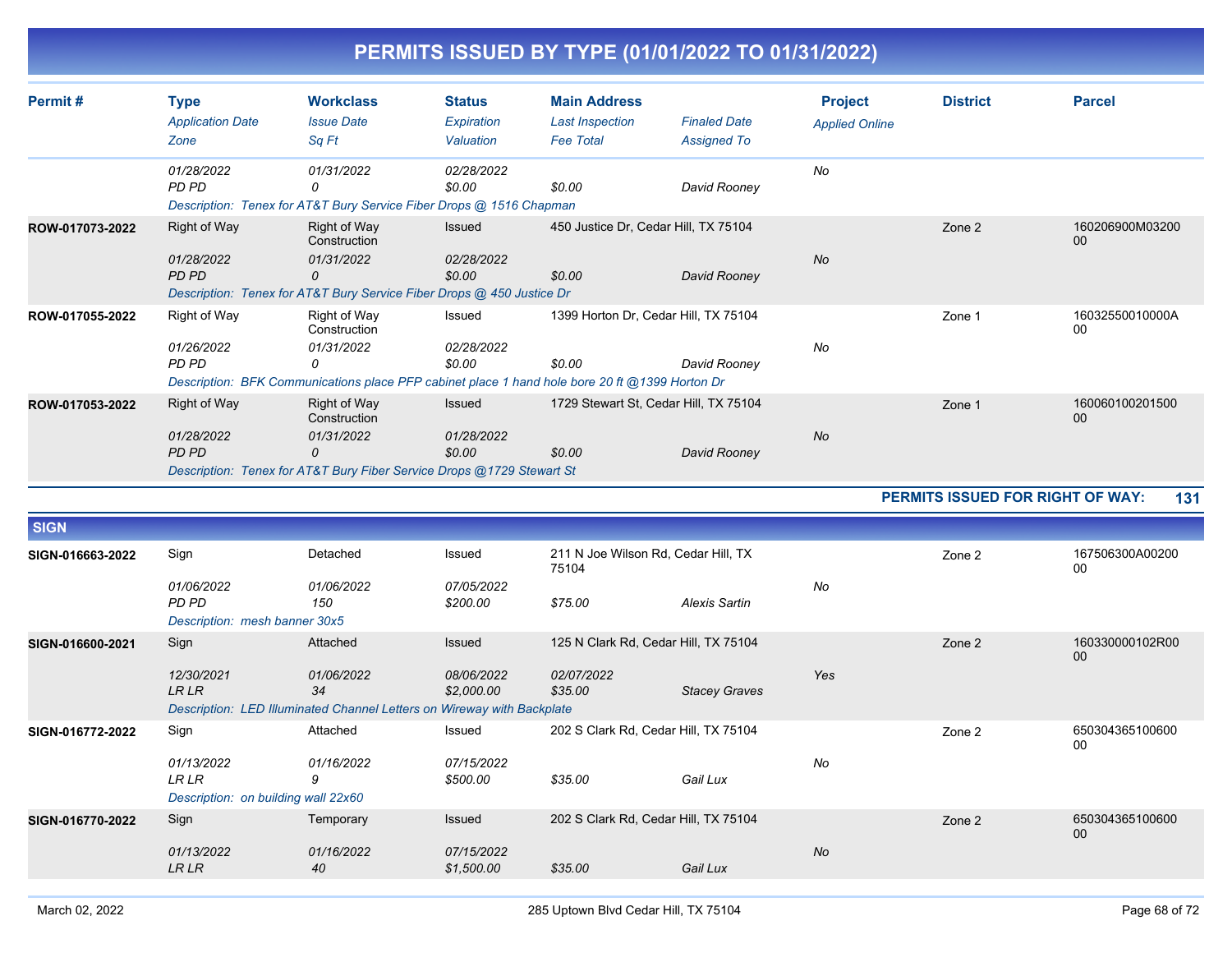# PERMITS ISSUED BY TYPE (01/01/2022 TO 01/31/2022)

| Permit # | Type / Application Date / Zone | Workclass / Issue Date / Sq Ft | Status / Expiration / Valuation | Main Address / Last Inspection / Fee Total | Finaled Date / Assigned To | Project / Applied Online | District | Parcel |
|---|---|---|---|---|---|---|---|---|
| | 01/28/2022 | 01/31/2022 | 02/28/2022 | | | No | | |
| | PD PD | 0 | $0.00 | $0.00 | David Rooney | | | |
| | Description: Tenex for AT&T Bury Service Fiber Drops @ 1516 Chapman | | | | | | | |
| ROW-017073-2022 | Right of Way | Right of Way Construction | Issued | 450 Justice Dr, Cedar Hill, TX 75104 | | | Zone 2 | 160206900M0320000 |
| | 01/28/2022 | 01/31/2022 | 02/28/2022 | | | No | | |
| | PD PD | 0 | $0.00 | $0.00 | David Rooney | | | |
| | Description: Tenex for AT&T Bury Service Fiber Drops @ 450 Justice Dr | | | | | | | |
| ROW-017055-2022 | Right of Way | Right of Way Construction | Issued | 1399 Horton Dr, Cedar Hill, TX 75104 | | | Zone 1 | 16032550010000A00 |
| | 01/26/2022 | 01/31/2022 | 02/28/2022 | | | No | | |
| | PD PD | 0 | $0.00 | $0.00 | David Rooney | | | |
| | Description: BFK Communications place PFP cabinet place 1 hand hole bore 20 ft @1399 Horton Dr | | | | | | | |
| ROW-017053-2022 | Right of Way | Right of Way Construction | Issued | 1729 Stewart St, Cedar Hill, TX 75104 | | | Zone 1 | 16006010020150000 |
| | 01/28/2022 | 01/31/2022 | 01/28/2022 | | | No | | |
| | PD PD | 0 | $0.00 | $0.00 | David Rooney | | | |
| | Description: Tenex for AT&T Bury Fiber Service Drops @1729 Stewart St | | | | | | | |

**PERMITS ISSUED FOR RIGHT OF WAY: 131**

## SIGN

| Permit # | Type / Application Date / Zone | Workclass / Issue Date / Sq Ft | Status / Expiration / Valuation | Main Address / Last Inspection / Fee Total | Finaled Date / Assigned To | Project / Applied Online | District | Parcel |
|---|---|---|---|---|---|---|---|---|
| SIGN-016663-2022 | Sign | Detached | Issued | 211 N Joe Wilson Rd, Cedar Hill, TX 75104 | | | Zone 2 | 167506300A0020000 |
| | 01/06/2022 | 01/06/2022 | 07/05/2022 | | | No | | |
| | PD PD | 150 | $200.00 | $75.00 | Alexis Sartin | | | |
| | Description: mesh banner 30x5 | | | | | | | |
| SIGN-016600-2021 | Sign | Attached | Issued | 125 N Clark Rd, Cedar Hill, TX 75104 | | | Zone 2 | 160330000102R0000 |
| | 12/30/2021 | 01/06/2022 | 08/06/2022 | 02/07/2022 | | Yes | | |
| | LR LR | 34 | $2,000.00 | $35.00 | Stacey Graves | | | |
| | Description: LED Illuminated Channel Letters on Wireway with Backplate | | | | | | | |
| SIGN-016772-2022 | Sign | Attached | Issued | 202 S Clark Rd, Cedar Hill, TX 75104 | | | Zone 2 | 65030436510060000 |
| | 01/13/2022 | 01/16/2022 | 07/15/2022 | | | No | | |
| | LR LR | 9 | $500.00 | $35.00 | Gail Lux | | | |
| | Description: on building wall 22x60 | | | | | | | |
| SIGN-016770-2022 | Sign | Temporary | Issued | 202 S Clark Rd, Cedar Hill, TX 75104 | | | Zone 2 | 65030436510060000 |
| | 01/13/2022 | 01/16/2022 | 07/15/2022 | | | No | | |
| | LR LR | 40 | $1,500.00 | $35.00 | Gail Lux | | | |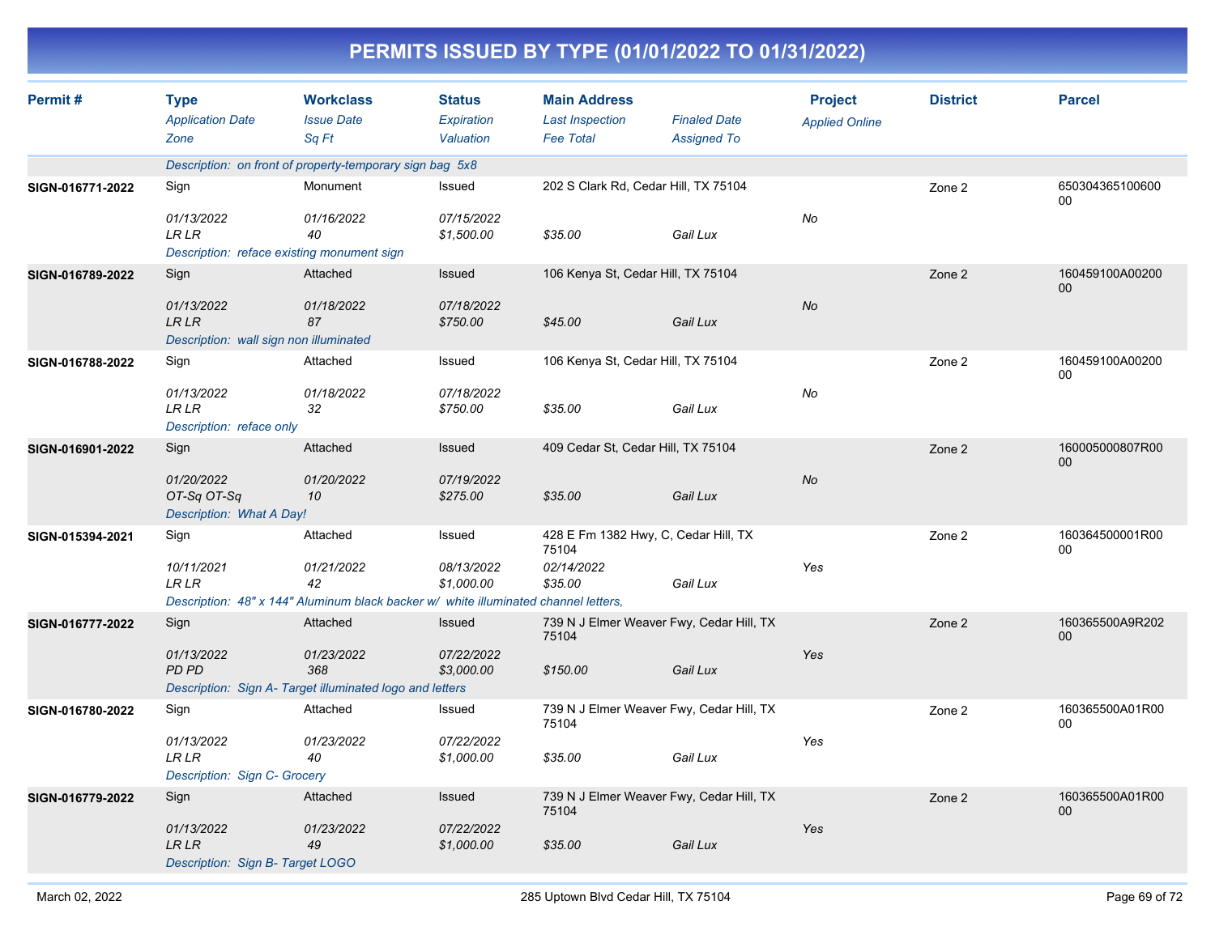# PERMITS ISSUED BY TYPE (01/01/2022 TO 01/31/2022)

| Permit # | Type<br>*Application Date*<br>*Zone* | Workclass<br>*Issue Date*<br>*Sq Ft* | Status<br>*Expiration*<br>*Valuation* | Main Address<br>*Last Inspection*<br>*Fee Total* | *Finaled Date*<br>*Assigned To* | Project<br>*Applied Online* | District | Parcel |
|---|---|---|---|---|---|---|---|---|
| | *Description: on front of property-temporary sign bag 5x8* | | | | | | | |
| SIGN-016771-2022 | Sign<br>*01/13/2022*<br>*LR LR* | Monument<br>*01/16/2022*<br>*40* | Issued<br>*07/15/2022*<br>*$1,500.00* | 202 S Clark Rd, Cedar Hill, TX 75104<br><br>*$35.00* | <br><br>*Gail Lux* | <br>*No* | Zone 2 | 65030436510060000 |
| | *Description: reface existing monument sign* | | | | | | | |
| SIGN-016789-2022 | Sign<br>*01/13/2022*<br>*LR LR* | Attached<br>*01/18/2022*<br>*87* | Issued<br>*07/18/2022*<br>*$750.00* | 106 Kenya St, Cedar Hill, TX 75104<br><br>*$45.00* | <br><br>*Gail Lux* | <br>*No* | Zone 2 | 160459100A0020000 |
| | *Description: wall sign non illuminated* | | | | | | | |
| SIGN-016788-2022 | Sign<br>*01/13/2022*<br>*LR LR* | Attached<br>*01/18/2022*<br>*32* | Issued<br>*07/18/2022*<br>*$750.00* | 106 Kenya St, Cedar Hill, TX 75104<br><br>*$35.00* | <br><br>*Gail Lux* | <br>*No* | Zone 2 | 160459100A0020000 |
| | *Description: reface only* | | | | | | | |
| SIGN-016901-2022 | Sign<br>*01/20/2022*<br>*OT-Sq OT-Sq* | Attached<br>*01/20/2022*<br>*10* | Issued<br>*07/19/2022*<br>*$275.00* | 409 Cedar St, Cedar Hill, TX 75104<br><br>*$35.00* | <br><br>*Gail Lux* | <br>*No* | Zone 2 | 160005000807R0000 |
| | *Description: What A Day!* | | | | | | | |
| SIGN-015394-2021 | Sign<br>*10/11/2021*<br>*LR LR* | Attached<br>*01/21/2022*<br>*42* | Issued<br>*08/13/2022*<br>*$1,000.00* | 428 E Fm 1382 Hwy, C, Cedar Hill, TX 75104<br>*02/14/2022*<br>*$35.00* | <br><br>*Gail Lux* | <br>*Yes* | Zone 2 | 160364500001R0000 |
| | *Description: 48" x 144" Aluminum black backer w/ white illuminated channel letters,* | | | | | | | |
| SIGN-016777-2022 | Sign<br>*01/13/2022*<br>*PD PD* | Attached<br>*01/23/2022*<br>*368* | Issued<br>*07/22/2022*<br>*$3,000.00* | 739 N J Elmer Weaver Fwy, Cedar Hill, TX 75104<br><br>*$150.00* | <br><br>*Gail Lux* | <br>*Yes* | Zone 2 | 160365500A9R20200 |
| | *Description: Sign A- Target illuminated logo and letters* | | | | | | | |
| SIGN-016780-2022 | Sign<br>*01/13/2022*<br>*LR LR* | Attached<br>*01/23/2022*<br>*40* | Issued<br>*07/22/2022*<br>*$1,000.00* | 739 N J Elmer Weaver Fwy, Cedar Hill, TX 75104<br><br>*$35.00* | <br><br>*Gail Lux* | <br>*Yes* | Zone 2 | 160365500A01R0000 |
| | *Description: Sign C- Grocery* | | | | | | | |
| SIGN-016779-2022 | Sign<br>*01/13/2022*<br>*LR LR* | Attached<br>*01/23/2022*<br>*49* | Issued<br>*07/22/2022*<br>*$1,000.00* | 739 N J Elmer Weaver Fwy, Cedar Hill, TX 75104<br><br>*$35.00* | <br><br>*Gail Lux* | <br>*Yes* | Zone 2 | 160365500A01R0000 |
| | *Description: Sign B- Target LOGO* | | | | | | | |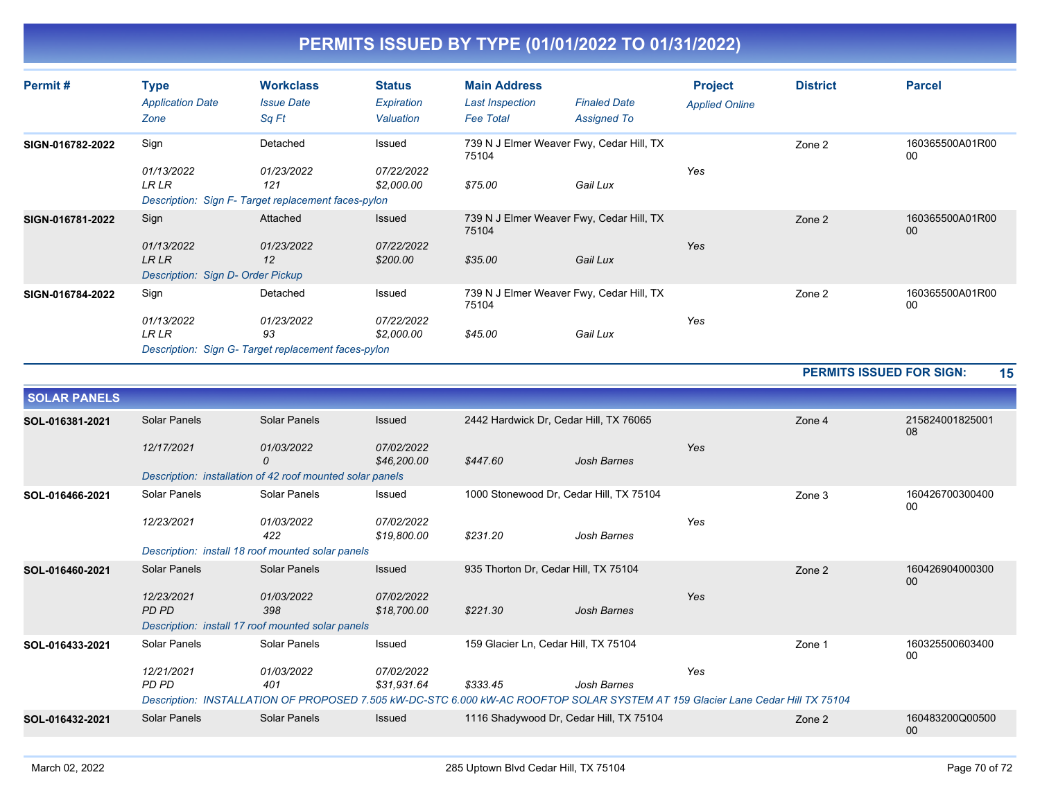# PERMITS ISSUED BY TYPE (01/01/2022 TO 01/31/2022)

| Permit # | Type / Application Date / Zone | Workclass / Issue Date / Sq Ft | Status / Expiration / Valuation | Main Address / Last Inspection / Fee Total | Finaled Date / Assigned To | Project / Applied Online | District | Parcel |
|---|---|---|---|---|---|---|---|---|
| SIGN-016782-2022 | Sign | Detached | Issued | 739 N J Elmer Weaver Fwy, Cedar Hill, TX 75104 | | | Zone 2 | 160365500A01R0000 |
| | 01/13/2022 | 01/23/2022 | 07/22/2022 | | | Yes | | |
| | LR LR | 121 | $2,000.00 | $75.00 | Gail Lux | | | |
| | Description: Sign F- Target replacement faces-pylon | | | | | | | |
| SIGN-016781-2022 | Sign | Attached | Issued | 739 N J Elmer Weaver Fwy, Cedar Hill, TX 75104 | | | Zone 2 | 160365500A01R0000 |
| | 01/13/2022 | 01/23/2022 | 07/22/2022 | | | Yes | | |
| | LR LR | 12 | $200.00 | $35.00 | Gail Lux | | | |
| | Description: Sign D- Order Pickup | | | | | | | |
| SIGN-016784-2022 | Sign | Detached | Issued | 739 N J Elmer Weaver Fwy, Cedar Hill, TX 75104 | | | Zone 2 | 160365500A01R0000 |
| | 01/13/2022 | 01/23/2022 | 07/22/2022 | | | Yes | | |
| | LR LR | 93 | $2,000.00 | $45.00 | Gail Lux | | | |
| | Description: Sign G- Target replacement faces-pylon | | | | | | | |

**PERMITS ISSUED FOR SIGN: 15**

## SOLAR PANELS

| Permit # | Type / Application Date / Zone | Workclass / Issue Date / Sq Ft | Status / Expiration / Valuation | Main Address / Last Inspection / Fee Total | Finaled Date / Assigned To | Project / Applied Online | District | Parcel |
|---|---|---|---|---|---|---|---|---|
| SOL-016381-2021 | Solar Panels | Solar Panels | Issued | 2442 Hardwick Dr, Cedar Hill, TX 76065 | | | Zone 4 | 21582400182500108 |
| | 12/17/2021 | 01/03/2022 | 07/02/2022 | | | Yes | | |
| | | 0 | $46,200.00 | $447.60 | Josh Barnes | | | |
| | Description: installation of 42 roof mounted solar panels | | | | | | | |
| SOL-016466-2021 | Solar Panels | Solar Panels | Issued | 1000 Stonewood Dr, Cedar Hill, TX 75104 | | | Zone 3 | 16042670030040000 |
| | 12/23/2021 | 01/03/2022 | 07/02/2022 | | | Yes | | |
| | | 422 | $19,800.00 | $231.20 | Josh Barnes | | | |
| | Description: install 18 roof mounted solar panels | | | | | | | |
| SOL-016460-2021 | Solar Panels | Solar Panels | Issued | 935 Thorton Dr, Cedar Hill, TX 75104 | | | Zone 2 | 16042690400030000 |
| | 12/23/2021 | 01/03/2022 | 07/02/2022 | | | Yes | | |
| | PD PD | 398 | $18,700.00 | $221.30 | Josh Barnes | | | |
| | Description: install 17 roof mounted solar panels | | | | | | | |
| SOL-016433-2021 | Solar Panels | Solar Panels | Issued | 159 Glacier Ln, Cedar Hill, TX 75104 | | | Zone 1 | 16032550060340000 |
| | 12/21/2021 | 01/03/2022 | 07/02/2022 | | | Yes | | |
| | PD PD | 401 | $31,931.64 | $333.45 | Josh Barnes | | | |
| | Description: INSTALLATION OF PROPOSED 7.505 kW-DC-STC 6.000 kW-AC ROOFTOP SOLAR SYSTEM AT 159 Glacier Lane Cedar Hill TX 75104 | | | | | | | |
| SOL-016432-2021 | Solar Panels | Solar Panels | Issued | 1116 Shadywood Dr, Cedar Hill, TX 75104 | | | Zone 2 | 160483200Q0050000 |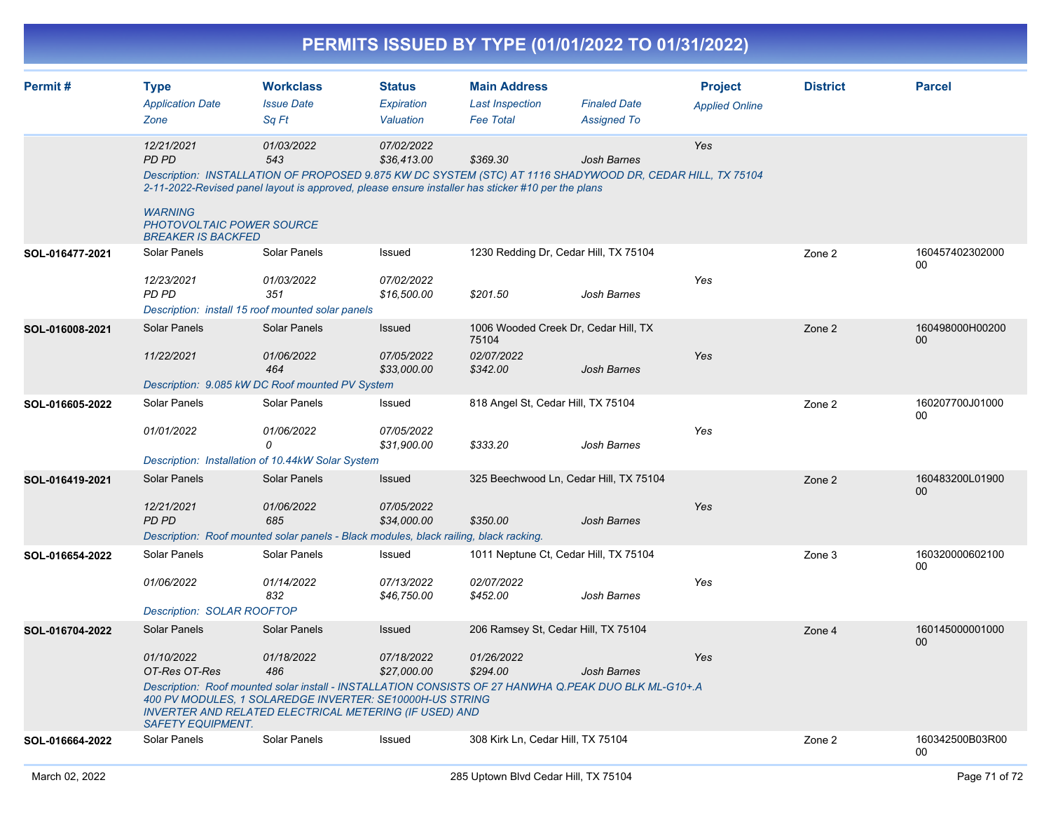# PERMITS ISSUED BY TYPE (01/01/2022 TO 01/31/2022)

| Permit # | Type | Workclass | Status | Main Address | | Project | District | Parcel |
|---|---|---|---|---|---|---|---|---|
| | *Application Date* | *Issue Date* | *Expiration* | *Last Inspection* | *Finaled Date* | *Applied Online* | | |
| | *Zone* | *Sq Ft* | *Valuation* | *Fee Total* | *Assigned To* | | | |
| | *12/21/2021* | *01/03/2022* | *07/02/2022* | | | *Yes* | | |
| | *PD PD* | *543* | *$36,413.00* | *$369.30* | *Josh Barnes* | | | |
| | *Description: INSTALLATION OF PROPOSED 9.875 KW DC SYSTEM (STC) AT 1116 SHADYWOOD DR, CEDAR HILL, TX 75104 2-11-2022-Revised panel layout is approved, please ensure installer has sticker #10 per the plans WARNING PHOTOVOLTAIC POWER SOURCE BREAKER IS BACKFED* | | | | | | | |
| **SOL-016477-2021** | Solar Panels | Solar Panels | Issued | 1230 Redding Dr, Cedar Hill, TX 75104 | | | Zone 2 | 16045740230200000 |
| | *12/23/2021* | *01/03/2022* | *07/02/2022* | | | *Yes* | | |
| | *PD PD* | *351* | *$16,500.00* | *$201.50* | *Josh Barnes* | | | |
| | *Description: install 15 roof mounted solar panels* | | | | | | | |
| **SOL-016008-2021** | Solar Panels | Solar Panels | Issued | 1006 Wooded Creek Dr, Cedar Hill, TX 75104 | | | Zone 2 | 160498000H0020000 |
| | *11/22/2021* | *01/06/2022* | *07/05/2022* | *02/07/2022* | | *Yes* | | |
| | | *464* | *$33,000.00* | *$342.00* | *Josh Barnes* | | | |
| | *Description: 9.085 kW DC Roof mounted PV System* | | | | | | | |
| **SOL-016605-2022** | Solar Panels | Solar Panels | Issued | 818 Angel St, Cedar Hill, TX 75104 | | | Zone 2 | 160207700J0100000 |
| | *01/01/2022* | *01/06/2022* | *07/05/2022* | | | *Yes* | | |
| | | *0* | *$31,900.00* | *$333.20* | *Josh Barnes* | | | |
| | *Description: Installation of 10.44kW Solar System* | | | | | | | |
| **SOL-016419-2021** | Solar Panels | Solar Panels | Issued | 325 Beechwood Ln, Cedar Hill, TX 75104 | | | Zone 2 | 160483200L0190000 |
| | *12/21/2021* | *01/06/2022* | *07/05/2022* | | | *Yes* | | |
| | *PD PD* | *685* | *$34,000.00* | *$350.00* | *Josh Barnes* | | | |
| | *Description: Roof mounted solar panels - Black modules, black railing, black racking.* | | | | | | | |
| **SOL-016654-2022** | Solar Panels | Solar Panels | Issued | 1011 Neptune Ct, Cedar Hill, TX 75104 | | | Zone 3 | 16032000060210000 |
| | *01/06/2022* | *01/14/2022* | *07/13/2022* | *02/07/2022* | | *Yes* | | |
| | | *832* | *$46,750.00* | *$452.00* | *Josh Barnes* | | | |
| | *Description: SOLAR ROOFTOP* | | | | | | | |
| **SOL-016704-2022** | Solar Panels | Solar Panels | Issued | 206 Ramsey St, Cedar Hill, TX 75104 | | | Zone 4 | 16014500000100000 |
| | *01/10/2022* | *01/18/2022* | *07/18/2022* | *01/26/2022* | | *Yes* | | |
| | *OT-Res OT-Res* | *486* | *$27,000.00* | *$294.00* | *Josh Barnes* | | | |
| | *Description: Roof mounted solar install - INSTALLATION CONSISTS OF 27 HANWHA Q.PEAK DUO BLK ML-G10+.A 400 PV MODULES, 1 SOLAREDGE INVERTER: SE10000H-US STRING INVERTER AND RELATED ELECTRICAL METERING (IF USED) AND SAFETY EQUIPMENT.* | | | | | | | |
| **SOL-016664-2022** | Solar Panels | Solar Panels | Issued | 308 Kirk Ln, Cedar Hill, TX 75104 | | | Zone 2 | 160342500B03R0000 |

March 02, 2022 — 285 Uptown Blvd Cedar Hill, TX 75104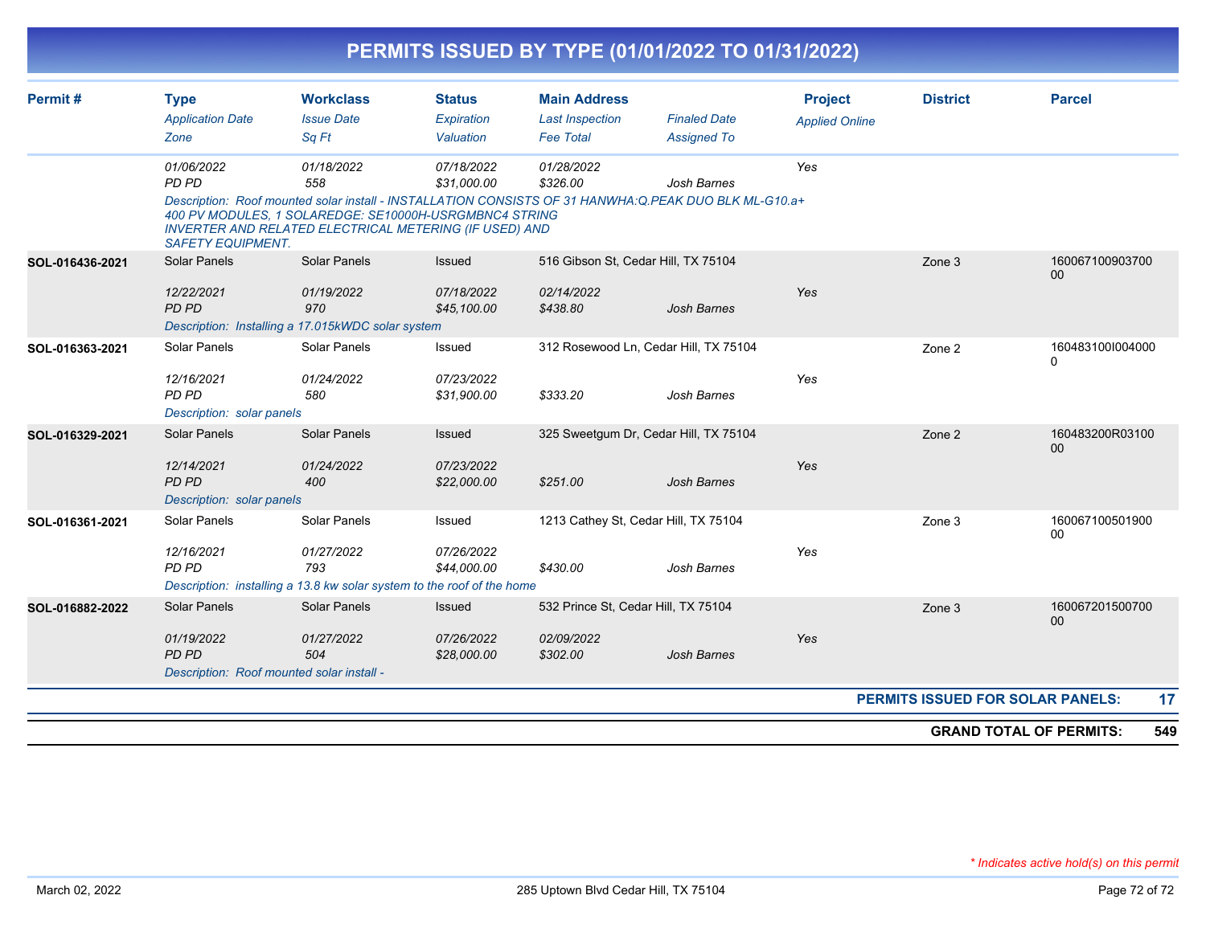# PERMITS ISSUED BY TYPE (01/01/2022 TO 01/31/2022)

| Permit # | Type<br>*Application Date*<br>*Zone* | Workclass<br>*Issue Date*<br>*Sq Ft* | Status<br>*Expiration*<br>*Valuation* | Main Address<br>*Last Inspection*<br>*Fee Total* | *Finaled Date*<br>*Assigned To* | Project<br>*Applied Online* | District | Parcel |
|---|---|---|---|---|---|---|---|---|
| | *01/06/2022*<br>*PD PD* | *01/18/2022*<br>*558* | *07/18/2022*<br>*$31,000.00* | *01/28/2022*<br>*$326.00* | *Josh Barnes* | *Yes* | | |
| | *Description: Roof mounted solar install - INSTALLATION CONSISTS OF 31 HANWHA:Q.PEAK DUO BLK ML-G10.a+ 400 PV MODULES, 1 SOLAREDGE: SE10000H-USRGMBNC4 STRING INVERTER AND RELATED ELECTRICAL METERING (IF USED) AND SAFETY EQUIPMENT.* | | | | | | | |
| **SOL-016436-2021** | Solar Panels<br>*12/22/2021*<br>*PD PD* | Solar Panels<br>*01/19/2022*<br>*970* | Issued<br>*07/18/2022*<br>*$45,100.00* | 516 Gibson St, Cedar Hill, TX 75104<br>*02/14/2022*<br>*$438.80* | *Josh Barnes* | *Yes* | Zone 3 | 16006710090370000 |
| | *Description: Installing a 17.015kWDC solar system* | | | | | | | |
| **SOL-016363-2021** | Solar Panels<br>*12/16/2021*<br>*PD PD* | Solar Panels<br>*01/24/2022*<br>*580* | Issued<br>*07/23/2022*<br>*$31,900.00* | 312 Rosewood Ln, Cedar Hill, TX 75104<br><br>*$333.20* | *Josh Barnes* | *Yes* | Zone 2 | 160483100I0040000 |
| | *Description: solar panels* | | | | | | | |
| **SOL-016329-2021** | Solar Panels<br>*12/14/2021*<br>*PD PD* | Solar Panels<br>*01/24/2022*<br>*400* | Issued<br>*07/23/2022*<br>*$22,000.00* | 325 Sweetgum Dr, Cedar Hill, TX 75104<br><br>*$251.00* | *Josh Barnes* | *Yes* | Zone 2 | 160483200R0310000 |
| | *Description: solar panels* | | | | | | | |
| **SOL-016361-2021** | Solar Panels<br>*12/16/2021*<br>*PD PD* | Solar Panels<br>*01/27/2022*<br>*793* | Issued<br>*07/26/2022*<br>*$44,000.00* | 1213 Cathey St, Cedar Hill, TX 75104<br><br>*$430.00* | *Josh Barnes* | *Yes* | Zone 3 | 16006710050190000 |
| | *Description: installing a 13.8 kw solar system to the roof of the home* | | | | | | | |
| **SOL-016882-2022** | Solar Panels<br>*01/19/2022*<br>*PD PD* | Solar Panels<br>*01/27/2022*<br>*504* | Issued<br>*07/26/2022*<br>*$28,000.00* | 532 Prince St, Cedar Hill, TX 75104<br>*02/09/2022*<br>*$302.00* | *Josh Barnes* | *Yes* | Zone 3 | 16006720150070000 |
| | *Description: Roof mounted solar install -* | | | | | | | |

**PERMITS ISSUED FOR SOLAR PANELS: 17**

**GRAND TOTAL OF PERMITS: 549**

*\* Indicates active hold(s) on this permit*

March 02, 2022 — 285 Uptown Blvd Cedar Hill, TX 75104